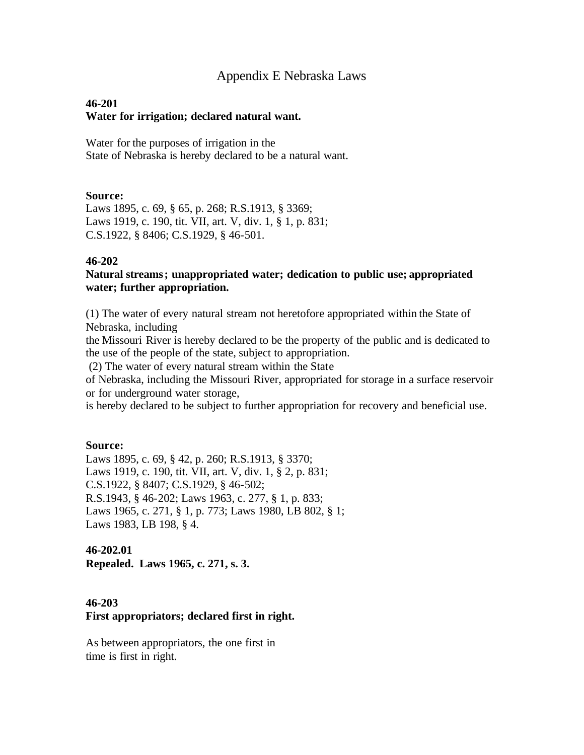# Appendix E Nebraska Laws

**46-201**
**Water for irrigation; declared natural want.**

Water for the purposes of irrigation in the State of Nebraska is hereby declared to be a natural want.

**Source:**
Laws 1895, c. 69, § 65, p. 268; R.S.1913, § 3369;
Laws 1919, c. 190, tit. VII, art. V, div. 1, § 1, p. 831;
C.S.1922, § 8406; C.S.1929, § 46-501.

**46-202**
**Natural streams; unappropriated water; dedication to public use; appropriated water; further appropriation.**

(1) The water of every natural stream not heretofore appropriated within the State of Nebraska, including the Missouri River is hereby declared to be the property of the public and is dedicated to the use of the people of the state, subject to appropriation.

(2) The water of every natural stream within the State of Nebraska, including the Missouri River, appropriated for storage in a surface reservoir or for underground water storage, is hereby declared to be subject to further appropriation for recovery and beneficial use.

**Source:**
Laws 1895, c. 69, § 42, p. 260; R.S.1913, § 3370;
Laws 1919, c. 190, tit. VII, art. V, div. 1, § 2, p. 831;
C.S.1922, § 8407; C.S.1929, § 46-502;
R.S.1943, § 46-202; Laws 1963, c. 277, § 1, p. 833;
Laws 1965, c. 271, § 1, p. 773; Laws 1980, LB 802, § 1;
Laws 1983, LB 198, § 4.

**46-202.01**
**Repealed. Laws 1965, c. 271, s. 3.**

**46-203**
**First appropriators; declared first in right.**

As between appropriators, the one first in time is first in right.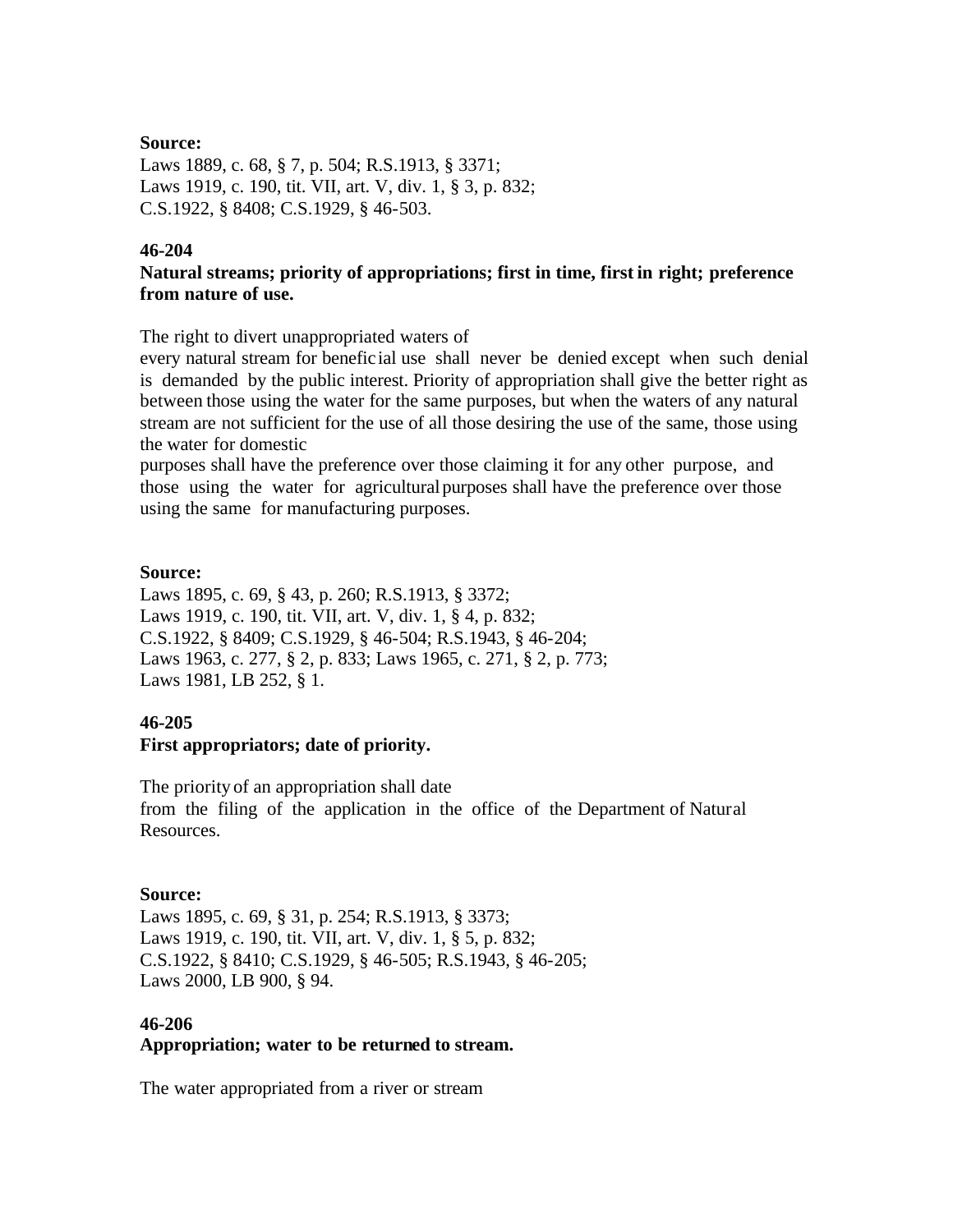**Source:**

Laws 1889, c. 68, § 7, p. 504; R.S.1913, § 3371;
Laws 1919, c. 190, tit. VII, art. V, div. 1, § 3, p. 832;
C.S.1922, § 8408; C.S.1929, § 46-503.

**46-204**

**Natural streams; priority of appropriations; first in time, first in right; preference from nature of use.**

The right to divert unappropriated waters of every natural stream for beneficial use shall never be denied except when such denial is demanded by the public interest. Priority of appropriation shall give the better right as between those using the water for the same purposes, but when the waters of any natural stream are not sufficient for the use of all those desiring the use of the same, those using the water for domestic purposes shall have the preference over those claiming it for any other purpose, and those using the water for agricultural purposes shall have the preference over those using the same for manufacturing purposes.

**Source:**

Laws 1895, c. 69, § 43, p. 260; R.S.1913, § 3372;
Laws 1919, c. 190, tit. VII, art. V, div. 1, § 4, p. 832;
C.S.1922, § 8409; C.S.1929, § 46-504; R.S.1943, § 46-204;
Laws 1963, c. 277, § 2, p. 833; Laws 1965, c. 271, § 2, p. 773;
Laws 1981, LB 252, § 1.

**46-205**

**First appropriators; date of priority.**

The priority of an appropriation shall date from the filing of the application in the office of the Department of Natural Resources.

**Source:**

Laws 1895, c. 69, § 31, p. 254; R.S.1913, § 3373;
Laws 1919, c. 190, tit. VII, art. V, div. 1, § 5, p. 832;
C.S.1922, § 8410; C.S.1929, § 46-505; R.S.1943, § 46-205;
Laws 2000, LB 900, § 94.

**46-206**

**Appropriation; water to be returned to stream.**

The water appropriated from a river or stream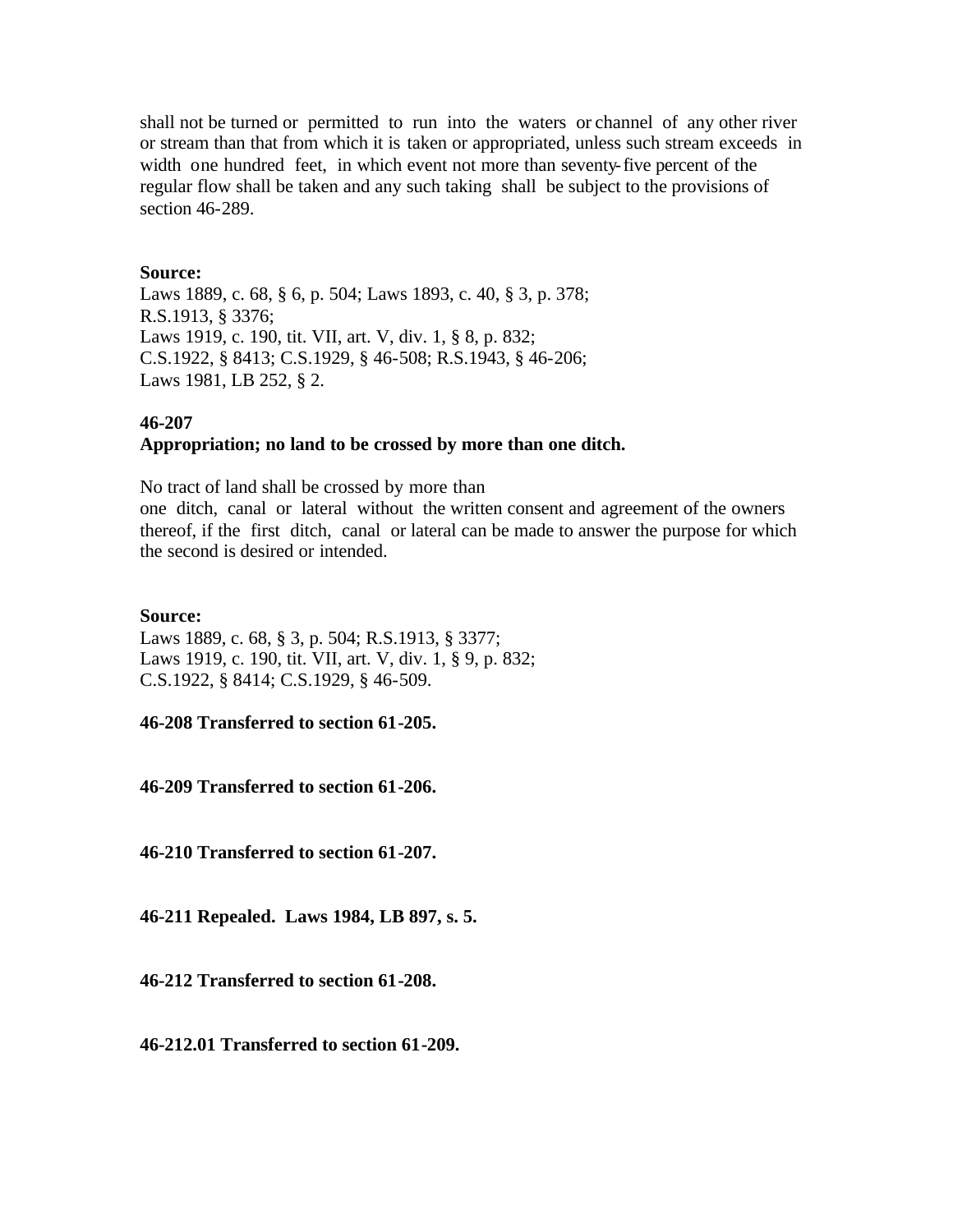shall not be turned or permitted to run into the waters or channel of any other river or stream than that from which it is taken or appropriated, unless such stream exceeds in width one hundred feet, in which event not more than seventy-five percent of the regular flow shall be taken and any such taking shall be subject to the provisions of section 46-289.

**Source:**
Laws 1889, c. 68, § 6, p. 504; Laws 1893, c. 40, § 3, p. 378;
R.S.1913, § 3376;
Laws 1919, c. 190, tit. VII, art. V, div. 1, § 8, p. 832;
C.S.1922, § 8413; C.S.1929, § 46-508; R.S.1943, § 46-206;
Laws 1981, LB 252, § 2.

**46-207**
**Appropriation; no land to be crossed by more than one ditch.**

No tract of land shall be crossed by more than one ditch, canal or lateral without the written consent and agreement of the owners thereof, if the first ditch, canal or lateral can be made to answer the purpose for which the second is desired or intended.

**Source:**
Laws 1889, c. 68, § 3, p. 504; R.S.1913, § 3377;
Laws 1919, c. 190, tit. VII, art. V, div. 1, § 9, p. 832;
C.S.1922, § 8414; C.S.1929, § 46-509.

**46-208 Transferred to section 61-205.**

**46-209 Transferred to section 61-206.**

**46-210 Transferred to section 61-207.**

**46-211 Repealed. Laws 1984, LB 897, s. 5.**

**46-212 Transferred to section 61-208.**

**46-212.01 Transferred to section 61-209.**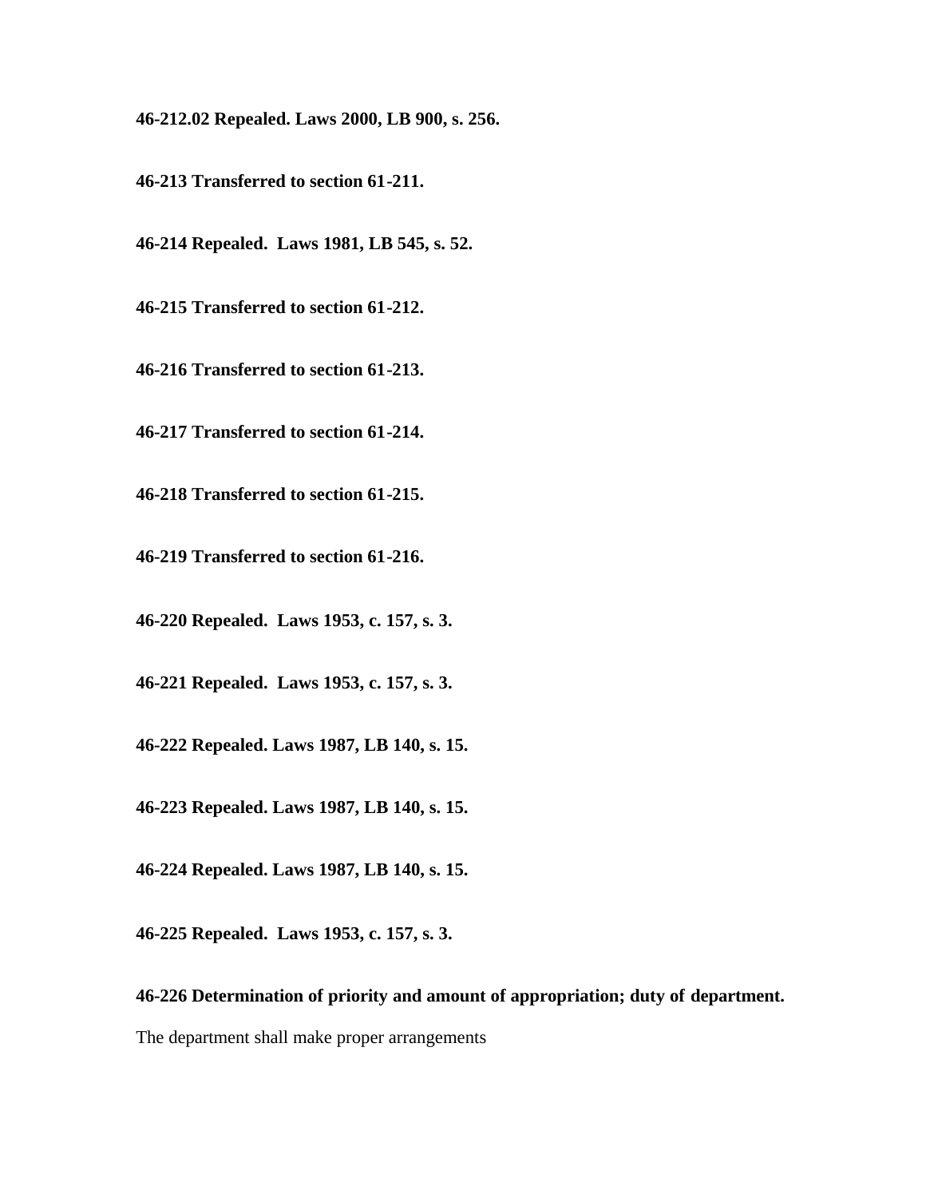**46-212.02 Repealed. Laws 2000, LB 900, s. 256.**

**46-213 Transferred to section 61-211.**

**46-214 Repealed. Laws 1981, LB 545, s. 52.**

**46-215 Transferred to section 61-212.**

**46-216 Transferred to section 61-213.**

**46-217 Transferred to section 61-214.**

**46-218 Transferred to section 61-215.**

**46-219 Transferred to section 61-216.**

**46-220 Repealed. Laws 1953, c. 157, s. 3.**

**46-221 Repealed. Laws 1953, c. 157, s. 3.**

**46-222 Repealed. Laws 1987, LB 140, s. 15.**

**46-223 Repealed. Laws 1987, LB 140, s. 15.**

**46-224 Repealed. Laws 1987, LB 140, s. 15.**

**46-225 Repealed. Laws 1953, c. 157, s. 3.**

**46-226 Determination of priority and amount of appropriation; duty of department.**

The department shall make proper arrangements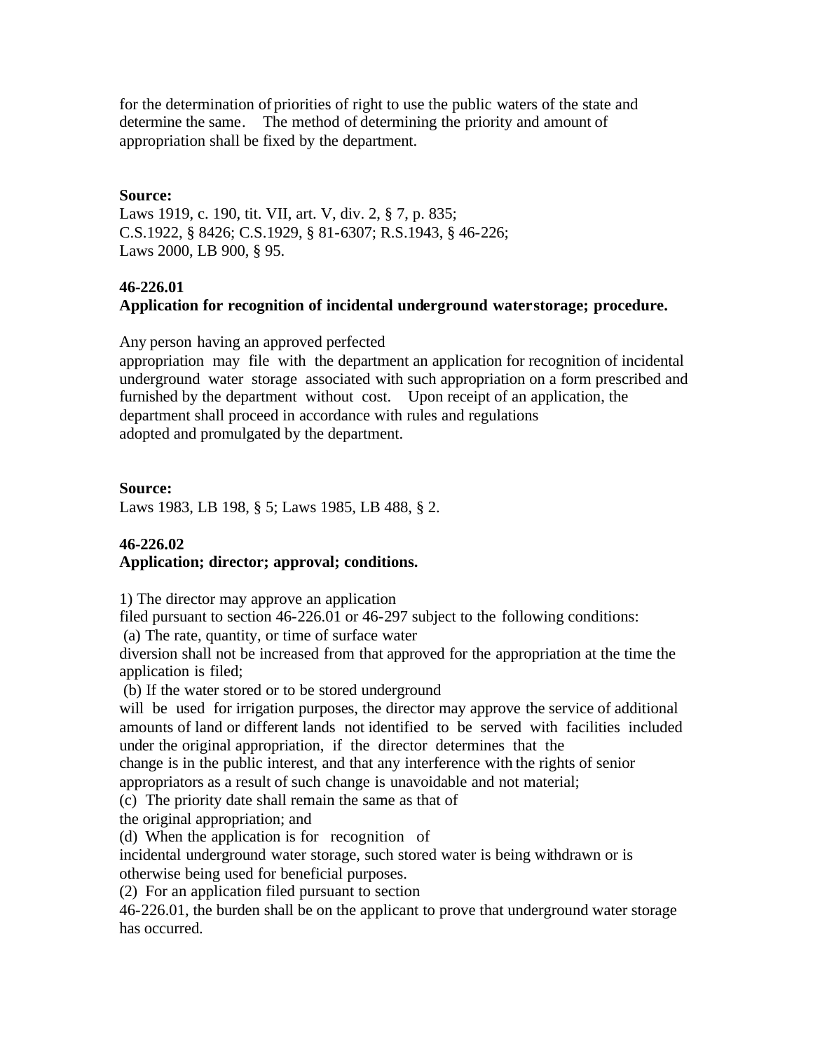for the determination of priorities of right to use the public waters of the state and determine the same. The method of determining the priority and amount of appropriation shall be fixed by the department.

**Source:**
Laws 1919, c. 190, tit. VII, art. V, div. 2, § 7, p. 835;
C.S.1922, § 8426; C.S.1929, § 81-6307; R.S.1943, § 46-226;
Laws 2000, LB 900, § 95.

**46-226.01**
**Application for recognition of incidental underground waterstorage; procedure.**

Any person having an approved perfected appropriation may file with the department an application for recognition of incidental underground water storage associated with such appropriation on a form prescribed and furnished by the department without cost. Upon receipt of an application, the department shall proceed in accordance with rules and regulations adopted and promulgated by the department.

**Source:**
Laws 1983, LB 198, § 5; Laws 1985, LB 488, § 2.

**46-226.02**
**Application; director; approval; conditions.**

1) The director may approve an application filed pursuant to section 46-226.01 or 46-297 subject to the following conditions:
(a) The rate, quantity, or time of surface water diversion shall not be increased from that approved for the appropriation at the time the application is filed;
(b) If the water stored or to be stored underground will be used for irrigation purposes, the director may approve the service of additional amounts of land or different lands not identified to be served with facilities included under the original appropriation, if the director determines that the change is in the public interest, and that any interference with the rights of senior appropriators as a result of such change is unavoidable and not material;
(c) The priority date shall remain the same as that of the original appropriation; and
(d) When the application is for recognition of incidental underground water storage, such stored water is being withdrawn or is otherwise being used for beneficial purposes.
(2) For an application filed pursuant to section 46-226.01, the burden shall be on the applicant to prove that underground water storage has occurred.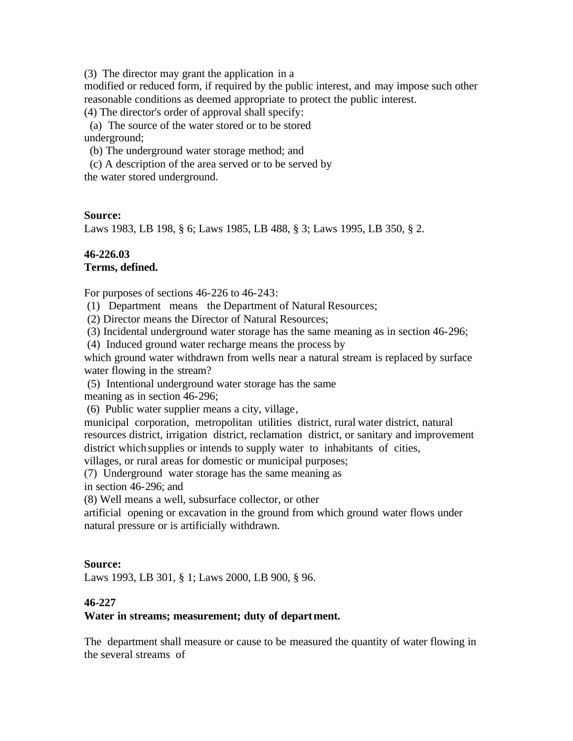(3) The director may grant the application in a modified or reduced form, if required by the public interest, and may impose such other reasonable conditions as deemed appropriate to protect the public interest.

(4) The director's order of approval shall specify:

(a) The source of the water stored or to be stored underground;

(b) The underground water storage method; and

(c) A description of the area served or to be served by the water stored underground.

**Source:**
Laws 1983, LB 198, § 6; Laws 1985, LB 488, § 3; Laws 1995, LB 350, § 2.

**46-226.03**
**Terms, defined.**

For purposes of sections 46-226 to 46-243:

(1) Department means the Department of Natural Resources;

(2) Director means the Director of Natural Resources;

(3) Incidental underground water storage has the same meaning as in section 46-296;

(4) Induced ground water recharge means the process by which ground water withdrawn from wells near a natural stream is replaced by surface water flowing in the stream?

(5) Intentional underground water storage has the same meaning as in section 46-296;

(6) Public water supplier means a city, village, municipal corporation, metropolitan utilities district, rural water district, natural resources district, irrigation district, reclamation district, or sanitary and improvement district which supplies or intends to supply water to inhabitants of cities, villages, or rural areas for domestic or municipal purposes;

(7) Underground water storage has the same meaning as in section 46-296; and

(8) Well means a well, subsurface collector, or other artificial opening or excavation in the ground from which ground water flows under natural pressure or is artificially withdrawn.

**Source:**
Laws 1993, LB 301, § 1; Laws 2000, LB 900, § 96.

**46-227**
**Water in streams; measurement; duty of department.**

The department shall measure or cause to be measured the quantity of water flowing in the several streams of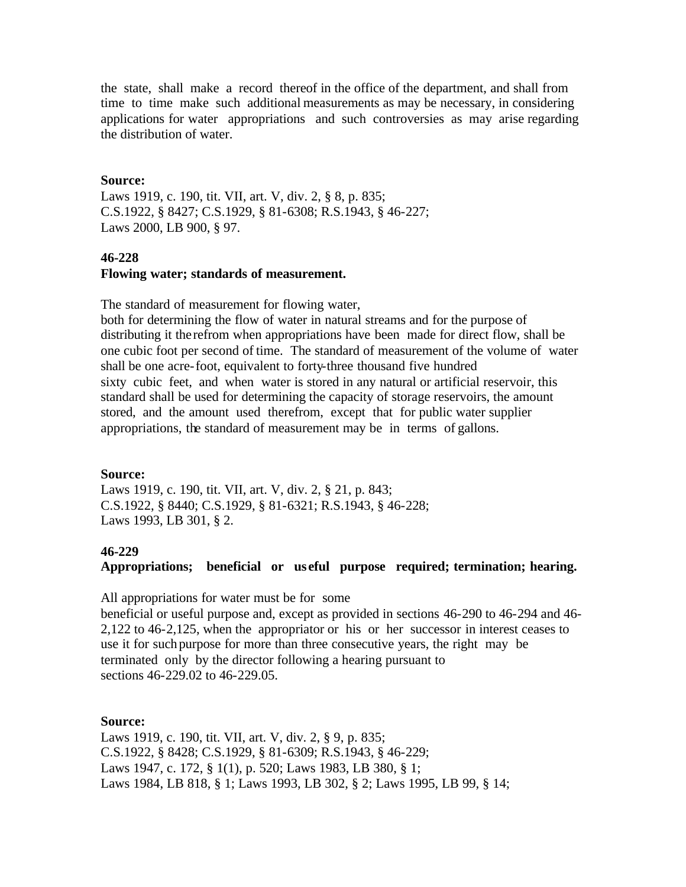the state, shall make a record thereof in the office of the department, and shall from time to time make such additional measurements as may be necessary, in considering applications for water appropriations and such controversies as may arise regarding the distribution of water.

**Source:**
Laws 1919, c. 190, tit. VII, art. V, div. 2, § 8, p. 835;
C.S.1922, § 8427; C.S.1929, § 81-6308; R.S.1943, § 46-227;
Laws 2000, LB 900, § 97.

**46-228**
**Flowing water; standards of measurement.**

The standard of measurement for flowing water, both for determining the flow of water in natural streams and for the purpose of distributing it therefrom when appropriations have been made for direct flow, shall be one cubic foot per second of time. The standard of measurement of the volume of water shall be one acre-foot, equivalent to forty-three thousand five hundred sixty cubic feet, and when water is stored in any natural or artificial reservoir, this standard shall be used for determining the capacity of storage reservoirs, the amount stored, and the amount used therefrom, except that for public water supplier appropriations, the standard of measurement may be in terms of gallons.

**Source:**
Laws 1919, c. 190, tit. VII, art. V, div. 2, § 21, p. 843;
C.S.1922, § 8440; C.S.1929, § 81-6321; R.S.1943, § 46-228;
Laws 1993, LB 301, § 2.

**46-229**
**Appropriations; beneficial or useful purpose required; termination; hearing.**

All appropriations for water must be for some beneficial or useful purpose and, except as provided in sections 46-290 to 46-294 and 46-2,122 to 46-2,125, when the appropriator or his or her successor in interest ceases to use it for such purpose for more than three consecutive years, the right may be terminated only by the director following a hearing pursuant to sections 46-229.02 to 46-229.05.

**Source:**
Laws 1919, c. 190, tit. VII, art. V, div. 2, § 9, p. 835;
C.S.1922, § 8428; C.S.1929, § 81-6309; R.S.1943, § 46-229;
Laws 1947, c. 172, § 1(1), p. 520; Laws 1983, LB 380, § 1;
Laws 1984, LB 818, § 1; Laws 1993, LB 302, § 2; Laws 1995, LB 99, § 14;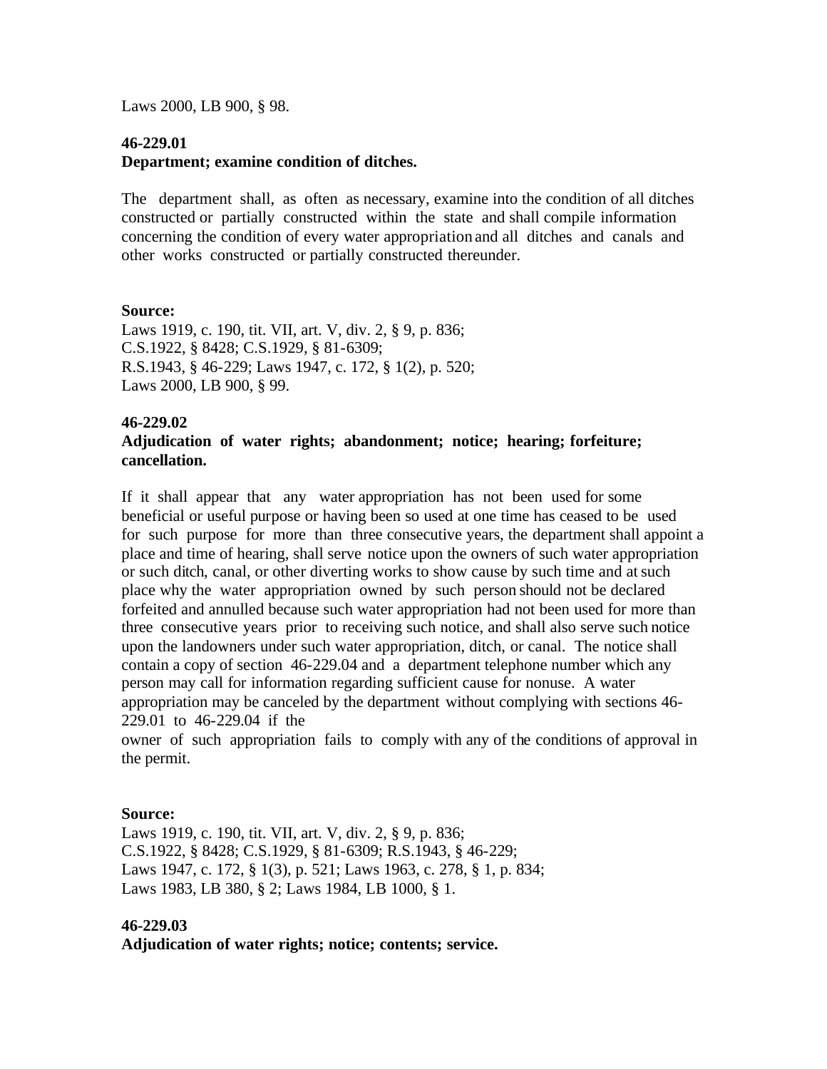Laws 2000, LB 900, § 98.

**46-229.01**
**Department; examine condition of ditches.**

The department shall, as often as necessary, examine into the condition of all ditches constructed or partially constructed within the state and shall compile information concerning the condition of every water appropriation and all ditches and canals and other works constructed or partially constructed thereunder.

**Source:**
Laws 1919, c. 190, tit. VII, art. V, div. 2, § 9, p. 836;
C.S.1922, § 8428; C.S.1929, § 81-6309;
R.S.1943, § 46-229; Laws 1947, c. 172, § 1(2), p. 520;
Laws 2000, LB 900, § 99.

**46-229.02**
**Adjudication of water rights; abandonment; notice; hearing; forfeiture; cancellation.**

If it shall appear that any water appropriation has not been used for some beneficial or useful purpose or having been so used at one time has ceased to be used for such purpose for more than three consecutive years, the department shall appoint a place and time of hearing, shall serve notice upon the owners of such water appropriation or such ditch, canal, or other diverting works to show cause by such time and at such place why the water appropriation owned by such person should not be declared forfeited and annulled because such water appropriation had not been used for more than three consecutive years prior to receiving such notice, and shall also serve such notice upon the landowners under such water appropriation, ditch, or canal. The notice shall contain a copy of section 46-229.04 and a department telephone number which any person may call for information regarding sufficient cause for nonuse. A water appropriation may be canceled by the department without complying with sections 46-229.01 to 46-229.04 if the owner of such appropriation fails to comply with any of the conditions of approval in the permit.

**Source:**
Laws 1919, c. 190, tit. VII, art. V, div. 2, § 9, p. 836;
C.S.1922, § 8428; C.S.1929, § 81-6309; R.S.1943, § 46-229;
Laws 1947, c. 172, § 1(3), p. 521; Laws 1963, c. 278, § 1, p. 834;
Laws 1983, LB 380, § 2; Laws 1984, LB 1000, § 1.

**46-229.03**
**Adjudication of water rights; notice; contents; service.**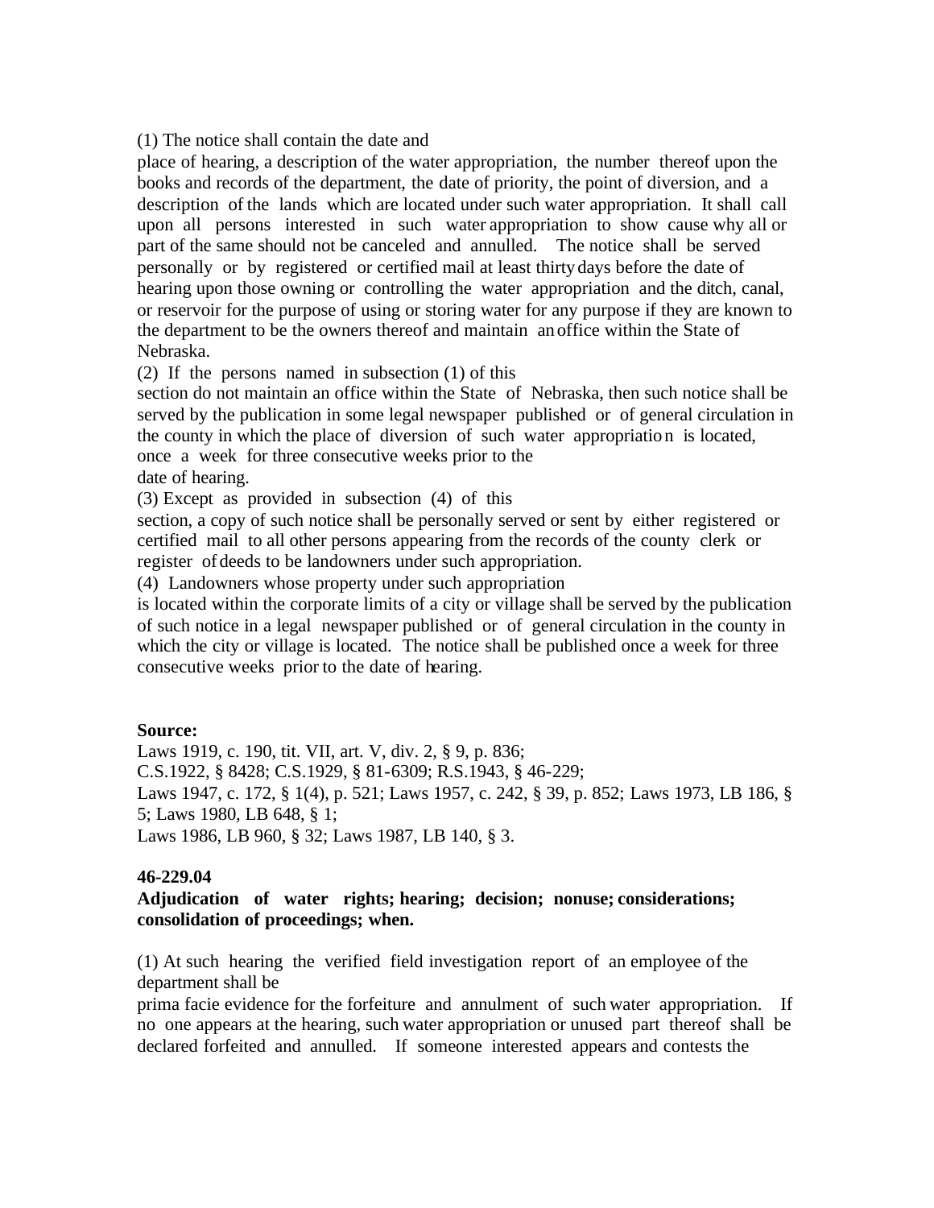(1) The notice shall contain the date and place of hearing, a description of the water appropriation, the number thereof upon the books and records of the department, the date of priority, the point of diversion, and a description of the lands which are located under such water appropriation. It shall call upon all persons interested in such water appropriation to show cause why all or part of the same should not be canceled and annulled. The notice shall be served personally or by registered or certified mail at least thirty days before the date of hearing upon those owning or controlling the water appropriation and the ditch, canal, or reservoir for the purpose of using or storing water for any purpose if they are known to the department to be the owners thereof and maintain an office within the State of Nebraska.

(2) If the persons named in subsection (1) of this section do not maintain an office within the State of Nebraska, then such notice shall be served by the publication in some legal newspaper published or of general circulation in the county in which the place of diversion of such water appropriation is located, once a week for three consecutive weeks prior to the date of hearing.

(3) Except as provided in subsection (4) of this section, a copy of such notice shall be personally served or sent by either registered or certified mail to all other persons appearing from the records of the county clerk or register of deeds to be landowners under such appropriation.

(4) Landowners whose property under such appropriation is located within the corporate limits of a city or village shall be served by the publication of such notice in a legal newspaper published or of general circulation in the county in which the city or village is located. The notice shall be published once a week for three consecutive weeks prior to the date of hearing.

**Source:**
Laws 1919, c. 190, tit. VII, art. V, div. 2, § 9, p. 836;
C.S.1922, § 8428; C.S.1929, § 81-6309; R.S.1943, § 46-229;
Laws 1947, c. 172, § 1(4), p. 521; Laws 1957, c. 242, § 39, p. 852; Laws 1973, LB 186, § 5; Laws 1980, LB 648, § 1;
Laws 1986, LB 960, § 32; Laws 1987, LB 140, § 3.

**46-229.04**

**Adjudication of water rights; hearing; decision; nonuse; considerations; consolidation of proceedings; when.**

(1) At such hearing the verified field investigation report of an employee of the department shall be prima facie evidence for the forfeiture and annulment of such water appropriation. If no one appears at the hearing, such water appropriation or unused part thereof shall be declared forfeited and annulled. If someone interested appears and contests the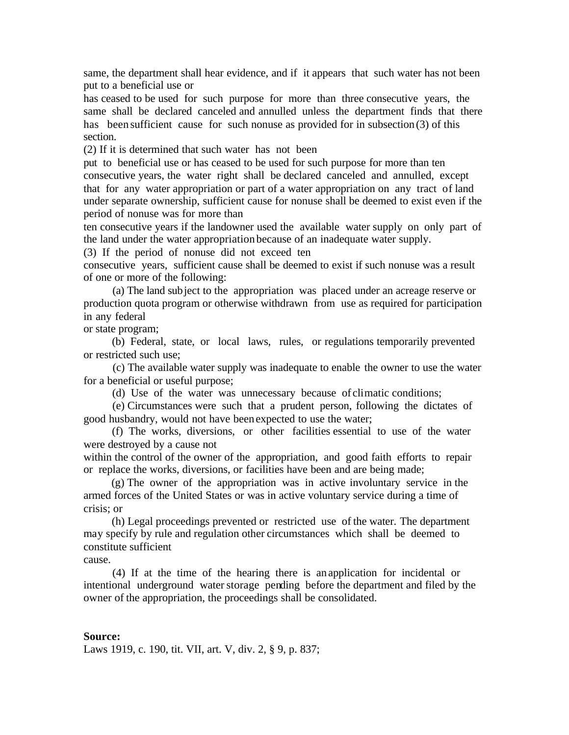same, the department shall hear evidence, and if it appears that such water has not been put to a beneficial use or has ceased to be used for such purpose for more than three consecutive years, the same shall be declared canceled and annulled unless the department finds that there has been sufficient cause for such nonuse as provided for in subsection (3) of this section.

(2) If it is determined that such water has not been put to beneficial use or has ceased to be used for such purpose for more than ten consecutive years, the water right shall be declared canceled and annulled, except that for any water appropriation or part of a water appropriation on any tract of land under separate ownership, sufficient cause for nonuse shall be deemed to exist even if the period of nonuse was for more than ten consecutive years if the landowner used the available water supply on only part of the land under the water appropriation because of an inadequate water supply.

(3) If the period of nonuse did not exceed ten consecutive years, sufficient cause shall be deemed to exist if such nonuse was a result of one or more of the following:

(a) The land subject to the appropriation was placed under an acreage reserve or production quota program or otherwise withdrawn from use as required for participation in any federal or state program;

(b) Federal, state, or local laws, rules, or regulations temporarily prevented or restricted such use;

(c) The available water supply was inadequate to enable the owner to use the water for a beneficial or useful purpose;

(d) Use of the water was unnecessary because of climatic conditions;

(e) Circumstances were such that a prudent person, following the dictates of good husbandry, would not have been expected to use the water;

(f) The works, diversions, or other facilities essential to use of the water were destroyed by a cause not within the control of the owner of the appropriation, and good faith efforts to repair or replace the works, diversions, or facilities have been and are being made;

(g) The owner of the appropriation was in active involuntary service in the armed forces of the United States or was in active voluntary service during a time of crisis; or

(h) Legal proceedings prevented or restricted use of the water. The department may specify by rule and regulation other circumstances which shall be deemed to constitute sufficient cause.

(4) If at the time of the hearing there is an application for incidental or intentional underground water storage pending before the department and filed by the owner of the appropriation, the proceedings shall be consolidated.

**Source:**
Laws 1919, c. 190, tit. VII, art. V, div. 2, § 9, p. 837;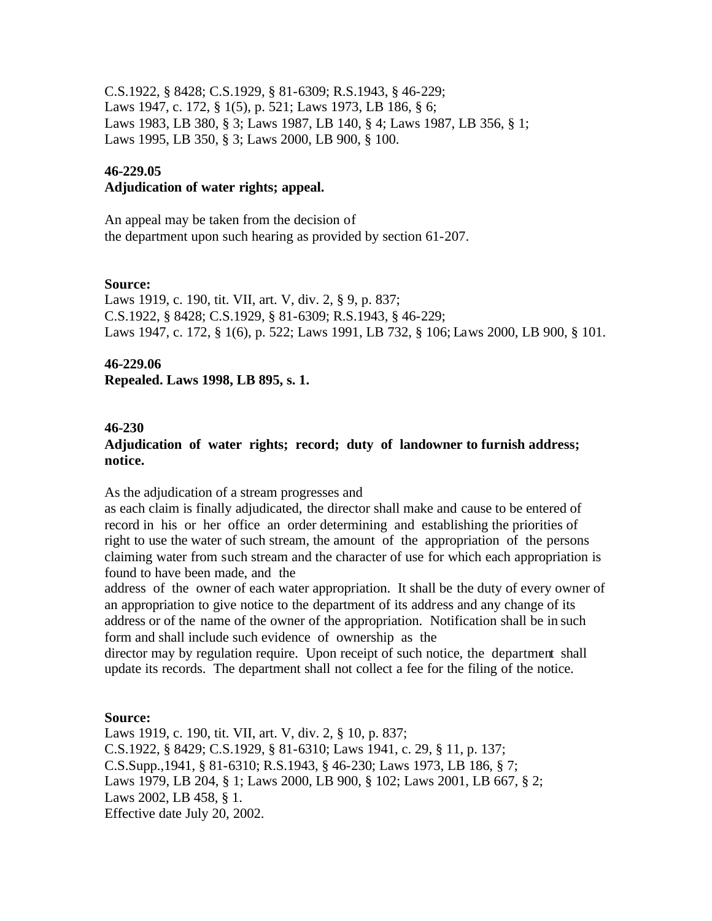C.S.1922, § 8428; C.S.1929, § 81-6309; R.S.1943, § 46-229;
Laws 1947, c. 172, § 1(5), p. 521; Laws 1973, LB 186, § 6;
Laws 1983, LB 380, § 3; Laws 1987, LB 140, § 4; Laws 1987, LB 356, § 1;
Laws 1995, LB 350, § 3; Laws 2000, LB 900, § 100.

**46-229.05**
**Adjudication of water rights; appeal.**

An appeal may be taken from the decision of the department upon such hearing as provided by section 61-207.

**Source:**
Laws 1919, c. 190, tit. VII, art. V, div. 2, § 9, p. 837;
C.S.1922, § 8428; C.S.1929, § 81-6309; R.S.1943, § 46-229;
Laws 1947, c. 172, § 1(6), p. 522; Laws 1991, LB 732, § 106; Laws 2000, LB 900, § 101.

**46-229.06**
**Repealed. Laws 1998, LB 895, s. 1.**

**46-230**
**Adjudication of water rights; record; duty of landowner to furnish address; notice.**

As the adjudication of a stream progresses and as each claim is finally adjudicated, the director shall make and cause to be entered of record in his or her office an order determining and establishing the priorities of right to use the water of such stream, the amount of the appropriation of the persons claiming water from such stream and the character of use for which each appropriation is found to have been made, and the address of the owner of each water appropriation. It shall be the duty of every owner of an appropriation to give notice to the department of its address and any change of its address or of the name of the owner of the appropriation. Notification shall be in such form and shall include such evidence of ownership as the director may by regulation require. Upon receipt of such notice, the department shall update its records. The department shall not collect a fee for the filing of the notice.

**Source:**
Laws 1919, c. 190, tit. VII, art. V, div. 2, § 10, p. 837;
C.S.1922, § 8429; C.S.1929, § 81-6310; Laws 1941, c. 29, § 11, p. 137;
C.S.Supp.,1941, § 81-6310; R.S.1943, § 46-230; Laws 1973, LB 186, § 7;
Laws 1979, LB 204, § 1; Laws 2000, LB 900, § 102; Laws 2001, LB 667, § 2;
Laws 2002, LB 458, § 1.
Effective date July 20, 2002.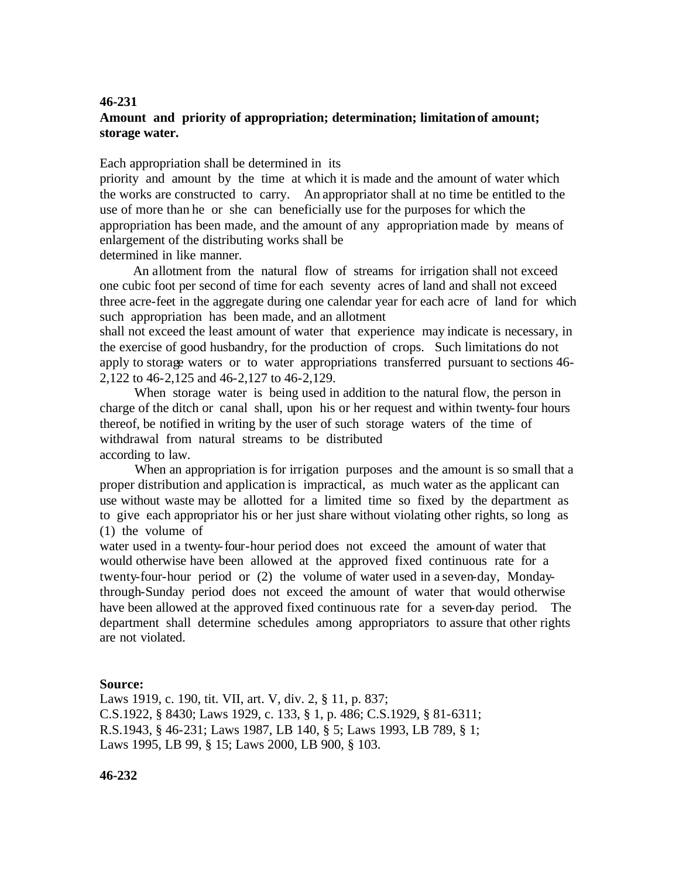**46-231**

**Amount and priority of appropriation; determination; limitation of amount; storage water.**

Each appropriation shall be determined in its priority and amount by the time at which it is made and the amount of water which the works are constructed to carry. An appropriator shall at no time be entitled to the use of more than he or she can beneficially use for the purposes for which the appropriation has been made, and the amount of any appropriation made by means of enlargement of the distributing works shall be determined in like manner.

An allotment from the natural flow of streams for irrigation shall not exceed one cubic foot per second of time for each seventy acres of land and shall not exceed three acre-feet in the aggregate during one calendar year for each acre of land for which such appropriation has been made, and an allotment shall not exceed the least amount of water that experience may indicate is necessary, in the exercise of good husbandry, for the production of crops. Such limitations do not apply to storage waters or to water appropriations transferred pursuant to sections 46-2,122 to 46-2,125 and 46-2,127 to 46-2,129.

When storage water is being used in addition to the natural flow, the person in charge of the ditch or canal shall, upon his or her request and within twenty-four hours thereof, be notified in writing by the user of such storage waters of the time of withdrawal from natural streams to be distributed according to law.

When an appropriation is for irrigation purposes and the amount is so small that a proper distribution and application is impractical, as much water as the applicant can use without waste may be allotted for a limited time so fixed by the department as to give each appropriator his or her just share without violating other rights, so long as (1) the volume of water used in a twenty-four-hour period does not exceed the amount of water that would otherwise have been allowed at the approved fixed continuous rate for a twenty-four-hour period or (2) the volume of water used in a seven-day, Monday-through-Sunday period does not exceed the amount of water that would otherwise have been allowed at the approved fixed continuous rate for a seven-day period. The department shall determine schedules among appropriators to assure that other rights are not violated.

**Source:**
Laws 1919, c. 190, tit. VII, art. V, div. 2, § 11, p. 837;
C.S.1922, § 8430; Laws 1929, c. 133, § 1, p. 486; C.S.1929, § 81-6311;
R.S.1943, § 46-231; Laws 1987, LB 140, § 5; Laws 1993, LB 789, § 1;
Laws 1995, LB 99, § 15; Laws 2000, LB 900, § 103.

**46-232**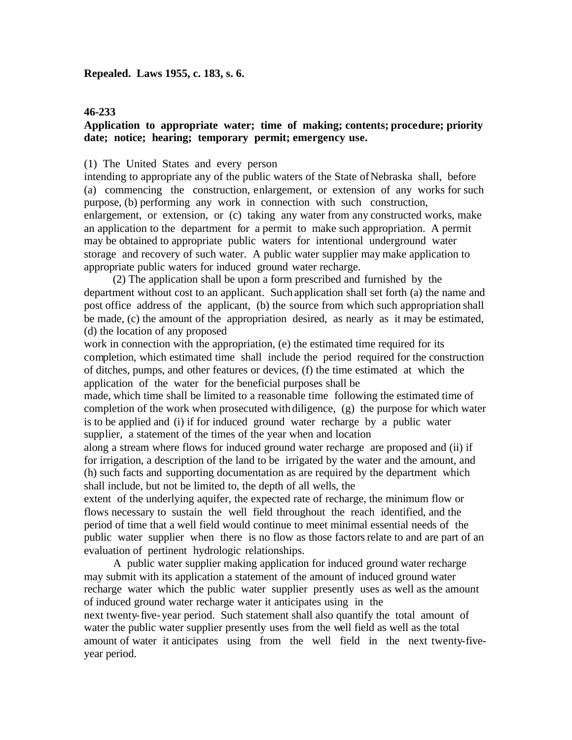**Repealed. Laws 1955, c. 183, s. 6.**

**46-233**

**Application to appropriate water; time of making; contents; procedure; priority date; notice; hearing; temporary permit; emergency use.**

(1) The United States and every person intending to appropriate any of the public waters of the State of Nebraska shall, before (a) commencing the construction, enlargement, or extension of any works for such purpose, (b) performing any work in connection with such construction, enlargement, or extension, or (c) taking any water from any constructed works, make an application to the department for a permit to make such appropriation. A permit may be obtained to appropriate public waters for intentional underground water storage and recovery of such water. A public water supplier may make application to appropriate public waters for induced ground water recharge.

(2) The application shall be upon a form prescribed and furnished by the department without cost to an applicant. Such application shall set forth (a) the name and post office address of the applicant, (b) the source from which such appropriation shall be made, (c) the amount of the appropriation desired, as nearly as it may be estimated, (d) the location of any proposed work in connection with the appropriation, (e) the estimated time required for its completion, which estimated time shall include the period required for the construction of ditches, pumps, and other features or devices, (f) the time estimated at which the application of the water for the beneficial purposes shall be made, which time shall be limited to a reasonable time following the estimated time of completion of the work when prosecuted with diligence, (g) the purpose for which water is to be applied and (i) if for induced ground water recharge by a public water supplier, a statement of the times of the year when and location along a stream where flows for induced ground water recharge are proposed and (ii) if for irrigation, a description of the land to be irrigated by the water and the amount, and (h) such facts and supporting documentation as are required by the department which shall include, but not be limited to, the depth of all wells, the extent of the underlying aquifer, the expected rate of recharge, the minimum flow or flows necessary to sustain the well field throughout the reach identified, and the period of time that a well field would continue to meet minimal essential needs of the public water supplier when there is no flow as those factors relate to and are part of an evaluation of pertinent hydrologic relationships.

A public water supplier making application for induced ground water recharge may submit with its application a statement of the amount of induced ground water recharge water which the public water supplier presently uses as well as the amount of induced ground water recharge water it anticipates using in the next twenty-five-year period. Such statement shall also quantify the total amount of water the public water supplier presently uses from the well field as well as the total amount of water it anticipates using from the well field in the next twenty-five-year period.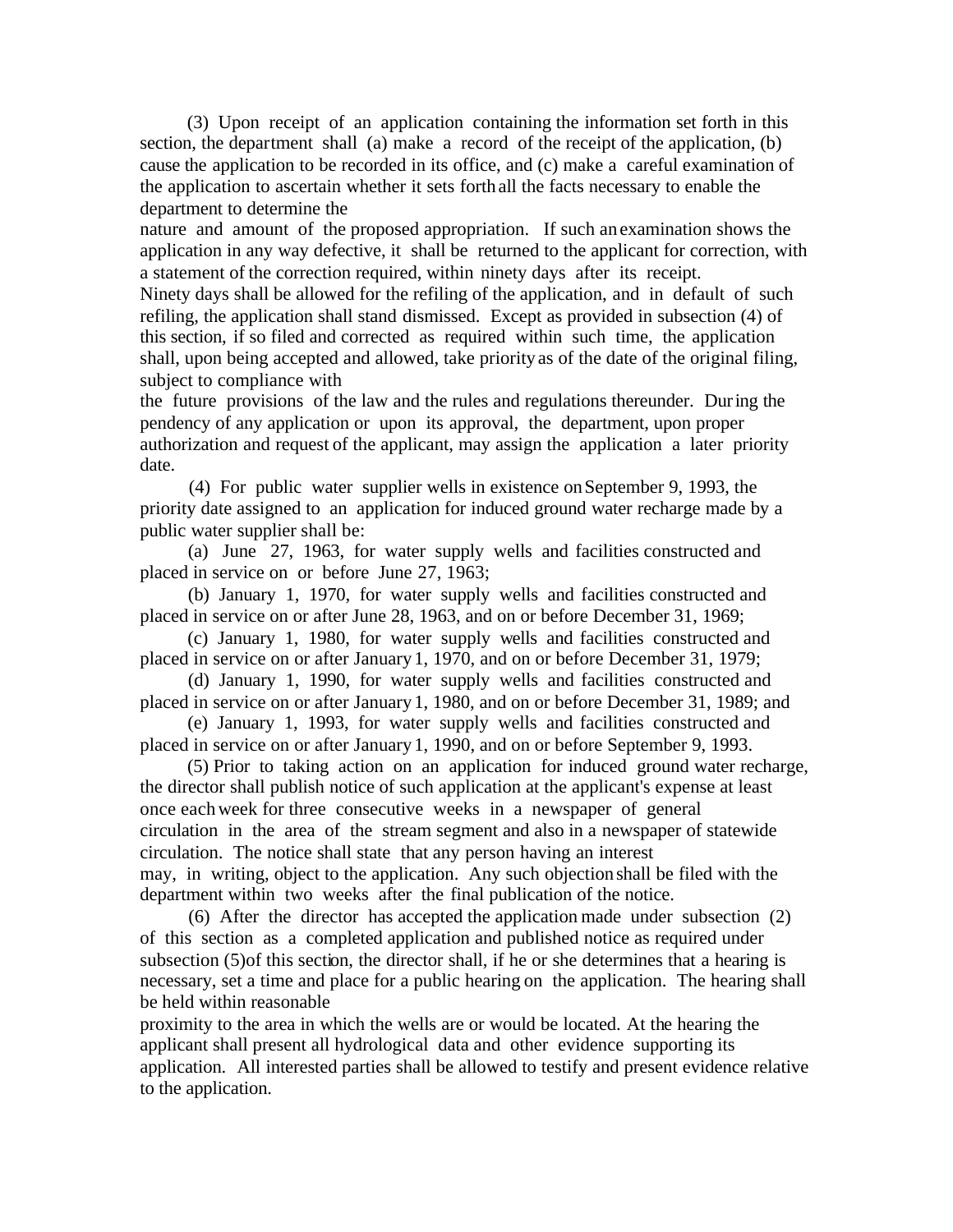(3) Upon receipt of an application containing the information set forth in this section, the department shall (a) make a record of the receipt of the application, (b) cause the application to be recorded in its office, and (c) make a careful examination of the application to ascertain whether it sets forth all the facts necessary to enable the department to determine the nature and amount of the proposed appropriation. If such an examination shows the application in any way defective, it shall be returned to the applicant for correction, with a statement of the correction required, within ninety days after its receipt. Ninety days shall be allowed for the refiling of the application, and in default of such refiling, the application shall stand dismissed. Except as provided in subsection (4) of this section, if so filed and corrected as required within such time, the application shall, upon being accepted and allowed, take priority as of the date of the original filing, subject to compliance with the future provisions of the law and the rules and regulations thereunder. During the pendency of any application or upon its approval, the department, upon proper authorization and request of the applicant, may assign the application a later priority date.

(4) For public water supplier wells in existence on September 9, 1993, the priority date assigned to an application for induced ground water recharge made by a public water supplier shall be:

(a) June 27, 1963, for water supply wells and facilities constructed and placed in service on or before June 27, 1963;

(b) January 1, 1970, for water supply wells and facilities constructed and placed in service on or after June 28, 1963, and on or before December 31, 1969;

(c) January 1, 1980, for water supply wells and facilities constructed and placed in service on or after January 1, 1970, and on or before December 31, 1979;

(d) January 1, 1990, for water supply wells and facilities constructed and placed in service on or after January 1, 1980, and on or before December 31, 1989; and

(e) January 1, 1993, for water supply wells and facilities constructed and placed in service on or after January 1, 1990, and on or before September 9, 1993.

(5) Prior to taking action on an application for induced ground water recharge, the director shall publish notice of such application at the applicant's expense at least once each week for three consecutive weeks in a newspaper of general circulation in the area of the stream segment and also in a newspaper of statewide circulation. The notice shall state that any person having an interest may, in writing, object to the application. Any such objection shall be filed with the department within two weeks after the final publication of the notice.

(6) After the director has accepted the application made under subsection (2) of this section as a completed application and published notice as required under subsection (5)of this section, the director shall, if he or she determines that a hearing is necessary, set a time and place for a public hearing on the application. The hearing shall be held within reasonable proximity to the area in which the wells are or would be located. At the hearing the applicant shall present all hydrological data and other evidence supporting its application. All interested parties shall be allowed to testify and present evidence relative to the application.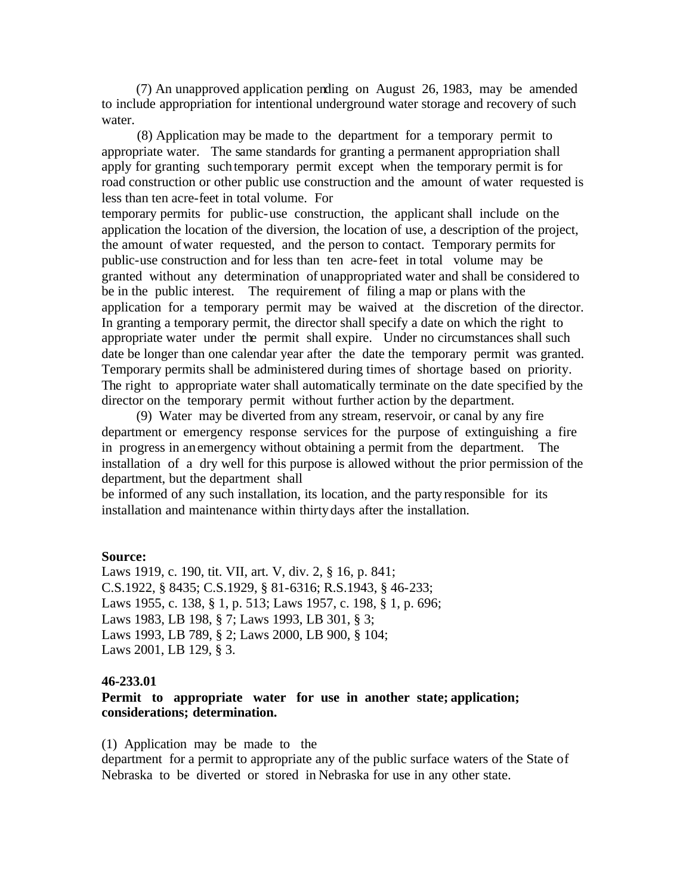(7) An unapproved application pending on August 26, 1983, may be amended to include appropriation for intentional underground water storage and recovery of such water.

(8) Application may be made to the department for a temporary permit to appropriate water. The same standards for granting a permanent appropriation shall apply for granting such temporary permit except when the temporary permit is for road construction or other public use construction and the amount of water requested is less than ten acre-feet in total volume. For temporary permits for public-use construction, the applicant shall include on the application the location of the diversion, the location of use, a description of the project, the amount of water requested, and the person to contact. Temporary permits for public-use construction and for less than ten acre-feet in total volume may be granted without any determination of unappropriated water and shall be considered to be in the public interest. The requirement of filing a map or plans with the application for a temporary permit may be waived at the discretion of the director. In granting a temporary permit, the director shall specify a date on which the right to appropriate water under the permit shall expire. Under no circumstances shall such date be longer than one calendar year after the date the temporary permit was granted. Temporary permits shall be administered during times of shortage based on priority. The right to appropriate water shall automatically terminate on the date specified by the director on the temporary permit without further action by the department.

(9) Water may be diverted from any stream, reservoir, or canal by any fire department or emergency response services for the purpose of extinguishing a fire in progress in an emergency without obtaining a permit from the department. The installation of a dry well for this purpose is allowed without the prior permission of the department, but the department shall be informed of any such installation, its location, and the party responsible for its installation and maintenance within thirty days after the installation.

**Source:**
Laws 1919, c. 190, tit. VII, art. V, div. 2, § 16, p. 841;
C.S.1922, § 8435; C.S.1929, § 81-6316; R.S.1943, § 46-233;
Laws 1955, c. 138, § 1, p. 513; Laws 1957, c. 198, § 1, p. 696;
Laws 1983, LB 198, § 7; Laws 1993, LB 301, § 3;
Laws 1993, LB 789, § 2; Laws 2000, LB 900, § 104;
Laws 2001, LB 129, § 3.

**46-233.01**

**Permit to appropriate water for use in another state; application; considerations; determination.**

(1) Application may be made to the department for a permit to appropriate any of the public surface waters of the State of Nebraska to be diverted or stored in Nebraska for use in any other state.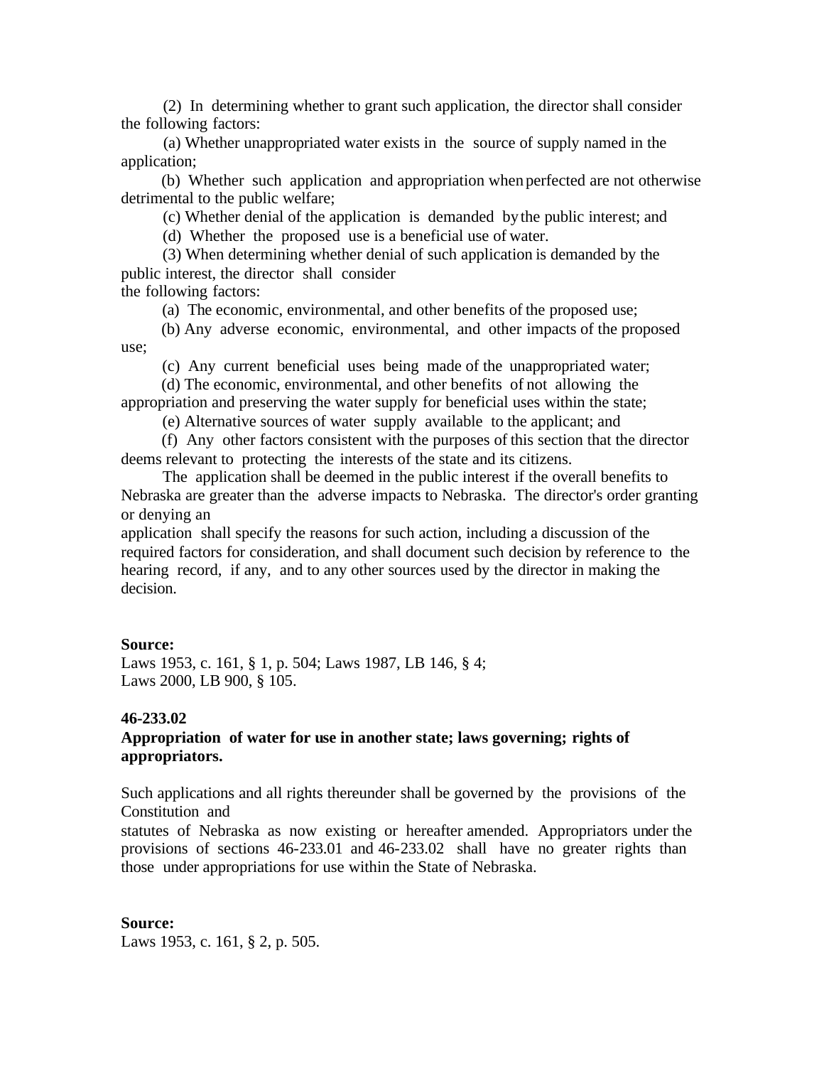(2) In determining whether to grant such application, the director shall consider the following factors:

(a) Whether unappropriated water exists in the source of supply named in the application;

(b) Whether such application and appropriation when perfected are not otherwise detrimental to the public welfare;

(c) Whether denial of the application is demanded by the public interest; and

(d) Whether the proposed use is a beneficial use of water.

(3) When determining whether denial of such application is demanded by the public interest, the director shall consider the following factors:

(a) The economic, environmental, and other benefits of the proposed use;

(b) Any adverse economic, environmental, and other impacts of the proposed use;

(c) Any current beneficial uses being made of the unappropriated water;

(d) The economic, environmental, and other benefits of not allowing the appropriation and preserving the water supply for beneficial uses within the state;

(e) Alternative sources of water supply available to the applicant; and

(f) Any other factors consistent with the purposes of this section that the director deems relevant to protecting the interests of the state and its citizens.

The application shall be deemed in the public interest if the overall benefits to Nebraska are greater than the adverse impacts to Nebraska. The director's order granting or denying an application shall specify the reasons for such action, including a discussion of the required factors for consideration, and shall document such decision by reference to the hearing record, if any, and to any other sources used by the director in making the decision.

**Source:**
Laws 1953, c. 161, § 1, p. 504; Laws 1987, LB 146, § 4;
Laws 2000, LB 900, § 105.

**46-233.02**

**Appropriation of water for use in another state; laws governing; rights of appropriators.**

Such applications and all rights thereunder shall be governed by the provisions of the Constitution and statutes of Nebraska as now existing or hereafter amended. Appropriators under the provisions of sections 46-233.01 and 46-233.02 shall have no greater rights than those under appropriations for use within the State of Nebraska.

**Source:**
Laws 1953, c. 161, § 2, p. 505.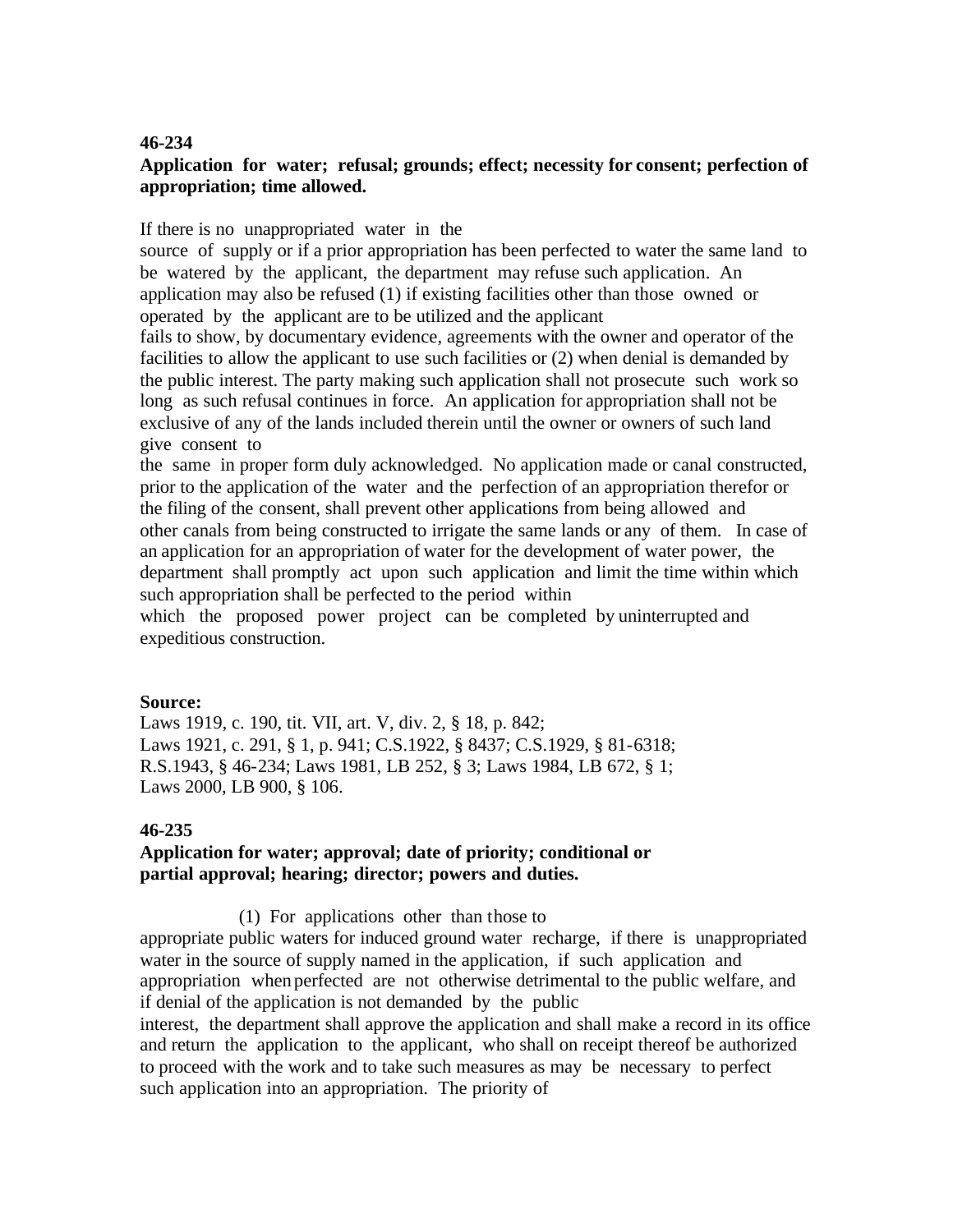**46-234**

**Application for water; refusal; grounds; effect; necessity for consent; perfection of appropriation; time allowed.**

If there is no unappropriated water in the source of supply or if a prior appropriation has been perfected to water the same land to be watered by the applicant, the department may refuse such application. An application may also be refused (1) if existing facilities other than those owned or operated by the applicant are to be utilized and the applicant fails to show, by documentary evidence, agreements with the owner and operator of the facilities to allow the applicant to use such facilities or (2) when denial is demanded by the public interest. The party making such application shall not prosecute such work so long as such refusal continues in force. An application for appropriation shall not be exclusive of any of the lands included therein until the owner or owners of such land give consent to the same in proper form duly acknowledged. No application made or canal constructed, prior to the application of the water and the perfection of an appropriation therefor or the filing of the consent, shall prevent other applications from being allowed and other canals from being constructed to irrigate the same lands or any of them. In case of an application for an appropriation of water for the development of water power, the department shall promptly act upon such application and limit the time within which such appropriation shall be perfected to the period within which the proposed power project can be completed by uninterrupted and expeditious construction.

**Source:**

Laws 1919, c. 190, tit. VII, art. V, div. 2, § 18, p. 842;
Laws 1921, c. 291, § 1, p. 941; C.S.1922, § 8437; C.S.1929, § 81-6318;
R.S.1943, § 46-234; Laws 1981, LB 252, § 3; Laws 1984, LB 672, § 1;
Laws 2000, LB 900, § 106.

**46-235**

**Application for water; approval; date of priority; conditional or partial approval; hearing; director; powers and duties.**

(1) For applications other than those to appropriate public waters for induced ground water recharge, if there is unappropriated water in the source of supply named in the application, if such application and appropriation when perfected are not otherwise detrimental to the public welfare, and if denial of the application is not demanded by the public interest, the department shall approve the application and shall make a record in its office and return the application to the applicant, who shall on receipt thereof be authorized to proceed with the work and to take such measures as may be necessary to perfect such application into an appropriation. The priority of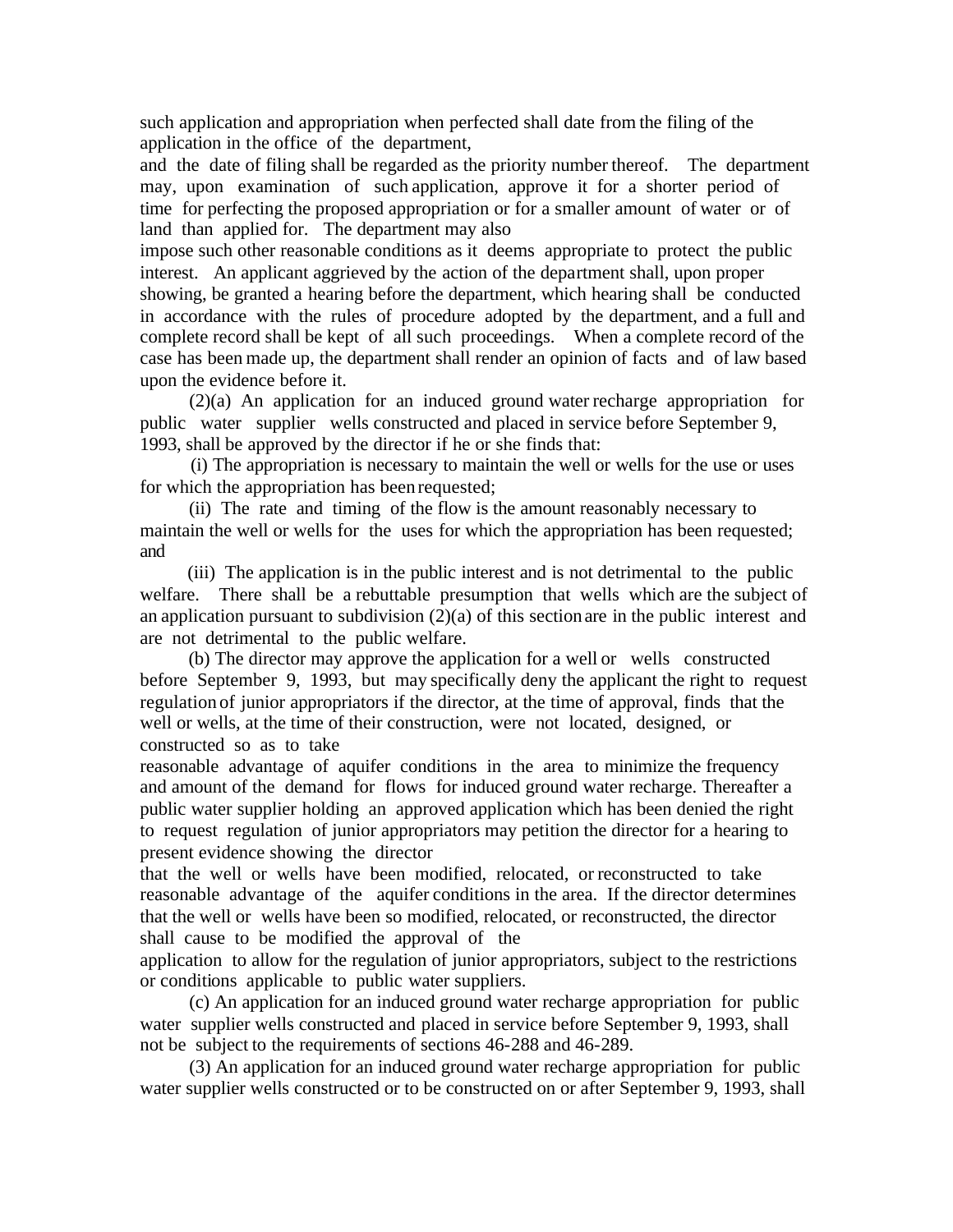such application and appropriation when perfected shall date from the filing of the application in the office of the department, and the date of filing shall be regarded as the priority number thereof. The department may, upon examination of such application, approve it for a shorter period of time for perfecting the proposed appropriation or for a smaller amount of water or of land than applied for. The department may also impose such other reasonable conditions as it deems appropriate to protect the public interest. An applicant aggrieved by the action of the department shall, upon proper showing, be granted a hearing before the department, which hearing shall be conducted in accordance with the rules of procedure adopted by the department, and a full and complete record shall be kept of all such proceedings. When a complete record of the case has been made up, the department shall render an opinion of facts and of law based upon the evidence before it.

(2)(a) An application for an induced ground water recharge appropriation for public water supplier wells constructed and placed in service before September 9, 1993, shall be approved by the director if he or she finds that:

(i) The appropriation is necessary to maintain the well or wells for the use or uses for which the appropriation has been requested;

(ii) The rate and timing of the flow is the amount reasonably necessary to maintain the well or wells for the uses for which the appropriation has been requested; and

(iii) The application is in the public interest and is not detrimental to the public welfare. There shall be a rebuttable presumption that wells which are the subject of an application pursuant to subdivision (2)(a) of this section are in the public interest and are not detrimental to the public welfare.

(b) The director may approve the application for a well or wells constructed before September 9, 1993, but may specifically deny the applicant the right to request regulation of junior appropriators if the director, at the time of approval, finds that the well or wells, at the time of their construction, were not located, designed, or constructed so as to take reasonable advantage of aquifer conditions in the area to minimize the frequency and amount of the demand for flows for induced ground water recharge. Thereafter a public water supplier holding an approved application which has been denied the right to request regulation of junior appropriators may petition the director for a hearing to present evidence showing the director that the well or wells have been modified, relocated, or reconstructed to take reasonable advantage of the aquifer conditions in the area. If the director determines that the well or wells have been so modified, relocated, or reconstructed, the director shall cause to be modified the approval of the application to allow for the regulation of junior appropriators, subject to the restrictions or conditions applicable to public water suppliers.

(c) An application for an induced ground water recharge appropriation for public water supplier wells constructed and placed in service before September 9, 1993, shall not be subject to the requirements of sections 46-288 and 46-289.

(3) An application for an induced ground water recharge appropriation for public water supplier wells constructed or to be constructed on or after September 9, 1993, shall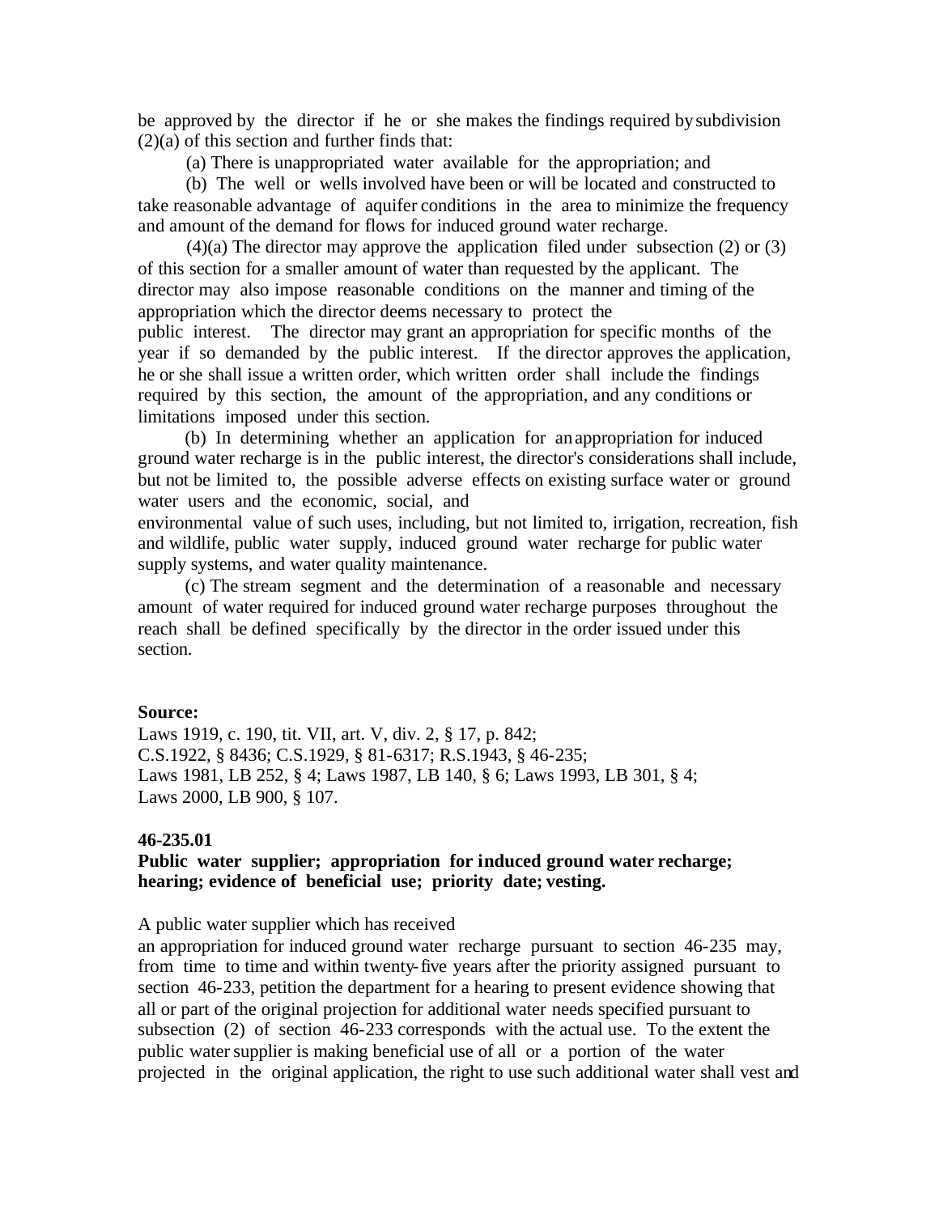be approved by the director if he or she makes the findings required by subdivision (2)(a) of this section and further finds that:

(a) There is unappropriated water available for the appropriation; and

(b) The well or wells involved have been or will be located and constructed to take reasonable advantage of aquifer conditions in the area to minimize the frequency and amount of the demand for flows for induced ground water recharge.

(4)(a) The director may approve the application filed under subsection (2) or (3) of this section for a smaller amount of water than requested by the applicant. The director may also impose reasonable conditions on the manner and timing of the appropriation which the director deems necessary to protect the public interest. The director may grant an appropriation for specific months of the year if so demanded by the public interest. If the director approves the application, he or she shall issue a written order, which written order shall include the findings required by this section, the amount of the appropriation, and any conditions or limitations imposed under this section.

(b) In determining whether an application for an appropriation for induced ground water recharge is in the public interest, the director's considerations shall include, but not be limited to, the possible adverse effects on existing surface water or ground water users and the economic, social, and environmental value of such uses, including, but not limited to, irrigation, recreation, fish and wildlife, public water supply, induced ground water recharge for public water supply systems, and water quality maintenance.

(c) The stream segment and the determination of a reasonable and necessary amount of water required for induced ground water recharge purposes throughout the reach shall be defined specifically by the director in the order issued under this section.

**Source:**

Laws 1919, c. 190, tit. VII, art. V, div. 2, § 17, p. 842;
C.S.1922, § 8436; C.S.1929, § 81-6317; R.S.1943, § 46-235;
Laws 1981, LB 252, § 4; Laws 1987, LB 140, § 6; Laws 1993, LB 301, § 4;
Laws 2000, LB 900, § 107.

**46-235.01**

**Public water supplier; appropriation for induced ground water recharge; hearing; evidence of beneficial use; priority date; vesting.**

A public water supplier which has received an appropriation for induced ground water recharge pursuant to section 46-235 may, from time to time and within twenty-five years after the priority assigned pursuant to section 46-233, petition the department for a hearing to present evidence showing that all or part of the original projection for additional water needs specified pursuant to subsection (2) of section 46-233 corresponds with the actual use. To the extent the public water supplier is making beneficial use of all or a portion of the water projected in the original application, the right to use such additional water shall vest and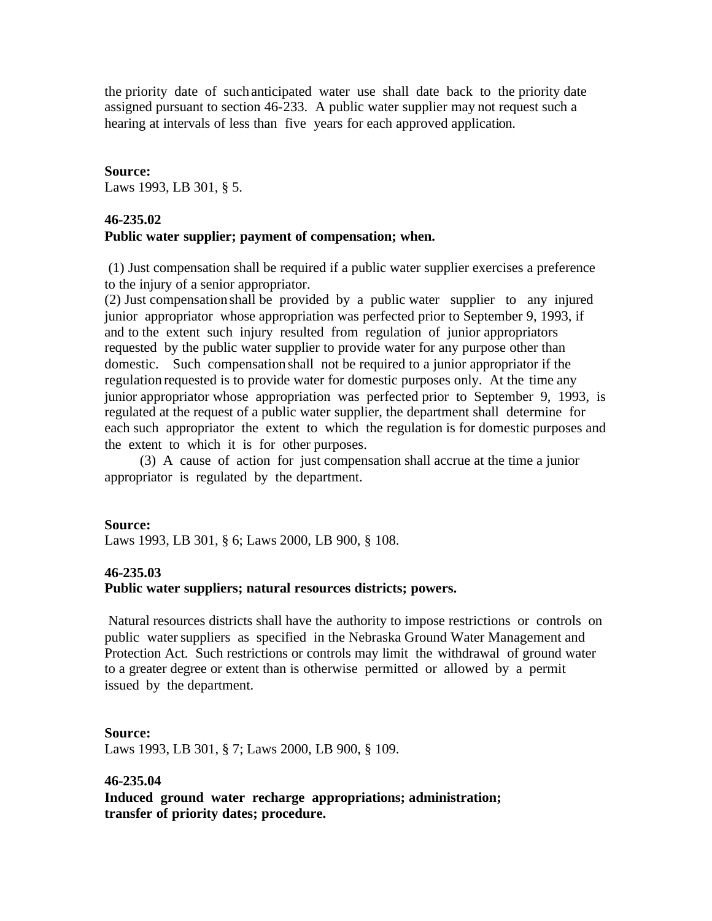the priority date of such anticipated water use shall date back to the priority date assigned pursuant to section 46-233. A public water supplier may not request such a hearing at intervals of less than five years for each approved application.

**Source:**
Laws 1993, LB 301, § 5.

**46-235.02**
**Public water supplier; payment of compensation; when.**

(1) Just compensation shall be required if a public water supplier exercises a preference to the injury of a senior appropriator.
(2) Just compensation shall be provided by a public water supplier to any injured junior appropriator whose appropriation was perfected prior to September 9, 1993, if and to the extent such injury resulted from regulation of junior appropriators requested by the public water supplier to provide water for any purpose other than domestic. Such compensation shall not be required to a junior appropriator if the regulation requested is to provide water for domestic purposes only. At the time any junior appropriator whose appropriation was perfected prior to September 9, 1993, is regulated at the request of a public water supplier, the department shall determine for each such appropriator the extent to which the regulation is for domestic purposes and the extent to which it is for other purposes.
(3) A cause of action for just compensation shall accrue at the time a junior appropriator is regulated by the department.

**Source:**
Laws 1993, LB 301, § 6; Laws 2000, LB 900, § 108.

**46-235.03**
**Public water suppliers; natural resources districts; powers.**

Natural resources districts shall have the authority to impose restrictions or controls on public water suppliers as specified in the Nebraska Ground Water Management and Protection Act. Such restrictions or controls may limit the withdrawal of ground water to a greater degree or extent than is otherwise permitted or allowed by a permit issued by the department.

**Source:**
Laws 1993, LB 301, § 7; Laws 2000, LB 900, § 109.

**46-235.04**
**Induced ground water recharge appropriations; administration; transfer of priority dates; procedure.**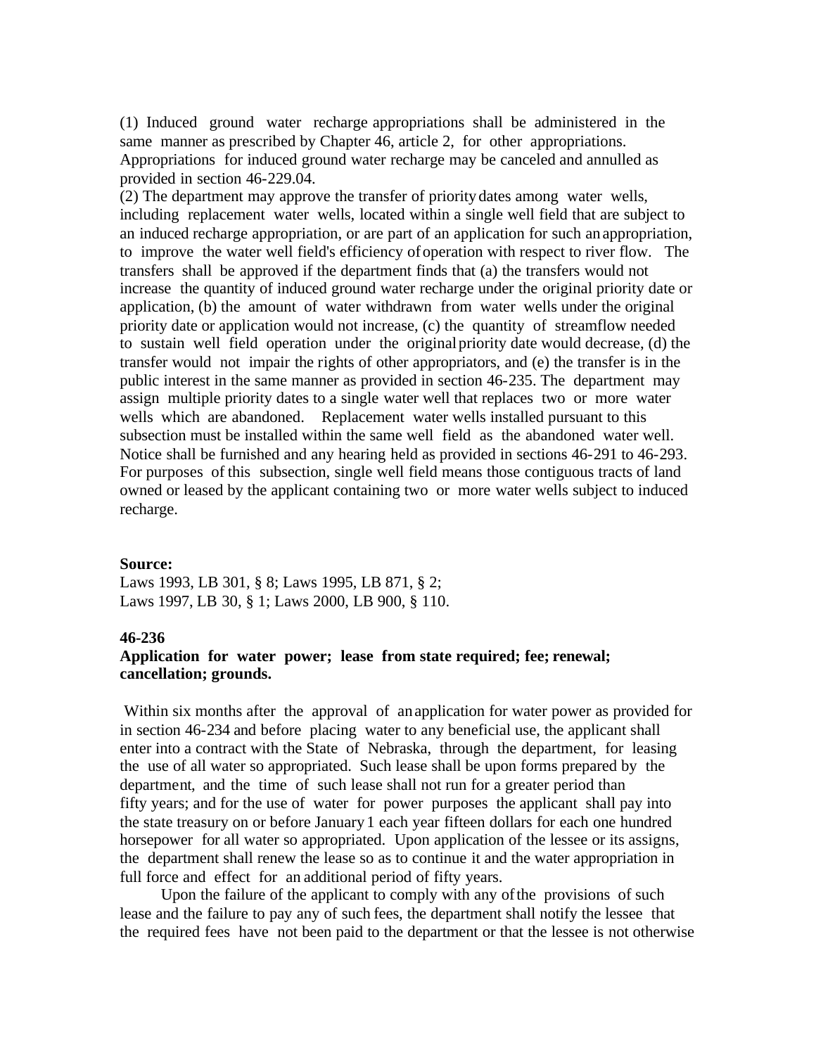(1) Induced ground water recharge appropriations shall be administered in the same manner as prescribed by Chapter 46, article 2, for other appropriations. Appropriations for induced ground water recharge may be canceled and annulled as provided in section 46-229.04.

(2) The department may approve the transfer of priority dates among water wells, including replacement water wells, located within a single well field that are subject to an induced recharge appropriation, or are part of an application for such an appropriation, to improve the water well field's efficiency of operation with respect to river flow. The transfers shall be approved if the department finds that (a) the transfers would not increase the quantity of induced ground water recharge under the original priority date or application, (b) the amount of water withdrawn from water wells under the original priority date or application would not increase, (c) the quantity of streamflow needed to sustain well field operation under the original priority date would decrease, (d) the transfer would not impair the rights of other appropriators, and (e) the transfer is in the public interest in the same manner as provided in section 46-235. The department may assign multiple priority dates to a single water well that replaces two or more water wells which are abandoned. Replacement water wells installed pursuant to this subsection must be installed within the same well field as the abandoned water well. Notice shall be furnished and any hearing held as provided in sections 46-291 to 46-293. For purposes of this subsection, single well field means those contiguous tracts of land owned or leased by the applicant containing two or more water wells subject to induced recharge.

**Source:**
Laws 1993, LB 301, § 8; Laws 1995, LB 871, § 2;
Laws 1997, LB 30, § 1; Laws 2000, LB 900, § 110.

**46-236**
**Application for water power; lease from state required; fee; renewal; cancellation; grounds.**

Within six months after the approval of an application for water power as provided for in section 46-234 and before placing water to any beneficial use, the applicant shall enter into a contract with the State of Nebraska, through the department, for leasing the use of all water so appropriated. Such lease shall be upon forms prepared by the department, and the time of such lease shall not run for a greater period than fifty years; and for the use of water for power purposes the applicant shall pay into the state treasury on or before January 1 each year fifteen dollars for each one hundred horsepower for all water so appropriated. Upon application of the lessee or its assigns, the department shall renew the lease so as to continue it and the water appropriation in full force and effect for an additional period of fifty years.

Upon the failure of the applicant to comply with any of the provisions of such lease and the failure to pay any of such fees, the department shall notify the lessee that the required fees have not been paid to the department or that the lessee is not otherwise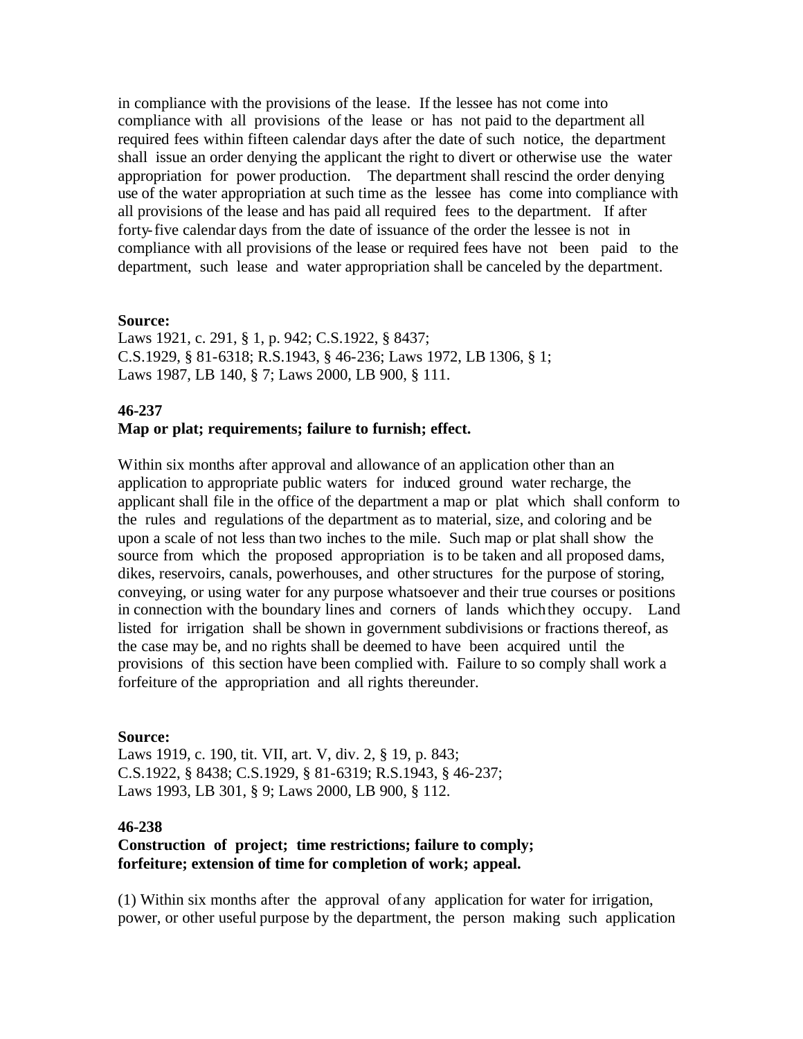in compliance with the provisions of the lease. If the lessee has not come into compliance with all provisions of the lease or has not paid to the department all required fees within fifteen calendar days after the date of such notice, the department shall issue an order denying the applicant the right to divert or otherwise use the water appropriation for power production. The department shall rescind the order denying use of the water appropriation at such time as the lessee has come into compliance with all provisions of the lease and has paid all required fees to the department. If after forty-five calendar days from the date of issuance of the order the lessee is not in compliance with all provisions of the lease or required fees have not been paid to the department, such lease and water appropriation shall be canceled by the department.

**Source:**
Laws 1921, c. 291, § 1, p. 942; C.S.1922, § 8437;
C.S.1929, § 81-6318; R.S.1943, § 46-236; Laws 1972, LB 1306, § 1;
Laws 1987, LB 140, § 7; Laws 2000, LB 900, § 111.

**46-237**
**Map or plat; requirements; failure to furnish; effect.**

Within six months after approval and allowance of an application other than an application to appropriate public waters for induced ground water recharge, the applicant shall file in the office of the department a map or plat which shall conform to the rules and regulations of the department as to material, size, and coloring and be upon a scale of not less than two inches to the mile. Such map or plat shall show the source from which the proposed appropriation is to be taken and all proposed dams, dikes, reservoirs, canals, powerhouses, and other structures for the purpose of storing, conveying, or using water for any purpose whatsoever and their true courses or positions in connection with the boundary lines and corners of lands which they occupy. Land listed for irrigation shall be shown in government subdivisions or fractions thereof, as the case may be, and no rights shall be deemed to have been acquired until the provisions of this section have been complied with. Failure to so comply shall work a forfeiture of the appropriation and all rights thereunder.

**Source:**
Laws 1919, c. 190, tit. VII, art. V, div. 2, § 19, p. 843;
C.S.1922, § 8438; C.S.1929, § 81-6319; R.S.1943, § 46-237;
Laws 1993, LB 301, § 9; Laws 2000, LB 900, § 112.

**46-238**
**Construction of project; time restrictions; failure to comply; forfeiture; extension of time for completion of work; appeal.**

(1) Within six months after the approval of any application for water for irrigation, power, or other useful purpose by the department, the person making such application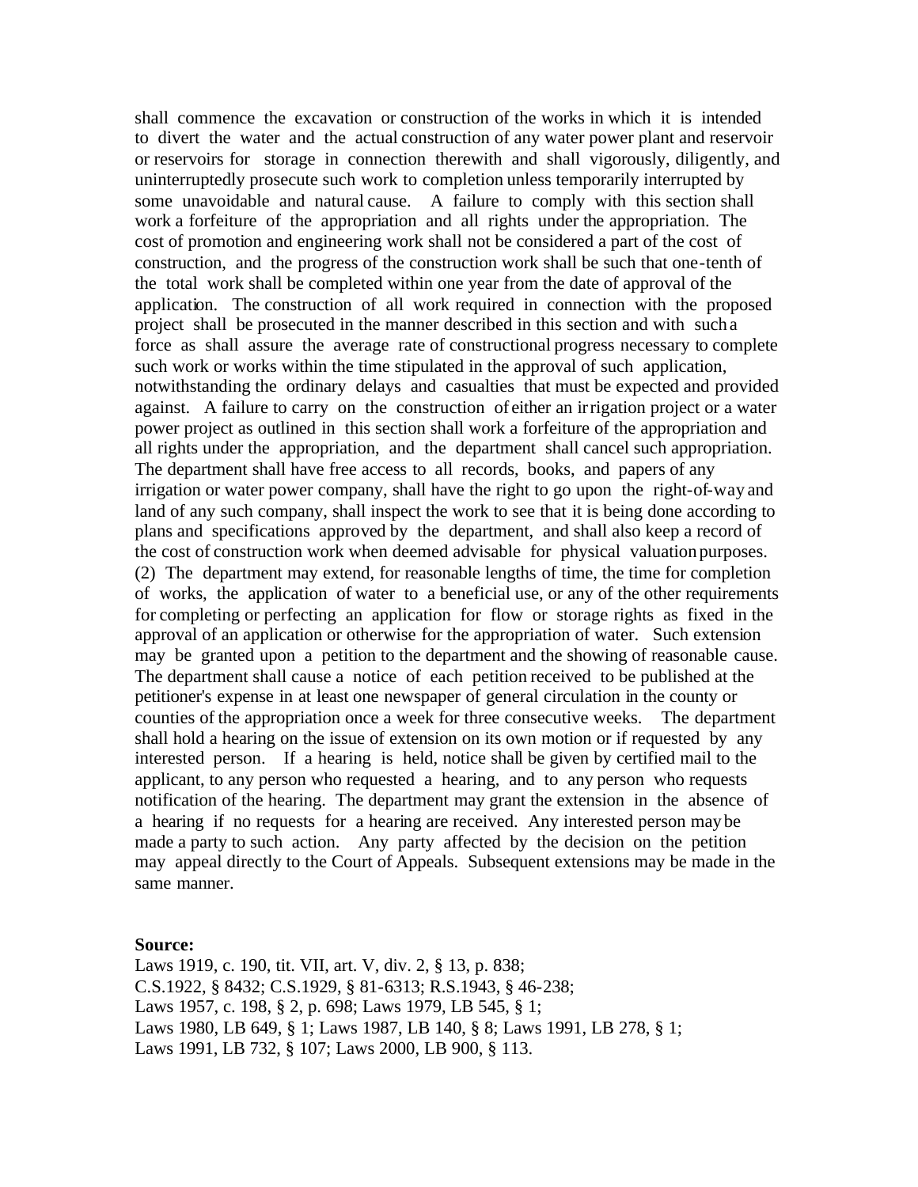shall commence the excavation or construction of the works in which it is intended to divert the water and the actual construction of any water power plant and reservoir or reservoirs for storage in connection therewith and shall vigorously, diligently, and uninterruptedly prosecute such work to completion unless temporarily interrupted by some unavoidable and natural cause. A failure to comply with this section shall work a forfeiture of the appropriation and all rights under the appropriation. The cost of promotion and engineering work shall not be considered a part of the cost of construction, and the progress of the construction work shall be such that one-tenth of the total work shall be completed within one year from the date of approval of the application. The construction of all work required in connection with the proposed project shall be prosecuted in the manner described in this section and with such a force as shall assure the average rate of constructional progress necessary to complete such work or works within the time stipulated in the approval of such application, notwithstanding the ordinary delays and casualties that must be expected and provided against. A failure to carry on the construction of either an irrigation project or a water power project as outlined in this section shall work a forfeiture of the appropriation and all rights under the appropriation, and the department shall cancel such appropriation. The department shall have free access to all records, books, and papers of any irrigation or water power company, shall have the right to go upon the right-of-way and land of any such company, shall inspect the work to see that it is being done according to plans and specifications approved by the department, and shall also keep a record of the cost of construction work when deemed advisable for physical valuation purposes.

(2) The department may extend, for reasonable lengths of time, the time for completion of works, the application of water to a beneficial use, or any of the other requirements for completing or perfecting an application for flow or storage rights as fixed in the approval of an application or otherwise for the appropriation of water. Such extension may be granted upon a petition to the department and the showing of reasonable cause. The department shall cause a notice of each petition received to be published at the petitioner's expense in at least one newspaper of general circulation in the county or counties of the appropriation once a week for three consecutive weeks. The department shall hold a hearing on the issue of extension on its own motion or if requested by any interested person. If a hearing is held, notice shall be given by certified mail to the applicant, to any person who requested a hearing, and to any person who requests notification of the hearing. The department may grant the extension in the absence of a hearing if no requests for a hearing are received. Any interested person may be made a party to such action. Any party affected by the decision on the petition may appeal directly to the Court of Appeals. Subsequent extensions may be made in the same manner.

**Source:**
Laws 1919, c. 190, tit. VII, art. V, div. 2, § 13, p. 838;
C.S.1922, § 8432; C.S.1929, § 81-6313; R.S.1943, § 46-238;
Laws 1957, c. 198, § 2, p. 698; Laws 1979, LB 545, § 1;
Laws 1980, LB 649, § 1; Laws 1987, LB 140, § 8; Laws 1991, LB 278, § 1;
Laws 1991, LB 732, § 107; Laws 2000, LB 900, § 113.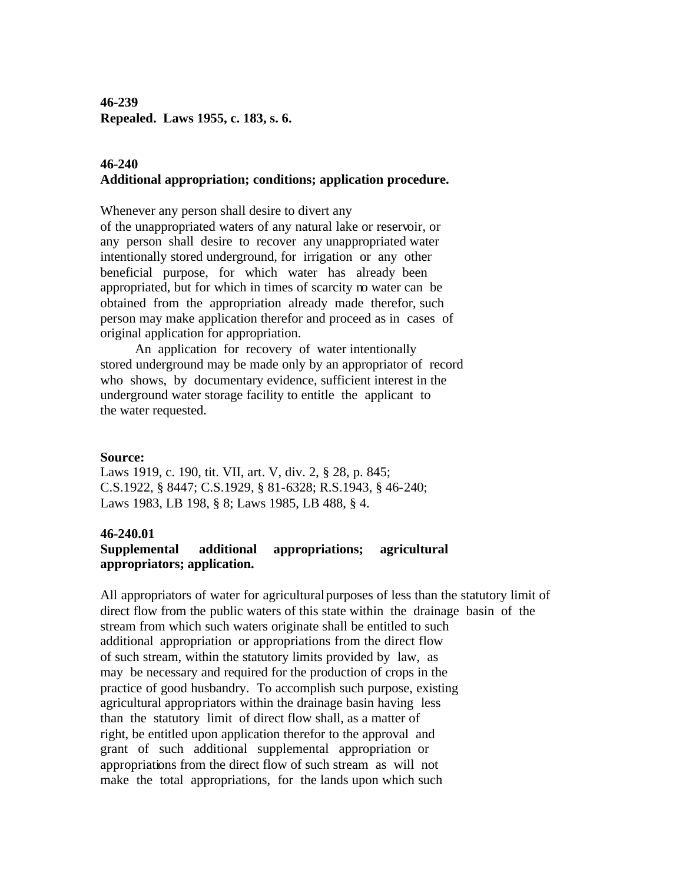**46-239**
**Repealed. Laws 1955, c. 183, s. 6.**

**46-240**
**Additional appropriation; conditions; application procedure.**

Whenever any person shall desire to divert any of the unappropriated waters of any natural lake or reservoir, or any person shall desire to recover any unappropriated water intentionally stored underground, for irrigation or any other beneficial purpose, for which water has already been appropriated, but for which in times of scarcity no water can be obtained from the appropriation already made therefor, such person may make application therefor and proceed as in cases of original application for appropriation.

An application for recovery of water intentionally stored underground may be made only by an appropriator of record who shows, by documentary evidence, sufficient interest in the underground water storage facility to entitle the applicant to the water requested.

**Source:**
Laws 1919, c. 190, tit. VII, art. V, div. 2, § 28, p. 845; C.S.1922, § 8447; C.S.1929, § 81-6328; R.S.1943, § 46-240; Laws 1983, LB 198, § 8; Laws 1985, LB 488, § 4.

**46-240.01**
**Supplemental additional appropriations; agricultural appropriators; application.**

All appropriators of water for agricultural purposes of less than the statutory limit of direct flow from the public waters of this state within the drainage basin of the stream from which such waters originate shall be entitled to such additional appropriation or appropriations from the direct flow of such stream, within the statutory limits provided by law, as may be necessary and required for the production of crops in the practice of good husbandry. To accomplish such purpose, existing agricultural appropriators within the drainage basin having less than the statutory limit of direct flow shall, as a matter of right, be entitled upon application therefor to the approval and grant of such additional supplemental appropriation or appropriations from the direct flow of such stream as will not make the total appropriations, for the lands upon which such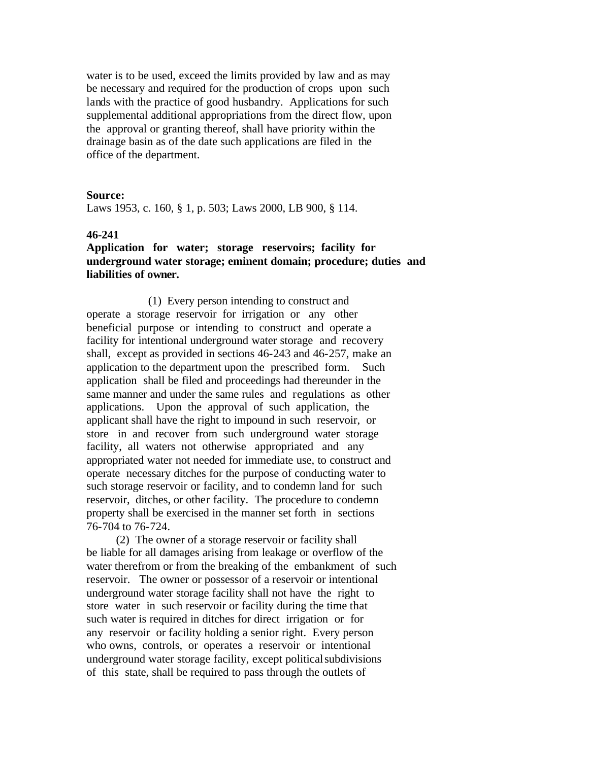water is to be used, exceed the limits provided by law and as may be necessary and required for the production of crops upon such lands with the practice of good husbandry. Applications for such supplemental additional appropriations from the direct flow, upon the approval or granting thereof, shall have priority within the drainage basin as of the date such applications are filed in the office of the department.

**Source:**

Laws 1953, c. 160, § 1, p. 503; Laws 2000, LB 900, § 114.

**46-241**

**Application for water; storage reservoirs; facility for underground water storage; eminent domain; procedure; duties and liabilities of owner.**

(1) Every person intending to construct and operate a storage reservoir for irrigation or any other beneficial purpose or intending to construct and operate a facility for intentional underground water storage and recovery shall, except as provided in sections 46-243 and 46-257, make an application to the department upon the prescribed form. Such application shall be filed and proceedings had thereunder in the same manner and under the same rules and regulations as other applications. Upon the approval of such application, the applicant shall have the right to impound in such reservoir, or store in and recover from such underground water storage facility, all waters not otherwise appropriated and any appropriated water not needed for immediate use, to construct and operate necessary ditches for the purpose of conducting water to such storage reservoir or facility, and to condemn land for such reservoir, ditches, or other facility. The procedure to condemn property shall be exercised in the manner set forth in sections 76-704 to 76-724.

(2) The owner of a storage reservoir or facility shall be liable for all damages arising from leakage or overflow of the water therefrom or from the breaking of the embankment of such reservoir. The owner or possessor of a reservoir or intentional underground water storage facility shall not have the right to store water in such reservoir or facility during the time that such water is required in ditches for direct irrigation or for any reservoir or facility holding a senior right. Every person who owns, controls, or operates a reservoir or intentional underground water storage facility, except political subdivisions of this state, shall be required to pass through the outlets of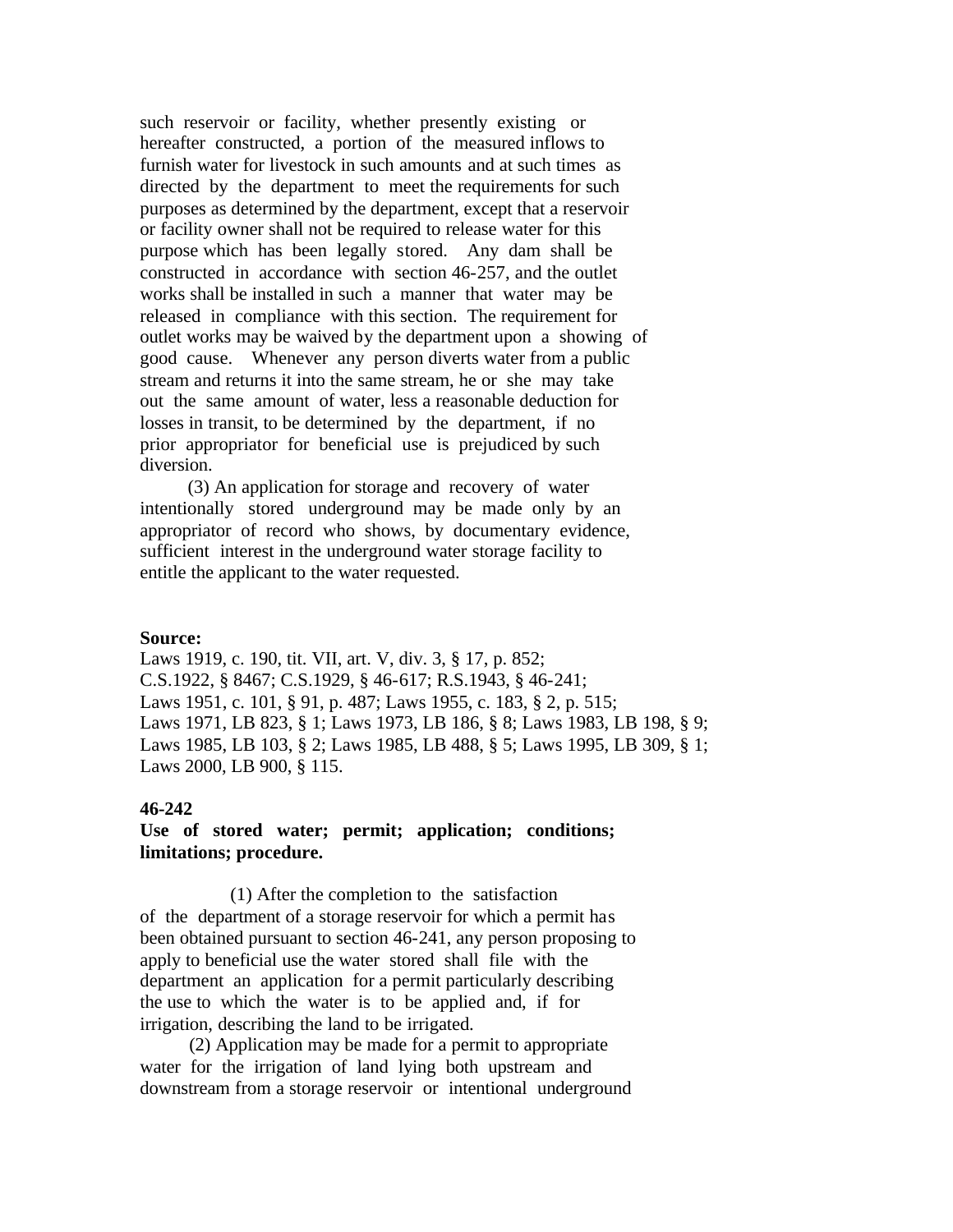such reservoir or facility, whether presently existing or hereafter constructed, a portion of the measured inflows to furnish water for livestock in such amounts and at such times as directed by the department to meet the requirements for such purposes as determined by the department, except that a reservoir or facility owner shall not be required to release water for this purpose which has been legally stored. Any dam shall be constructed in accordance with section 46-257, and the outlet works shall be installed in such a manner that water may be released in compliance with this section. The requirement for outlet works may be waived by the department upon a showing of good cause. Whenever any person diverts water from a public stream and returns it into the same stream, he or she may take out the same amount of water, less a reasonable deduction for losses in transit, to be determined by the department, if no prior appropriator for beneficial use is prejudiced by such diversion.

(3) An application for storage and recovery of water intentionally stored underground may be made only by an appropriator of record who shows, by documentary evidence, sufficient interest in the underground water storage facility to entitle the applicant to the water requested.

**Source:**
Laws 1919, c. 190, tit. VII, art. V, div. 3, § 17, p. 852;
C.S.1922, § 8467; C.S.1929, § 46-617; R.S.1943, § 46-241;
Laws 1951, c. 101, § 91, p. 487; Laws 1955, c. 183, § 2, p. 515;
Laws 1971, LB 823, § 1; Laws 1973, LB 186, § 8; Laws 1983, LB 198, § 9;
Laws 1985, LB 103, § 2; Laws 1985, LB 488, § 5; Laws 1995, LB 309, § 1;
Laws 2000, LB 900, § 115.

**46-242**
**Use of stored water; permit; application; conditions; limitations; procedure.**

(1) After the completion to the satisfaction of the department of a storage reservoir for which a permit has been obtained pursuant to section 46-241, any person proposing to apply to beneficial use the water stored shall file with the department an application for a permit particularly describing the use to which the water is to be applied and, if for irrigation, describing the land to be irrigated.

(2) Application may be made for a permit to appropriate water for the irrigation of land lying both upstream and downstream from a storage reservoir or intentional underground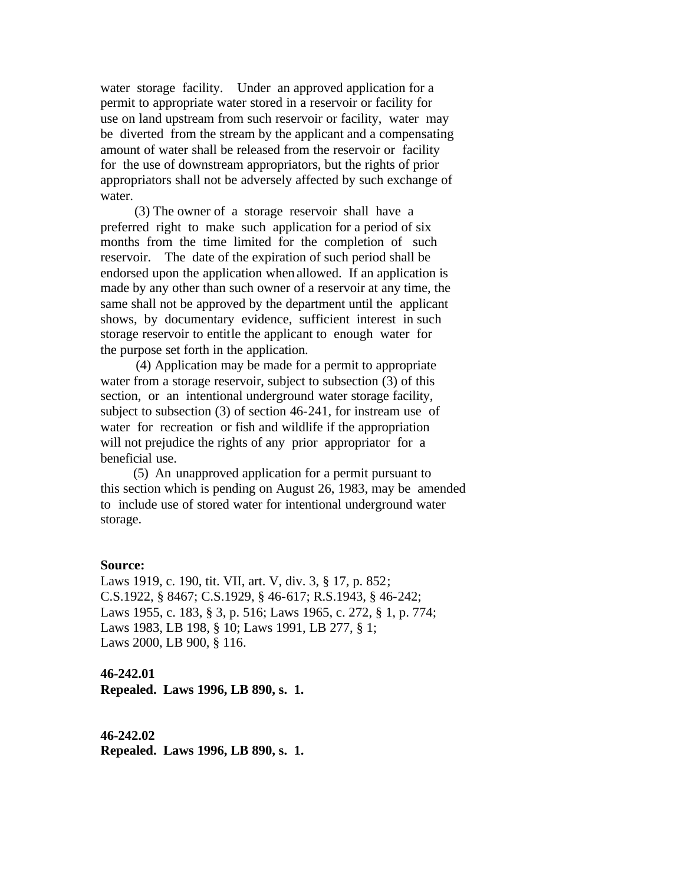water storage facility. Under an approved application for a permit to appropriate water stored in a reservoir or facility for use on land upstream from such reservoir or facility, water may be diverted from the stream by the applicant and a compensating amount of water shall be released from the reservoir or facility for the use of downstream appropriators, but the rights of prior appropriators shall not be adversely affected by such exchange of water.

(3) The owner of a storage reservoir shall have a preferred right to make such application for a period of six months from the time limited for the completion of such reservoir. The date of the expiration of such period shall be endorsed upon the application when allowed. If an application is made by any other than such owner of a reservoir at any time, the same shall not be approved by the department until the applicant shows, by documentary evidence, sufficient interest in such storage reservoir to entitle the applicant to enough water for the purpose set forth in the application.

(4) Application may be made for a permit to appropriate water from a storage reservoir, subject to subsection (3) of this section, or an intentional underground water storage facility, subject to subsection (3) of section 46-241, for instream use of water for recreation or fish and wildlife if the appropriation will not prejudice the rights of any prior appropriator for a beneficial use.

(5) An unapproved application for a permit pursuant to this section which is pending on August 26, 1983, may be amended to include use of stored water for intentional underground water storage.

**Source:**
Laws 1919, c. 190, tit. VII, art. V, div. 3, § 17, p. 852;
C.S.1922, § 8467; C.S.1929, § 46-617; R.S.1943, § 46-242;
Laws 1955, c. 183, § 3, p. 516; Laws 1965, c. 272, § 1, p. 774;
Laws 1983, LB 198, § 10; Laws 1991, LB 277, § 1;
Laws 2000, LB 900, § 116.

**46-242.01**
**Repealed. Laws 1996, LB 890, s. 1.**

**46-242.02**
**Repealed. Laws 1996, LB 890, s. 1.**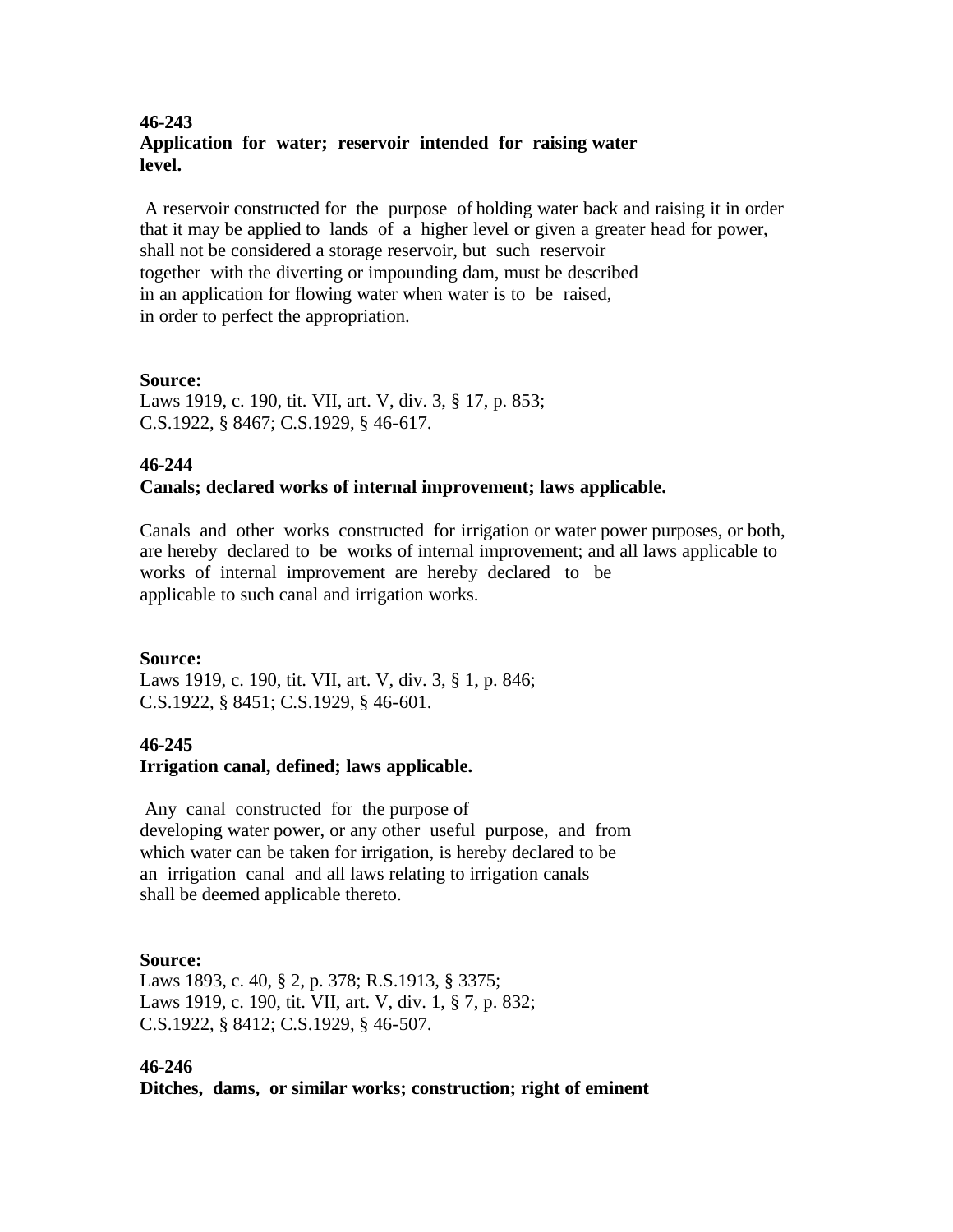**46-243**
**Application for water; reservoir intended for raising water level.**

A reservoir constructed for the purpose of holding water back and raising it in order that it may be applied to lands of a higher level or given a greater head for power, shall not be considered a storage reservoir, but such reservoir together with the diverting or impounding dam, must be described in an application for flowing water when water is to be raised, in order to perfect the appropriation.

**Source:**
Laws 1919, c. 190, tit. VII, art. V, div. 3, § 17, p. 853;
C.S.1922, § 8467; C.S.1929, § 46-617.

**46-244**
**Canals; declared works of internal improvement; laws applicable.**

Canals and other works constructed for irrigation or water power purposes, or both, are hereby declared to be works of internal improvement; and all laws applicable to works of internal improvement are hereby declared to be applicable to such canal and irrigation works.

**Source:**
Laws 1919, c. 190, tit. VII, art. V, div. 3, § 1, p. 846;
C.S.1922, § 8451; C.S.1929, § 46-601.

**46-245**
**Irrigation canal, defined; laws applicable.**

Any canal constructed for the purpose of developing water power, or any other useful purpose, and from which water can be taken for irrigation, is hereby declared to be an irrigation canal and all laws relating to irrigation canals shall be deemed applicable thereto.

**Source:**
Laws 1893, c. 40, § 2, p. 378; R.S.1913, § 3375;
Laws 1919, c. 190, tit. VII, art. V, div. 1, § 7, p. 832;
C.S.1922, § 8412; C.S.1929, § 46-507.

**46-246**
**Ditches, dams, or similar works; construction; right of eminent**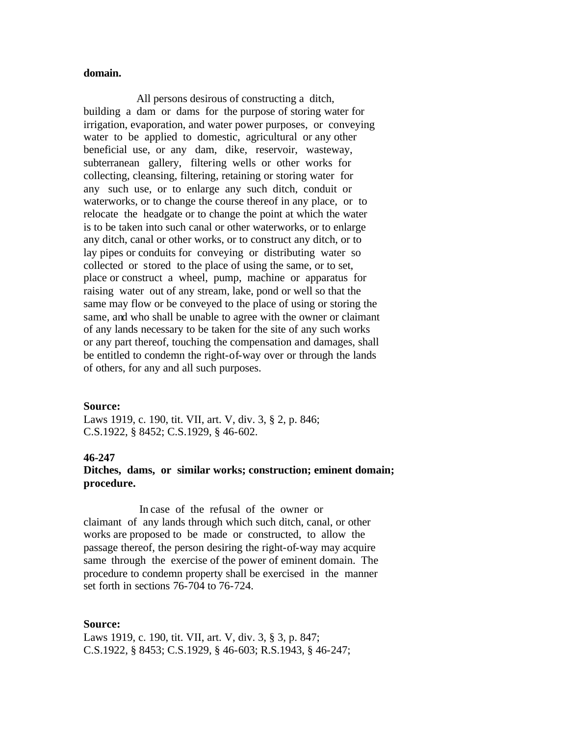**domain.**

All persons desirous of constructing a ditch, building a dam or dams for the purpose of storing water for irrigation, evaporation, and water power purposes, or conveying water to be applied to domestic, agricultural or any other beneficial use, or any dam, dike, reservoir, wasteway, subterranean gallery, filtering wells or other works for collecting, cleansing, filtering, retaining or storing water for any such use, or to enlarge any such ditch, conduit or waterworks, or to change the course thereof in any place, or to relocate the headgate or to change the point at which the water is to be taken into such canal or other waterworks, or to enlarge any ditch, canal or other works, or to construct any ditch, or to lay pipes or conduits for conveying or distributing water so collected or stored to the place of using the same, or to set, place or construct a wheel, pump, machine or apparatus for raising water out of any stream, lake, pond or well so that the same may flow or be conveyed to the place of using or storing the same, and who shall be unable to agree with the owner or claimant of any lands necessary to be taken for the site of any such works or any part thereof, touching the compensation and damages, shall be entitled to condemn the right-of-way over or through the lands of others, for any and all such purposes.

**Source:**
Laws 1919, c. 190, tit. VII, art. V, div. 3, § 2, p. 846; C.S.1922, § 8452; C.S.1929, § 46-602.

**46-247**
**Ditches, dams, or similar works; construction; eminent domain; procedure.**

In case of the refusal of the owner or claimant of any lands through which such ditch, canal, or other works are proposed to be made or constructed, to allow the passage thereof, the person desiring the right-of-way may acquire same through the exercise of the power of eminent domain. The procedure to condemn property shall be exercised in the manner set forth in sections 76-704 to 76-724.

**Source:**
Laws 1919, c. 190, tit. VII, art. V, div. 3, § 3, p. 847; C.S.1922, § 8453; C.S.1929, § 46-603; R.S.1943, § 46-247;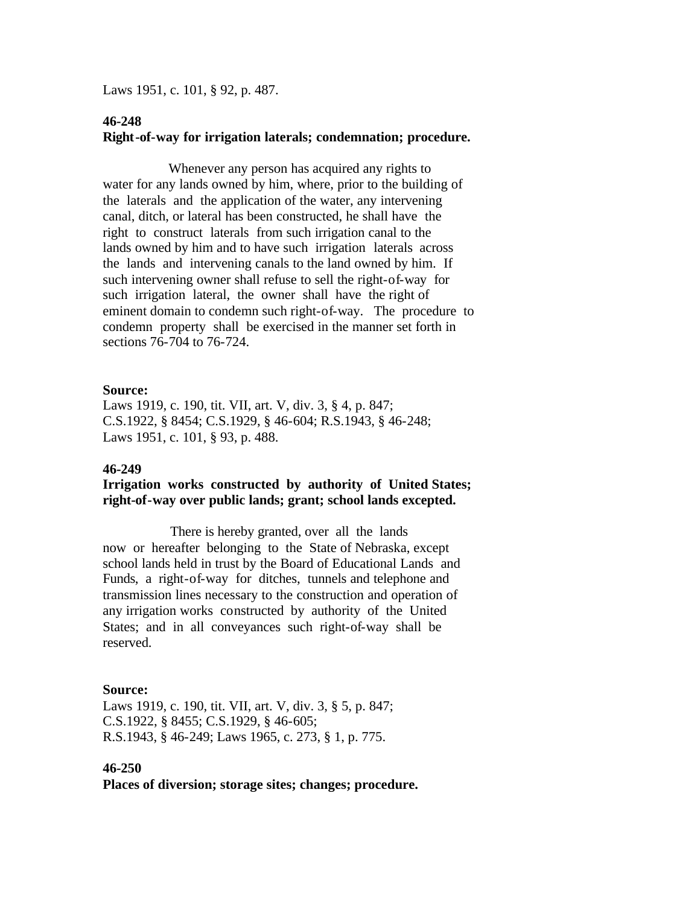Laws 1951, c. 101, § 92, p. 487.

**46-248**
**Right-of-way for irrigation laterals; condemnation; procedure.**

Whenever any person has acquired any rights to water for any lands owned by him, where, prior to the building of the laterals and the application of the water, any intervening canal, ditch, or lateral has been constructed, he shall have the right to construct laterals from such irrigation canal to the lands owned by him and to have such irrigation laterals across the lands and intervening canals to the land owned by him. If such intervening owner shall refuse to sell the right-of-way for such irrigation lateral, the owner shall have the right of eminent domain to condemn such right-of-way. The procedure to condemn property shall be exercised in the manner set forth in sections 76-704 to 76-724.

**Source:**
Laws 1919, c. 190, tit. VII, art. V, div. 3, § 4, p. 847; C.S.1922, § 8454; C.S.1929, § 46-604; R.S.1943, § 46-248; Laws 1951, c. 101, § 93, p. 488.

**46-249**
**Irrigation works constructed by authority of United States; right-of-way over public lands; grant; school lands excepted.**

There is hereby granted, over all the lands now or hereafter belonging to the State of Nebraska, except school lands held in trust by the Board of Educational Lands and Funds, a right-of-way for ditches, tunnels and telephone and transmission lines necessary to the construction and operation of any irrigation works constructed by authority of the United States; and in all conveyances such right-of-way shall be reserved.

**Source:**
Laws 1919, c. 190, tit. VII, art. V, div. 3, § 5, p. 847; C.S.1922, § 8455; C.S.1929, § 46-605; R.S.1943, § 46-249; Laws 1965, c. 273, § 1, p. 775.

**46-250**
**Places of diversion; storage sites; changes; procedure.**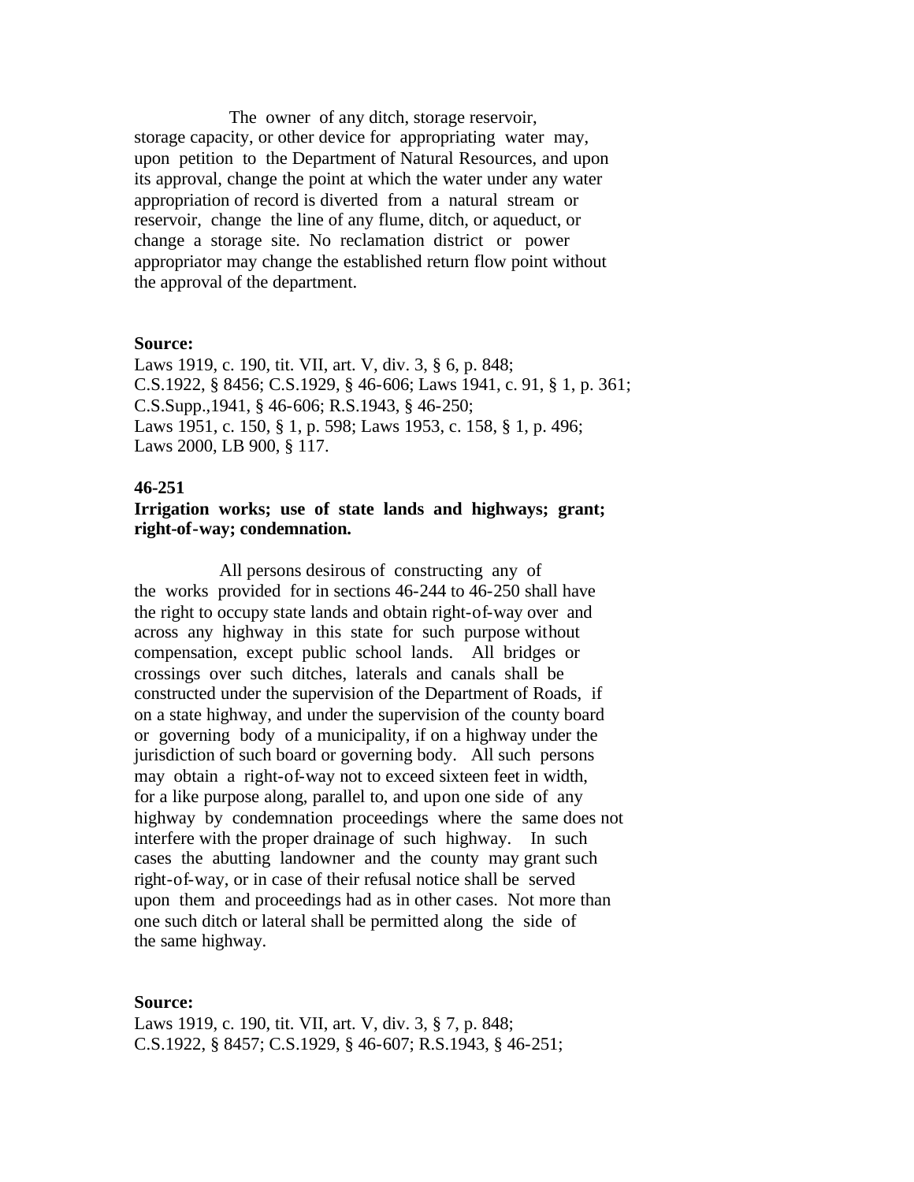The owner of any ditch, storage reservoir, storage capacity, or other device for appropriating water may, upon petition to the Department of Natural Resources, and upon its approval, change the point at which the water under any water appropriation of record is diverted from a natural stream or reservoir, change the line of any flume, ditch, or aqueduct, or change a storage site. No reclamation district or power appropriator may change the established return flow point without the approval of the department.

**Source:**

Laws 1919, c. 190, tit. VII, art. V, div. 3, § 6, p. 848;
C.S.1922, § 8456; C.S.1929, § 46-606; Laws 1941, c. 91, § 1, p. 361;
C.S.Supp.,1941, § 46-606; R.S.1943, § 46-250;
Laws 1951, c. 150, § 1, p. 598; Laws 1953, c. 158, § 1, p. 496;
Laws 2000, LB 900, § 117.

**46-251**

**Irrigation works; use of state lands and highways; grant; right-of-way; condemnation.**

All persons desirous of constructing any of the works provided for in sections 46-244 to 46-250 shall have the right to occupy state lands and obtain right-of-way over and across any highway in this state for such purpose without compensation, except public school lands. All bridges or crossings over such ditches, laterals and canals shall be constructed under the supervision of the Department of Roads, if on a state highway, and under the supervision of the county board or governing body of a municipality, if on a highway under the jurisdiction of such board or governing body. All such persons may obtain a right-of-way not to exceed sixteen feet in width, for a like purpose along, parallel to, and upon one side of any highway by condemnation proceedings where the same does not interfere with the proper drainage of such highway. In such cases the abutting landowner and the county may grant such right-of-way, or in case of their refusal notice shall be served upon them and proceedings had as in other cases. Not more than one such ditch or lateral shall be permitted along the side of the same highway.

**Source:**

Laws 1919, c. 190, tit. VII, art. V, div. 3, § 7, p. 848;
C.S.1922, § 8457; C.S.1929, § 46-607; R.S.1943, § 46-251;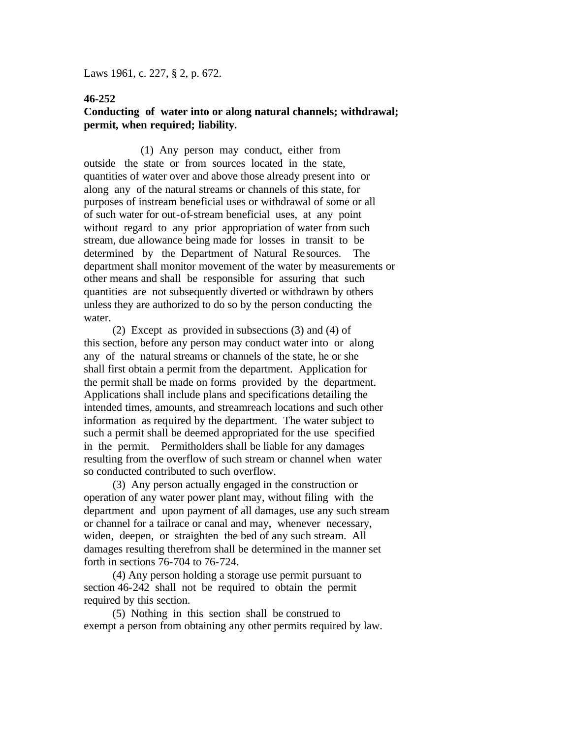Laws 1961, c. 227, § 2, p. 672.

**46-252**
**Conducting of water into or along natural channels; withdrawal; permit, when required; liability.**

(1) Any person may conduct, either from outside the state or from sources located in the state, quantities of water over and above those already present into or along any of the natural streams or channels of this state, for purposes of instream beneficial uses or withdrawal of some or all of such water for out-of-stream beneficial uses, at any point without regard to any prior appropriation of water from such stream, due allowance being made for losses in transit to be determined by the Department of Natural Resources. The department shall monitor movement of the water by measurements or other means and shall be responsible for assuring that such quantities are not subsequently diverted or withdrawn by others unless they are authorized to do so by the person conducting the water.

(2) Except as provided in subsections (3) and (4) of this section, before any person may conduct water into or along any of the natural streams or channels of the state, he or she shall first obtain a permit from the department. Application for the permit shall be made on forms provided by the department. Applications shall include plans and specifications detailing the intended times, amounts, and streamreach locations and such other information as required by the department. The water subject to such a permit shall be deemed appropriated for the use specified in the permit. Permitholders shall be liable for any damages resulting from the overflow of such stream or channel when water so conducted contributed to such overflow.

(3) Any person actually engaged in the construction or operation of any water power plant may, without filing with the department and upon payment of all damages, use any such stream or channel for a tailrace or canal and may, whenever necessary, widen, deepen, or straighten the bed of any such stream. All damages resulting therefrom shall be determined in the manner set forth in sections 76-704 to 76-724.

(4) Any person holding a storage use permit pursuant to section 46-242 shall not be required to obtain the permit required by this section.

(5) Nothing in this section shall be construed to exempt a person from obtaining any other permits required by law.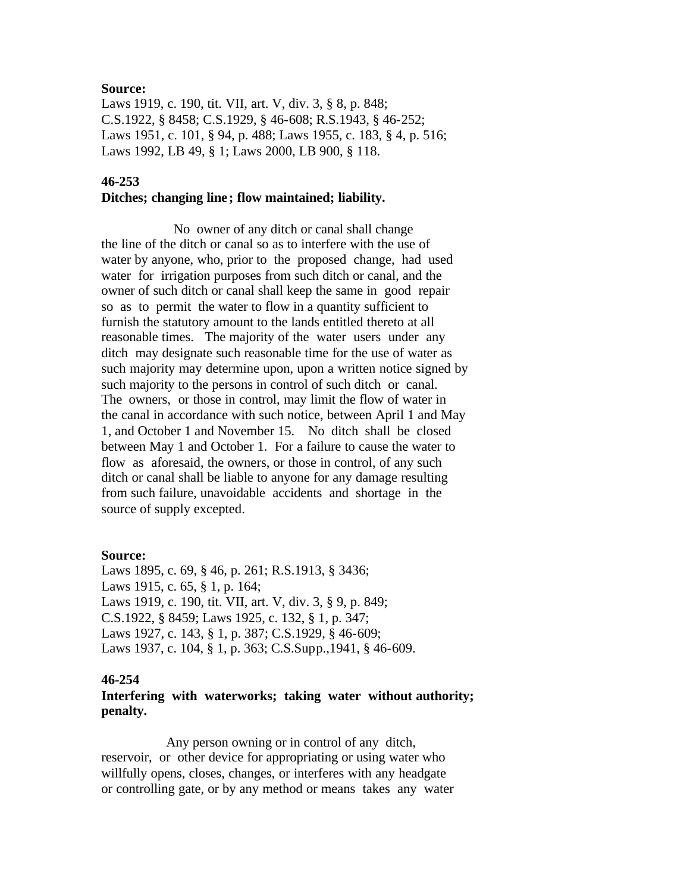**Source:**
Laws 1919, c. 190, tit. VII, art. V, div. 3, § 8, p. 848;
C.S.1922, § 8458; C.S.1929, § 46-608; R.S.1943, § 46-252;
Laws 1951, c. 101, § 94, p. 488; Laws 1955, c. 183, § 4, p. 516;
Laws 1992, LB 49, § 1; Laws 2000, LB 900, § 118.

**46-253**
**Ditches; changing line; flow maintained; liability.**

No owner of any ditch or canal shall change the line of the ditch or canal so as to interfere with the use of water by anyone, who, prior to the proposed change, had used water for irrigation purposes from such ditch or canal, and the owner of such ditch or canal shall keep the same in good repair so as to permit the water to flow in a quantity sufficient to furnish the statutory amount to the lands entitled thereto at all reasonable times. The majority of the water users under any ditch may designate such reasonable time for the use of water as such majority may determine upon, upon a written notice signed by such majority to the persons in control of such ditch or canal. The owners, or those in control, may limit the flow of water in the canal in accordance with such notice, between April 1 and May 1, and October 1 and November 15. No ditch shall be closed between May 1 and October 1. For a failure to cause the water to flow as aforesaid, the owners, or those in control, of any such ditch or canal shall be liable to anyone for any damage resulting from such failure, unavoidable accidents and shortage in the source of supply excepted.

**Source:**
Laws 1895, c. 69, § 46, p. 261; R.S.1913, § 3436;
Laws 1915, c. 65, § 1, p. 164;
Laws 1919, c. 190, tit. VII, art. V, div. 3, § 9, p. 849;
C.S.1922, § 8459; Laws 1925, c. 132, § 1, p. 347;
Laws 1927, c. 143, § 1, p. 387; C.S.1929, § 46-609;
Laws 1937, c. 104, § 1, p. 363; C.S.Supp.,1941, § 46-609.

**46-254**
**Interfering with waterworks; taking water without authority; penalty.**

Any person owning or in control of any ditch, reservoir, or other device for appropriating or using water who willfully opens, closes, changes, or interferes with any headgate or controlling gate, or by any method or means takes any water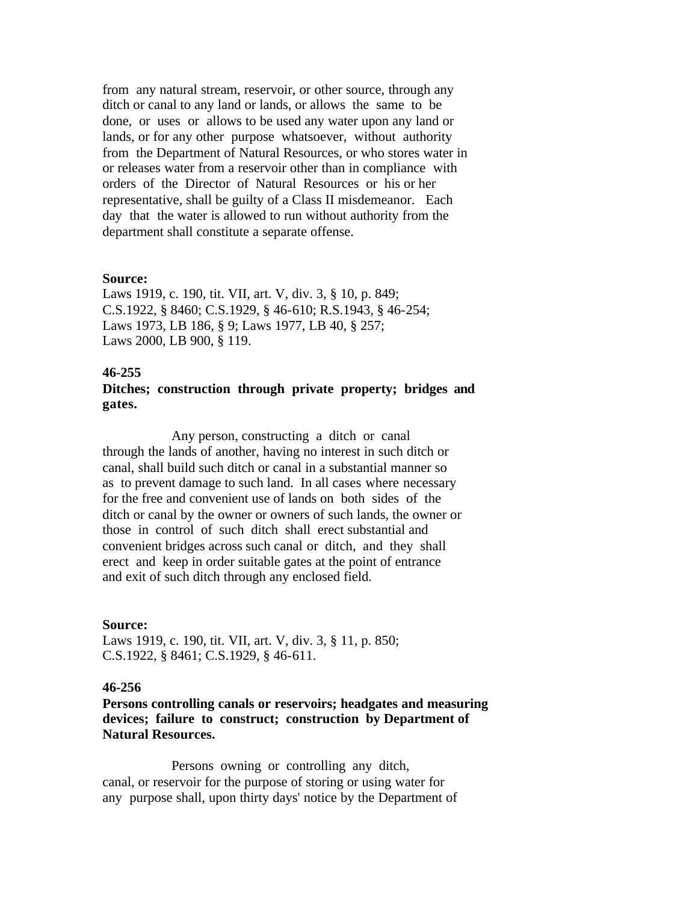from any natural stream, reservoir, or other source, through any ditch or canal to any land or lands, or allows the same to be done, or uses or allows to be used any water upon any land or lands, or for any other purpose whatsoever, without authority from the Department of Natural Resources, or who stores water in or releases water from a reservoir other than in compliance with orders of the Director of Natural Resources or his or her representative, shall be guilty of a Class II misdemeanor. Each day that the water is allowed to run without authority from the department shall constitute a separate offense.

**Source:**
Laws 1919, c. 190, tit. VII, art. V, div. 3, § 10, p. 849; C.S.1922, § 8460; C.S.1929, § 46-610; R.S.1943, § 46-254; Laws 1973, LB 186, § 9; Laws 1977, LB 40, § 257; Laws 2000, LB 900, § 119.

**46-255**
**Ditches; construction through private property; bridges and gates.**

Any person, constructing a ditch or canal through the lands of another, having no interest in such ditch or canal, shall build such ditch or canal in a substantial manner so as to prevent damage to such land. In all cases where necessary for the free and convenient use of lands on both sides of the ditch or canal by the owner or owners of such lands, the owner or those in control of such ditch shall erect substantial and convenient bridges across such canal or ditch, and they shall erect and keep in order suitable gates at the point of entrance and exit of such ditch through any enclosed field.

**Source:**
Laws 1919, c. 190, tit. VII, art. V, div. 3, § 11, p. 850; C.S.1922, § 8461; C.S.1929, § 46-611.

**46-256**
**Persons controlling canals or reservoirs; headgates and measuring devices; failure to construct; construction by Department of Natural Resources.**

Persons owning or controlling any ditch, canal, or reservoir for the purpose of storing or using water for any purpose shall, upon thirty days' notice by the Department of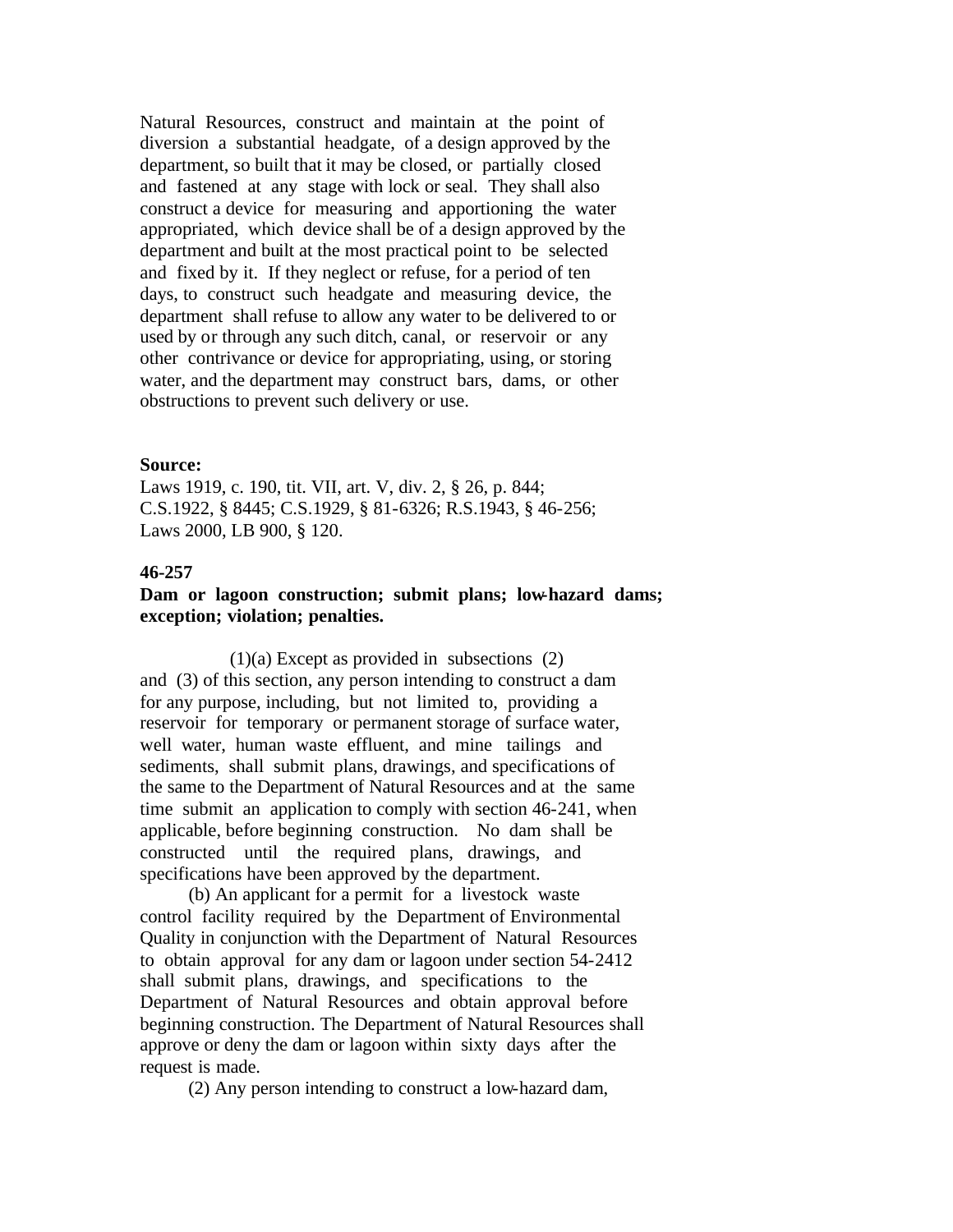Natural Resources, construct and maintain at the point of diversion a substantial headgate, of a design approved by the department, so built that it may be closed, or partially closed and fastened at any stage with lock or seal. They shall also construct a device for measuring and apportioning the water appropriated, which device shall be of a design approved by the department and built at the most practical point to be selected and fixed by it. If they neglect or refuse, for a period of ten days, to construct such headgate and measuring device, the department shall refuse to allow any water to be delivered to or used by or through any such ditch, canal, or reservoir or any other contrivance or device for appropriating, using, or storing water, and the department may construct bars, dams, or other obstructions to prevent such delivery or use.

**Source:**
Laws 1919, c. 190, tit. VII, art. V, div. 2, § 26, p. 844; C.S.1922, § 8445; C.S.1929, § 81-6326; R.S.1943, § 46-256; Laws 2000, LB 900, § 120.

**46-257**

**Dam or lagoon construction; submit plans; low-hazard dams; exception; violation; penalties.**

(1)(a) Except as provided in subsections (2) and (3) of this section, any person intending to construct a dam for any purpose, including, but not limited to, providing a reservoir for temporary or permanent storage of surface water, well water, human waste effluent, and mine tailings and sediments, shall submit plans, drawings, and specifications of the same to the Department of Natural Resources and at the same time submit an application to comply with section 46-241, when applicable, before beginning construction. No dam shall be constructed until the required plans, drawings, and specifications have been approved by the department.

(b) An applicant for a permit for a livestock waste control facility required by the Department of Environmental Quality in conjunction with the Department of Natural Resources to obtain approval for any dam or lagoon under section 54-2412 shall submit plans, drawings, and specifications to the Department of Natural Resources and obtain approval before beginning construction. The Department of Natural Resources shall approve or deny the dam or lagoon within sixty days after the request is made.

(2) Any person intending to construct a low-hazard dam,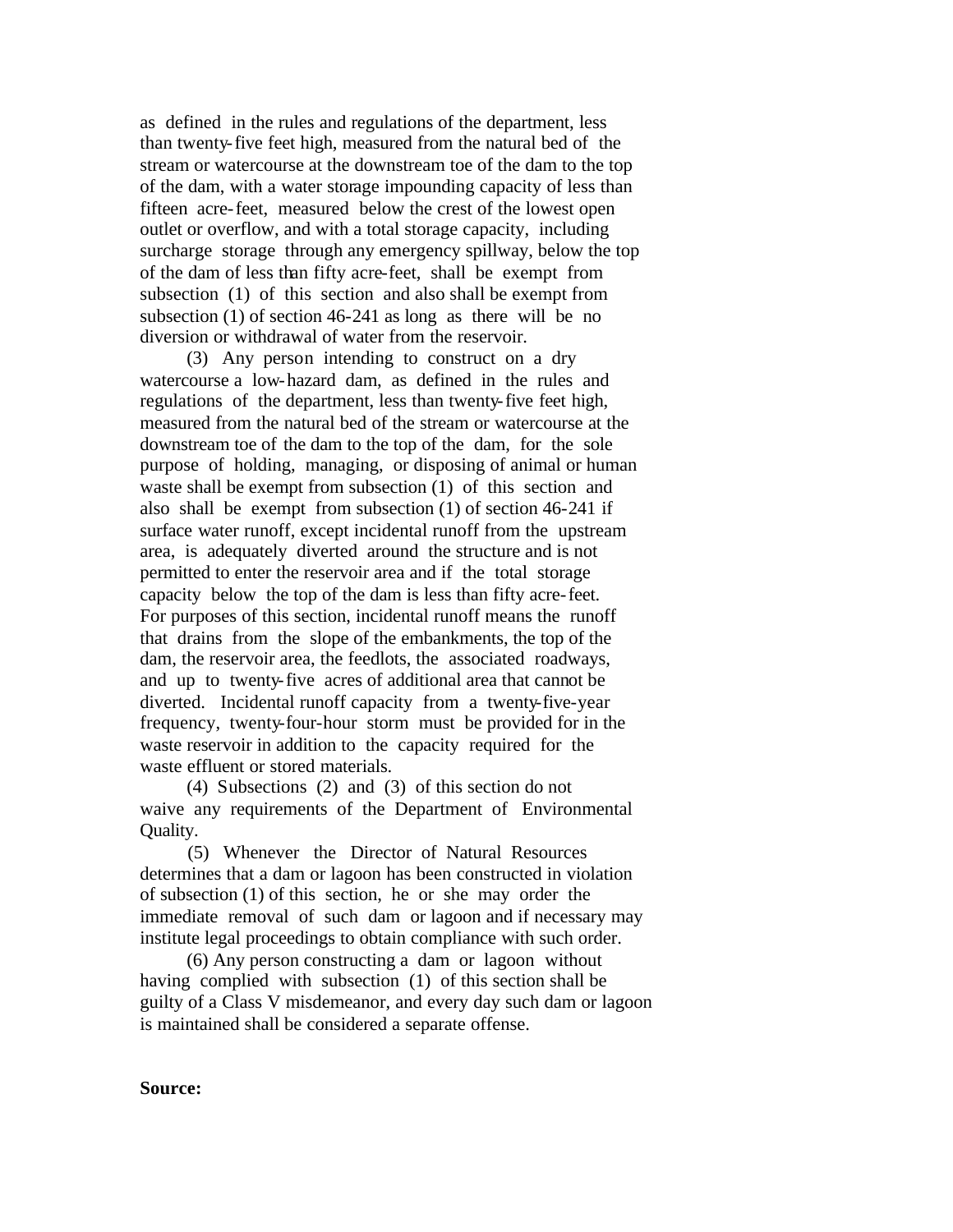as defined in the rules and regulations of the department, less than twenty-five feet high, measured from the natural bed of the stream or watercourse at the downstream toe of the dam to the top of the dam, with a water storage impounding capacity of less than fifteen acre-feet, measured below the crest of the lowest open outlet or overflow, and with a total storage capacity, including surcharge storage through any emergency spillway, below the top of the dam of less than fifty acre-feet, shall be exempt from subsection (1) of this section and also shall be exempt from subsection (1) of section 46-241 as long as there will be no diversion or withdrawal of water from the reservoir.

(3) Any person intending to construct on a dry watercourse a low-hazard dam, as defined in the rules and regulations of the department, less than twenty-five feet high, measured from the natural bed of the stream or watercourse at the downstream toe of the dam to the top of the dam, for the sole purpose of holding, managing, or disposing of animal or human waste shall be exempt from subsection (1) of this section and also shall be exempt from subsection (1) of section 46-241 if surface water runoff, except incidental runoff from the upstream area, is adequately diverted around the structure and is not permitted to enter the reservoir area and if the total storage capacity below the top of the dam is less than fifty acre-feet. For purposes of this section, incidental runoff means the runoff that drains from the slope of the embankments, the top of the dam, the reservoir area, the feedlots, the associated roadways, and up to twenty-five acres of additional area that cannot be diverted. Incidental runoff capacity from a twenty-five-year frequency, twenty-four-hour storm must be provided for in the waste reservoir in addition to the capacity required for the waste effluent or stored materials.

(4) Subsections (2) and (3) of this section do not waive any requirements of the Department of Environmental Quality.

(5) Whenever the Director of Natural Resources determines that a dam or lagoon has been constructed in violation of subsection (1) of this section, he or she may order the immediate removal of such dam or lagoon and if necessary may institute legal proceedings to obtain compliance with such order.

(6) Any person constructing a dam or lagoon without having complied with subsection (1) of this section shall be guilty of a Class V misdemeanor, and every day such dam or lagoon is maintained shall be considered a separate offense.

**Source:**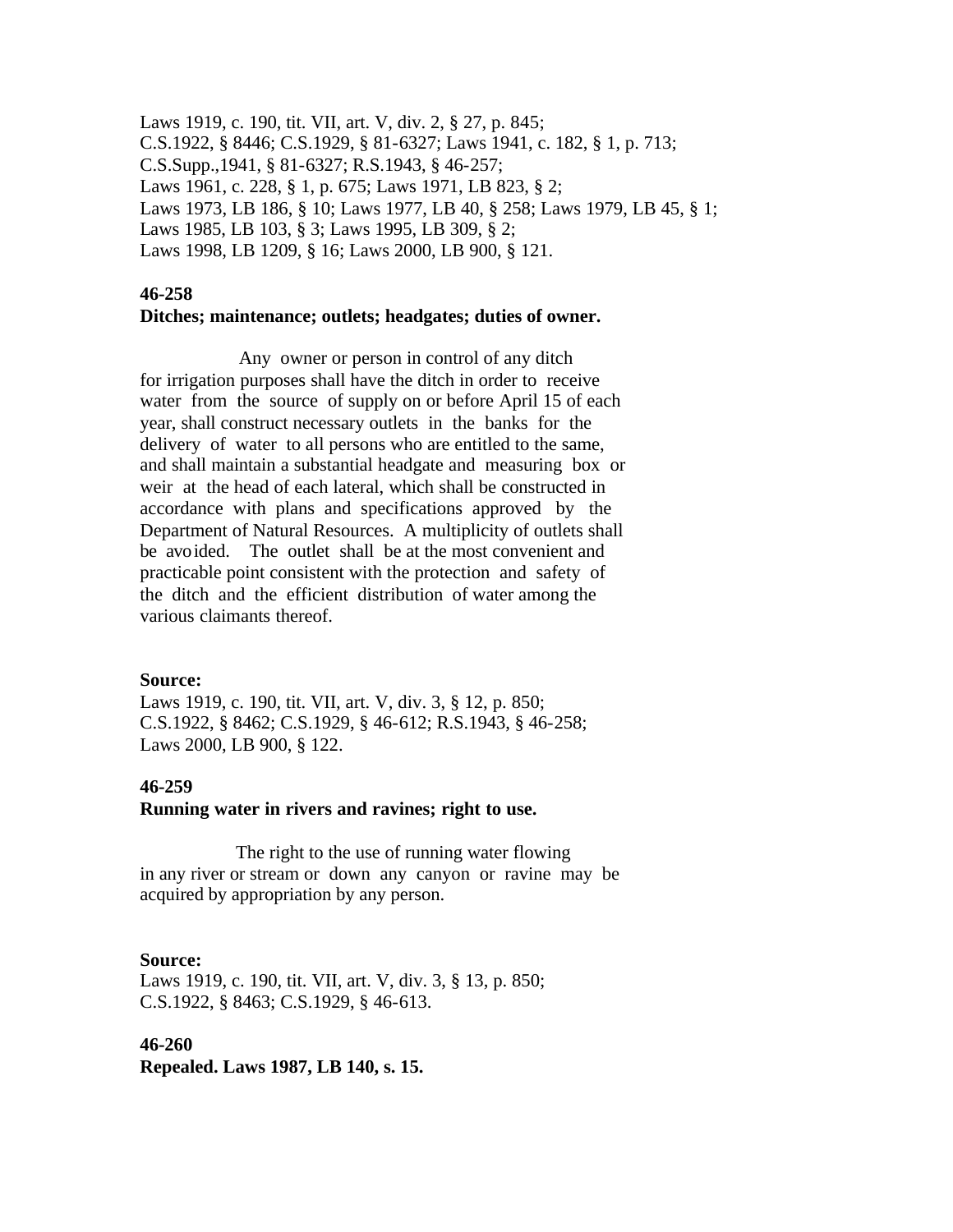Laws 1919, c. 190, tit. VII, art. V, div. 2, § 27, p. 845;
C.S.1922, § 8446; C.S.1929, § 81-6327; Laws 1941, c. 182, § 1, p. 713;
C.S.Supp.,1941, § 81-6327; R.S.1943, § 46-257;
Laws 1961, c. 228, § 1, p. 675; Laws 1971, LB 823, § 2;
Laws 1973, LB 186, § 10; Laws 1977, LB 40, § 258; Laws 1979, LB 45, § 1;
Laws 1985, LB 103, § 3; Laws 1995, LB 309, § 2;
Laws 1998, LB 1209, § 16; Laws 2000, LB 900, § 121.

**46-258**
**Ditches; maintenance; outlets; headgates; duties of owner.**

Any owner or person in control of any ditch for irrigation purposes shall have the ditch in order to receive water from the source of supply on or before April 15 of each year, shall construct necessary outlets in the banks for the delivery of water to all persons who are entitled to the same, and shall maintain a substantial headgate and measuring box or weir at the head of each lateral, which shall be constructed in accordance with plans and specifications approved by the Department of Natural Resources. A multiplicity of outlets shall be avoided. The outlet shall be at the most convenient and practicable point consistent with the protection and safety of the ditch and the efficient distribution of water among the various claimants thereof.

**Source:**
Laws 1919, c. 190, tit. VII, art. V, div. 3, § 12, p. 850;
C.S.1922, § 8462; C.S.1929, § 46-612; R.S.1943, § 46-258;
Laws 2000, LB 900, § 122.

**46-259**
**Running water in rivers and ravines; right to use.**

The right to the use of running water flowing in any river or stream or down any canyon or ravine may be acquired by appropriation by any person.

**Source:**
Laws 1919, c. 190, tit. VII, art. V, div. 3, § 13, p. 850;
C.S.1922, § 8463; C.S.1929, § 46-613.

**46-260**
**Repealed. Laws 1987, LB 140, s. 15.**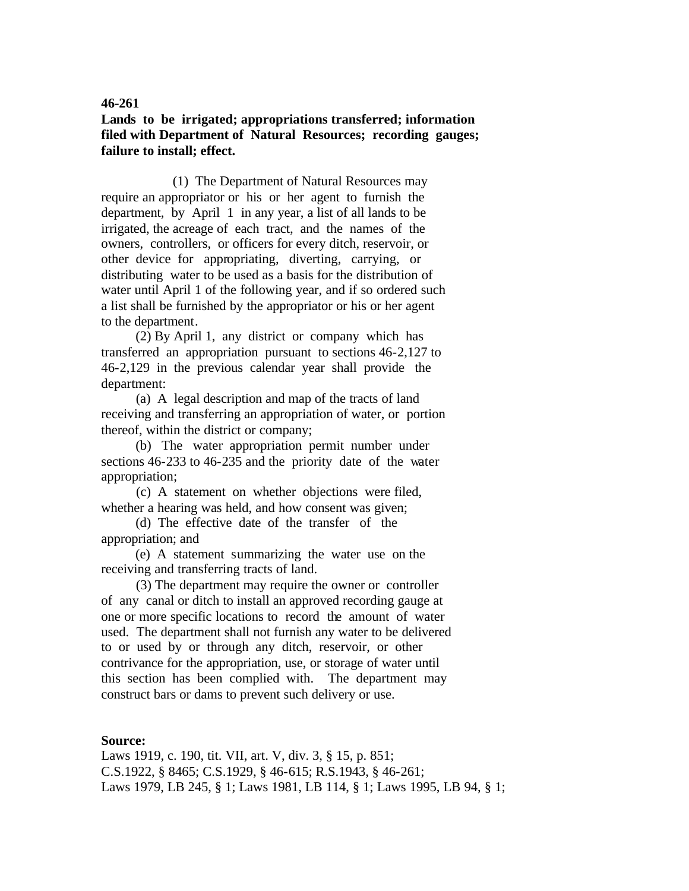**46-261**

**Lands to be irrigated; appropriations transferred; information filed with Department of Natural Resources; recording gauges; failure to install; effect.**

(1) The Department of Natural Resources may require an appropriator or his or her agent to furnish the department, by April 1 in any year, a list of all lands to be irrigated, the acreage of each tract, and the names of the owners, controllers, or officers for every ditch, reservoir, or other device for appropriating, diverting, carrying, or distributing water to be used as a basis for the distribution of water until April 1 of the following year, and if so ordered such a list shall be furnished by the appropriator or his or her agent to the department.

(2) By April 1, any district or company which has transferred an appropriation pursuant to sections 46-2,127 to 46-2,129 in the previous calendar year shall provide the department:

(a) A legal description and map of the tracts of land receiving and transferring an appropriation of water, or portion thereof, within the district or company;

(b) The water appropriation permit number under sections 46-233 to 46-235 and the priority date of the water appropriation;

(c) A statement on whether objections were filed, whether a hearing was held, and how consent was given;

(d) The effective date of the transfer of the appropriation; and

(e) A statement summarizing the water use on the receiving and transferring tracts of land.

(3) The department may require the owner or controller of any canal or ditch to install an approved recording gauge at one or more specific locations to record the amount of water used. The department shall not furnish any water to be delivered to or used by or through any ditch, reservoir, or other contrivance for the appropriation, use, or storage of water until this section has been complied with. The department may construct bars or dams to prevent such delivery or use.

**Source:**
Laws 1919, c. 190, tit. VII, art. V, div. 3, § 15, p. 851; C.S.1922, § 8465; C.S.1929, § 46-615; R.S.1943, § 46-261; Laws 1979, LB 245, § 1; Laws 1981, LB 114, § 1; Laws 1995, LB 94, § 1;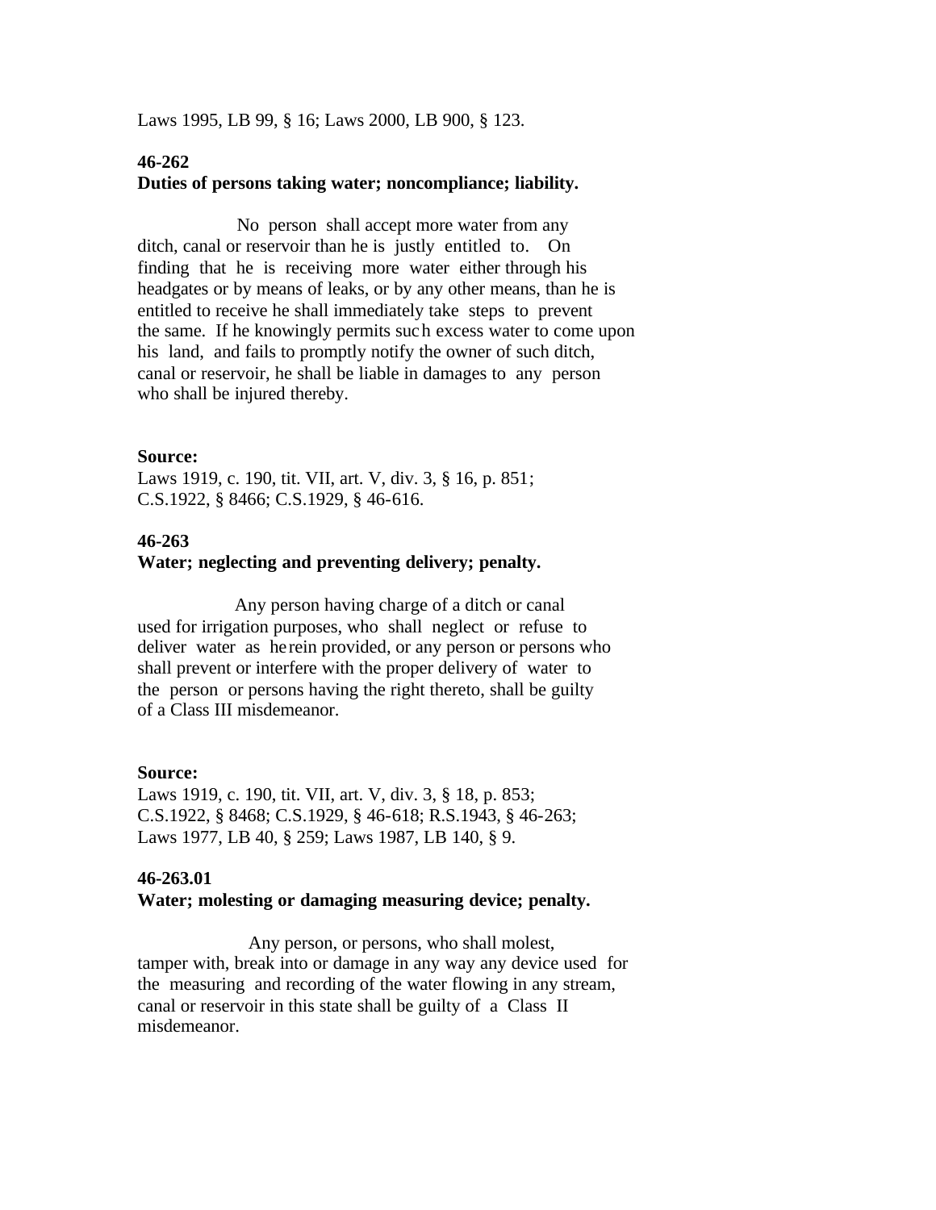Laws 1995, LB 99, § 16; Laws 2000, LB 900, § 123.

**46-262**
**Duties of persons taking water; noncompliance; liability.**

No person shall accept more water from any ditch, canal or reservoir than he is justly entitled to. On finding that he is receiving more water either through his headgates or by means of leaks, or by any other means, than he is entitled to receive he shall immediately take steps to prevent the same. If he knowingly permits such excess water to come upon his land, and fails to promptly notify the owner of such ditch, canal or reservoir, he shall be liable in damages to any person who shall be injured thereby.

**Source:**
Laws 1919, c. 190, tit. VII, art. V, div. 3, § 16, p. 851; C.S.1922, § 8466; C.S.1929, § 46-616.

**46-263**
**Water; neglecting and preventing delivery; penalty.**

Any person having charge of a ditch or canal used for irrigation purposes, who shall neglect or refuse to deliver water as herein provided, or any person or persons who shall prevent or interfere with the proper delivery of water to the person or persons having the right thereto, shall be guilty of a Class III misdemeanor.

**Source:**
Laws 1919, c. 190, tit. VII, art. V, div. 3, § 18, p. 853; C.S.1922, § 8468; C.S.1929, § 46-618; R.S.1943, § 46-263; Laws 1977, LB 40, § 259; Laws 1987, LB 140, § 9.

**46-263.01**
**Water; molesting or damaging measuring device; penalty.**

Any person, or persons, who shall molest, tamper with, break into or damage in any way any device used for the measuring and recording of the water flowing in any stream, canal or reservoir in this state shall be guilty of a Class II misdemeanor.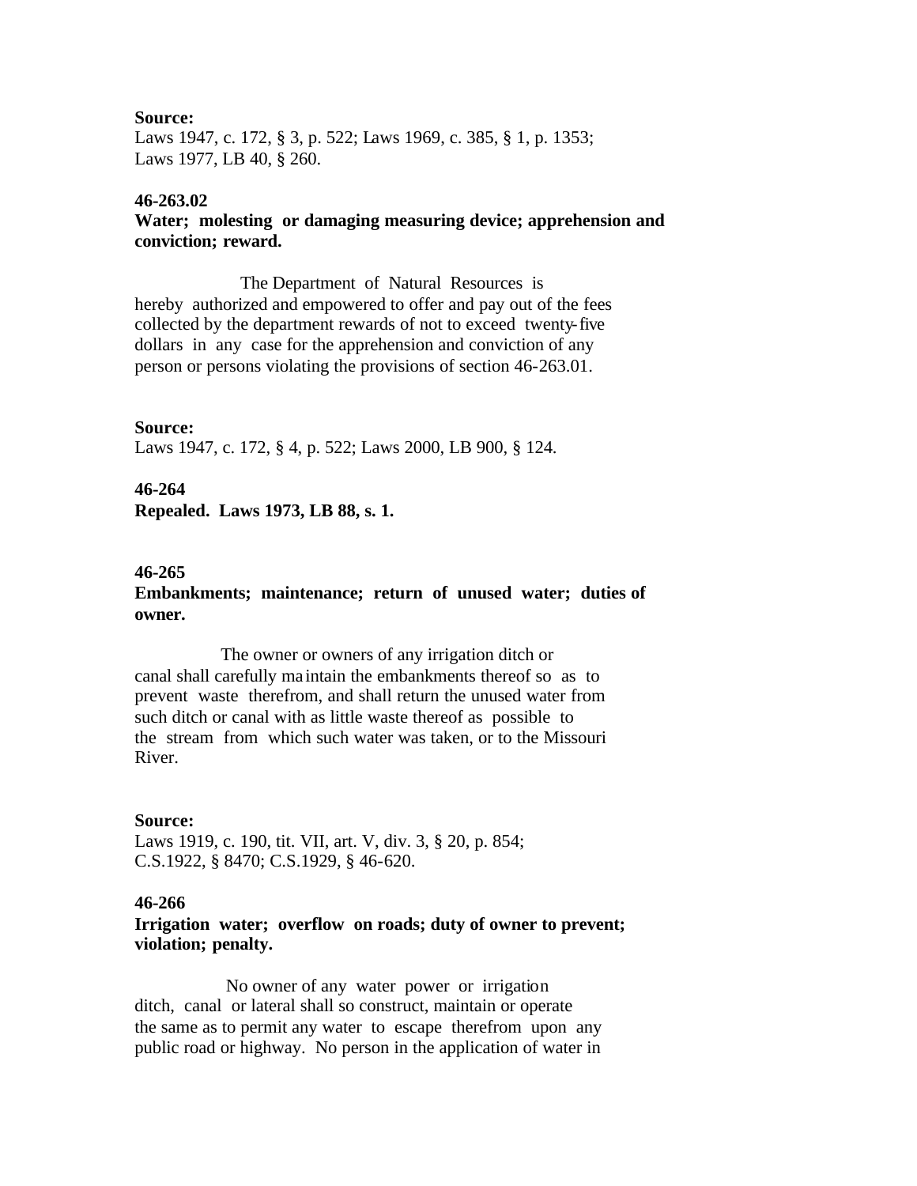**Source:**
Laws 1947, c. 172, § 3, p. 522; Laws 1969, c. 385, § 1, p. 1353;
Laws 1977, LB 40, § 260.

**46-263.02**
**Water; molesting or damaging measuring device; apprehension and conviction; reward.**

The Department of Natural Resources is hereby authorized and empowered to offer and pay out of the fees collected by the department rewards of not to exceed twenty-five dollars in any case for the apprehension and conviction of any person or persons violating the provisions of section 46-263.01.

**Source:**
Laws 1947, c. 172, § 4, p. 522; Laws 2000, LB 900, § 124.

**46-264**
**Repealed. Laws 1973, LB 88, s. 1.**

**46-265**
**Embankments; maintenance; return of unused water; duties of owner.**

The owner or owners of any irrigation ditch or canal shall carefully maintain the embankments thereof so as to prevent waste therefrom, and shall return the unused water from such ditch or canal with as little waste thereof as possible to the stream from which such water was taken, or to the Missouri River.

**Source:**
Laws 1919, c. 190, tit. VII, art. V, div. 3, § 20, p. 854;
C.S.1922, § 8470; C.S.1929, § 46-620.

**46-266**
**Irrigation water; overflow on roads; duty of owner to prevent; violation; penalty.**

No owner of any water power or irrigation ditch, canal or lateral shall so construct, maintain or operate the same as to permit any water to escape therefrom upon any public road or highway. No person in the application of water in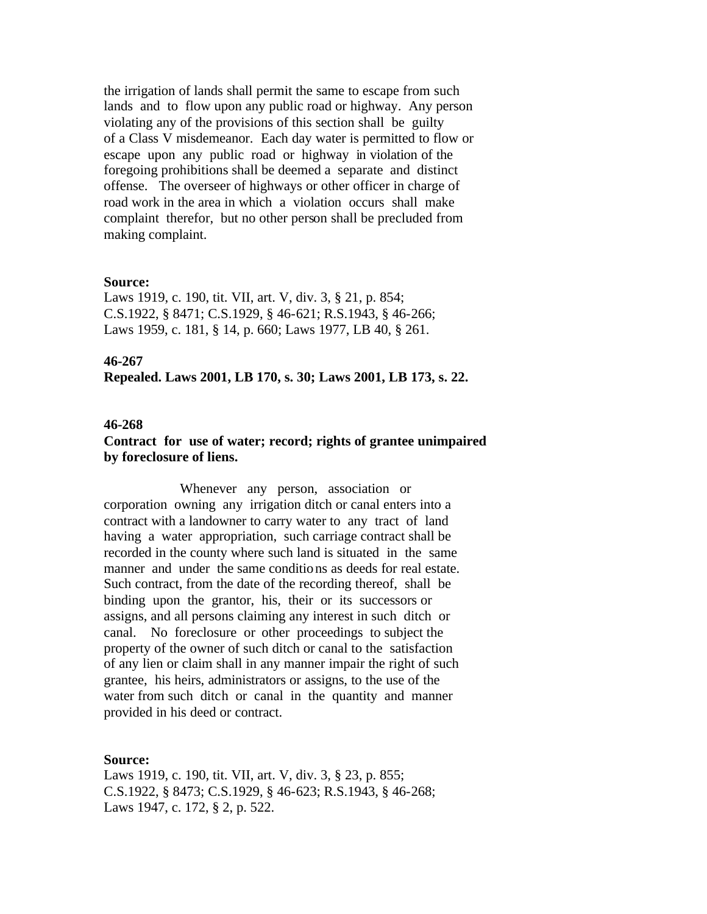the irrigation of lands shall permit the same to escape from such lands and to flow upon any public road or highway. Any person violating any of the provisions of this section shall be guilty of a Class V misdemeanor. Each day water is permitted to flow or escape upon any public road or highway in violation of the foregoing prohibitions shall be deemed a separate and distinct offense. The overseer of highways or other officer in charge of road work in the area in which a violation occurs shall make complaint therefor, but no other person shall be precluded from making complaint.

**Source:**
Laws 1919, c. 190, tit. VII, art. V, div. 3, § 21, p. 854; C.S.1922, § 8471; C.S.1929, § 46-621; R.S.1943, § 46-266; Laws 1959, c. 181, § 14, p. 660; Laws 1977, LB 40, § 261.

**46-267**
**Repealed. Laws 2001, LB 170, s. 30; Laws 2001, LB 173, s. 22.**

**46-268**
**Contract for use of water; record; rights of grantee unimpaired by foreclosure of liens.**

Whenever any person, association or corporation owning any irrigation ditch or canal enters into a contract with a landowner to carry water to any tract of land having a water appropriation, such carriage contract shall be recorded in the county where such land is situated in the same manner and under the same conditions as deeds for real estate. Such contract, from the date of the recording thereof, shall be binding upon the grantor, his, their or its successors or assigns, and all persons claiming any interest in such ditch or canal. No foreclosure or other proceedings to subject the property of the owner of such ditch or canal to the satisfaction of any lien or claim shall in any manner impair the right of such grantee, his heirs, administrators or assigns, to the use of the water from such ditch or canal in the quantity and manner provided in his deed or contract.

**Source:**
Laws 1919, c. 190, tit. VII, art. V, div. 3, § 23, p. 855; C.S.1922, § 8473; C.S.1929, § 46-623; R.S.1943, § 46-268; Laws 1947, c. 172, § 2, p. 522.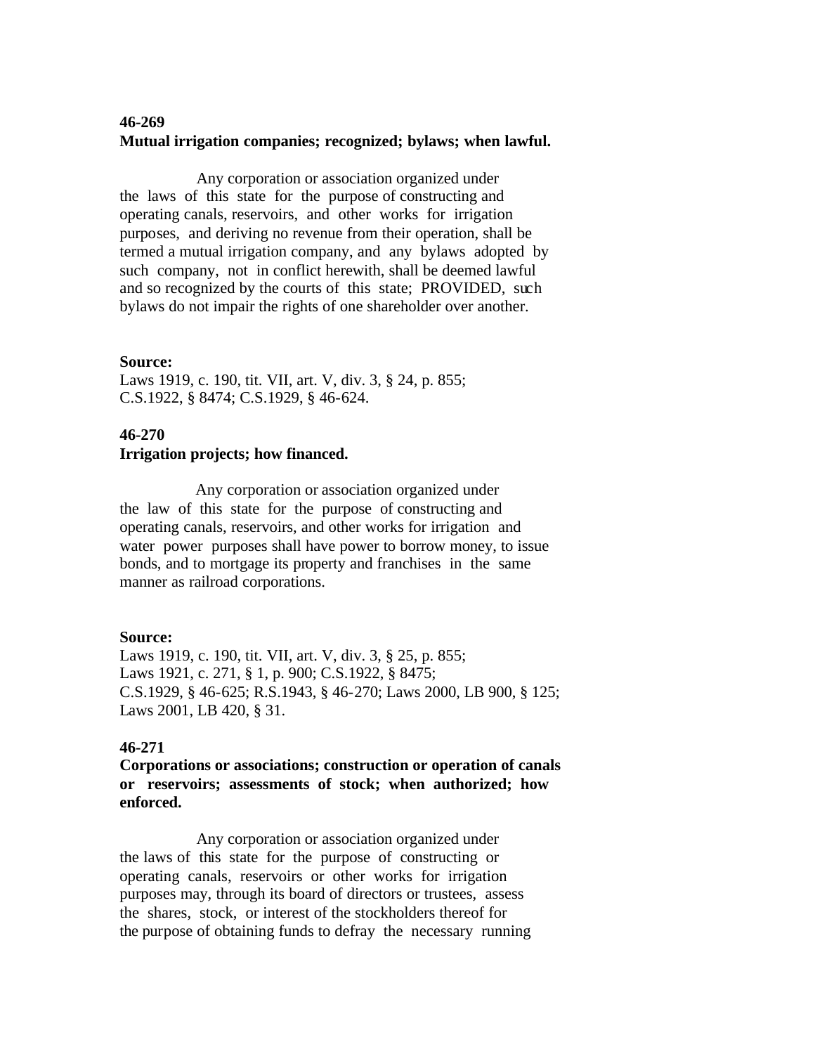**46-269**
**Mutual irrigation companies; recognized; bylaws; when lawful.**

Any corporation or association organized under the laws of this state for the purpose of constructing and operating canals, reservoirs, and other works for irrigation purposes, and deriving no revenue from their operation, shall be termed a mutual irrigation company, and any bylaws adopted by such company, not in conflict herewith, shall be deemed lawful and so recognized by the courts of this state; PROVIDED, such bylaws do not impair the rights of one shareholder over another.

**Source:**
Laws 1919, c. 190, tit. VII, art. V, div. 3, § 24, p. 855; C.S.1922, § 8474; C.S.1929, § 46-624.

**46-270**
**Irrigation projects; how financed.**

Any corporation or association organized under the law of this state for the purpose of constructing and operating canals, reservoirs, and other works for irrigation and water power purposes shall have power to borrow money, to issue bonds, and to mortgage its property and franchises in the same manner as railroad corporations.

**Source:**
Laws 1919, c. 190, tit. VII, art. V, div. 3, § 25, p. 855; Laws 1921, c. 271, § 1, p. 900; C.S.1922, § 8475; C.S.1929, § 46-625; R.S.1943, § 46-270; Laws 2000, LB 900, § 125; Laws 2001, LB 420, § 31.

**46-271**
**Corporations or associations; construction or operation of canals or reservoirs; assessments of stock; when authorized; how enforced.**

Any corporation or association organized under the laws of this state for the purpose of constructing or operating canals, reservoirs or other works for irrigation purposes may, through its board of directors or trustees, assess the shares, stock, or interest of the stockholders thereof for the purpose of obtaining funds to defray the necessary running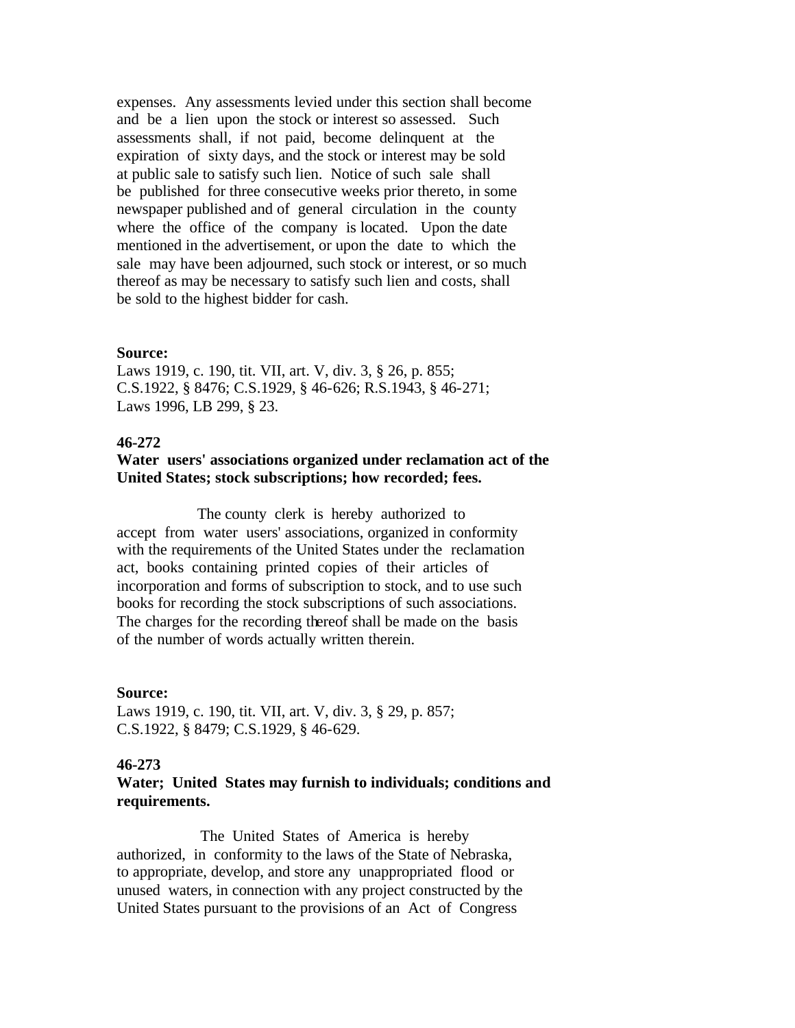expenses. Any assessments levied under this section shall become and be a lien upon the stock or interest so assessed. Such assessments shall, if not paid, become delinquent at the expiration of sixty days, and the stock or interest may be sold at public sale to satisfy such lien. Notice of such sale shall be published for three consecutive weeks prior thereto, in some newspaper published and of general circulation in the county where the office of the company is located. Upon the date mentioned in the advertisement, or upon the date to which the sale may have been adjourned, such stock or interest, or so much thereof as may be necessary to satisfy such lien and costs, shall be sold to the highest bidder for cash.

**Source:**
Laws 1919, c. 190, tit. VII, art. V, div. 3, § 26, p. 855; C.S.1922, § 8476; C.S.1929, § 46-626; R.S.1943, § 46-271; Laws 1996, LB 299, § 23.

**46-272**
**Water users' associations organized under reclamation act of the United States; stock subscriptions; how recorded; fees.**

The county clerk is hereby authorized to accept from water users' associations, organized in conformity with the requirements of the United States under the reclamation act, books containing printed copies of their articles of incorporation and forms of subscription to stock, and to use such books for recording the stock subscriptions of such associations. The charges for the recording thereof shall be made on the basis of the number of words actually written therein.

**Source:**
Laws 1919, c. 190, tit. VII, art. V, div. 3, § 29, p. 857; C.S.1922, § 8479; C.S.1929, § 46-629.

**46-273**
**Water; United States may furnish to individuals; conditions and requirements.**

The United States of America is hereby authorized, in conformity to the laws of the State of Nebraska, to appropriate, develop, and store any unappropriated flood or unused waters, in connection with any project constructed by the United States pursuant to the provisions of an Act of Congress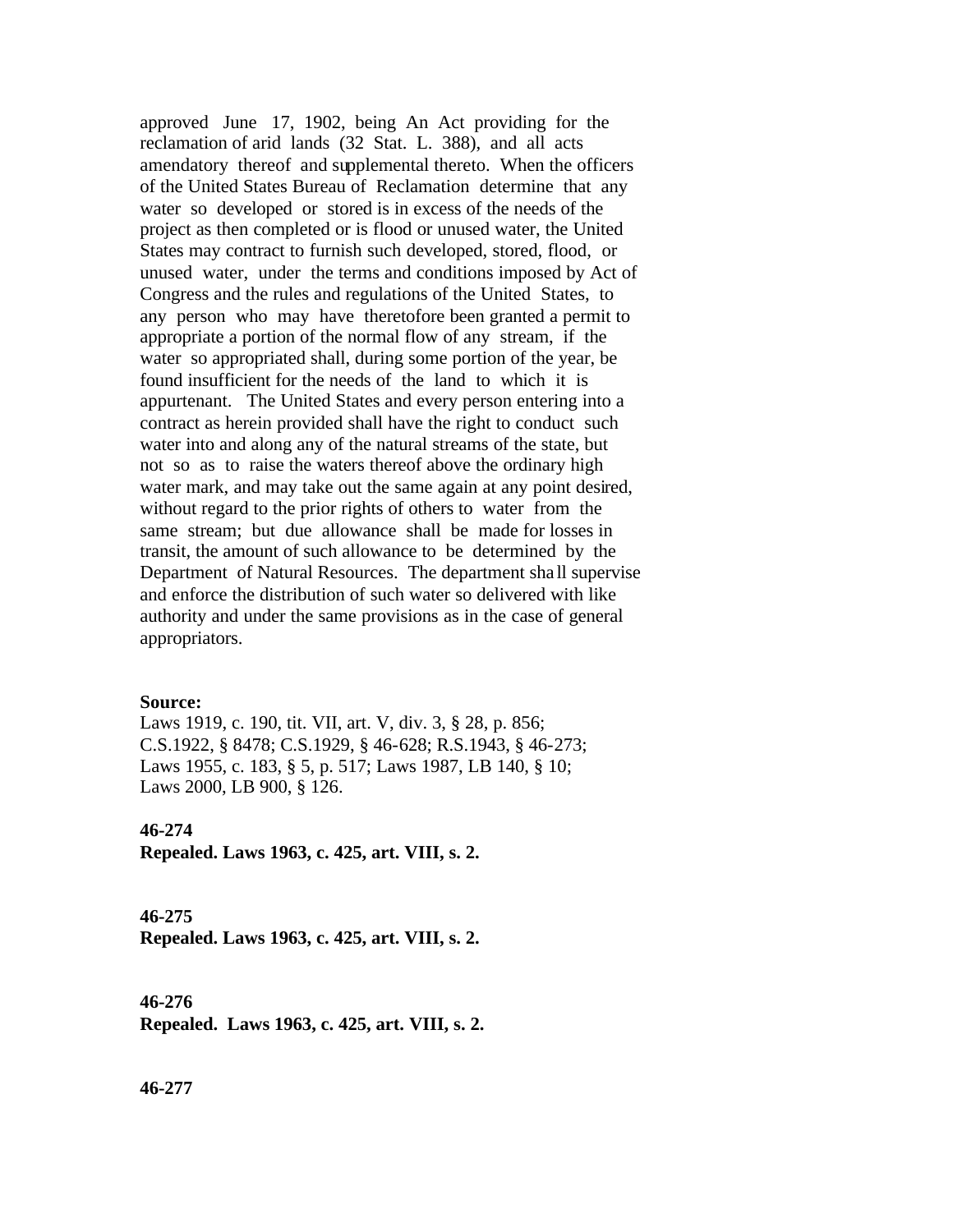approved June 17, 1902, being An Act providing for the reclamation of arid lands (32 Stat. L. 388), and all acts amendatory thereof and supplemental thereto. When the officers of the United States Bureau of Reclamation determine that any water so developed or stored is in excess of the needs of the project as then completed or is flood or unused water, the United States may contract to furnish such developed, stored, flood, or unused water, under the terms and conditions imposed by Act of Congress and the rules and regulations of the United States, to any person who may have theretofore been granted a permit to appropriate a portion of the normal flow of any stream, if the water so appropriated shall, during some portion of the year, be found insufficient for the needs of the land to which it is appurtenant. The United States and every person entering into a contract as herein provided shall have the right to conduct such water into and along any of the natural streams of the state, but not so as to raise the waters thereof above the ordinary high water mark, and may take out the same again at any point desired, without regard to the prior rights of others to water from the same stream; but due allowance shall be made for losses in transit, the amount of such allowance to be determined by the Department of Natural Resources. The department shall supervise and enforce the distribution of such water so delivered with like authority and under the same provisions as in the case of general appropriators.

**Source:**
Laws 1919, c. 190, tit. VII, art. V, div. 3, § 28, p. 856; C.S.1922, § 8478; C.S.1929, § 46-628; R.S.1943, § 46-273; Laws 1955, c. 183, § 5, p. 517; Laws 1987, LB 140, § 10; Laws 2000, LB 900, § 126.

**46-274**
**Repealed. Laws 1963, c. 425, art. VIII, s. 2.**

**46-275**
**Repealed. Laws 1963, c. 425, art. VIII, s. 2.**

**46-276**
**Repealed. Laws 1963, c. 425, art. VIII, s. 2.**

**46-277**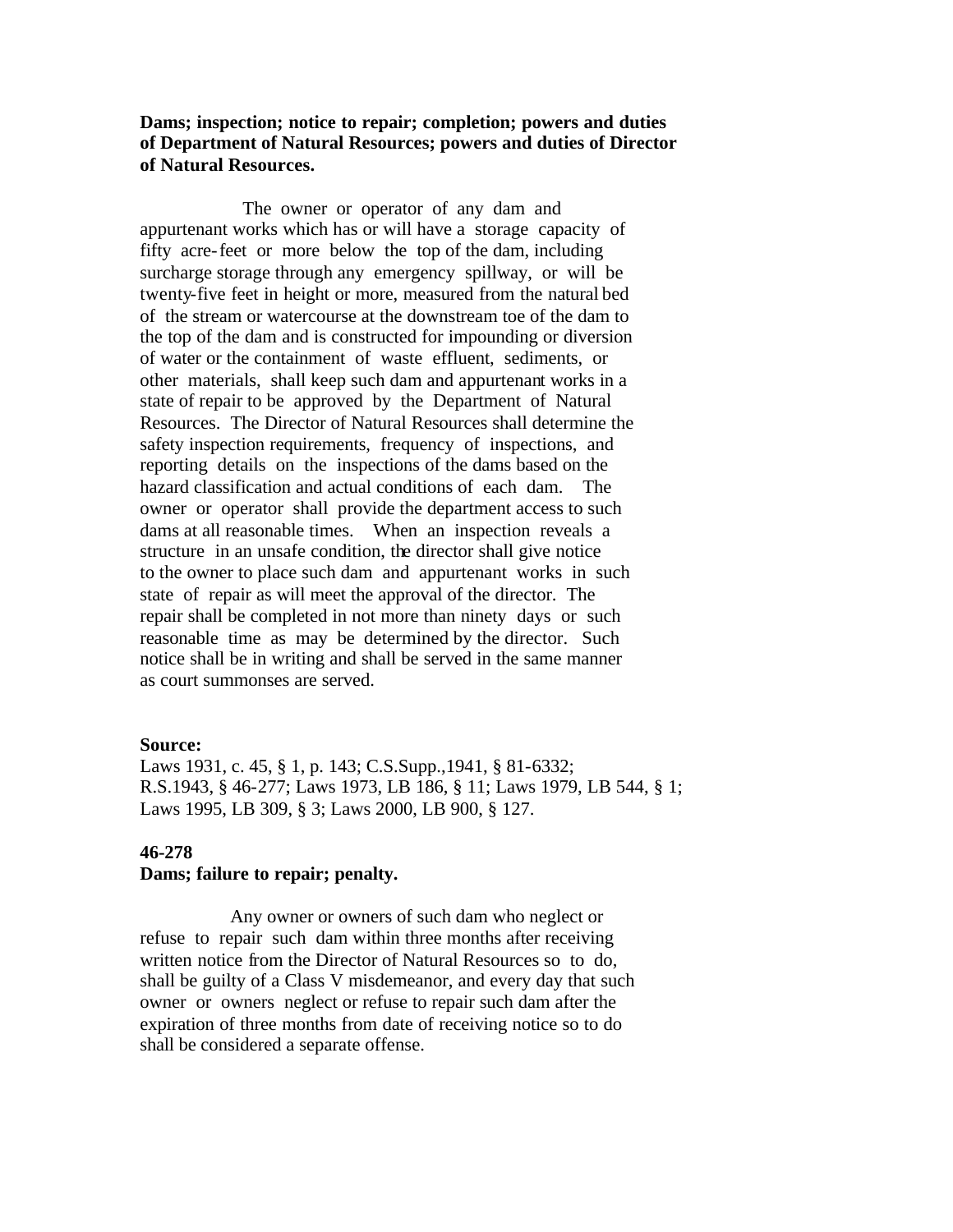**Dams; inspection; notice to repair; completion; powers and duties of Department of Natural Resources; powers and duties of Director of Natural Resources.**

The owner or operator of any dam and appurtenant works which has or will have a storage capacity of fifty acre-feet or more below the top of the dam, including surcharge storage through any emergency spillway, or will be twenty-five feet in height or more, measured from the natural bed of the stream or watercourse at the downstream toe of the dam to the top of the dam and is constructed for impounding or diversion of water or the containment of waste effluent, sediments, or other materials, shall keep such dam and appurtenant works in a state of repair to be approved by the Department of Natural Resources. The Director of Natural Resources shall determine the safety inspection requirements, frequency of inspections, and reporting details on the inspections of the dams based on the hazard classification and actual conditions of each dam. The owner or operator shall provide the department access to such dams at all reasonable times. When an inspection reveals a structure in an unsafe condition, the director shall give notice to the owner to place such dam and appurtenant works in such state of repair as will meet the approval of the director. The repair shall be completed in not more than ninety days or such reasonable time as may be determined by the director. Such notice shall be in writing and shall be served in the same manner as court summonses are served.

**Source:**
Laws 1931, c. 45, § 1, p. 143; C.S.Supp.,1941, § 81-6332; R.S.1943, § 46-277; Laws 1973, LB 186, § 11; Laws 1979, LB 544, § 1; Laws 1995, LB 309, § 3; Laws 2000, LB 900, § 127.

**46-278**
**Dams; failure to repair; penalty.**

Any owner or owners of such dam who neglect or refuse to repair such dam within three months after receiving written notice from the Director of Natural Resources so to do, shall be guilty of a Class V misdemeanor, and every day that such owner or owners neglect or refuse to repair such dam after the expiration of three months from date of receiving notice so to do shall be considered a separate offense.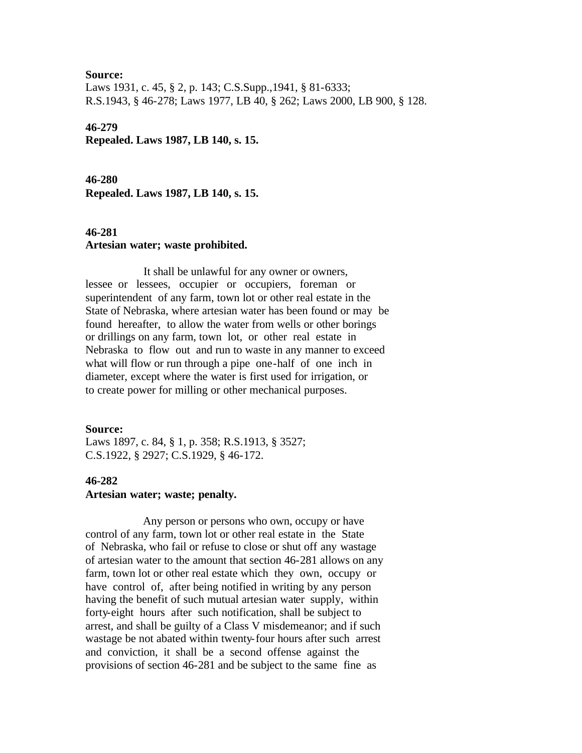**Source:**
Laws 1931, c. 45, § 2, p. 143; C.S.Supp.,1941, § 81-6333; R.S.1943, § 46-278; Laws 1977, LB 40, § 262; Laws 2000, LB 900, § 128.

**46-279**
**Repealed. Laws 1987, LB 140, s. 15.**

**46-280**
**Repealed. Laws 1987, LB 140, s. 15.**

**46-281**
**Artesian water; waste prohibited.**

It shall be unlawful for any owner or owners, lessee or lessees, occupier or occupiers, foreman or superintendent of any farm, town lot or other real estate in the State of Nebraska, where artesian water has been found or may be found hereafter, to allow the water from wells or other borings or drillings on any farm, town lot, or other real estate in Nebraska to flow out and run to waste in any manner to exceed what will flow or run through a pipe one-half of one inch in diameter, except where the water is first used for irrigation, or to create power for milling or other mechanical purposes.

**Source:**
Laws 1897, c. 84, § 1, p. 358; R.S.1913, § 3527; C.S.1922, § 2927; C.S.1929, § 46-172.

**46-282**
**Artesian water; waste; penalty.**

Any person or persons who own, occupy or have control of any farm, town lot or other real estate in the State of Nebraska, who fail or refuse to close or shut off any wastage of artesian water to the amount that section 46-281 allows on any farm, town lot or other real estate which they own, occupy or have control of, after being notified in writing by any person having the benefit of such mutual artesian water supply, within forty-eight hours after such notification, shall be subject to arrest, and shall be guilty of a Class V misdemeanor; and if such wastage be not abated within twenty-four hours after such arrest and conviction, it shall be a second offense against the provisions of section 46-281 and be subject to the same fine as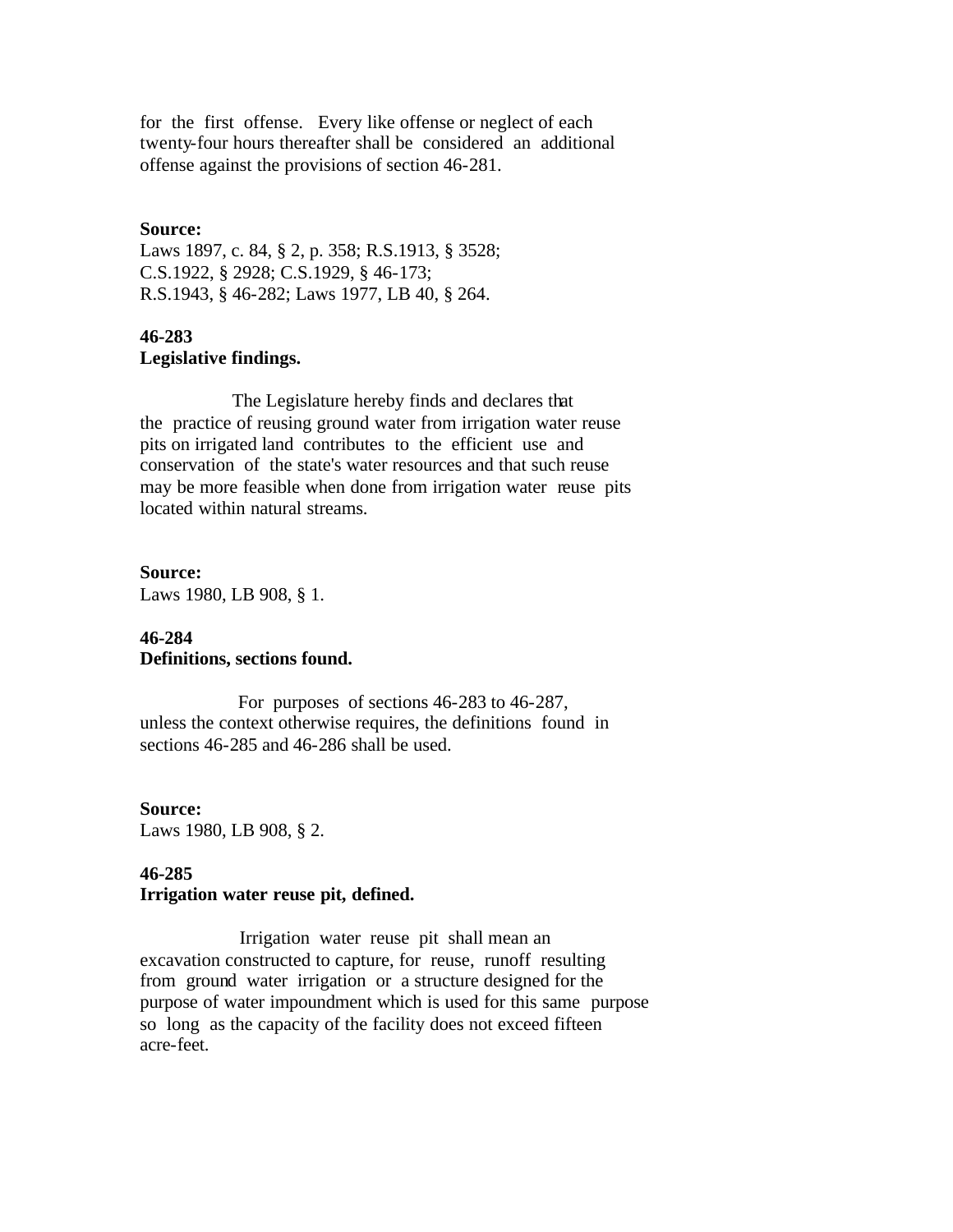for the first offense. Every like offense or neglect of each twenty-four hours thereafter shall be considered an additional offense against the provisions of section 46-281.

**Source:**
Laws 1897, c. 84, § 2, p. 358; R.S.1913, § 3528; C.S.1922, § 2928; C.S.1929, § 46-173; R.S.1943, § 46-282; Laws 1977, LB 40, § 264.

**46-283**
**Legislative findings.**

The Legislature hereby finds and declares that the practice of reusing ground water from irrigation water reuse pits on irrigated land contributes to the efficient use and conservation of the state's water resources and that such reuse may be more feasible when done from irrigation water reuse pits located within natural streams.

**Source:**
Laws 1980, LB 908, § 1.

**46-284**
**Definitions, sections found.**

For purposes of sections 46-283 to 46-287, unless the context otherwise requires, the definitions found in sections 46-285 and 46-286 shall be used.

**Source:**
Laws 1980, LB 908, § 2.

**46-285**
**Irrigation water reuse pit, defined.**

Irrigation water reuse pit shall mean an excavation constructed to capture, for reuse, runoff resulting from ground water irrigation or a structure designed for the purpose of water impoundment which is used for this same purpose so long as the capacity of the facility does not exceed fifteen acre-feet.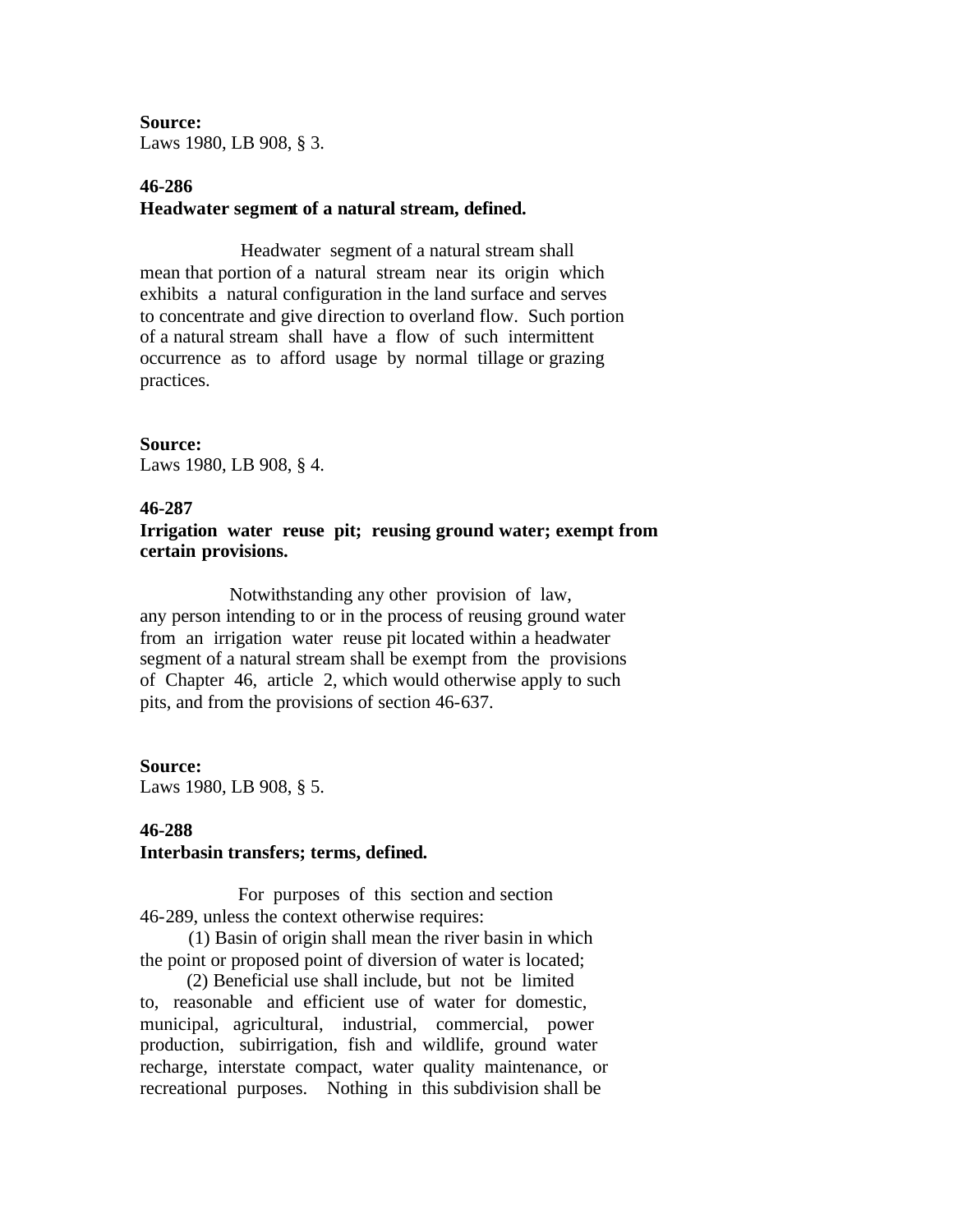**Source:**
Laws 1980, LB 908, § 3.

**46-286**
**Headwater segment of a natural stream, defined.**

Headwater segment of a natural stream shall mean that portion of a natural stream near its origin which exhibits a natural configuration in the land surface and serves to concentrate and give direction to overland flow. Such portion of a natural stream shall have a flow of such intermittent occurrence as to afford usage by normal tillage or grazing practices.

**Source:**
Laws 1980, LB 908, § 4.

**46-287**
**Irrigation water reuse pit; reusing ground water; exempt from certain provisions.**

Notwithstanding any other provision of law, any person intending to or in the process of reusing ground water from an irrigation water reuse pit located within a headwater segment of a natural stream shall be exempt from the provisions of Chapter 46, article 2, which would otherwise apply to such pits, and from the provisions of section 46-637.

**Source:**
Laws 1980, LB 908, § 5.

**46-288**
**Interbasin transfers; terms, defined.**

For purposes of this section and section 46-289, unless the context otherwise requires:

(1) Basin of origin shall mean the river basin in which the point or proposed point of diversion of water is located;

(2) Beneficial use shall include, but not be limited to, reasonable and efficient use of water for domestic, municipal, agricultural, industrial, commercial, power production, subirrigation, fish and wildlife, ground water recharge, interstate compact, water quality maintenance, or recreational purposes. Nothing in this subdivision shall be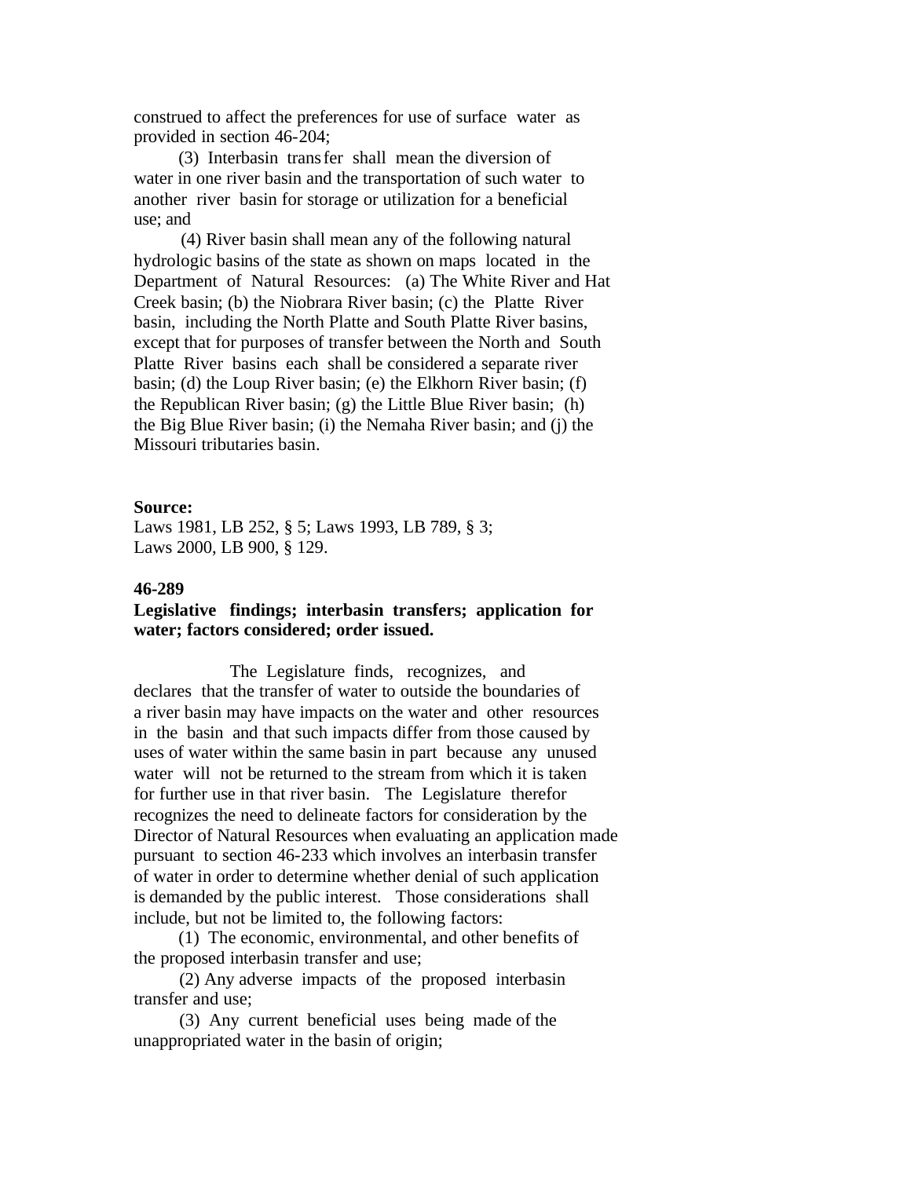construed to affect the preferences for use of surface water as provided in section 46-204;

(3) Interbasin transfer shall mean the diversion of water in one river basin and the transportation of such water to another river basin for storage or utilization for a beneficial use; and

(4) River basin shall mean any of the following natural hydrologic basins of the state as shown on maps located in the Department of Natural Resources: (a) The White River and Hat Creek basin; (b) the Niobrara River basin; (c) the Platte River basin, including the North Platte and South Platte River basins, except that for purposes of transfer between the North and South Platte River basins each shall be considered a separate river basin; (d) the Loup River basin; (e) the Elkhorn River basin; (f) the Republican River basin; (g) the Little Blue River basin; (h) the Big Blue River basin; (i) the Nemaha River basin; and (j) the Missouri tributaries basin.

**Source:**
Laws 1981, LB 252, § 5; Laws 1993, LB 789, § 3;
Laws 2000, LB 900, § 129.

**46-289**

**Legislative findings; interbasin transfers; application for water; factors considered; order issued.**

The Legislature finds, recognizes, and declares that the transfer of water to outside the boundaries of a river basin may have impacts on the water and other resources in the basin and that such impacts differ from those caused by uses of water within the same basin in part because any unused water will not be returned to the stream from which it is taken for further use in that river basin. The Legislature therefor recognizes the need to delineate factors for consideration by the Director of Natural Resources when evaluating an application made pursuant to section 46-233 which involves an interbasin transfer of water in order to determine whether denial of such application is demanded by the public interest. Those considerations shall include, but not be limited to, the following factors:

(1) The economic, environmental, and other benefits of the proposed interbasin transfer and use;

(2) Any adverse impacts of the proposed interbasin transfer and use;

(3) Any current beneficial uses being made of the unappropriated water in the basin of origin;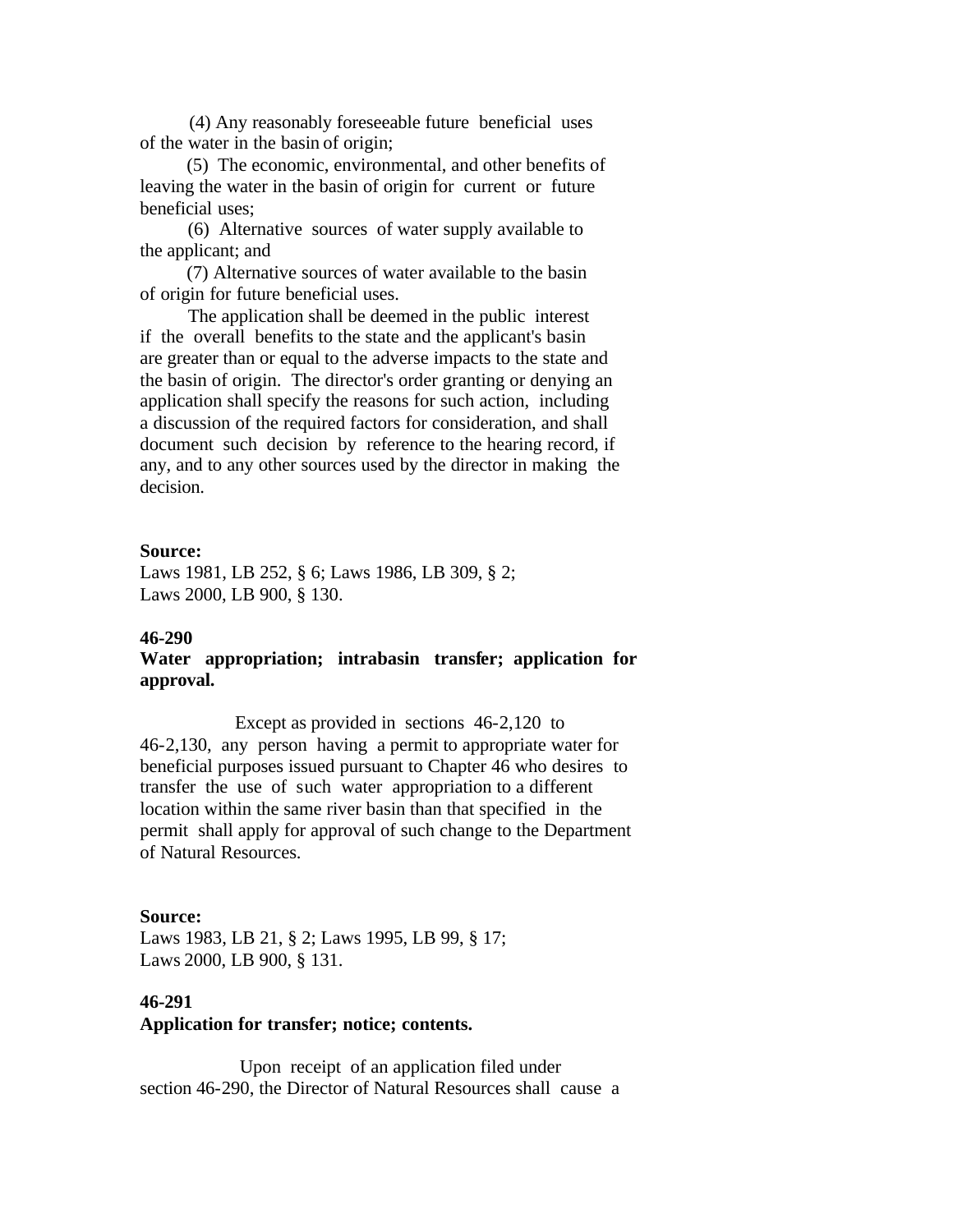(4) Any reasonably foreseeable future beneficial uses of the water in the basin of origin;

(5) The economic, environmental, and other benefits of leaving the water in the basin of origin for current or future beneficial uses;

(6) Alternative sources of water supply available to the applicant; and

(7) Alternative sources of water available to the basin of origin for future beneficial uses.

The application shall be deemed in the public interest if the overall benefits to the state and the applicant's basin are greater than or equal to the adverse impacts to the state and the basin of origin. The director's order granting or denying an application shall specify the reasons for such action, including a discussion of the required factors for consideration, and shall document such decision by reference to the hearing record, if any, and to any other sources used by the director in making the decision.

**Source:**
Laws 1981, LB 252, § 6; Laws 1986, LB 309, § 2;
Laws 2000, LB 900, § 130.

**46-290**
**Water appropriation; intrabasin transfer; application for approval.**

Except as provided in sections 46-2,120 to 46-2,130, any person having a permit to appropriate water for beneficial purposes issued pursuant to Chapter 46 who desires to transfer the use of such water appropriation to a different location within the same river basin than that specified in the permit shall apply for approval of such change to the Department of Natural Resources.

**Source:**
Laws 1983, LB 21, § 2; Laws 1995, LB 99, § 17;
Laws 2000, LB 900, § 131.

**46-291**
**Application for transfer; notice; contents.**

Upon receipt of an application filed under section 46-290, the Director of Natural Resources shall cause a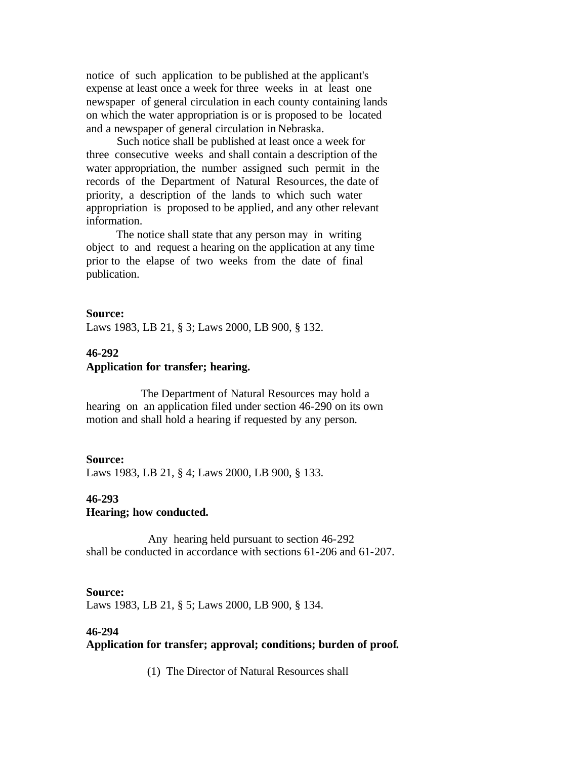notice of such application to be published at the applicant's expense at least once a week for three weeks in at least one newspaper of general circulation in each county containing lands on which the water appropriation is or is proposed to be located and a newspaper of general circulation in Nebraska.

Such notice shall be published at least once a week for three consecutive weeks and shall contain a description of the water appropriation, the number assigned such permit in the records of the Department of Natural Resources, the date of priority, a description of the lands to which such water appropriation is proposed to be applied, and any other relevant information.

The notice shall state that any person may in writing object to and request a hearing on the application at any time prior to the elapse of two weeks from the date of final publication.

**Source:**
Laws 1983, LB 21, § 3; Laws 2000, LB 900, § 132.

**46-292**
**Application for transfer; hearing.**

The Department of Natural Resources may hold a hearing on an application filed under section 46-290 on its own motion and shall hold a hearing if requested by any person.

**Source:**
Laws 1983, LB 21, § 4; Laws 2000, LB 900, § 133.

**46-293**
**Hearing; how conducted.**

Any hearing held pursuant to section 46-292 shall be conducted in accordance with sections 61-206 and 61-207.

**Source:**
Laws 1983, LB 21, § 5; Laws 2000, LB 900, § 134.

**46-294**
**Application for transfer; approval; conditions; burden of proof.**

(1) The Director of Natural Resources shall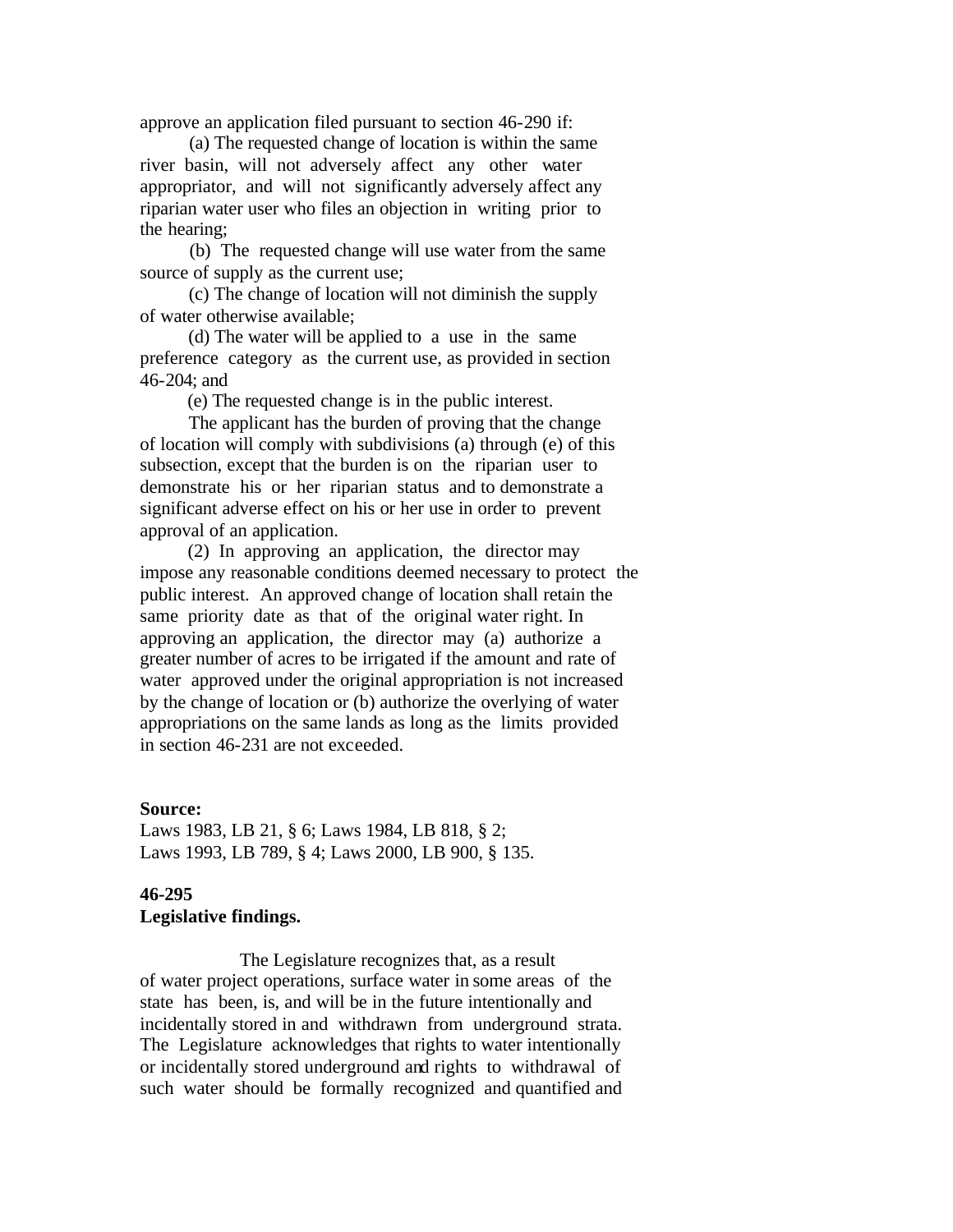approve an application filed pursuant to section 46-290 if:

(a) The requested change of location is within the same river basin, will not adversely affect any other water appropriator, and will not significantly adversely affect any riparian water user who files an objection in writing prior to the hearing;

(b) The requested change will use water from the same source of supply as the current use;

(c) The change of location will not diminish the supply of water otherwise available;

(d) The water will be applied to a use in the same preference category as the current use, as provided in section 46-204; and

(e) The requested change is in the public interest.

The applicant has the burden of proving that the change of location will comply with subdivisions (a) through (e) of this subsection, except that the burden is on the riparian user to demonstrate his or her riparian status and to demonstrate a significant adverse effect on his or her use in order to prevent approval of an application.

(2) In approving an application, the director may impose any reasonable conditions deemed necessary to protect the public interest. An approved change of location shall retain the same priority date as that of the original water right. In approving an application, the director may (a) authorize a greater number of acres to be irrigated if the amount and rate of water approved under the original appropriation is not increased by the change of location or (b) authorize the overlying of water appropriations on the same lands as long as the limits provided in section 46-231 are not exceeded.

**Source:**
Laws 1983, LB 21, § 6; Laws 1984, LB 818, § 2;
Laws 1993, LB 789, § 4; Laws 2000, LB 900, § 135.

**46-295**
**Legislative findings.**

The Legislature recognizes that, as a result of water project operations, surface water in some areas of the state has been, is, and will be in the future intentionally and incidentally stored in and withdrawn from underground strata. The Legislature acknowledges that rights to water intentionally or incidentally stored underground and rights to withdrawal of such water should be formally recognized and quantified and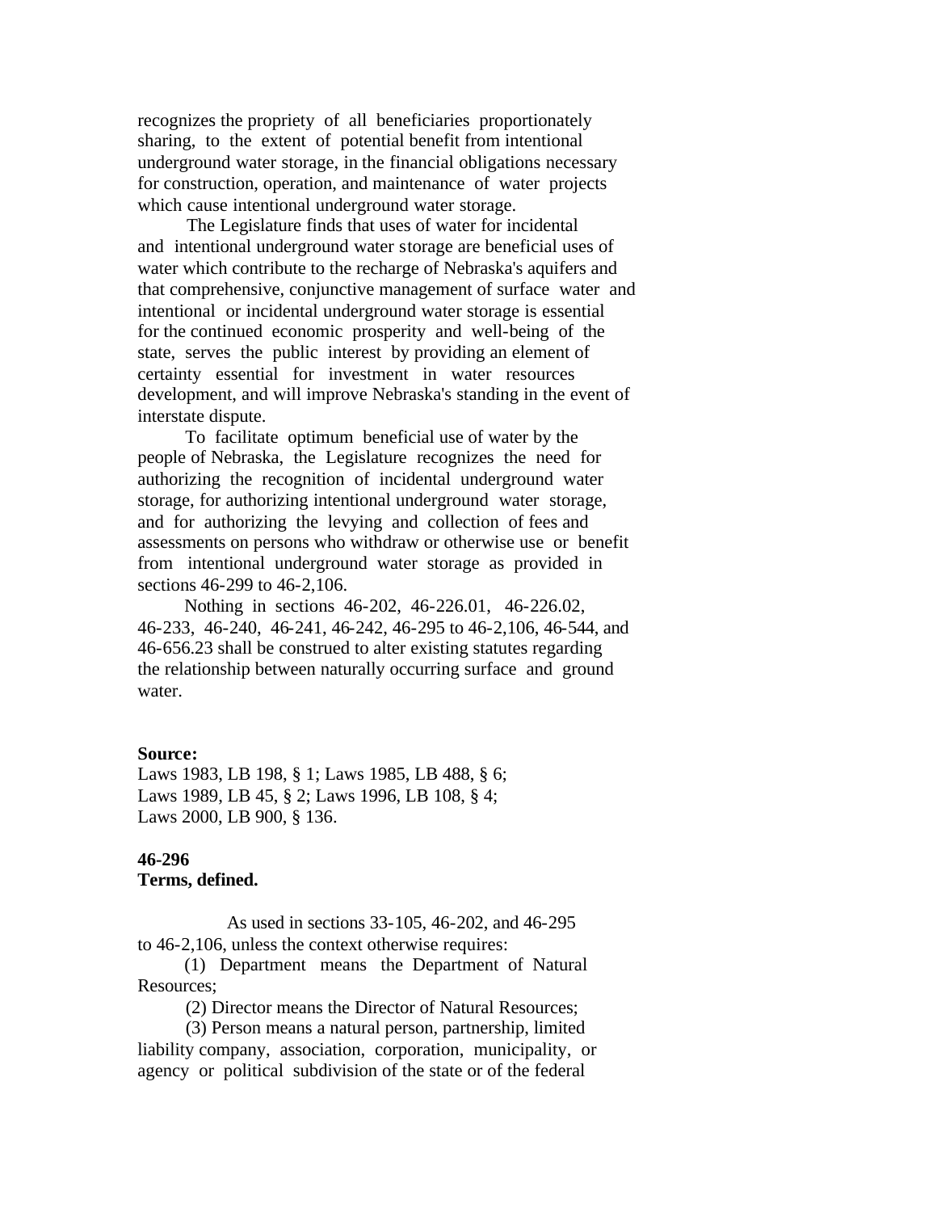recognizes the propriety of all beneficiaries proportionately sharing, to the extent of potential benefit from intentional underground water storage, in the financial obligations necessary for construction, operation, and maintenance of water projects which cause intentional underground water storage.

The Legislature finds that uses of water for incidental and intentional underground water storage are beneficial uses of water which contribute to the recharge of Nebraska's aquifers and that comprehensive, conjunctive management of surface water and intentional or incidental underground water storage is essential for the continued economic prosperity and well-being of the state, serves the public interest by providing an element of certainty essential for investment in water resources development, and will improve Nebraska's standing in the event of interstate dispute.

To facilitate optimum beneficial use of water by the people of Nebraska, the Legislature recognizes the need for authorizing the recognition of incidental underground water storage, for authorizing intentional underground water storage, and for authorizing the levying and collection of fees and assessments on persons who withdraw or otherwise use or benefit from intentional underground water storage as provided in sections 46-299 to 46-2,106.

Nothing in sections 46-202, 46-226.01, 46-226.02, 46-233, 46-240, 46-241, 46-242, 46-295 to 46-2,106, 46-544, and 46-656.23 shall be construed to alter existing statutes regarding the relationship between naturally occurring surface and ground water.

**Source:**
Laws 1983, LB 198, § 1; Laws 1985, LB 488, § 6; Laws 1989, LB 45, § 2; Laws 1996, LB 108, § 4; Laws 2000, LB 900, § 136.

**46-296**
**Terms, defined.**

As used in sections 33-105, 46-202, and 46-295 to 46-2,106, unless the context otherwise requires:

(1) Department means the Department of Natural Resources;

(2) Director means the Director of Natural Resources;

(3) Person means a natural person, partnership, limited liability company, association, corporation, municipality, or agency or political subdivision of the state or of the federal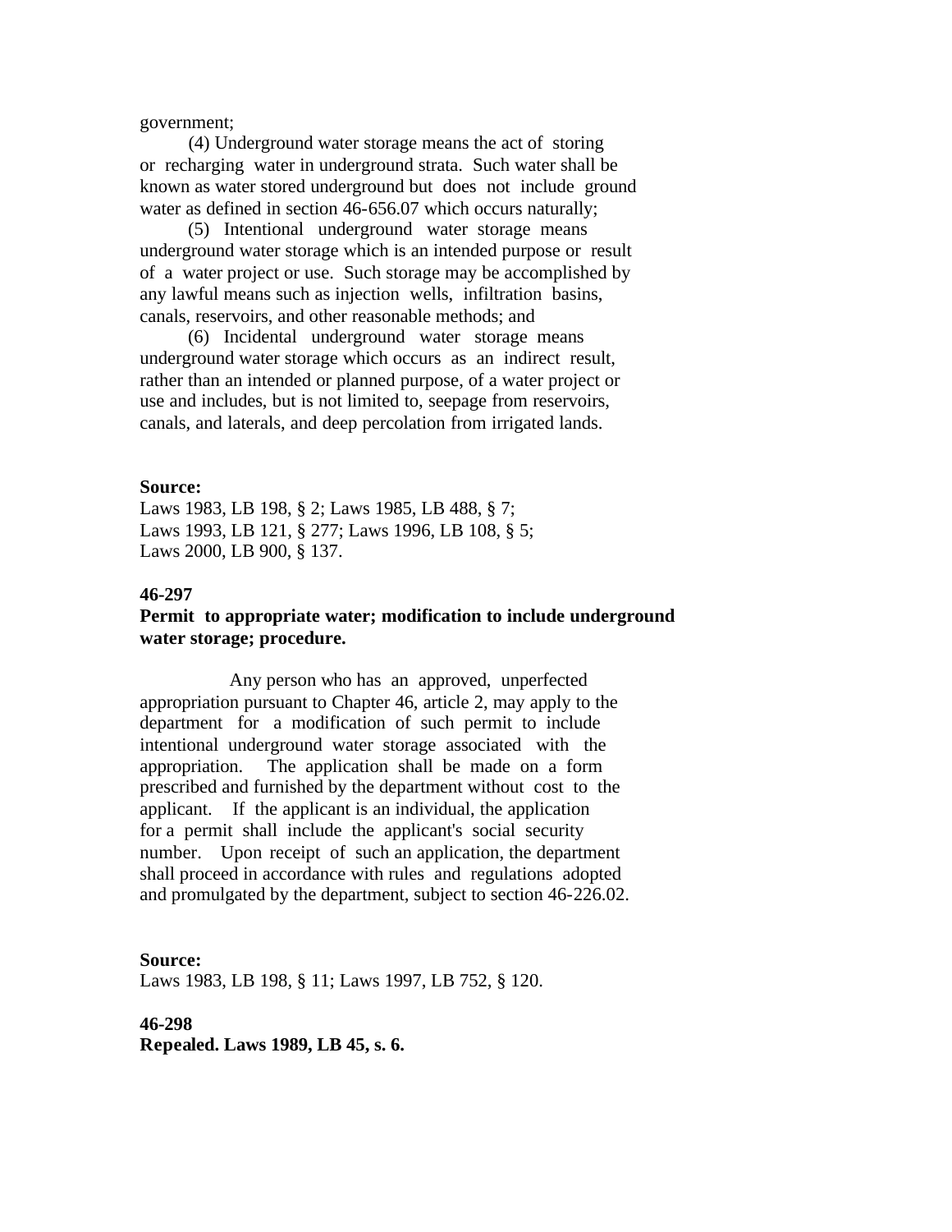government;

(4) Underground water storage means the act of storing or recharging water in underground strata. Such water shall be known as water stored underground but does not include ground water as defined in section 46-656.07 which occurs naturally;

(5) Intentional underground water storage means underground water storage which is an intended purpose or result of a water project or use. Such storage may be accomplished by any lawful means such as injection wells, infiltration basins, canals, reservoirs, and other reasonable methods; and

(6) Incidental underground water storage means underground water storage which occurs as an indirect result, rather than an intended or planned purpose, of a water project or use and includes, but is not limited to, seepage from reservoirs, canals, and laterals, and deep percolation from irrigated lands.

**Source:**
Laws 1983, LB 198, § 2; Laws 1985, LB 488, § 7;
Laws 1993, LB 121, § 277; Laws 1996, LB 108, § 5;
Laws 2000, LB 900, § 137.

**46-297**
**Permit to appropriate water; modification to include underground water storage; procedure.**

Any person who has an approved, unperfected appropriation pursuant to Chapter 46, article 2, may apply to the department for a modification of such permit to include intentional underground water storage associated with the appropriation. The application shall be made on a form prescribed and furnished by the department without cost to the applicant. If the applicant is an individual, the application for a permit shall include the applicant's social security number. Upon receipt of such an application, the department shall proceed in accordance with rules and regulations adopted and promulgated by the department, subject to section 46-226.02.

**Source:**
Laws 1983, LB 198, § 11; Laws 1997, LB 752, § 120.

**46-298**
**Repealed. Laws 1989, LB 45, s. 6.**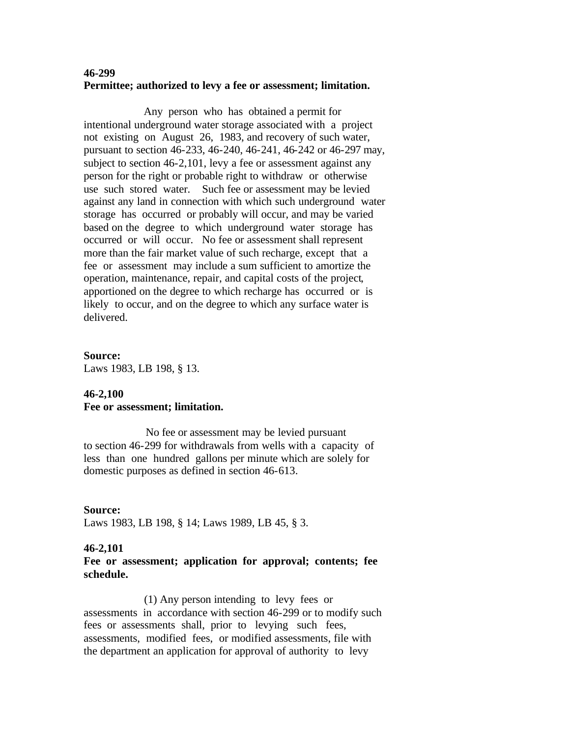**46-299**
**Permittee; authorized to levy a fee or assessment; limitation.**

Any person who has obtained a permit for intentional underground water storage associated with a project not existing on August 26, 1983, and recovery of such water, pursuant to section 46-233, 46-240, 46-241, 46-242 or 46-297 may, subject to section 46-2,101, levy a fee or assessment against any person for the right or probable right to withdraw or otherwise use such stored water. Such fee or assessment may be levied against any land in connection with which such underground water storage has occurred or probably will occur, and may be varied based on the degree to which underground water storage has occurred or will occur. No fee or assessment shall represent more than the fair market value of such recharge, except that a fee or assessment may include a sum sufficient to amortize the operation, maintenance, repair, and capital costs of the project, apportioned on the degree to which recharge has occurred or is likely to occur, and on the degree to which any surface water is delivered.

**Source:**
Laws 1983, LB 198, § 13.

**46-2,100**
**Fee or assessment; limitation.**

No fee or assessment may be levied pursuant to section 46-299 for withdrawals from wells with a capacity of less than one hundred gallons per minute which are solely for domestic purposes as defined in section 46-613.

**Source:**
Laws 1983, LB 198, § 14; Laws 1989, LB 45, § 3.

**46-2,101**
**Fee or assessment; application for approval; contents; fee schedule.**

(1) Any person intending to levy fees or assessments in accordance with section 46-299 or to modify such fees or assessments shall, prior to levying such fees, assessments, modified fees, or modified assessments, file with the department an application for approval of authority to levy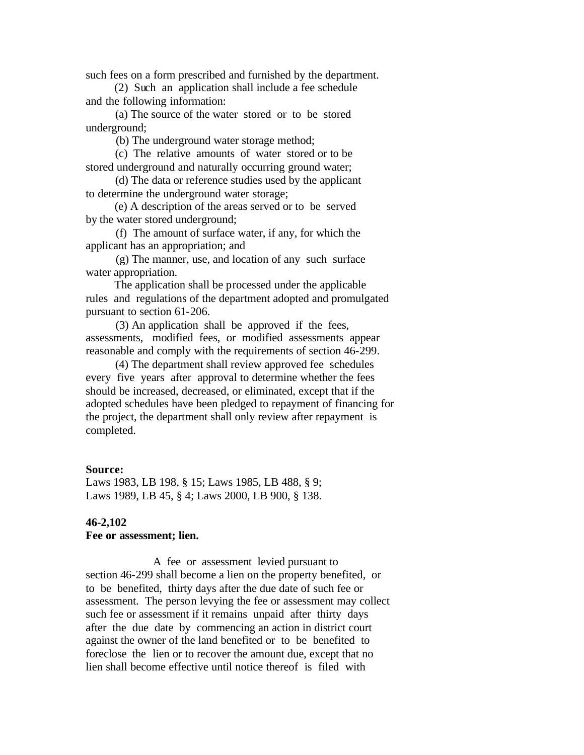such fees on a form prescribed and furnished by the department.

(2) Such an application shall include a fee schedule and the following information:

(a) The source of the water stored or to be stored underground;

(b) The underground water storage method;

(c) The relative amounts of water stored or to be stored underground and naturally occurring ground water;

(d) The data or reference studies used by the applicant to determine the underground water storage;

(e) A description of the areas served or to be served by the water stored underground;

(f) The amount of surface water, if any, for which the applicant has an appropriation; and

(g) The manner, use, and location of any such surface water appropriation.

The application shall be processed under the applicable rules and regulations of the department adopted and promulgated pursuant to section 61-206.

(3) An application shall be approved if the fees, assessments, modified fees, or modified assessments appear reasonable and comply with the requirements of section 46-299.

(4) The department shall review approved fee schedules every five years after approval to determine whether the fees should be increased, decreased, or eliminated, except that if the adopted schedules have been pledged to repayment of financing for the project, the department shall only review after repayment is completed.

**Source:**
Laws 1983, LB 198, § 15; Laws 1985, LB 488, § 9; Laws 1989, LB 45, § 4; Laws 2000, LB 900, § 138.

**46-2,102**
**Fee or assessment; lien.**

A fee or assessment levied pursuant to section 46-299 shall become a lien on the property benefited, or to be benefited, thirty days after the due date of such fee or assessment. The person levying the fee or assessment may collect such fee or assessment if it remains unpaid after thirty days after the due date by commencing an action in district court against the owner of the land benefited or to be benefited to foreclose the lien or to recover the amount due, except that no lien shall become effective until notice thereof is filed with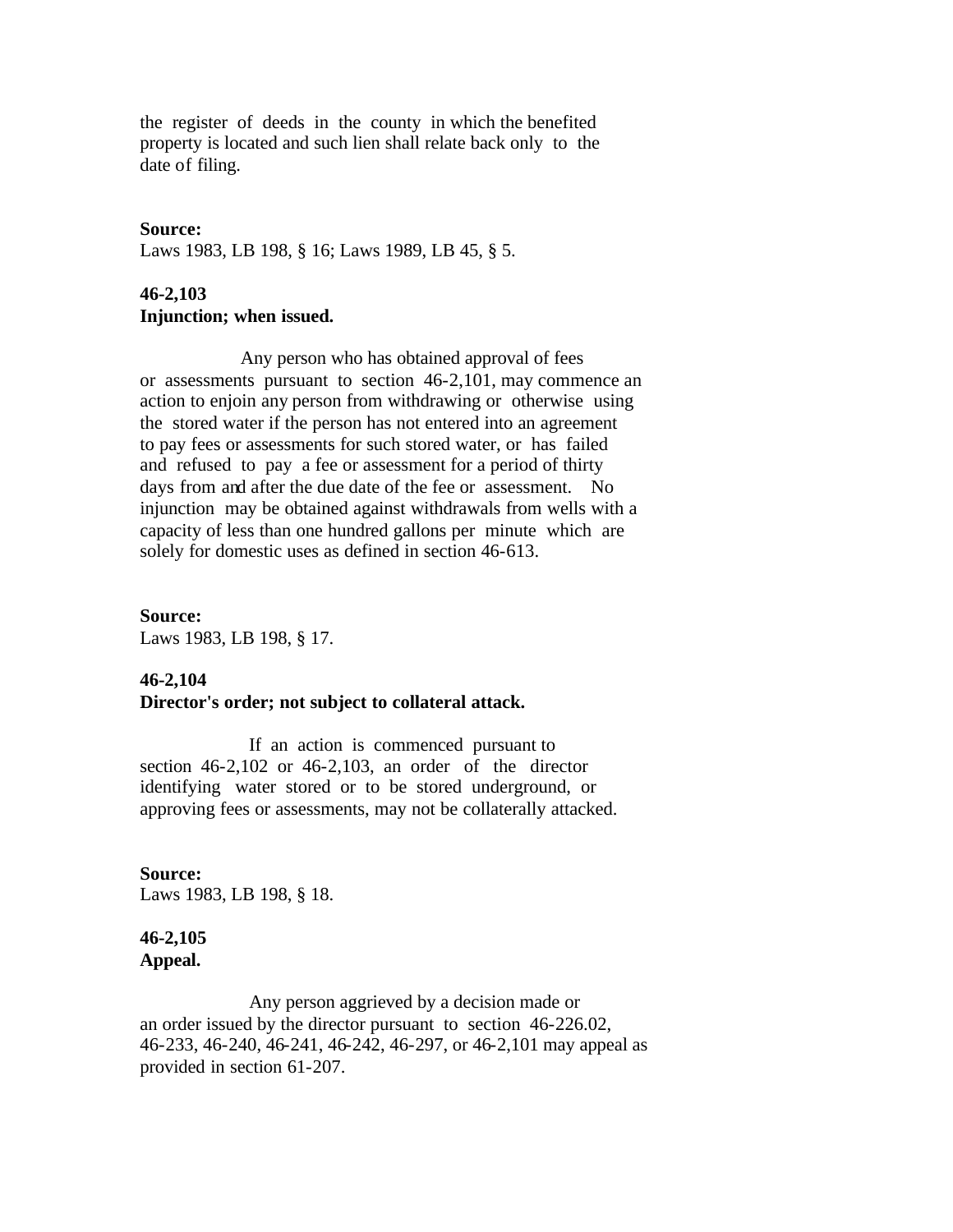the register of deeds in the county in which the benefited property is located and such lien shall relate back only to the date of filing.

**Source:**
Laws 1983, LB 198, § 16; Laws 1989, LB 45, § 5.

**46-2,103**
**Injunction; when issued.**

Any person who has obtained approval of fees or assessments pursuant to section 46-2,101, may commence an action to enjoin any person from withdrawing or otherwise using the stored water if the person has not entered into an agreement to pay fees or assessments for such stored water, or has failed and refused to pay a fee or assessment for a period of thirty days from and after the due date of the fee or assessment. No injunction may be obtained against withdrawals from wells with a capacity of less than one hundred gallons per minute which are solely for domestic uses as defined in section 46-613.

**Source:**
Laws 1983, LB 198, § 17.

**46-2,104**
**Director's order; not subject to collateral attack.**

If an action is commenced pursuant to section 46-2,102 or 46-2,103, an order of the director identifying water stored or to be stored underground, or approving fees or assessments, may not be collaterally attacked.

**Source:**
Laws 1983, LB 198, § 18.

**46-2,105**
**Appeal.**

Any person aggrieved by a decision made or an order issued by the director pursuant to section 46-226.02, 46-233, 46-240, 46-241, 46-242, 46-297, or 46-2,101 may appeal as provided in section 61-207.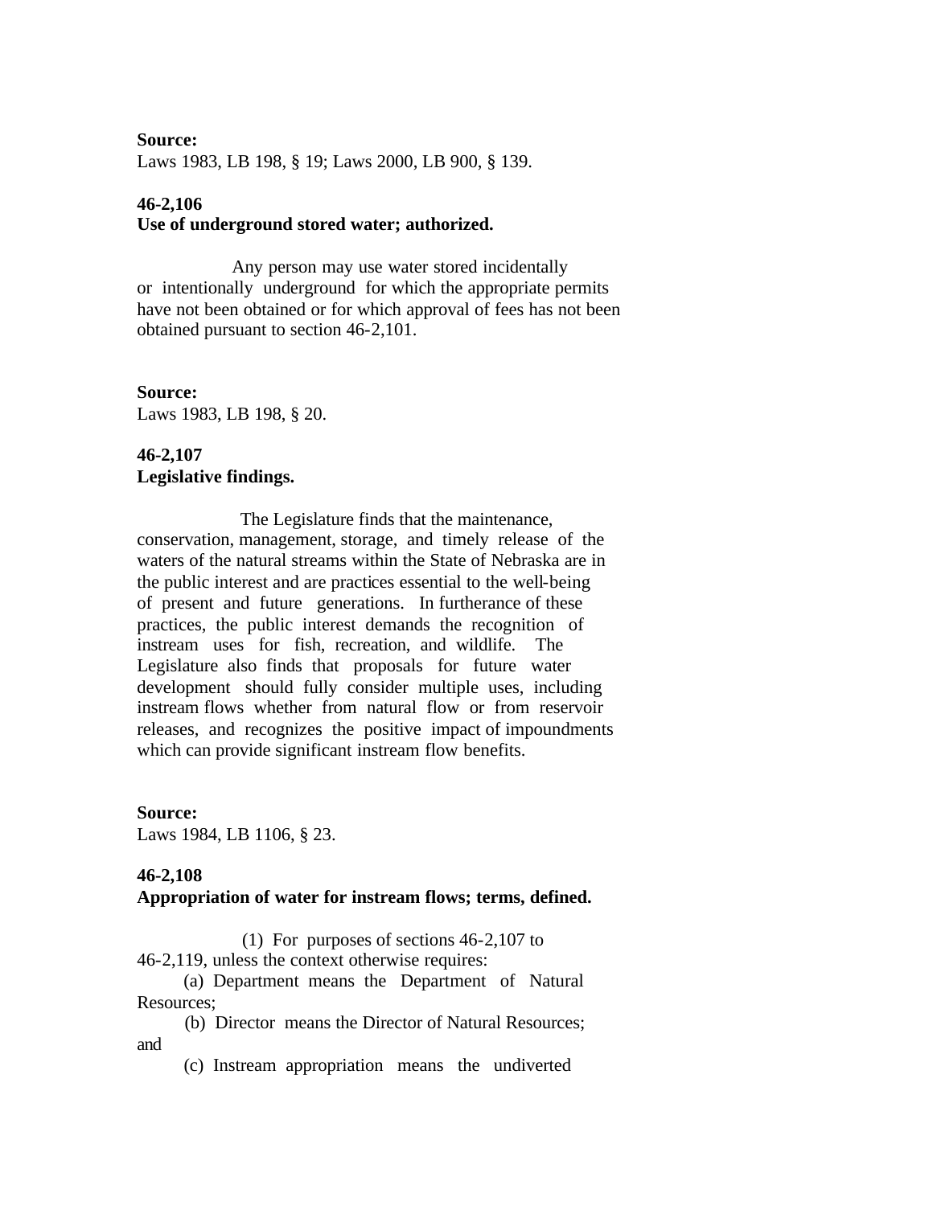**Source:**
Laws 1983, LB 198, § 19; Laws 2000, LB 900, § 139.

**46-2,106**
**Use of underground stored water; authorized.**

Any person may use water stored incidentally or intentionally underground for which the appropriate permits have not been obtained or for which approval of fees has not been obtained pursuant to section 46-2,101.

**Source:**
Laws 1983, LB 198, § 20.

**46-2,107**
**Legislative findings.**

The Legislature finds that the maintenance, conservation, management, storage, and timely release of the waters of the natural streams within the State of Nebraska are in the public interest and are practices essential to the well-being of present and future generations. In furtherance of these practices, the public interest demands the recognition of instream uses for fish, recreation, and wildlife. The Legislature also finds that proposals for future water development should fully consider multiple uses, including instream flows whether from natural flow or from reservoir releases, and recognizes the positive impact of impoundments which can provide significant instream flow benefits.

**Source:**
Laws 1984, LB 1106, § 23.

**46-2,108**
**Appropriation of water for instream flows; terms, defined.**

(1) For purposes of sections 46-2,107 to 46-2,119, unless the context otherwise requires:

(a) Department means the Department of Natural Resources;

(b) Director means the Director of Natural Resources; and

(c) Instream appropriation means the undiverted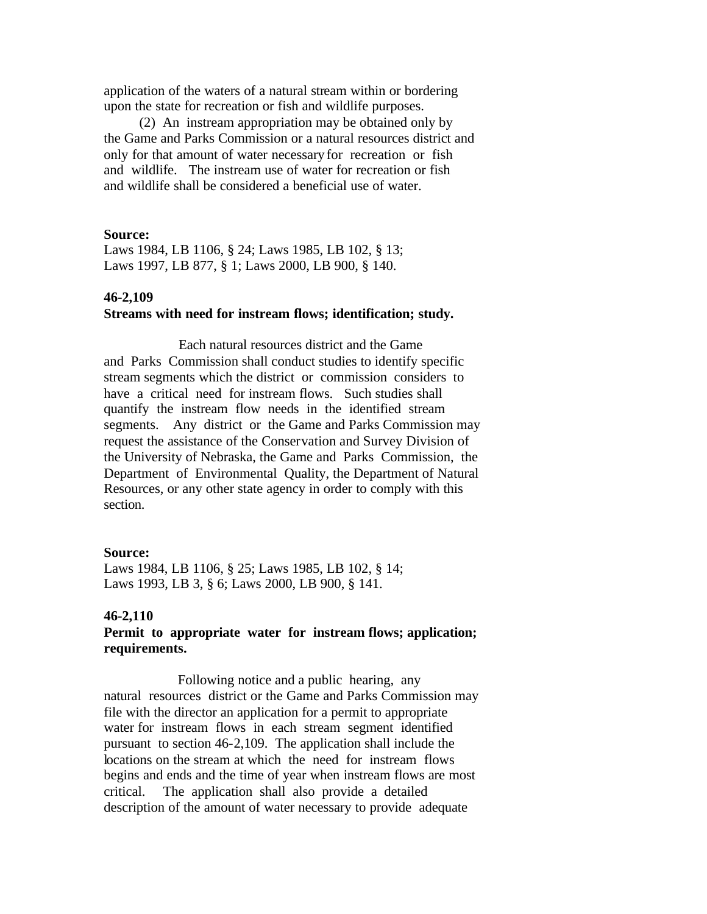application of the waters of a natural stream within or bordering upon the state for recreation or fish and wildlife purposes.

(2) An instream appropriation may be obtained only by the Game and Parks Commission or a natural resources district and only for that amount of water necessary for recreation or fish and wildlife. The instream use of water for recreation or fish and wildlife shall be considered a beneficial use of water.

**Source:**
Laws 1984, LB 1106, § 24; Laws 1985, LB 102, § 13; Laws 1997, LB 877, § 1; Laws 2000, LB 900, § 140.

**46-2,109**
**Streams with need for instream flows; identification; study.**

Each natural resources district and the Game and Parks Commission shall conduct studies to identify specific stream segments which the district or commission considers to have a critical need for instream flows. Such studies shall quantify the instream flow needs in the identified stream segments. Any district or the Game and Parks Commission may request the assistance of the Conservation and Survey Division of the University of Nebraska, the Game and Parks Commission, the Department of Environmental Quality, the Department of Natural Resources, or any other state agency in order to comply with this section.

**Source:**
Laws 1984, LB 1106, § 25; Laws 1985, LB 102, § 14; Laws 1993, LB 3, § 6; Laws 2000, LB 900, § 141.

**46-2,110**
**Permit to appropriate water for instream flows; application; requirements.**

Following notice and a public hearing, any natural resources district or the Game and Parks Commission may file with the director an application for a permit to appropriate water for instream flows in each stream segment identified pursuant to section 46-2,109. The application shall include the locations on the stream at which the need for instream flows begins and ends and the time of year when instream flows are most critical. The application shall also provide a detailed description of the amount of water necessary to provide adequate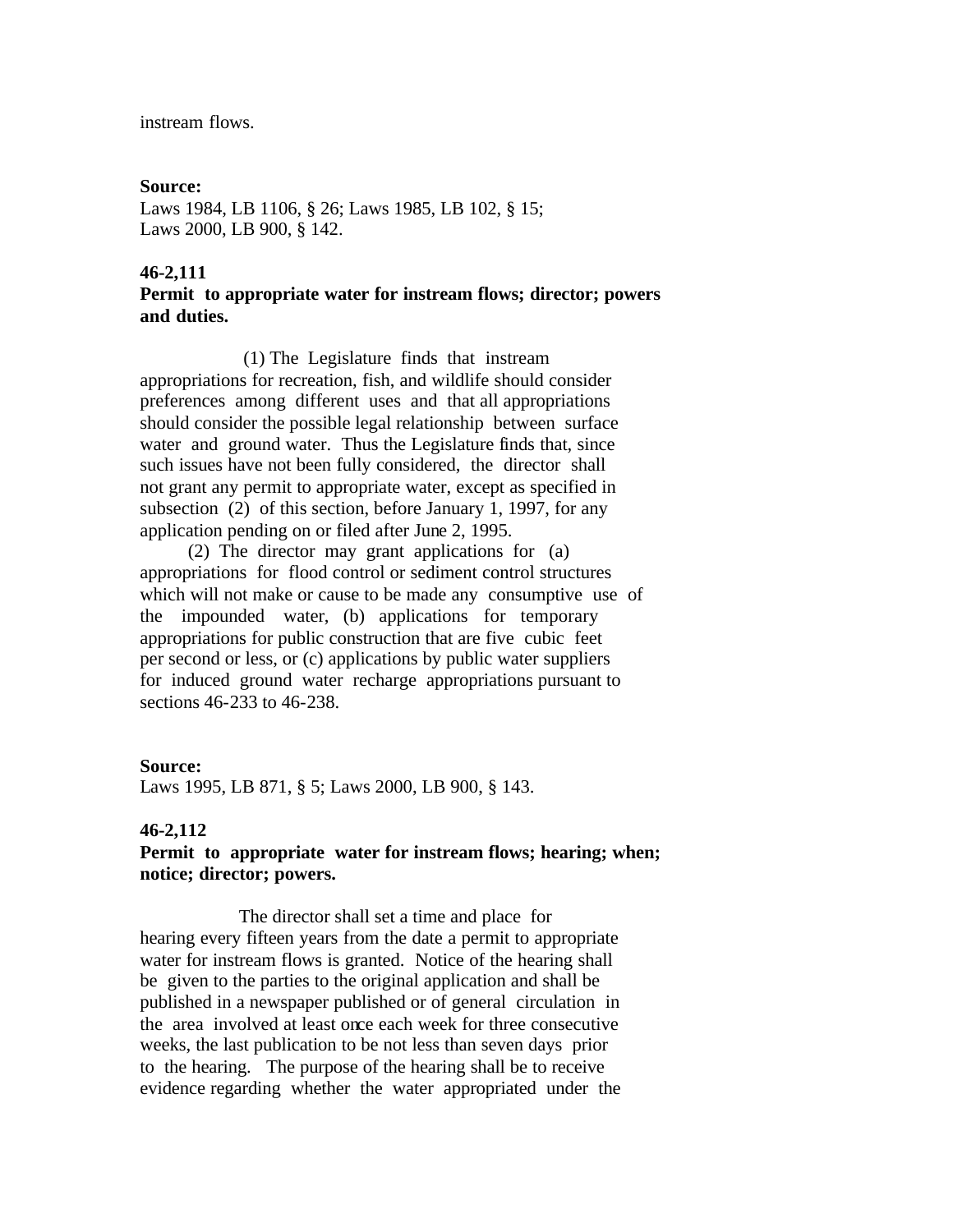instream flows.

**Source:**
Laws 1984, LB 1106, § 26; Laws 1985, LB 102, § 15; Laws 2000, LB 900, § 142.

**46-2,111**
**Permit to appropriate water for instream flows; director; powers and duties.**

(1) The Legislature finds that instream appropriations for recreation, fish, and wildlife should consider preferences among different uses and that all appropriations should consider the possible legal relationship between surface water and ground water. Thus the Legislature finds that, since such issues have not been fully considered, the director shall not grant any permit to appropriate water, except as specified in subsection (2) of this section, before January 1, 1997, for any application pending on or filed after June 2, 1995.

(2) The director may grant applications for (a) appropriations for flood control or sediment control structures which will not make or cause to be made any consumptive use of the impounded water, (b) applications for temporary appropriations for public construction that are five cubic feet per second or less, or (c) applications by public water suppliers for induced ground water recharge appropriations pursuant to sections 46-233 to 46-238.

**Source:**
Laws 1995, LB 871, § 5; Laws 2000, LB 900, § 143.

**46-2,112**
**Permit to appropriate water for instream flows; hearing; when; notice; director; powers.**

The director shall set a time and place for hearing every fifteen years from the date a permit to appropriate water for instream flows is granted. Notice of the hearing shall be given to the parties to the original application and shall be published in a newspaper published or of general circulation in the area involved at least once each week for three consecutive weeks, the last publication to be not less than seven days prior to the hearing. The purpose of the hearing shall be to receive evidence regarding whether the water appropriated under the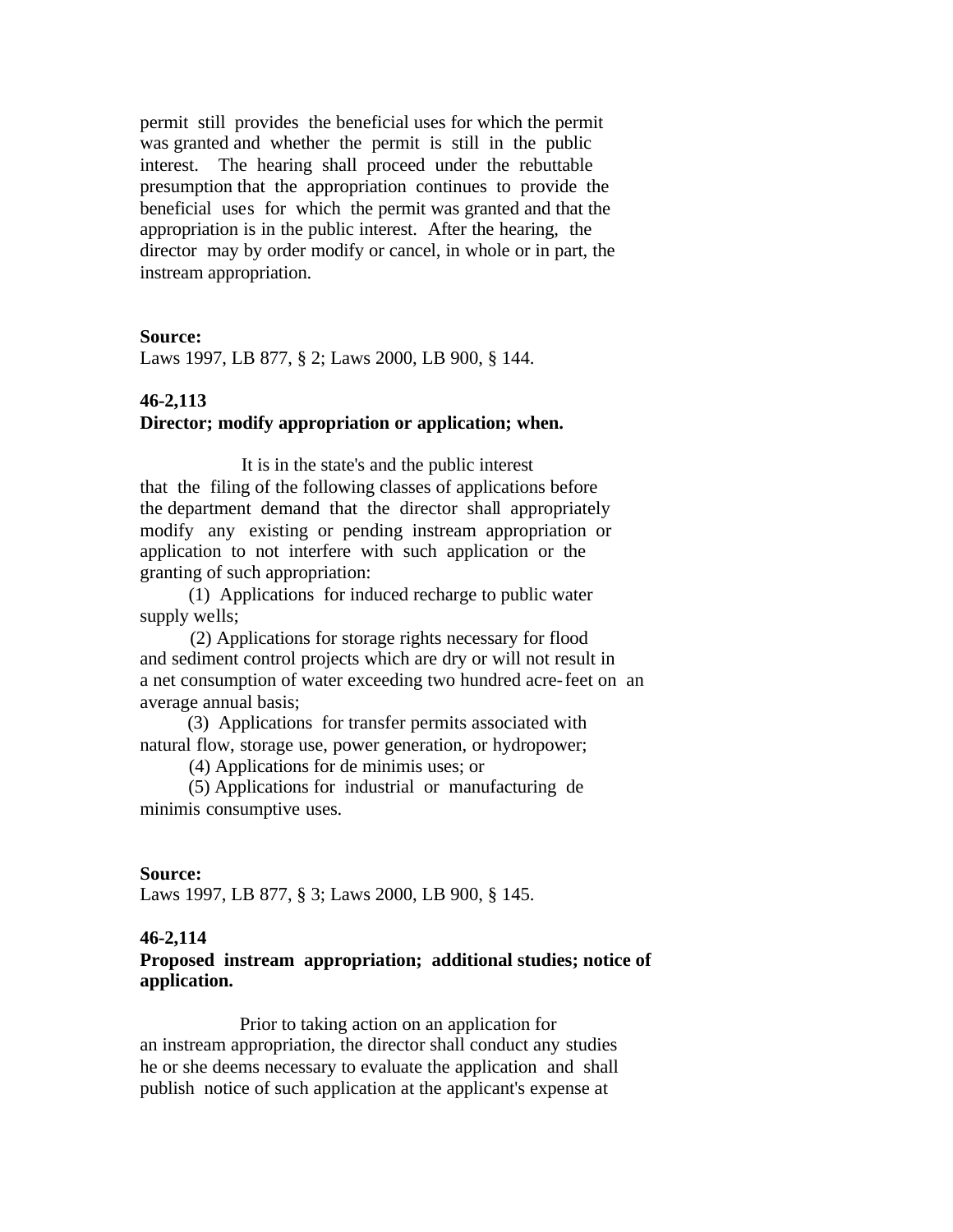permit still provides the beneficial uses for which the permit was granted and whether the permit is still in the public interest. The hearing shall proceed under the rebuttable presumption that the appropriation continues to provide the beneficial uses for which the permit was granted and that the appropriation is in the public interest. After the hearing, the director may by order modify or cancel, in whole or in part, the instream appropriation.

**Source:**
Laws 1997, LB 877, § 2; Laws 2000, LB 900, § 144.

**46-2,113**
**Director; modify appropriation or application; when.**

It is in the state's and the public interest that the filing of the following classes of applications before the department demand that the director shall appropriately modify any existing or pending instream appropriation or application to not interfere with such application or the granting of such appropriation:

(1) Applications for induced recharge to public water supply wells;

(2) Applications for storage rights necessary for flood and sediment control projects which are dry or will not result in a net consumption of water exceeding two hundred acre-feet on an average annual basis;

(3) Applications for transfer permits associated with natural flow, storage use, power generation, or hydropower;

(4) Applications for de minimis uses; or

(5) Applications for industrial or manufacturing de minimis consumptive uses.

**Source:**
Laws 1997, LB 877, § 3; Laws 2000, LB 900, § 145.

**46-2,114**
**Proposed instream appropriation; additional studies; notice of application.**

Prior to taking action on an application for an instream appropriation, the director shall conduct any studies he or she deems necessary to evaluate the application and shall publish notice of such application at the applicant's expense at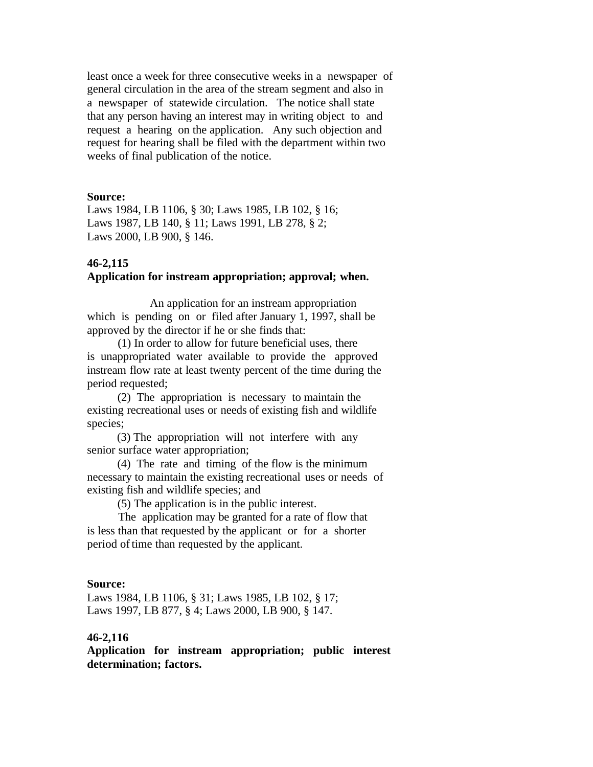least once a week for three consecutive weeks in a newspaper of general circulation in the area of the stream segment and also in a newspaper of statewide circulation. The notice shall state that any person having an interest may in writing object to and request a hearing on the application. Any such objection and request for hearing shall be filed with the department within two weeks of final publication of the notice.

**Source:**
Laws 1984, LB 1106, § 30; Laws 1985, LB 102, § 16;
Laws 1987, LB 140, § 11; Laws 1991, LB 278, § 2;
Laws 2000, LB 900, § 146.

**46-2,115**
**Application for instream appropriation; approval; when.**

An application for an instream appropriation which is pending on or filed after January 1, 1997, shall be approved by the director if he or she finds that:

(1) In order to allow for future beneficial uses, there is unappropriated water available to provide the approved instream flow rate at least twenty percent of the time during the period requested;

(2) The appropriation is necessary to maintain the existing recreational uses or needs of existing fish and wildlife species;

(3) The appropriation will not interfere with any senior surface water appropriation;

(4) The rate and timing of the flow is the minimum necessary to maintain the existing recreational uses or needs of existing fish and wildlife species; and

(5) The application is in the public interest.

The application may be granted for a rate of flow that is less than that requested by the applicant or for a shorter period of time than requested by the applicant.

**Source:**
Laws 1984, LB 1106, § 31; Laws 1985, LB 102, § 17;
Laws 1997, LB 877, § 4; Laws 2000, LB 900, § 147.

**46-2,116**
**Application for instream appropriation; public interest determination; factors.**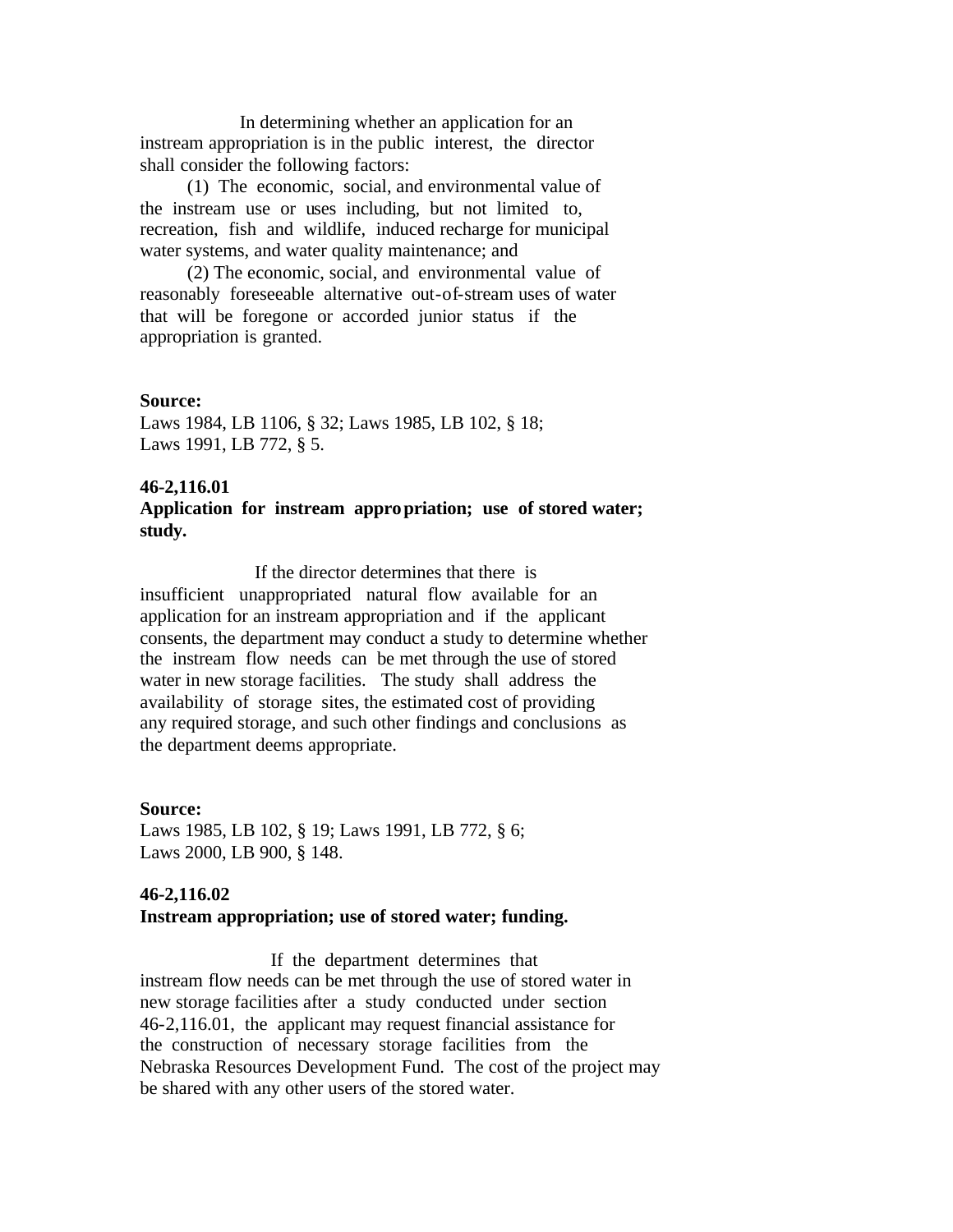In determining whether an application for an instream appropriation is in the public interest, the director shall consider the following factors:

(1) The economic, social, and environmental value of the instream use or uses including, but not limited to, recreation, fish and wildlife, induced recharge for municipal water systems, and water quality maintenance; and

(2) The economic, social, and environmental value of reasonably foreseeable alternative out-of-stream uses of water that will be foregone or accorded junior status if the appropriation is granted.

**Source:**
Laws 1984, LB 1106, § 32; Laws 1985, LB 102, § 18; Laws 1991, LB 772, § 5.

**46-2,116.01**
**Application for instream appropriation; use of stored water; study.**

If the director determines that there is insufficient unappropriated natural flow available for an application for an instream appropriation and if the applicant consents, the department may conduct a study to determine whether the instream flow needs can be met through the use of stored water in new storage facilities. The study shall address the availability of storage sites, the estimated cost of providing any required storage, and such other findings and conclusions as the department deems appropriate.

**Source:**
Laws 1985, LB 102, § 19; Laws 1991, LB 772, § 6; Laws 2000, LB 900, § 148.

**46-2,116.02**
**Instream appropriation; use of stored water; funding.**

If the department determines that instream flow needs can be met through the use of stored water in new storage facilities after a study conducted under section 46-2,116.01, the applicant may request financial assistance for the construction of necessary storage facilities from the Nebraska Resources Development Fund. The cost of the project may be shared with any other users of the stored water.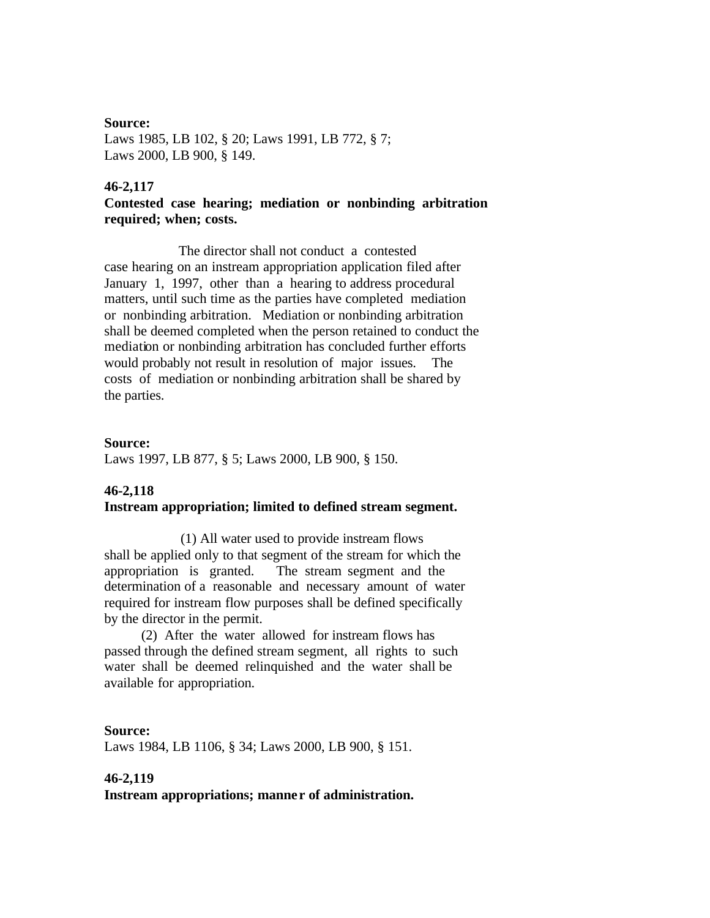**Source:**
Laws 1985, LB 102, § 20; Laws 1991, LB 772, § 7;
Laws 2000, LB 900, § 149.

**46-2,117**
**Contested case hearing; mediation or nonbinding arbitration required; when; costs.**

The director shall not conduct a contested case hearing on an instream appropriation application filed after January 1, 1997, other than a hearing to address procedural matters, until such time as the parties have completed mediation or nonbinding arbitration. Mediation or nonbinding arbitration shall be deemed completed when the person retained to conduct the mediation or nonbinding arbitration has concluded further efforts would probably not result in resolution of major issues. The costs of mediation or nonbinding arbitration shall be shared by the parties.

**Source:**
Laws 1997, LB 877, § 5; Laws 2000, LB 900, § 150.

**46-2,118**
**Instream appropriation; limited to defined stream segment.**

(1) All water used to provide instream flows shall be applied only to that segment of the stream for which the appropriation is granted. The stream segment and the determination of a reasonable and necessary amount of water required for instream flow purposes shall be defined specifically by the director in the permit.

(2) After the water allowed for instream flows has passed through the defined stream segment, all rights to such water shall be deemed relinquished and the water shall be available for appropriation.

**Source:**
Laws 1984, LB 1106, § 34; Laws 2000, LB 900, § 151.

**46-2,119**
**Instream appropriations; manner of administration.**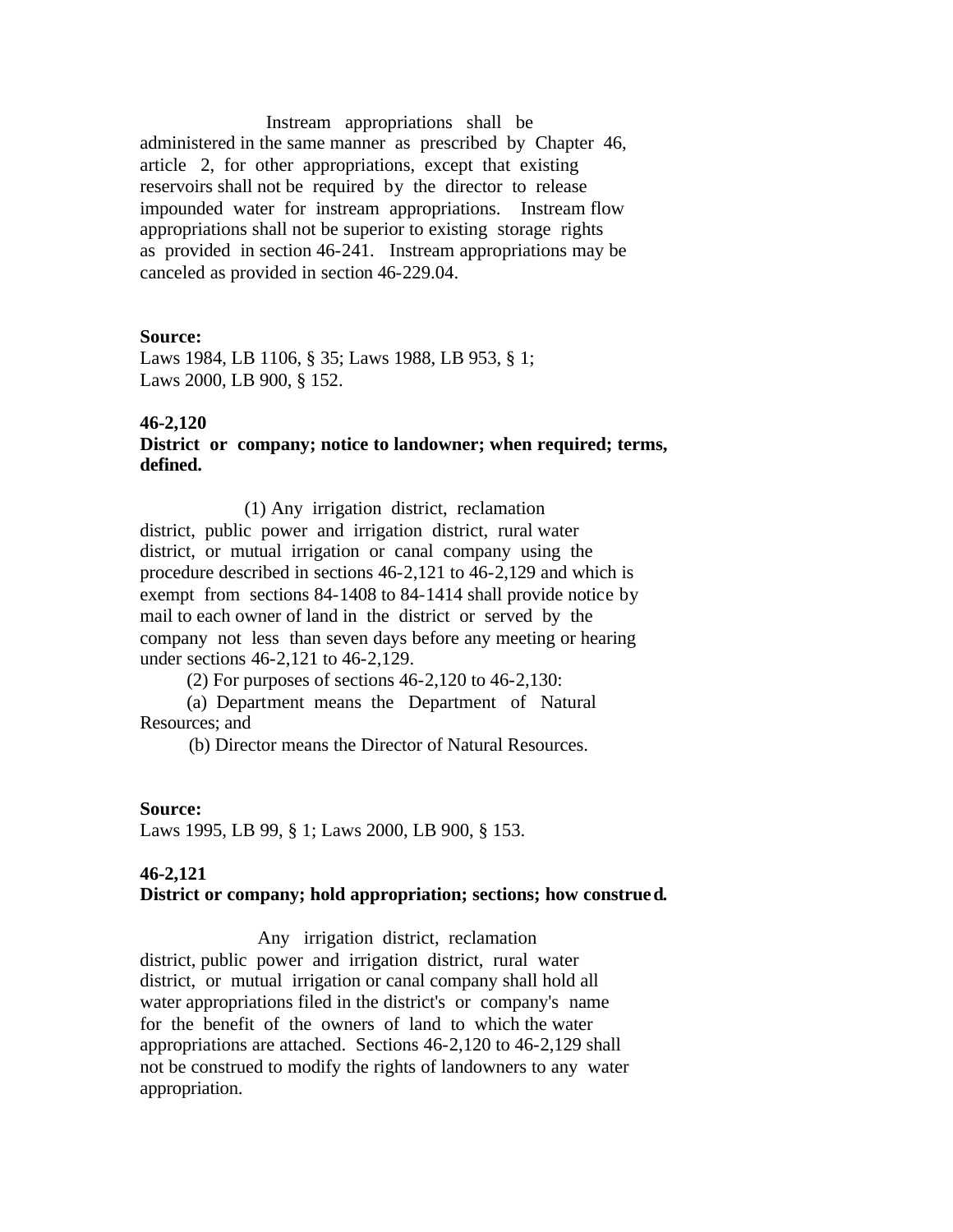Instream appropriations shall be administered in the same manner as prescribed by Chapter 46, article 2, for other appropriations, except that existing reservoirs shall not be required by the director to release impounded water for instream appropriations. Instream flow appropriations shall not be superior to existing storage rights as provided in section 46-241. Instream appropriations may be canceled as provided in section 46-229.04.

**Source:**
Laws 1984, LB 1106, § 35; Laws 1988, LB 953, § 1; Laws 2000, LB 900, § 152.

**46-2,120**
**District or company; notice to landowner; when required; terms, defined.**

(1) Any irrigation district, reclamation district, public power and irrigation district, rural water district, or mutual irrigation or canal company using the procedure described in sections 46-2,121 to 46-2,129 and which is exempt from sections 84-1408 to 84-1414 shall provide notice by mail to each owner of land in the district or served by the company not less than seven days before any meeting or hearing under sections 46-2,121 to 46-2,129.

(2) For purposes of sections 46-2,120 to 46-2,130:

(a) Department means the Department of Natural Resources; and

(b) Director means the Director of Natural Resources.

**Source:**
Laws 1995, LB 99, § 1; Laws 2000, LB 900, § 153.

**46-2,121**
**District or company; hold appropriation; sections; how construed.**

Any irrigation district, reclamation district, public power and irrigation district, rural water district, or mutual irrigation or canal company shall hold all water appropriations filed in the district's or company's name for the benefit of the owners of land to which the water appropriations are attached. Sections 46-2,120 to 46-2,129 shall not be construed to modify the rights of landowners to any water appropriation.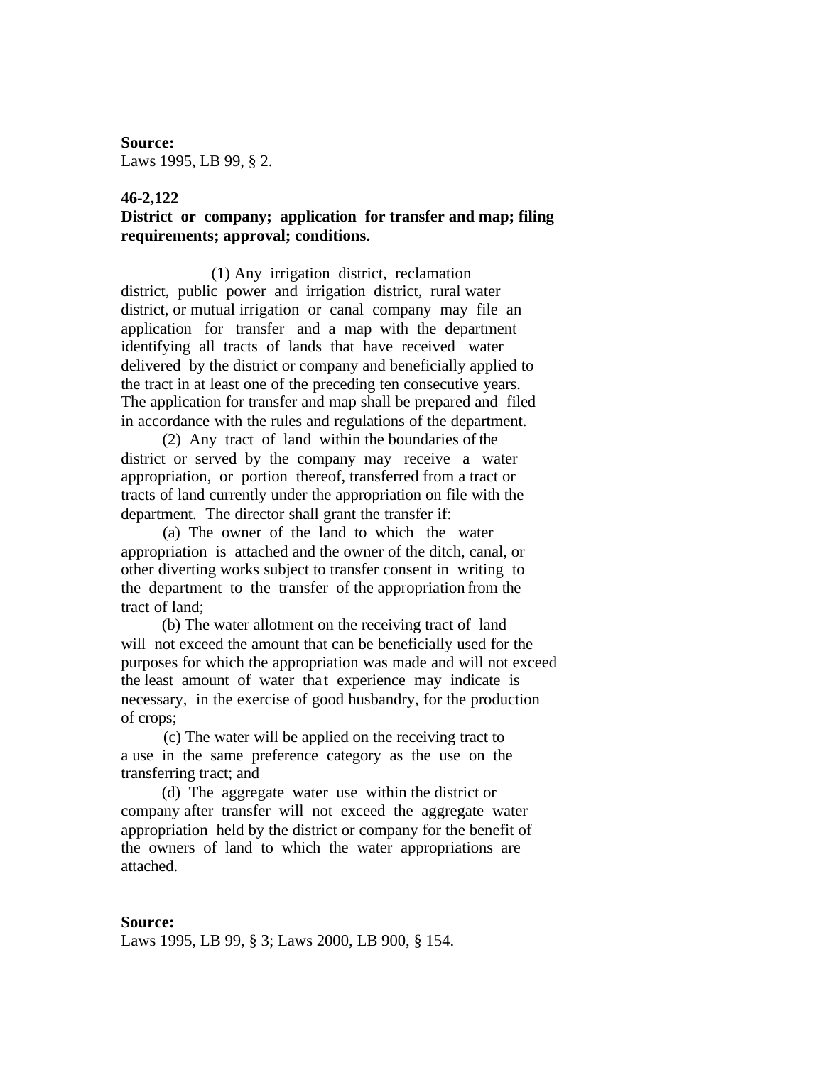**Source:**
Laws 1995, LB 99, § 2.

**46-2,122**
**District or company; application for transfer and map; filing requirements; approval; conditions.**

(1) Any irrigation district, reclamation district, public power and irrigation district, rural water district, or mutual irrigation or canal company may file an application for transfer and a map with the department identifying all tracts of lands that have received water delivered by the district or company and beneficially applied to the tract in at least one of the preceding ten consecutive years. The application for transfer and map shall be prepared and filed in accordance with the rules and regulations of the department.

(2) Any tract of land within the boundaries of the district or served by the company may receive a water appropriation, or portion thereof, transferred from a tract or tracts of land currently under the appropriation on file with the department. The director shall grant the transfer if:

(a) The owner of the land to which the water appropriation is attached and the owner of the ditch, canal, or other diverting works subject to transfer consent in writing to the department to the transfer of the appropriation from the tract of land;

(b) The water allotment on the receiving tract of land will not exceed the amount that can be beneficially used for the purposes for which the appropriation was made and will not exceed the least amount of water that experience may indicate is necessary, in the exercise of good husbandry, for the production of crops;

(c) The water will be applied on the receiving tract to a use in the same preference category as the use on the transferring tract; and

(d) The aggregate water use within the district or company after transfer will not exceed the aggregate water appropriation held by the district or company for the benefit of the owners of land to which the water appropriations are attached.

**Source:**
Laws 1995, LB 99, § 3; Laws 2000, LB 900, § 154.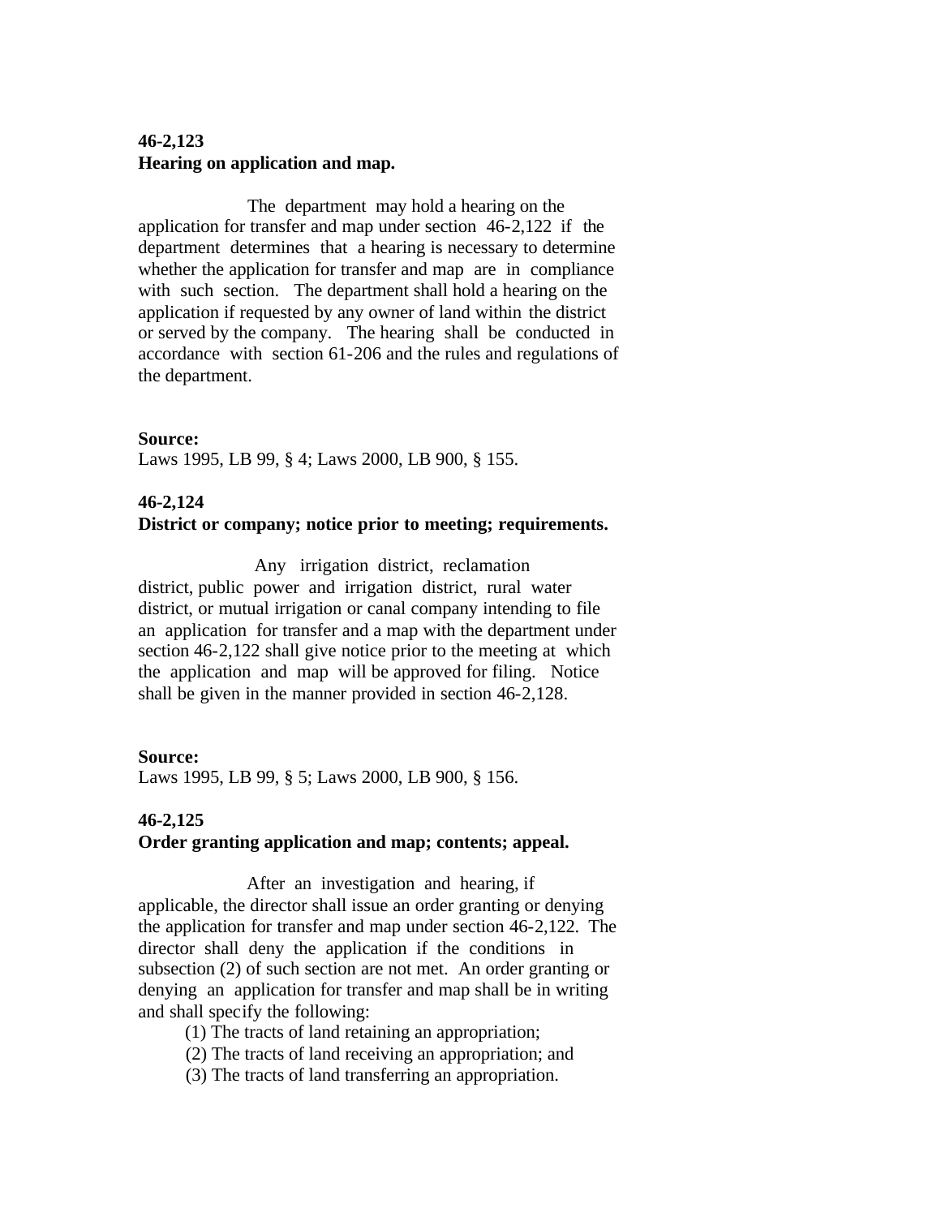**46-2,123**
**Hearing on application and map.**

The department may hold a hearing on the application for transfer and map under section 46-2,122 if the department determines that a hearing is necessary to determine whether the application for transfer and map are in compliance with such section. The department shall hold a hearing on the application if requested by any owner of land within the district or served by the company. The hearing shall be conducted in accordance with section 61-206 and the rules and regulations of the department.

**Source:**
Laws 1995, LB 99, § 4; Laws 2000, LB 900, § 155.

**46-2,124**
**District or company; notice prior to meeting; requirements.**

Any irrigation district, reclamation district, public power and irrigation district, rural water district, or mutual irrigation or canal company intending to file an application for transfer and a map with the department under section 46-2,122 shall give notice prior to the meeting at which the application and map will be approved for filing. Notice shall be given in the manner provided in section 46-2,128.

**Source:**
Laws 1995, LB 99, § 5; Laws 2000, LB 900, § 156.

**46-2,125**
**Order granting application and map; contents; appeal.**

After an investigation and hearing, if applicable, the director shall issue an order granting or denying the application for transfer and map under section 46-2,122. The director shall deny the application if the conditions in subsection (2) of such section are not met. An order granting or denying an application for transfer and map shall be in writing and shall specify the following:

(1) The tracts of land retaining an appropriation;
(2) The tracts of land receiving an appropriation; and
(3) The tracts of land transferring an appropriation.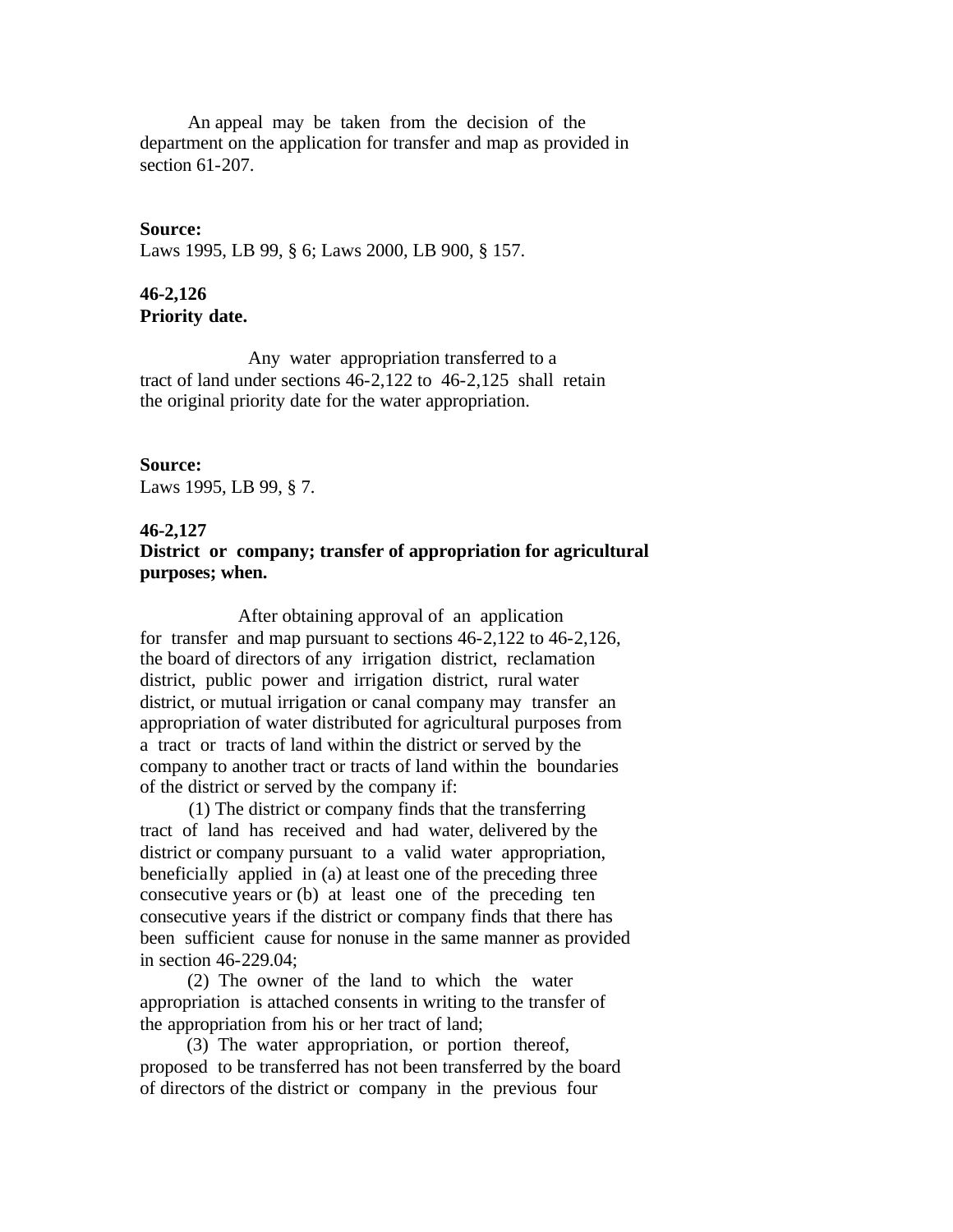An appeal may be taken from the decision of the department on the application for transfer and map as provided in section 61-207.

**Source:**
Laws 1995, LB 99, § 6; Laws 2000, LB 900, § 157.

**46-2,126**
**Priority date.**

Any water appropriation transferred to a tract of land under sections 46-2,122 to 46-2,125 shall retain the original priority date for the water appropriation.

**Source:**
Laws 1995, LB 99, § 7.

**46-2,127**
**District or company; transfer of appropriation for agricultural purposes; when.**

After obtaining approval of an application for transfer and map pursuant to sections 46-2,122 to 46-2,126, the board of directors of any irrigation district, reclamation district, public power and irrigation district, rural water district, or mutual irrigation or canal company may transfer an appropriation of water distributed for agricultural purposes from a tract or tracts of land within the district or served by the company to another tract or tracts of land within the boundaries of the district or served by the company if:

(1) The district or company finds that the transferring tract of land has received and had water, delivered by the district or company pursuant to a valid water appropriation, beneficially applied in (a) at least one of the preceding three consecutive years or (b) at least one of the preceding ten consecutive years if the district or company finds that there has been sufficient cause for nonuse in the same manner as provided in section 46-229.04;

(2) The owner of the land to which the water appropriation is attached consents in writing to the transfer of the appropriation from his or her tract of land;

(3) The water appropriation, or portion thereof, proposed to be transferred has not been transferred by the board of directors of the district or company in the previous four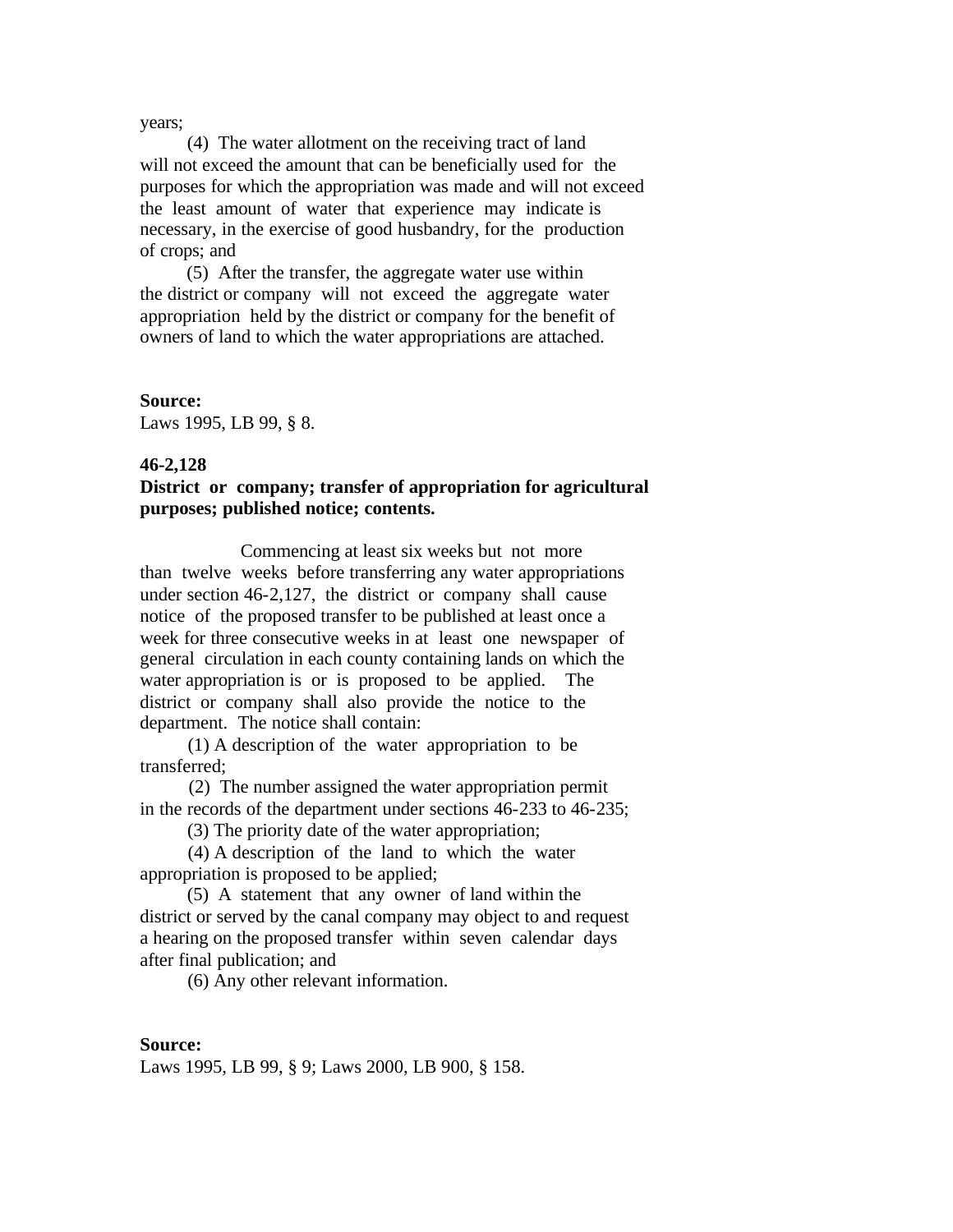years;

(4) The water allotment on the receiving tract of land will not exceed the amount that can be beneficially used for the purposes for which the appropriation was made and will not exceed the least amount of water that experience may indicate is necessary, in the exercise of good husbandry, for the production of crops; and

(5) After the transfer, the aggregate water use within the district or company will not exceed the aggregate water appropriation held by the district or company for the benefit of owners of land to which the water appropriations are attached.

**Source:**
Laws 1995, LB 99, § 8.

**46-2,128**
**District or company; transfer of appropriation for agricultural purposes; published notice; contents.**

Commencing at least six weeks but not more than twelve weeks before transferring any water appropriations under section 46-2,127, the district or company shall cause notice of the proposed transfer to be published at least once a week for three consecutive weeks in at least one newspaper of general circulation in each county containing lands on which the water appropriation is or is proposed to be applied. The district or company shall also provide the notice to the department. The notice shall contain:

(1) A description of the water appropriation to be transferred;

(2) The number assigned the water appropriation permit in the records of the department under sections 46-233 to 46-235;

(3) The priority date of the water appropriation;

(4) A description of the land to which the water appropriation is proposed to be applied;

(5) A statement that any owner of land within the district or served by the canal company may object to and request a hearing on the proposed transfer within seven calendar days after final publication; and

(6) Any other relevant information.

**Source:**
Laws 1995, LB 99, § 9; Laws 2000, LB 900, § 158.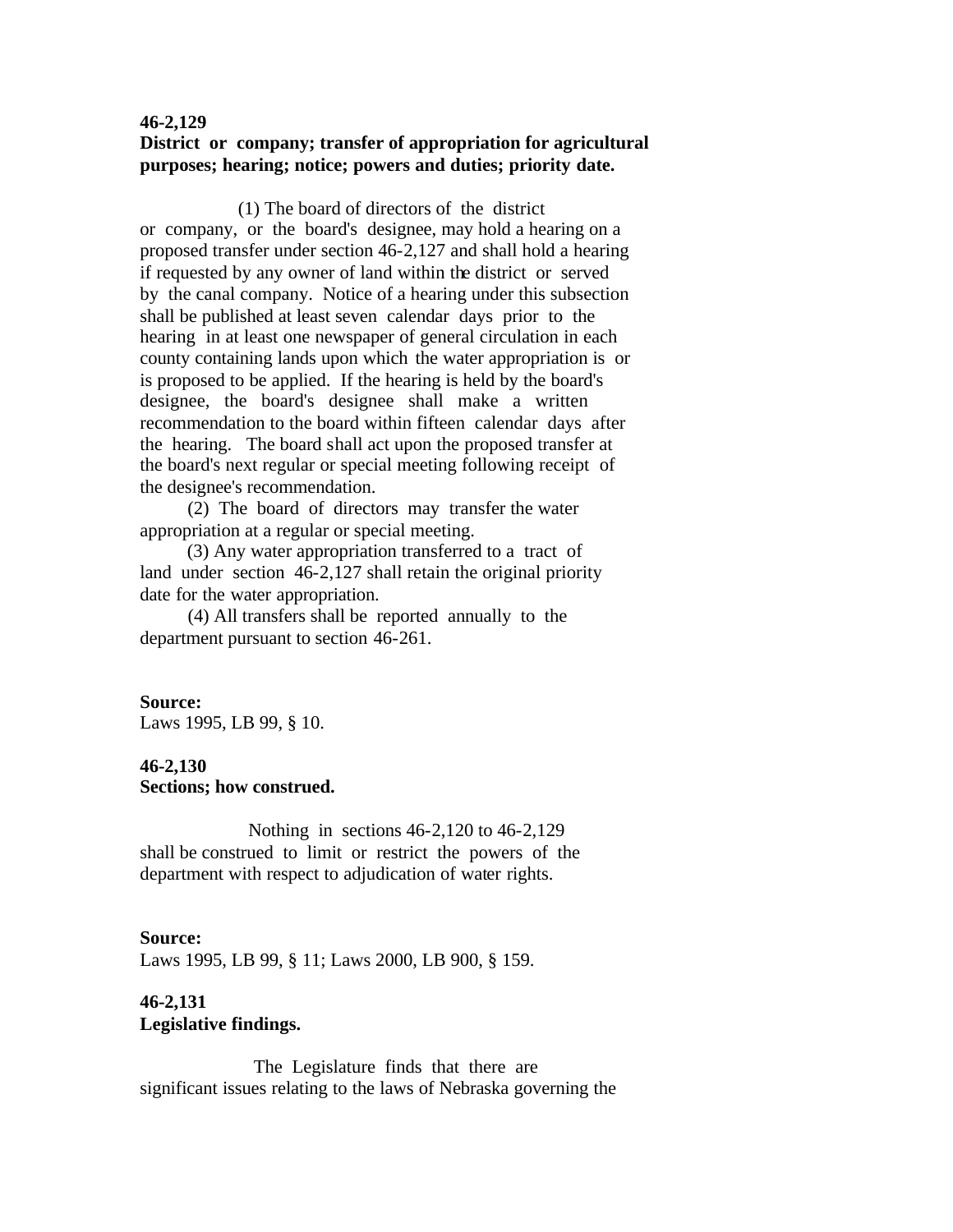**46-2,129**
**District or company; transfer of appropriation for agricultural purposes; hearing; notice; powers and duties; priority date.**

(1) The board of directors of the district or company, or the board's designee, may hold a hearing on a proposed transfer under section 46-2,127 and shall hold a hearing if requested by any owner of land within the district or served by the canal company. Notice of a hearing under this subsection shall be published at least seven calendar days prior to the hearing in at least one newspaper of general circulation in each county containing lands upon which the water appropriation is or is proposed to be applied. If the hearing is held by the board's designee, the board's designee shall make a written recommendation to the board within fifteen calendar days after the hearing. The board shall act upon the proposed transfer at the board's next regular or special meeting following receipt of the designee's recommendation.

(2) The board of directors may transfer the water appropriation at a regular or special meeting.

(3) Any water appropriation transferred to a tract of land under section 46-2,127 shall retain the original priority date for the water appropriation.

(4) All transfers shall be reported annually to the department pursuant to section 46-261.

**Source:**
Laws 1995, LB 99, § 10.

**46-2,130**
**Sections; how construed.**

Nothing in sections 46-2,120 to 46-2,129 shall be construed to limit or restrict the powers of the department with respect to adjudication of water rights.

**Source:**
Laws 1995, LB 99, § 11; Laws 2000, LB 900, § 159.

**46-2,131**
**Legislative findings.**

The Legislature finds that there are significant issues relating to the laws of Nebraska governing the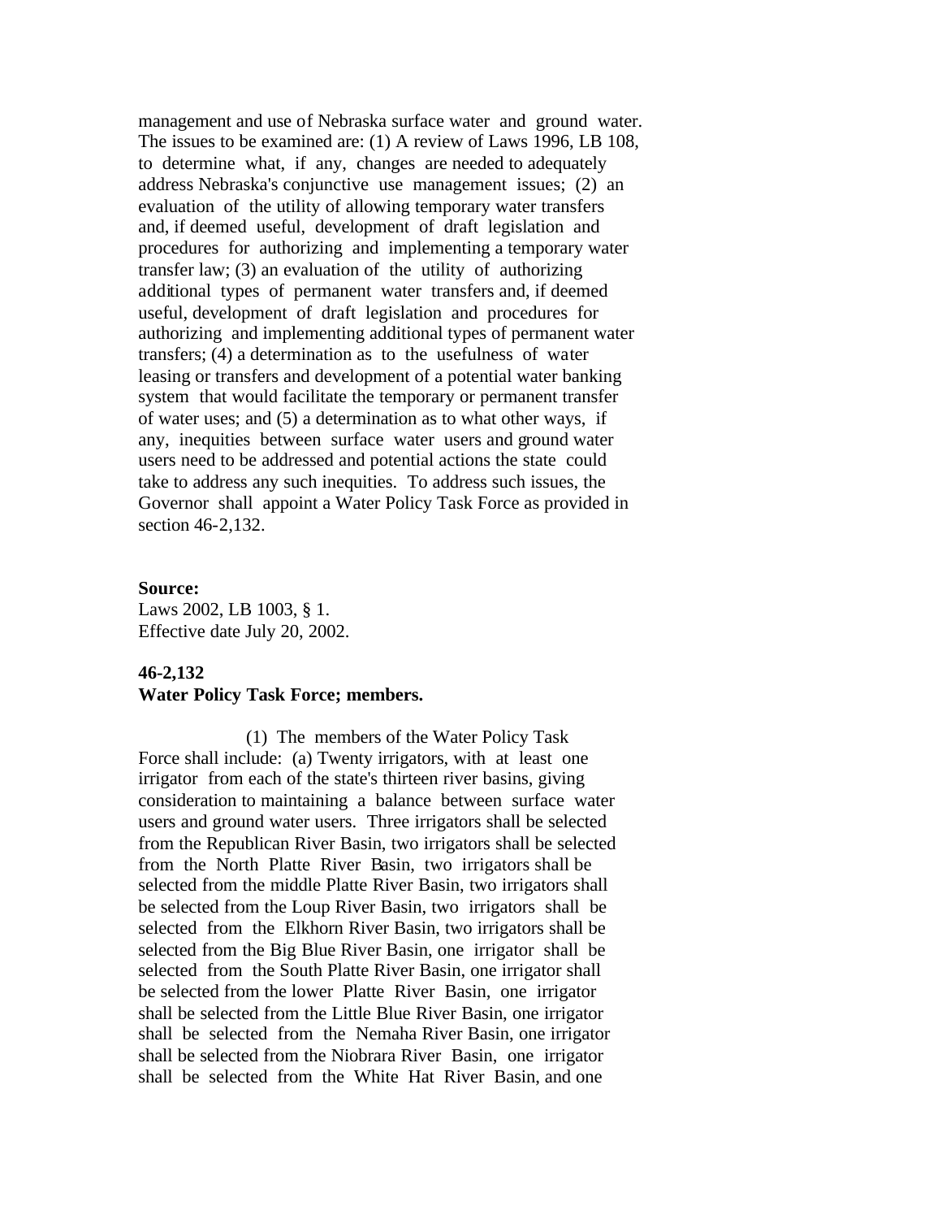management and use of Nebraska surface water and ground water. The issues to be examined are: (1) A review of Laws 1996, LB 108, to determine what, if any, changes are needed to adequately address Nebraska's conjunctive use management issues; (2) an evaluation of the utility of allowing temporary water transfers and, if deemed useful, development of draft legislation and procedures for authorizing and implementing a temporary water transfer law; (3) an evaluation of the utility of authorizing additional types of permanent water transfers and, if deemed useful, development of draft legislation and procedures for authorizing and implementing additional types of permanent water transfers; (4) a determination as to the usefulness of water leasing or transfers and development of a potential water banking system that would facilitate the temporary or permanent transfer of water uses; and (5) a determination as to what other ways, if any, inequities between surface water users and ground water users need to be addressed and potential actions the state could take to address any such inequities. To address such issues, the Governor shall appoint a Water Policy Task Force as provided in section 46-2,132.

**Source:**
Laws 2002, LB 1003, § 1.
Effective date July 20, 2002.

**46-2,132**
**Water Policy Task Force; members.**

(1) The members of the Water Policy Task Force shall include: (a) Twenty irrigators, with at least one irrigator from each of the state's thirteen river basins, giving consideration to maintaining a balance between surface water users and ground water users. Three irrigators shall be selected from the Republican River Basin, two irrigators shall be selected from the North Platte River Basin, two irrigators shall be selected from the middle Platte River Basin, two irrigators shall be selected from the Loup River Basin, two irrigators shall be selected from the Elkhorn River Basin, two irrigators shall be selected from the Big Blue River Basin, one irrigator shall be selected from the South Platte River Basin, one irrigator shall be selected from the lower Platte River Basin, one irrigator shall be selected from the Little Blue River Basin, one irrigator shall be selected from the Nemaha River Basin, one irrigator shall be selected from the Niobrara River Basin, one irrigator shall be selected from the White Hat River Basin, and one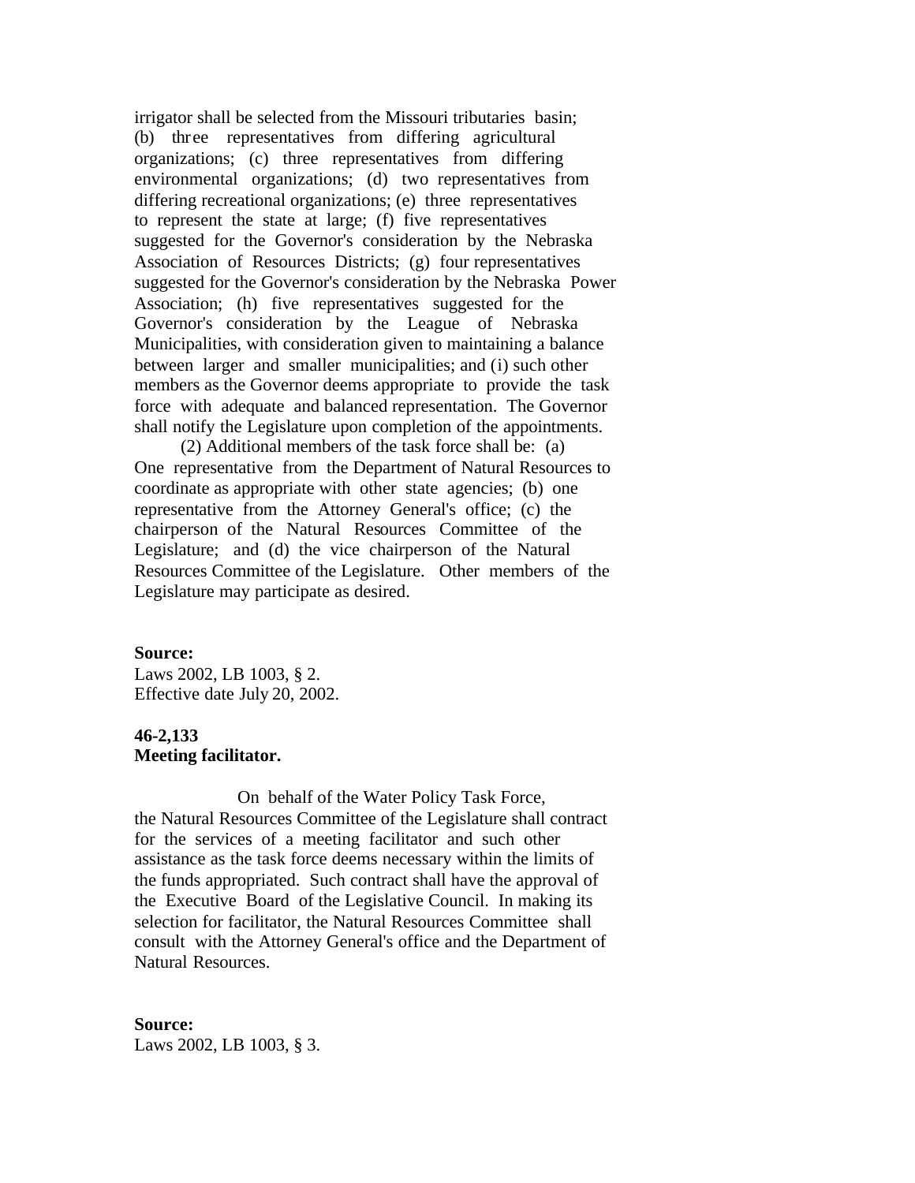irrigator shall be selected from the Missouri tributaries basin; (b) three representatives from differing agricultural organizations; (c) three representatives from differing environmental organizations; (d) two representatives from differing recreational organizations; (e) three representatives to represent the state at large; (f) five representatives suggested for the Governor's consideration by the Nebraska Association of Resources Districts; (g) four representatives suggested for the Governor's consideration by the Nebraska Power Association; (h) five representatives suggested for the Governor's consideration by the League of Nebraska Municipalities, with consideration given to maintaining a balance between larger and smaller municipalities; and (i) such other members as the Governor deems appropriate to provide the task force with adequate and balanced representation. The Governor shall notify the Legislature upon completion of the appointments.

(2) Additional members of the task force shall be: (a) One representative from the Department of Natural Resources to coordinate as appropriate with other state agencies; (b) one representative from the Attorney General's office; (c) the chairperson of the Natural Resources Committee of the Legislature; and (d) the vice chairperson of the Natural Resources Committee of the Legislature. Other members of the Legislature may participate as desired.

**Source:**
Laws 2002, LB 1003, § 2.
Effective date July 20, 2002.

**46-2,133**
**Meeting facilitator.**

On behalf of the Water Policy Task Force, the Natural Resources Committee of the Legislature shall contract for the services of a meeting facilitator and such other assistance as the task force deems necessary within the limits of the funds appropriated. Such contract shall have the approval of the Executive Board of the Legislative Council. In making its selection for facilitator, the Natural Resources Committee shall consult with the Attorney General's office and the Department of Natural Resources.

**Source:**
Laws 2002, LB 1003, § 3.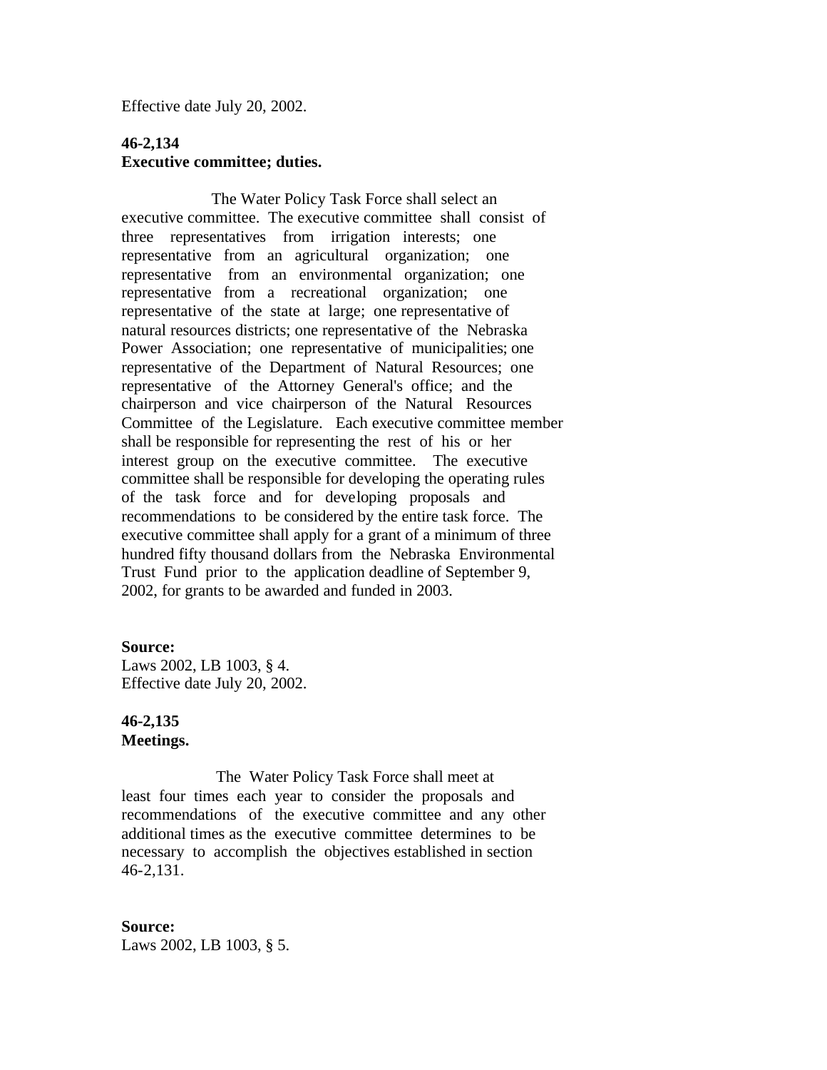Effective date July 20, 2002.

**46-2,134**
**Executive committee; duties.**

The Water Policy Task Force shall select an executive committee. The executive committee shall consist of three representatives from irrigation interests; one representative from an agricultural organization; one representative from an environmental organization; one representative from a recreational organization; one representative of the state at large; one representative of natural resources districts; one representative of the Nebraska Power Association; one representative of municipalities; one representative of the Department of Natural Resources; one representative of the Attorney General's office; and the chairperson and vice chairperson of the Natural Resources Committee of the Legislature. Each executive committee member shall be responsible for representing the rest of his or her interest group on the executive committee. The executive committee shall be responsible for developing the operating rules of the task force and for developing proposals and recommendations to be considered by the entire task force. The executive committee shall apply for a grant of a minimum of three hundred fifty thousand dollars from the Nebraska Environmental Trust Fund prior to the application deadline of September 9, 2002, for grants to be awarded and funded in 2003.

**Source:**
Laws 2002, LB 1003, § 4.
Effective date July 20, 2002.

**46-2,135**
**Meetings.**

The Water Policy Task Force shall meet at least four times each year to consider the proposals and recommendations of the executive committee and any other additional times as the executive committee determines to be necessary to accomplish the objectives established in section 46-2,131.

**Source:**
Laws 2002, LB 1003, § 5.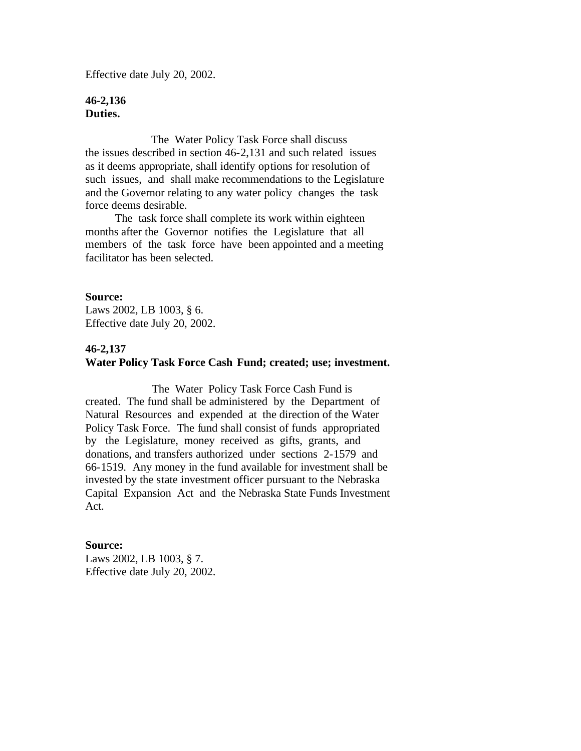Effective date July 20, 2002.

**46-2,136**
**Duties.**

The Water Policy Task Force shall discuss the issues described in section 46-2,131 and such related issues as it deems appropriate, shall identify options for resolution of such issues, and shall make recommendations to the Legislature and the Governor relating to any water policy changes the task force deems desirable.

The task force shall complete its work within eighteen months after the Governor notifies the Legislature that all members of the task force have been appointed and a meeting facilitator has been selected.

**Source:**
Laws 2002, LB 1003, § 6.
Effective date July 20, 2002.

**46-2,137**
**Water Policy Task Force Cash Fund; created; use; investment.**

The Water Policy Task Force Cash Fund is created. The fund shall be administered by the Department of Natural Resources and expended at the direction of the Water Policy Task Force. The fund shall consist of funds appropriated by the Legislature, money received as gifts, grants, and donations, and transfers authorized under sections 2-1579 and 66-1519. Any money in the fund available for investment shall be invested by the state investment officer pursuant to the Nebraska Capital Expansion Act and the Nebraska State Funds Investment Act.

**Source:**
Laws 2002, LB 1003, § 7.
Effective date July 20, 2002.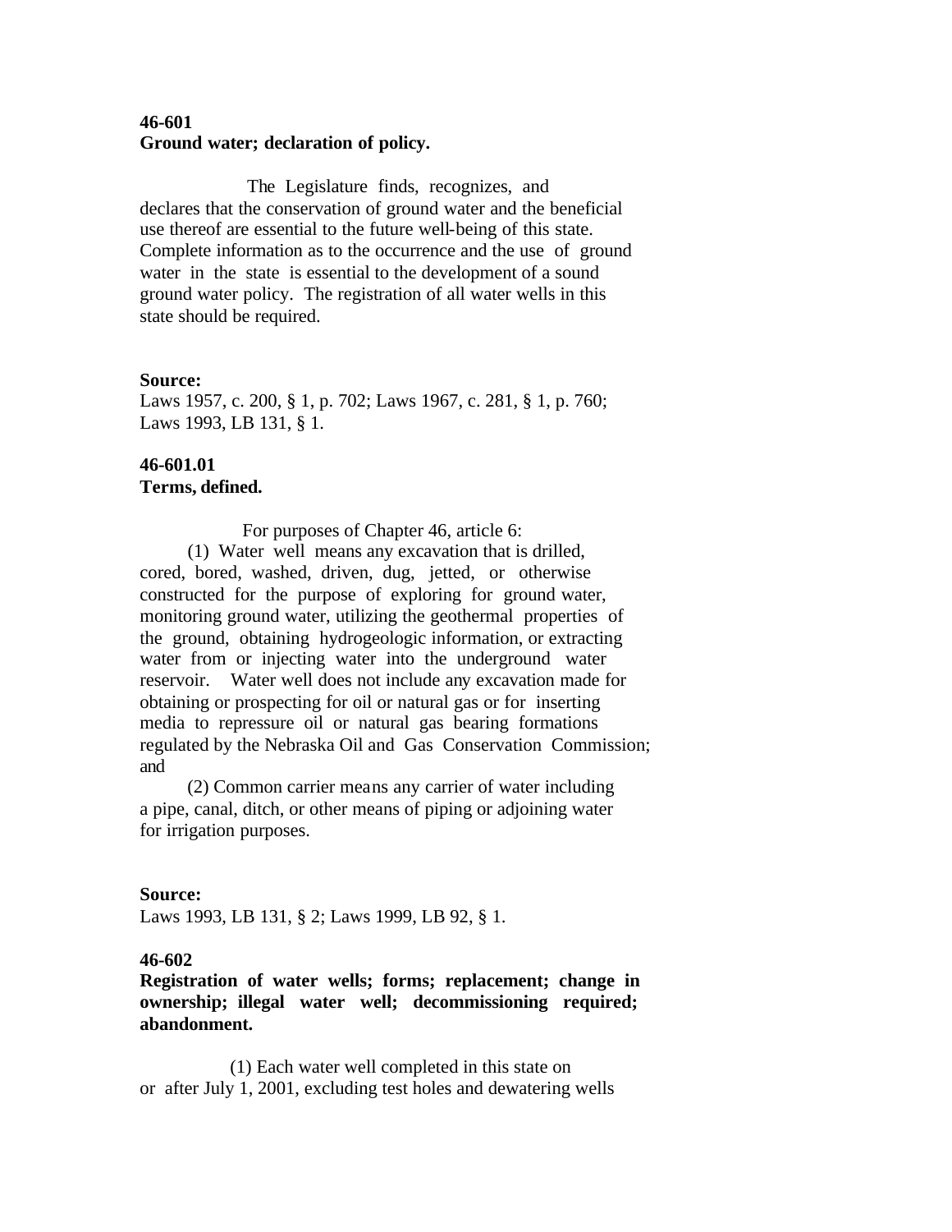**46-601**
**Ground water; declaration of policy.**

The Legislature finds, recognizes, and declares that the conservation of ground water and the beneficial use thereof are essential to the future well-being of this state. Complete information as to the occurrence and the use of ground water in the state is essential to the development of a sound ground water policy. The registration of all water wells in this state should be required.

**Source:**
Laws 1957, c. 200, § 1, p. 702; Laws 1967, c. 281, § 1, p. 760; Laws 1993, LB 131, § 1.

**46-601.01**
**Terms, defined.**

For purposes of Chapter 46, article 6:

(1) Water well means any excavation that is drilled, cored, bored, washed, driven, dug, jetted, or otherwise constructed for the purpose of exploring for ground water, monitoring ground water, utilizing the geothermal properties of the ground, obtaining hydrogeologic information, or extracting water from or injecting water into the underground water reservoir. Water well does not include any excavation made for obtaining or prospecting for oil or natural gas or for inserting media to repressure oil or natural gas bearing formations regulated by the Nebraska Oil and Gas Conservation Commission; and

(2) Common carrier means any carrier of water including a pipe, canal, ditch, or other means of piping or adjoining water for irrigation purposes.

**Source:**
Laws 1993, LB 131, § 2; Laws 1999, LB 92, § 1.

**46-602**
**Registration of water wells; forms; replacement; change in ownership; illegal water well; decommissioning required; abandonment.**

(1) Each water well completed in this state on or after July 1, 2001, excluding test holes and dewatering wells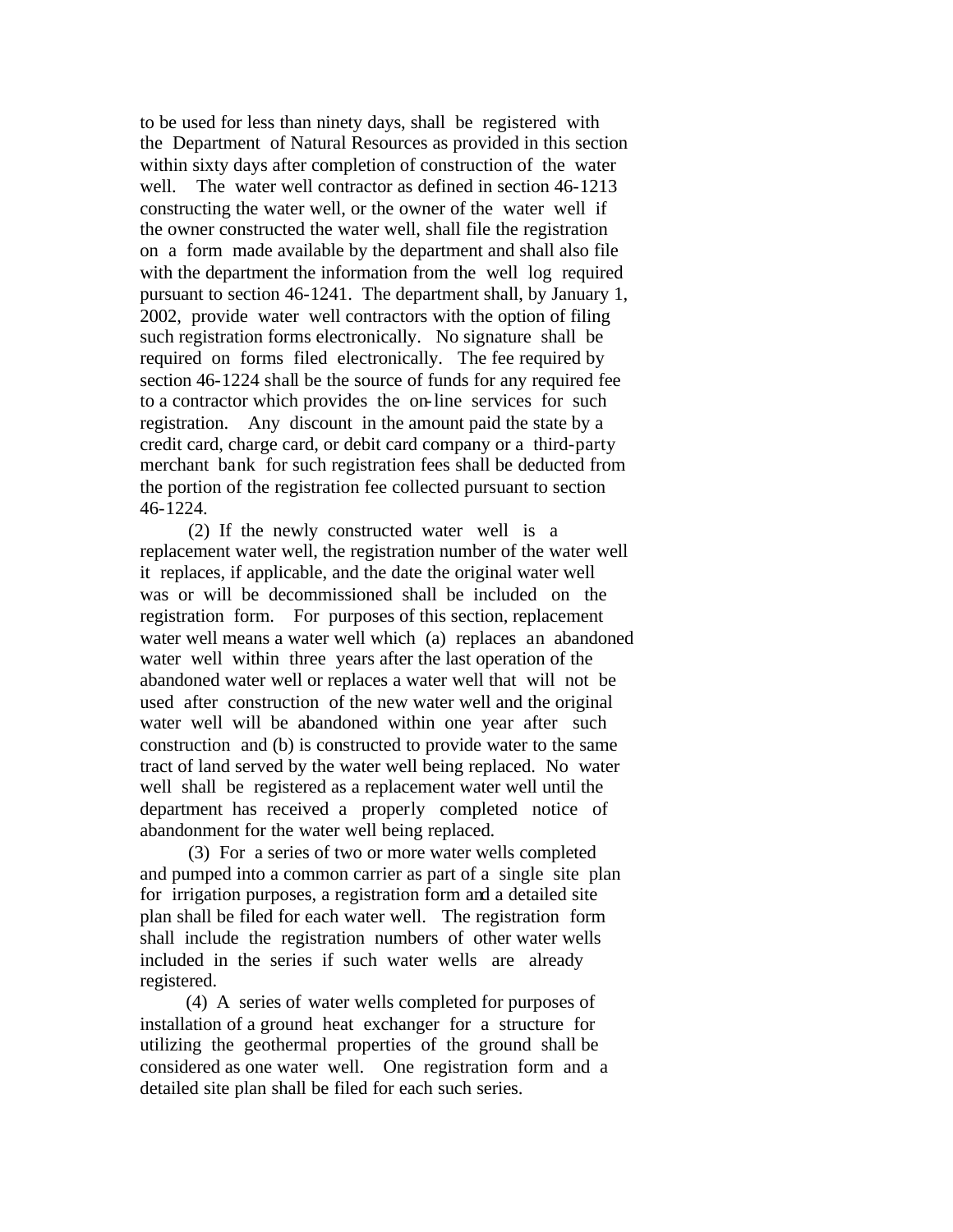to be used for less than ninety days, shall be registered with the Department of Natural Resources as provided in this section within sixty days after completion of construction of the water well. The water well contractor as defined in section 46-1213 constructing the water well, or the owner of the water well if the owner constructed the water well, shall file the registration on a form made available by the department and shall also file with the department the information from the well log required pursuant to section 46-1241. The department shall, by January 1, 2002, provide water well contractors with the option of filing such registration forms electronically. No signature shall be required on forms filed electronically. The fee required by section 46-1224 shall be the source of funds for any required fee to a contractor which provides the on-line services for such registration. Any discount in the amount paid the state by a credit card, charge card, or debit card company or a third-party merchant bank for such registration fees shall be deducted from the portion of the registration fee collected pursuant to section 46-1224.

(2) If the newly constructed water well is a replacement water well, the registration number of the water well it replaces, if applicable, and the date the original water well was or will be decommissioned shall be included on the registration form. For purposes of this section, replacement water well means a water well which (a) replaces an abandoned water well within three years after the last operation of the abandoned water well or replaces a water well that will not be used after construction of the new water well and the original water well will be abandoned within one year after such construction and (b) is constructed to provide water to the same tract of land served by the water well being replaced. No water well shall be registered as a replacement water well until the department has received a properly completed notice of abandonment for the water well being replaced.

(3) For a series of two or more water wells completed and pumped into a common carrier as part of a single site plan for irrigation purposes, a registration form and a detailed site plan shall be filed for each water well. The registration form shall include the registration numbers of other water wells included in the series if such water wells are already registered.

(4) A series of water wells completed for purposes of installation of a ground heat exchanger for a structure for utilizing the geothermal properties of the ground shall be considered as one water well. One registration form and a detailed site plan shall be filed for each such series.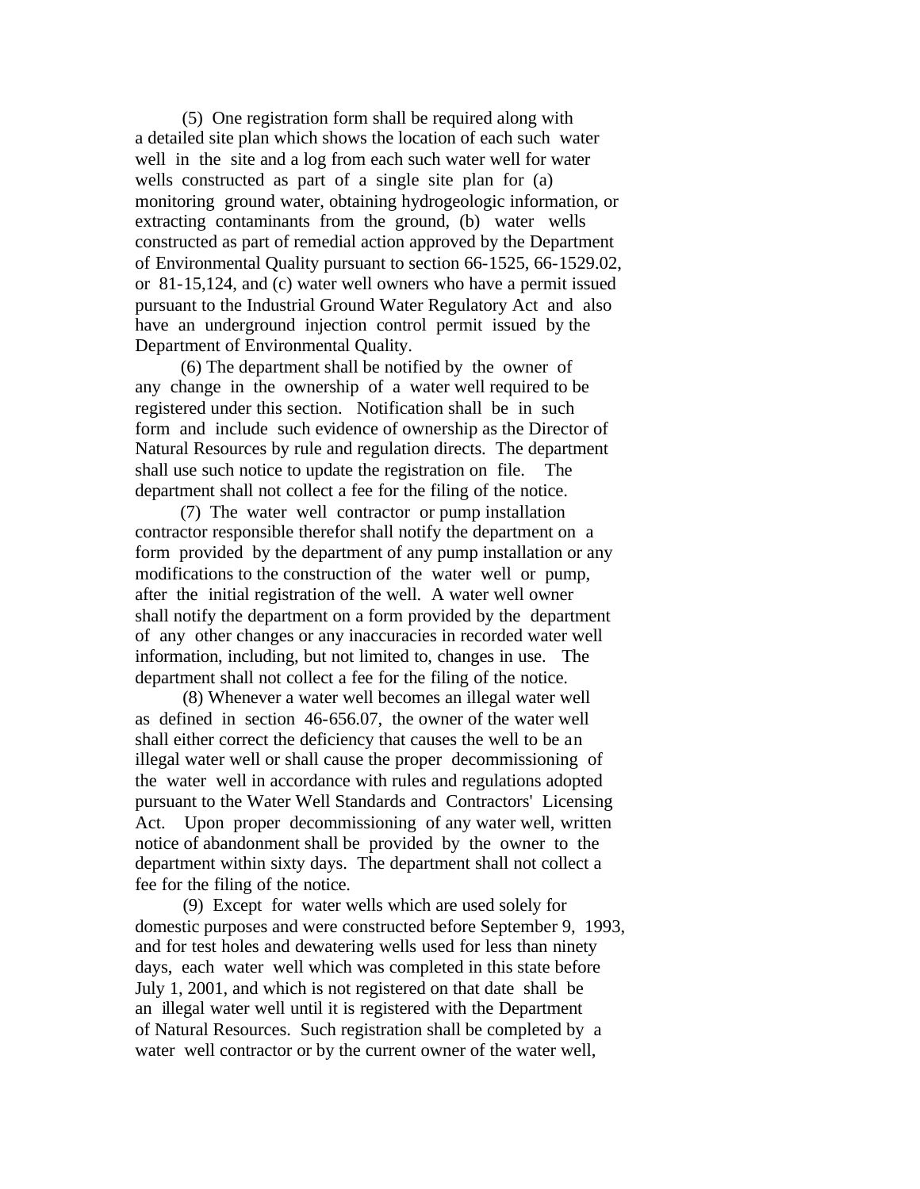(5) One registration form shall be required along with a detailed site plan which shows the location of each such water well in the site and a log from each such water well for water wells constructed as part of a single site plan for (a) monitoring ground water, obtaining hydrogeologic information, or extracting contaminants from the ground, (b) water wells constructed as part of remedial action approved by the Department of Environmental Quality pursuant to section 66-1525, 66-1529.02, or 81-15,124, and (c) water well owners who have a permit issued pursuant to the Industrial Ground Water Regulatory Act and also have an underground injection control permit issued by the Department of Environmental Quality.

(6) The department shall be notified by the owner of any change in the ownership of a water well required to be registered under this section. Notification shall be in such form and include such evidence of ownership as the Director of Natural Resources by rule and regulation directs. The department shall use such notice to update the registration on file. The department shall not collect a fee for the filing of the notice.

(7) The water well contractor or pump installation contractor responsible therefor shall notify the department on a form provided by the department of any pump installation or any modifications to the construction of the water well or pump, after the initial registration of the well. A water well owner shall notify the department on a form provided by the department of any other changes or any inaccuracies in recorded water well information, including, but not limited to, changes in use. The department shall not collect a fee for the filing of the notice.

(8) Whenever a water well becomes an illegal water well as defined in section 46-656.07, the owner of the water well shall either correct the deficiency that causes the well to be an illegal water well or shall cause the proper decommissioning of the water well in accordance with rules and regulations adopted pursuant to the Water Well Standards and Contractors' Licensing Act. Upon proper decommissioning of any water well, written notice of abandonment shall be provided by the owner to the department within sixty days. The department shall not collect a fee for the filing of the notice.

(9) Except for water wells which are used solely for domestic purposes and were constructed before September 9, 1993, and for test holes and dewatering wells used for less than ninety days, each water well which was completed in this state before July 1, 2001, and which is not registered on that date shall be an illegal water well until it is registered with the Department of Natural Resources. Such registration shall be completed by a water well contractor or by the current owner of the water well,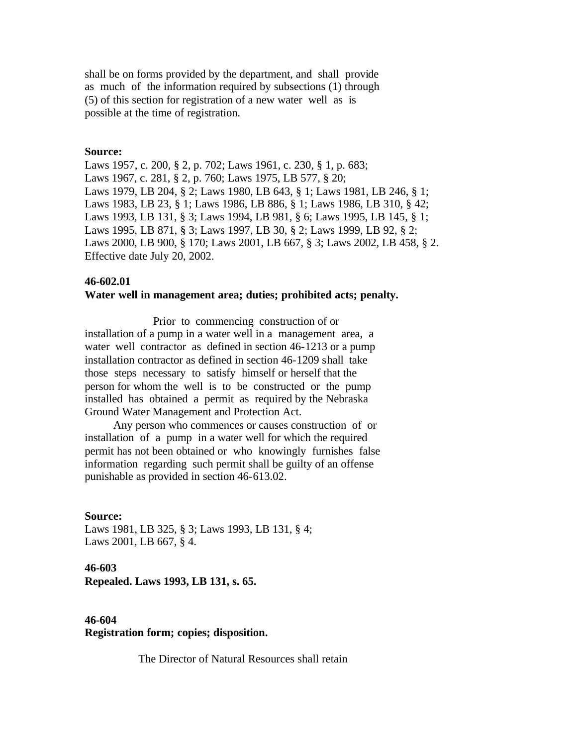shall be on forms provided by the department, and shall provide as much of the information required by subsections (1) through (5) of this section for registration of a new water well as is possible at the time of registration.

**Source:**

Laws 1957, c. 200, § 2, p. 702; Laws 1961, c. 230, § 1, p. 683; Laws 1967, c. 281, § 2, p. 760; Laws 1975, LB 577, § 20; Laws 1979, LB 204, § 2; Laws 1980, LB 643, § 1; Laws 1981, LB 246, § 1; Laws 1983, LB 23, § 1; Laws 1986, LB 886, § 1; Laws 1986, LB 310, § 42; Laws 1993, LB 131, § 3; Laws 1994, LB 981, § 6; Laws 1995, LB 145, § 1; Laws 1995, LB 871, § 3; Laws 1997, LB 30, § 2; Laws 1999, LB 92, § 2; Laws 2000, LB 900, § 170; Laws 2001, LB 667, § 3; Laws 2002, LB 458, § 2. Effective date July 20, 2002.

**46-602.01**
**Water well in management area; duties; prohibited acts; penalty.**

Prior to commencing construction of or installation of a pump in a water well in a management area, a water well contractor as defined in section 46-1213 or a pump installation contractor as defined in section 46-1209 shall take those steps necessary to satisfy himself or herself that the person for whom the well is to be constructed or the pump installed has obtained a permit as required by the Nebraska Ground Water Management and Protection Act.

Any person who commences or causes construction of or installation of a pump in a water well for which the required permit has not been obtained or who knowingly furnishes false information regarding such permit shall be guilty of an offense punishable as provided in section 46-613.02.

**Source:**

Laws 1981, LB 325, § 3; Laws 1993, LB 131, § 4; Laws 2001, LB 667, § 4.

**46-603**
**Repealed. Laws 1993, LB 131, s. 65.**

**46-604**
**Registration form; copies; disposition.**

The Director of Natural Resources shall retain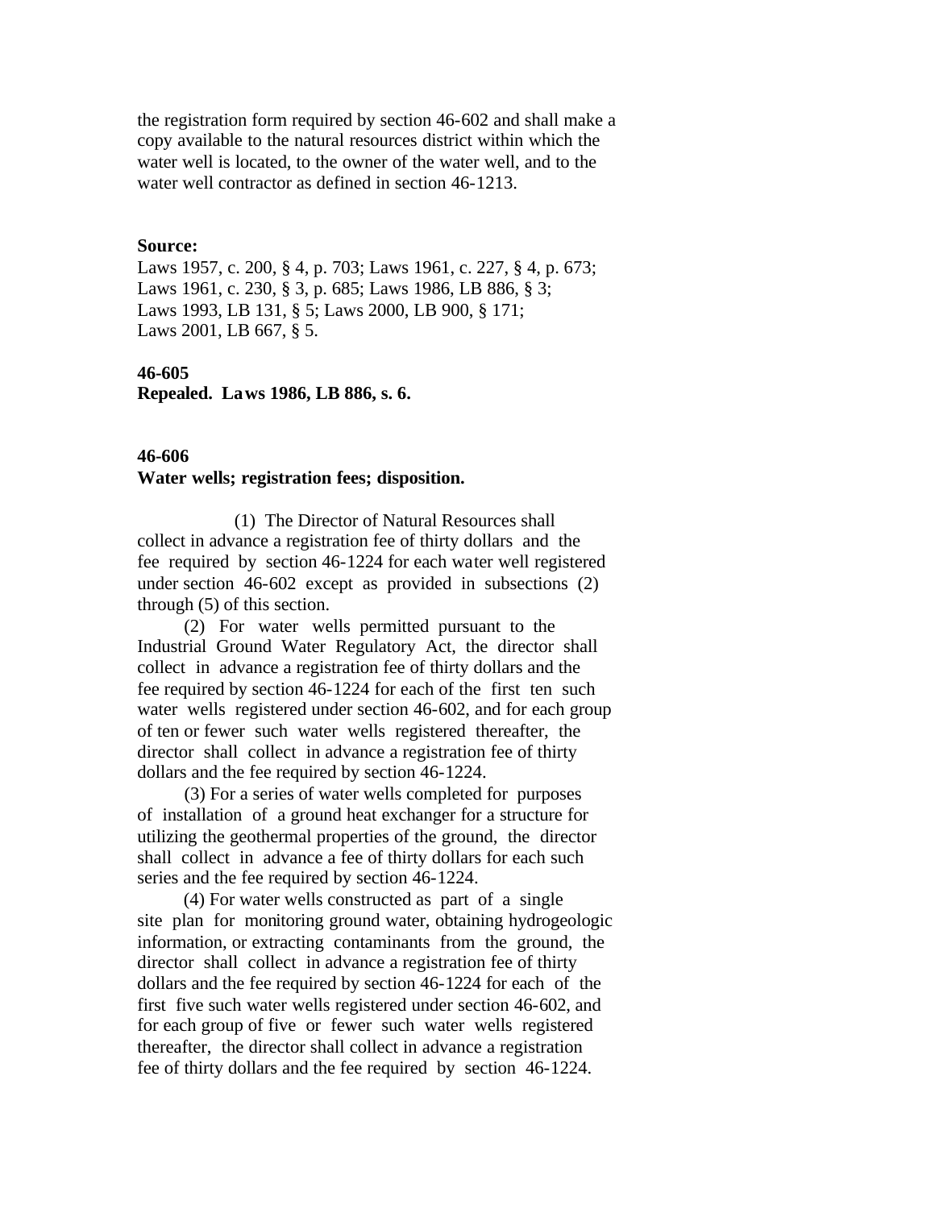the registration form required by section 46-602 and shall make a copy available to the natural resources district within which the water well is located, to the owner of the water well, and to the water well contractor as defined in section 46-1213.

**Source:**
Laws 1957, c. 200, § 4, p. 703; Laws 1961, c. 227, § 4, p. 673; Laws 1961, c. 230, § 3, p. 685; Laws 1986, LB 886, § 3; Laws 1993, LB 131, § 5; Laws 2000, LB 900, § 171; Laws 2001, LB 667, § 5.

**46-605**
**Repealed. Laws 1986, LB 886, s. 6.**

**46-606**
**Water wells; registration fees; disposition.**

(1) The Director of Natural Resources shall collect in advance a registration fee of thirty dollars and the fee required by section 46-1224 for each water well registered under section 46-602 except as provided in subsections (2) through (5) of this section.

(2) For water wells permitted pursuant to the Industrial Ground Water Regulatory Act, the director shall collect in advance a registration fee of thirty dollars and the fee required by section 46-1224 for each of the first ten such water wells registered under section 46-602, and for each group of ten or fewer such water wells registered thereafter, the director shall collect in advance a registration fee of thirty dollars and the fee required by section 46-1224.

(3) For a series of water wells completed for purposes of installation of a ground heat exchanger for a structure for utilizing the geothermal properties of the ground, the director shall collect in advance a fee of thirty dollars for each such series and the fee required by section 46-1224.

(4) For water wells constructed as part of a single site plan for monitoring ground water, obtaining hydrogeologic information, or extracting contaminants from the ground, the director shall collect in advance a registration fee of thirty dollars and the fee required by section 46-1224 for each of the first five such water wells registered under section 46-602, and for each group of five or fewer such water wells registered thereafter, the director shall collect in advance a registration fee of thirty dollars and the fee required by section 46-1224.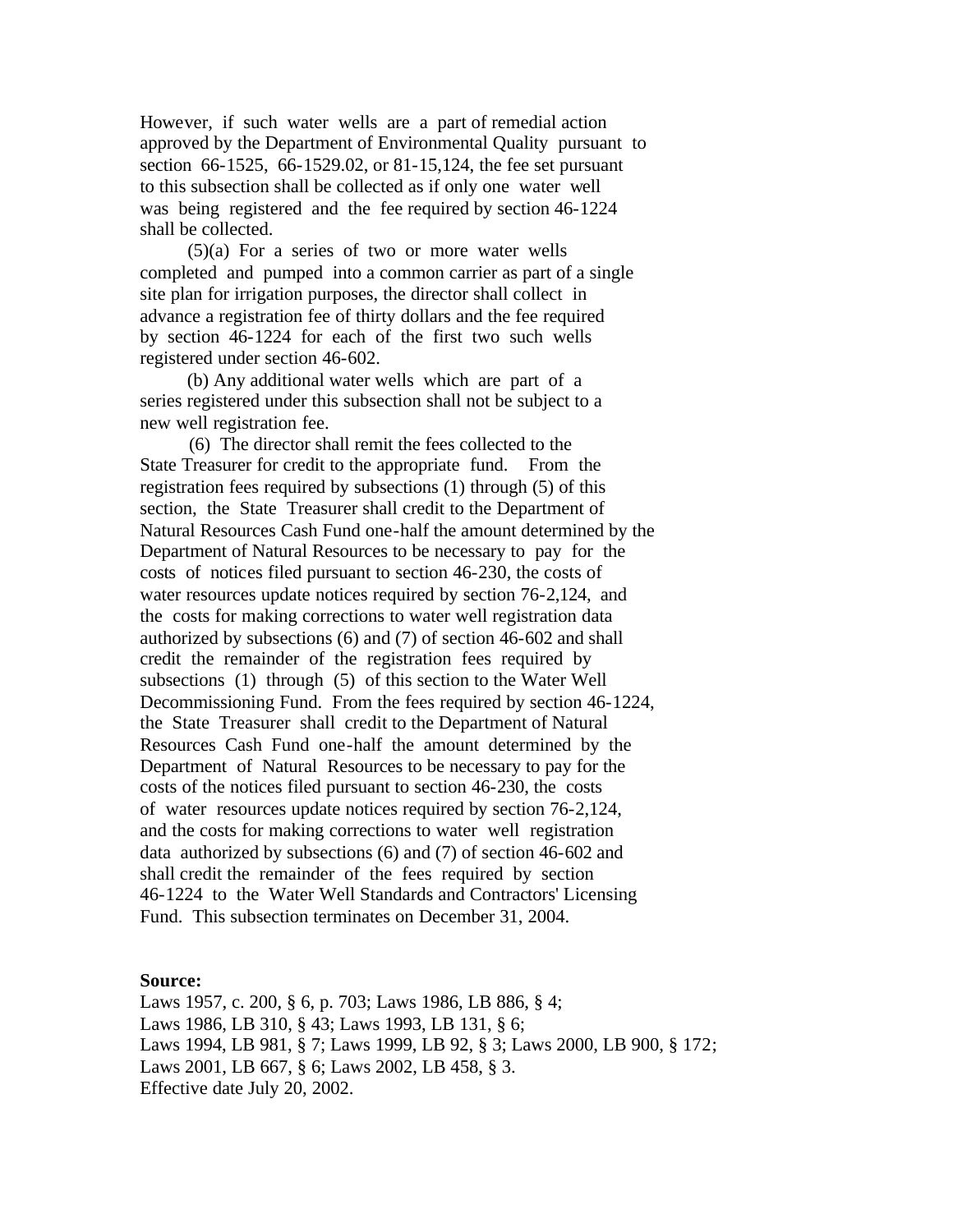However, if such water wells are a part of remedial action approved by the Department of Environmental Quality pursuant to section 66-1525, 66-1529.02, or 81-15,124, the fee set pursuant to this subsection shall be collected as if only one water well was being registered and the fee required by section 46-1224 shall be collected.

(5)(a) For a series of two or more water wells completed and pumped into a common carrier as part of a single site plan for irrigation purposes, the director shall collect in advance a registration fee of thirty dollars and the fee required by section 46-1224 for each of the first two such wells registered under section 46-602.

(b) Any additional water wells which are part of a series registered under this subsection shall not be subject to a new well registration fee.

(6) The director shall remit the fees collected to the State Treasurer for credit to the appropriate fund. From the registration fees required by subsections (1) through (5) of this section, the State Treasurer shall credit to the Department of Natural Resources Cash Fund one-half the amount determined by the Department of Natural Resources to be necessary to pay for the costs of notices filed pursuant to section 46-230, the costs of water resources update notices required by section 76-2,124, and the costs for making corrections to water well registration data authorized by subsections (6) and (7) of section 46-602 and shall credit the remainder of the registration fees required by subsections (1) through (5) of this section to the Water Well Decommissioning Fund. From the fees required by section 46-1224, the State Treasurer shall credit to the Department of Natural Resources Cash Fund one-half the amount determined by the Department of Natural Resources to be necessary to pay for the costs of the notices filed pursuant to section 46-230, the costs of water resources update notices required by section 76-2,124, and the costs for making corrections to water well registration data authorized by subsections (6) and (7) of section 46-602 and shall credit the remainder of the fees required by section 46-1224 to the Water Well Standards and Contractors' Licensing Fund. This subsection terminates on December 31, 2004.

**Source:**
Laws 1957, c. 200, § 6, p. 703; Laws 1986, LB 886, § 4;
Laws 1986, LB 310, § 43; Laws 1993, LB 131, § 6;
Laws 1994, LB 981, § 7; Laws 1999, LB 92, § 3; Laws 2000, LB 900, § 172;
Laws 2001, LB 667, § 6; Laws 2002, LB 458, § 3.
Effective date July 20, 2002.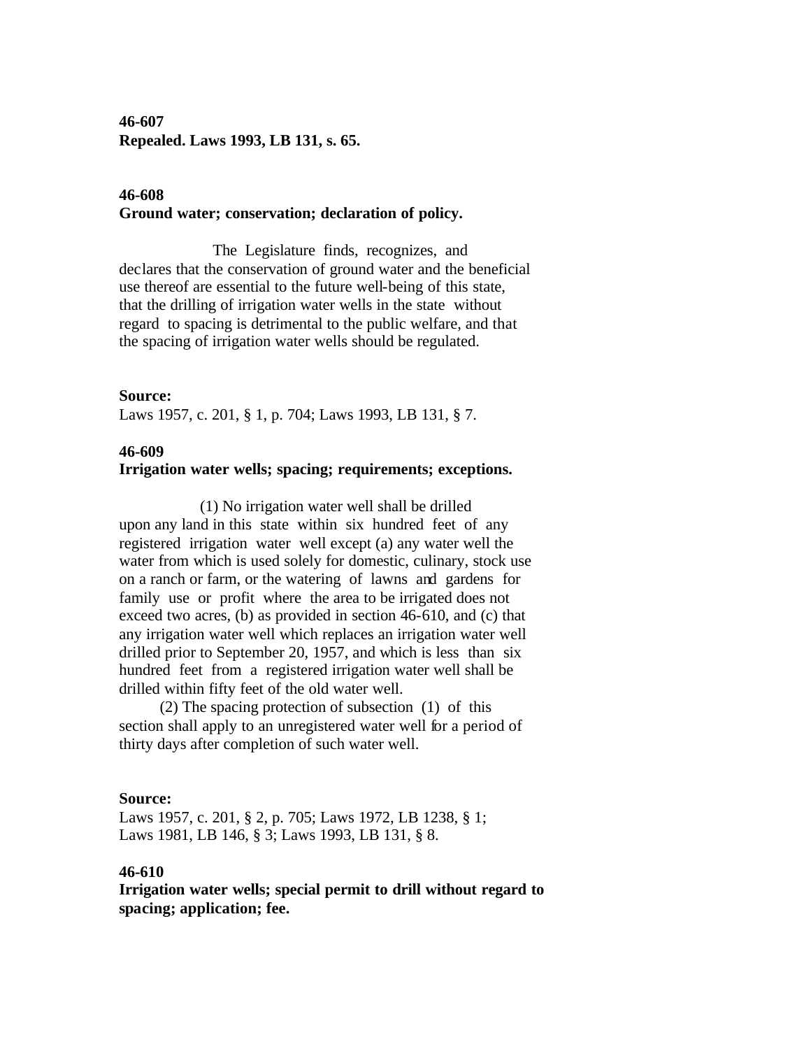**46-607**
**Repealed. Laws 1993, LB 131, s. 65.**

**46-608**
**Ground water; conservation; declaration of policy.**

The Legislature finds, recognizes, and declares that the conservation of ground water and the beneficial use thereof are essential to the future well-being of this state, that the drilling of irrigation water wells in the state without regard to spacing is detrimental to the public welfare, and that the spacing of irrigation water wells should be regulated.

**Source:**
Laws 1957, c. 201, § 1, p. 704; Laws 1993, LB 131, § 7.

**46-609**
**Irrigation water wells; spacing; requirements; exceptions.**

(1) No irrigation water well shall be drilled upon any land in this state within six hundred feet of any registered irrigation water well except (a) any water well the water from which is used solely for domestic, culinary, stock use on a ranch or farm, or the watering of lawns and gardens for family use or profit where the area to be irrigated does not exceed two acres, (b) as provided in section 46-610, and (c) that any irrigation water well which replaces an irrigation water well drilled prior to September 20, 1957, and which is less than six hundred feet from a registered irrigation water well shall be drilled within fifty feet of the old water well.

(2) The spacing protection of subsection (1) of this section shall apply to an unregistered water well for a period of thirty days after completion of such water well.

**Source:**
Laws 1957, c. 201, § 2, p. 705; Laws 1972, LB 1238, § 1; Laws 1981, LB 146, § 3; Laws 1993, LB 131, § 8.

**46-610**
**Irrigation water wells; special permit to drill without regard to spacing; application; fee.**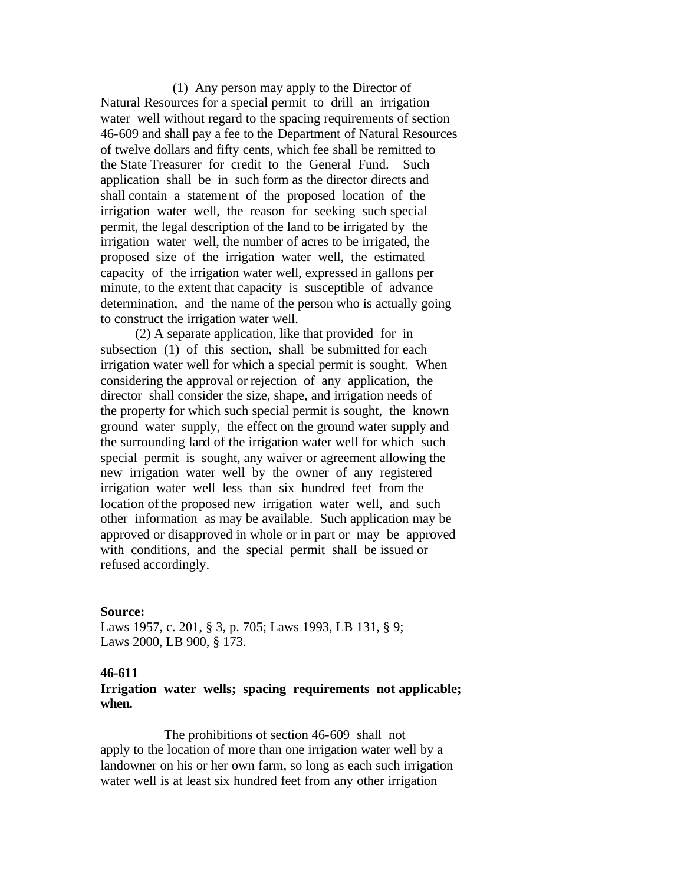(1) Any person may apply to the Director of Natural Resources for a special permit to drill an irrigation water well without regard to the spacing requirements of section 46-609 and shall pay a fee to the Department of Natural Resources of twelve dollars and fifty cents, which fee shall be remitted to the State Treasurer for credit to the General Fund. Such application shall be in such form as the director directs and shall contain a statement of the proposed location of the irrigation water well, the reason for seeking such special permit, the legal description of the land to be irrigated by the irrigation water well, the number of acres to be irrigated, the proposed size of the irrigation water well, the estimated capacity of the irrigation water well, expressed in gallons per minute, to the extent that capacity is susceptible of advance determination, and the name of the person who is actually going to construct the irrigation water well.

(2) A separate application, like that provided for in subsection (1) of this section, shall be submitted for each irrigation water well for which a special permit is sought. When considering the approval or rejection of any application, the director shall consider the size, shape, and irrigation needs of the property for which such special permit is sought, the known ground water supply, the effect on the ground water supply and the surrounding land of the irrigation water well for which such special permit is sought, any waiver or agreement allowing the new irrigation water well by the owner of any registered irrigation water well less than six hundred feet from the location of the proposed new irrigation water well, and such other information as may be available. Such application may be approved or disapproved in whole or in part or may be approved with conditions, and the special permit shall be issued or refused accordingly.

**Source:**
Laws 1957, c. 201, § 3, p. 705; Laws 1993, LB 131, § 9;
Laws 2000, LB 900, § 173.

**46-611**
**Irrigation water wells; spacing requirements not applicable; when.**

The prohibitions of section 46-609 shall not apply to the location of more than one irrigation water well by a landowner on his or her own farm, so long as each such irrigation water well is at least six hundred feet from any other irrigation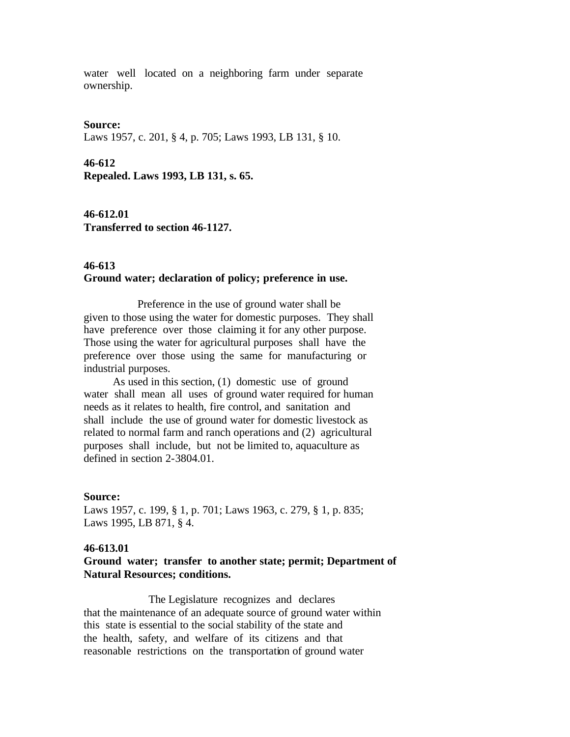water well located on a neighboring farm under separate ownership.

**Source:**
Laws 1957, c. 201, § 4, p. 705; Laws 1993, LB 131, § 10.

**46-612**
**Repealed. Laws 1993, LB 131, s. 65.**

**46-612.01**
**Transferred to section 46-1127.**

**46-613**
**Ground water; declaration of policy; preference in use.**

Preference in the use of ground water shall be given to those using the water for domestic purposes. They shall have preference over those claiming it for any other purpose. Those using the water for agricultural purposes shall have the preference over those using the same for manufacturing or industrial purposes.

As used in this section, (1) domestic use of ground water shall mean all uses of ground water required for human needs as it relates to health, fire control, and sanitation and shall include the use of ground water for domestic livestock as related to normal farm and ranch operations and (2) agricultural purposes shall include, but not be limited to, aquaculture as defined in section 2-3804.01.

**Source:**
Laws 1957, c. 199, § 1, p. 701; Laws 1963, c. 279, § 1, p. 835; Laws 1995, LB 871, § 4.

**46-613.01**
**Ground water; transfer to another state; permit; Department of Natural Resources; conditions.**

The Legislature recognizes and declares that the maintenance of an adequate source of ground water within this state is essential to the social stability of the state and the health, safety, and welfare of its citizens and that reasonable restrictions on the transportation of ground water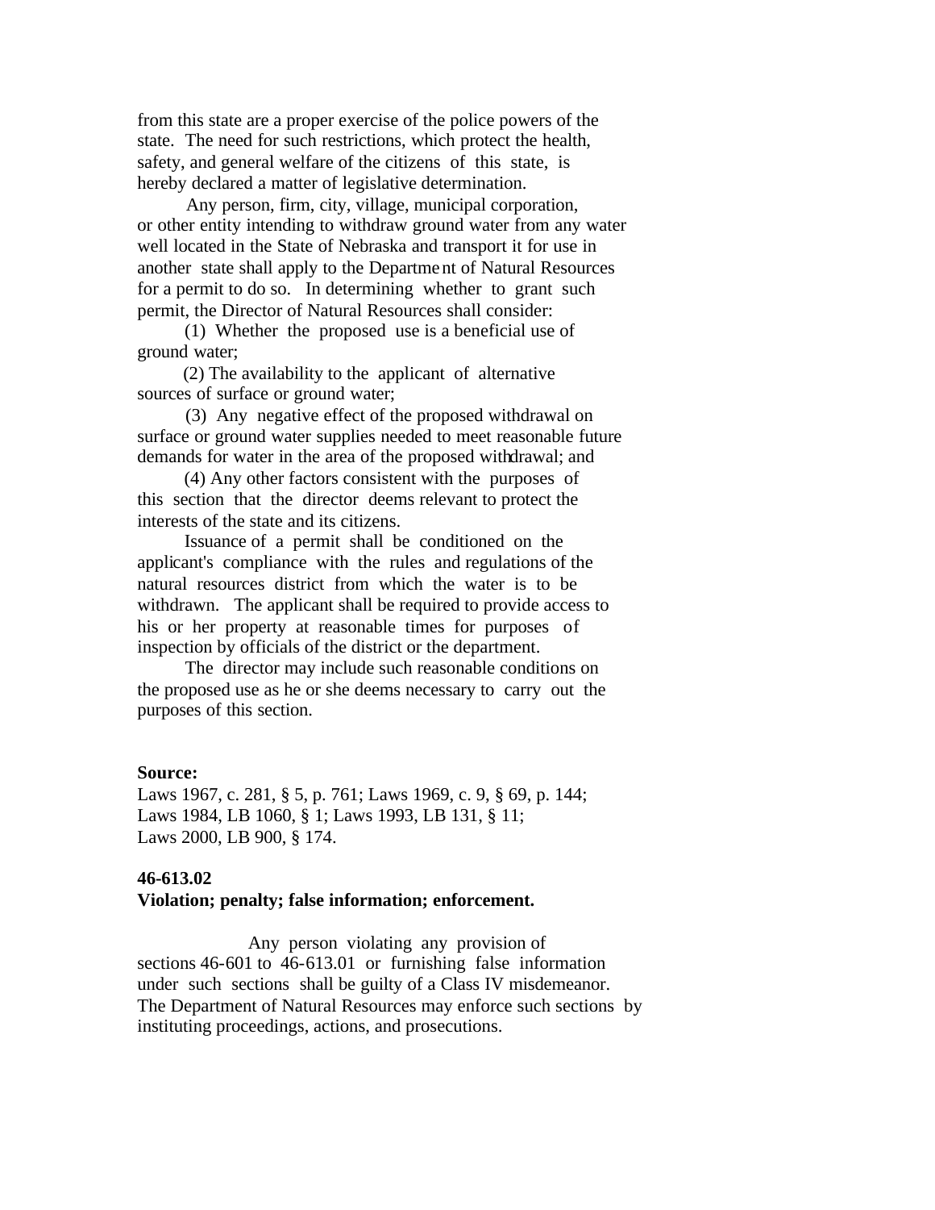from this state are a proper exercise of the police powers of the state. The need for such restrictions, which protect the health, safety, and general welfare of the citizens of this state, is hereby declared a matter of legislative determination.

Any person, firm, city, village, municipal corporation, or other entity intending to withdraw ground water from any water well located in the State of Nebraska and transport it for use in another state shall apply to the Department of Natural Resources for a permit to do so. In determining whether to grant such permit, the Director of Natural Resources shall consider:

(1) Whether the proposed use is a beneficial use of ground water;

(2) The availability to the applicant of alternative sources of surface or ground water;

(3) Any negative effect of the proposed withdrawal on surface or ground water supplies needed to meet reasonable future demands for water in the area of the proposed withdrawal; and

(4) Any other factors consistent with the purposes of this section that the director deems relevant to protect the interests of the state and its citizens.

Issuance of a permit shall be conditioned on the applicant's compliance with the rules and regulations of the natural resources district from which the water is to be withdrawn. The applicant shall be required to provide access to his or her property at reasonable times for purposes of inspection by officials of the district or the department.

The director may include such reasonable conditions on the proposed use as he or she deems necessary to carry out the purposes of this section.

**Source:**
Laws 1967, c. 281, § 5, p. 761; Laws 1969, c. 9, § 69, p. 144;
Laws 1984, LB 1060, § 1; Laws 1993, LB 131, § 11;
Laws 2000, LB 900, § 174.

**46-613.02**
**Violation; penalty; false information; enforcement.**

Any person violating any provision of sections 46-601 to 46-613.01 or furnishing false information under such sections shall be guilty of a Class IV misdemeanor. The Department of Natural Resources may enforce such sections by instituting proceedings, actions, and prosecutions.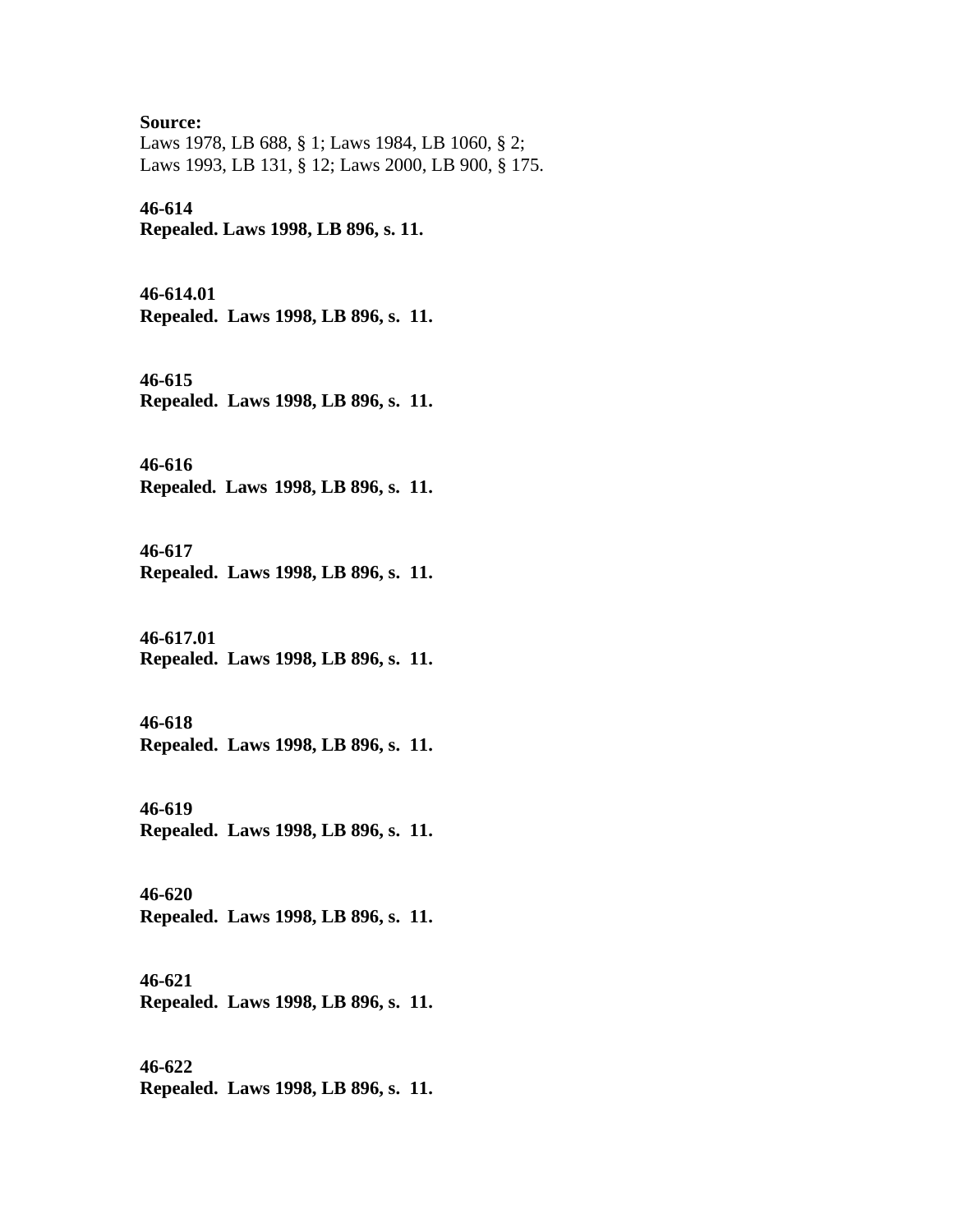**Source:**
Laws 1978, LB 688, § 1; Laws 1984, LB 1060, § 2; Laws 1993, LB 131, § 12; Laws 2000, LB 900, § 175.

**46-614**
**Repealed. Laws 1998, LB 896, s. 11.**

**46-614.01**
**Repealed. Laws 1998, LB 896, s. 11.**

**46-615**
**Repealed. Laws 1998, LB 896, s. 11.**

**46-616**
**Repealed. Laws 1998, LB 896, s. 11.**

**46-617**
**Repealed. Laws 1998, LB 896, s. 11.**

**46-617.01**
**Repealed. Laws 1998, LB 896, s. 11.**

**46-618**
**Repealed. Laws 1998, LB 896, s. 11.**

**46-619**
**Repealed. Laws 1998, LB 896, s. 11.**

**46-620**
**Repealed. Laws 1998, LB 896, s. 11.**

**46-621**
**Repealed. Laws 1998, LB 896, s. 11.**

**46-622**
**Repealed. Laws 1998, LB 896, s. 11.**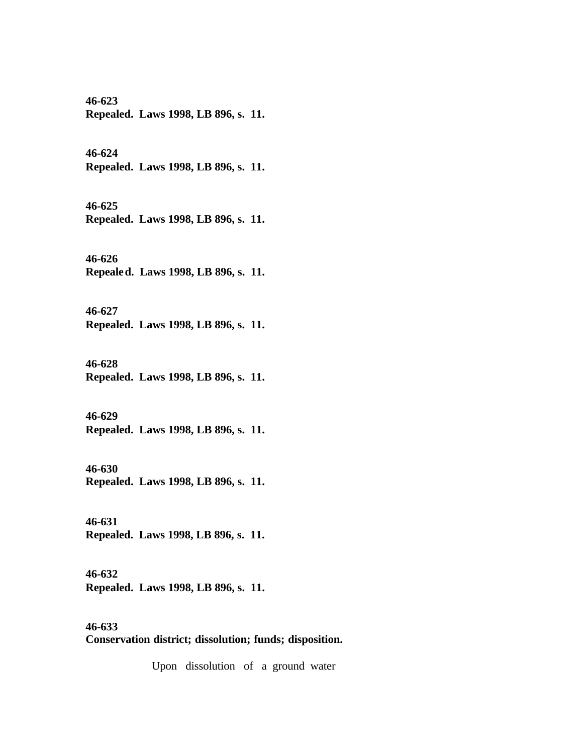**46-623**
**Repealed. Laws 1998, LB 896, s. 11.**

**46-624**
**Repealed. Laws 1998, LB 896, s. 11.**

**46-625**
**Repealed. Laws 1998, LB 896, s. 11.**

**46-626**
**Repealed. Laws 1998, LB 896, s. 11.**

**46-627**
**Repealed. Laws 1998, LB 896, s. 11.**

**46-628**
**Repealed. Laws 1998, LB 896, s. 11.**

**46-629**
**Repealed. Laws 1998, LB 896, s. 11.**

**46-630**
**Repealed. Laws 1998, LB 896, s. 11.**

**46-631**
**Repealed. Laws 1998, LB 896, s. 11.**

**46-632**
**Repealed. Laws 1998, LB 896, s. 11.**

**46-633**
**Conservation district; dissolution; funds; disposition.**

Upon dissolution of a ground water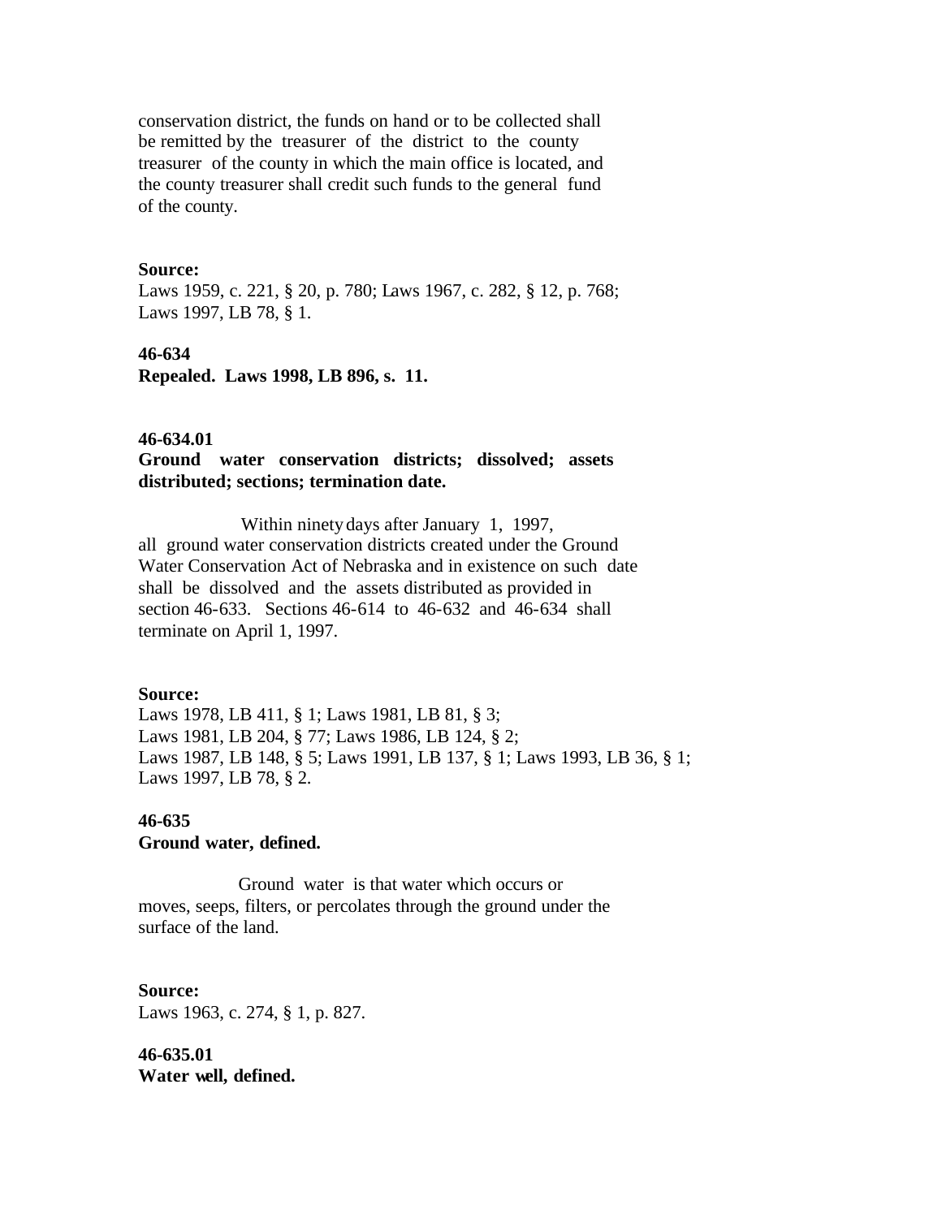conservation district, the funds on hand or to be collected shall be remitted by the treasurer of the district to the county treasurer of the county in which the main office is located, and the county treasurer shall credit such funds to the general fund of the county.

**Source:**
Laws 1959, c. 221, § 20, p. 780; Laws 1967, c. 282, § 12, p. 768; Laws 1997, LB 78, § 1.

**46-634**
**Repealed. Laws 1998, LB 896, s. 11.**

**46-634.01**
**Ground water conservation districts; dissolved; assets distributed; sections; termination date.**

Within ninety days after January 1, 1997, all ground water conservation districts created under the Ground Water Conservation Act of Nebraska and in existence on such date shall be dissolved and the assets distributed as provided in section 46-633. Sections 46-614 to 46-632 and 46-634 shall terminate on April 1, 1997.

**Source:**
Laws 1978, LB 411, § 1; Laws 1981, LB 81, § 3; Laws 1981, LB 204, § 77; Laws 1986, LB 124, § 2; Laws 1987, LB 148, § 5; Laws 1991, LB 137, § 1; Laws 1993, LB 36, § 1; Laws 1997, LB 78, § 2.

**46-635**
**Ground water, defined.**

Ground water is that water which occurs or moves, seeps, filters, or percolates through the ground under the surface of the land.

**Source:**
Laws 1963, c. 274, § 1, p. 827.

**46-635.01**
**Water well, defined.**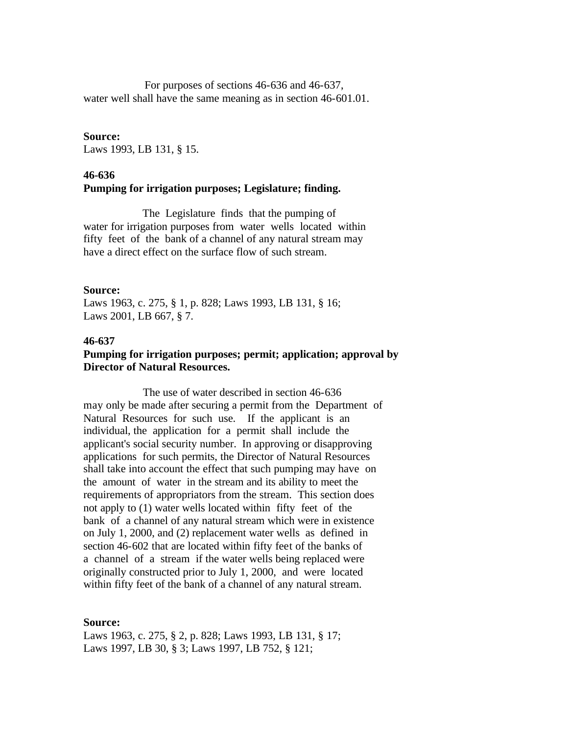For purposes of sections 46-636 and 46-637, water well shall have the same meaning as in section 46-601.01.

**Source:**
Laws 1993, LB 131, § 15.

**46-636**
**Pumping for irrigation purposes; Legislature; finding.**

The Legislature finds that the pumping of water for irrigation purposes from water wells located within fifty feet of the bank of a channel of any natural stream may have a direct effect on the surface flow of such stream.

**Source:**
Laws 1963, c. 275, § 1, p. 828; Laws 1993, LB 131, § 16; Laws 2001, LB 667, § 7.

**46-637**
**Pumping for irrigation purposes; permit; application; approval by Director of Natural Resources.**

The use of water described in section 46-636 may only be made after securing a permit from the Department of Natural Resources for such use. If the applicant is an individual, the application for a permit shall include the applicant's social security number. In approving or disapproving applications for such permits, the Director of Natural Resources shall take into account the effect that such pumping may have on the amount of water in the stream and its ability to meet the requirements of appropriators from the stream. This section does not apply to (1) water wells located within fifty feet of the bank of a channel of any natural stream which were in existence on July 1, 2000, and (2) replacement water wells as defined in section 46-602 that are located within fifty feet of the banks of a channel of a stream if the water wells being replaced were originally constructed prior to July 1, 2000, and were located within fifty feet of the bank of a channel of any natural stream.

**Source:**
Laws 1963, c. 275, § 2, p. 828; Laws 1993, LB 131, § 17; Laws 1997, LB 30, § 3; Laws 1997, LB 752, § 121;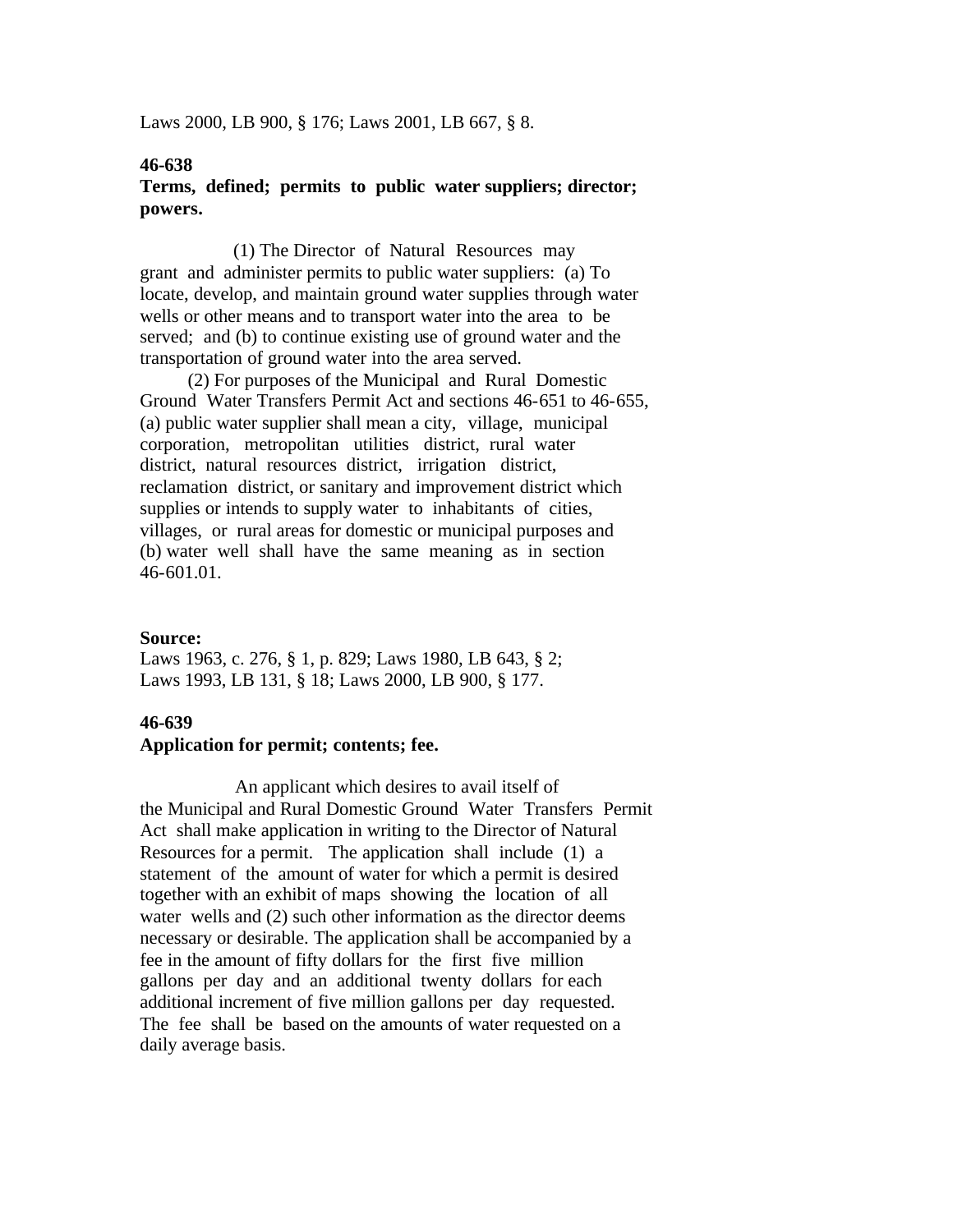Laws 2000, LB 900, § 176; Laws 2001, LB 667, § 8.

**46-638**
**Terms, defined; permits to public water suppliers; director; powers.**

(1) The Director of Natural Resources may grant and administer permits to public water suppliers: (a) To locate, develop, and maintain ground water supplies through water wells or other means and to transport water into the area to be served; and (b) to continue existing use of ground water and the transportation of ground water into the area served.

(2) For purposes of the Municipal and Rural Domestic Ground Water Transfers Permit Act and sections 46-651 to 46-655, (a) public water supplier shall mean a city, village, municipal corporation, metropolitan utilities district, rural water district, natural resources district, irrigation district, reclamation district, or sanitary and improvement district which supplies or intends to supply water to inhabitants of cities, villages, or rural areas for domestic or municipal purposes and (b) water well shall have the same meaning as in section 46-601.01.

**Source:**
Laws 1963, c. 276, § 1, p. 829; Laws 1980, LB 643, § 2; Laws 1993, LB 131, § 18; Laws 2000, LB 900, § 177.

**46-639**
**Application for permit; contents; fee.**

An applicant which desires to avail itself of the Municipal and Rural Domestic Ground Water Transfers Permit Act shall make application in writing to the Director of Natural Resources for a permit. The application shall include (1) a statement of the amount of water for which a permit is desired together with an exhibit of maps showing the location of all water wells and (2) such other information as the director deems necessary or desirable. The application shall be accompanied by a fee in the amount of fifty dollars for the first five million gallons per day and an additional twenty dollars for each additional increment of five million gallons per day requested. The fee shall be based on the amounts of water requested on a daily average basis.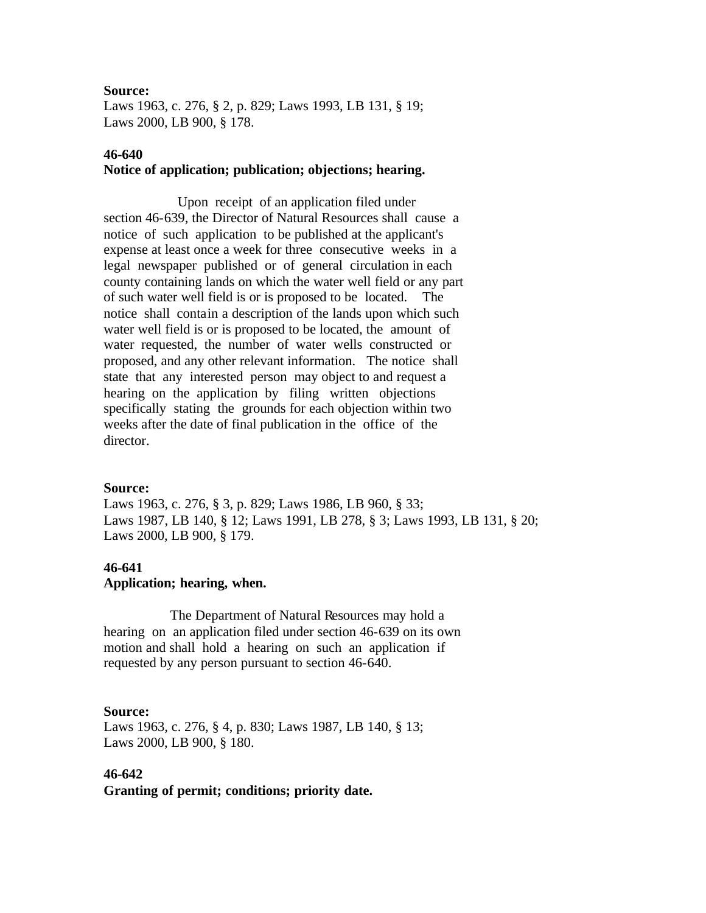**Source:**
Laws 1963, c. 276, § 2, p. 829; Laws 1993, LB 131, § 19;
Laws 2000, LB 900, § 178.

**46-640**
**Notice of application; publication; objections; hearing.**

Upon receipt of an application filed under section 46-639, the Director of Natural Resources shall cause a notice of such application to be published at the applicant's expense at least once a week for three consecutive weeks in a legal newspaper published or of general circulation in each county containing lands on which the water well field or any part of such water well field is or is proposed to be located. The notice shall contain a description of the lands upon which such water well field is or is proposed to be located, the amount of water requested, the number of water wells constructed or proposed, and any other relevant information. The notice shall state that any interested person may object to and request a hearing on the application by filing written objections specifically stating the grounds for each objection within two weeks after the date of final publication in the office of the director.

**Source:**
Laws 1963, c. 276, § 3, p. 829; Laws 1986, LB 960, § 33;
Laws 1987, LB 140, § 12; Laws 1991, LB 278, § 3; Laws 1993, LB 131, § 20;
Laws 2000, LB 900, § 179.

**46-641**
**Application; hearing, when.**

The Department of Natural Resources may hold a hearing on an application filed under section 46-639 on its own motion and shall hold a hearing on such an application if requested by any person pursuant to section 46-640.

**Source:**
Laws 1963, c. 276, § 4, p. 830; Laws 1987, LB 140, § 13;
Laws 2000, LB 900, § 180.

**46-642**
**Granting of permit; conditions; priority date.**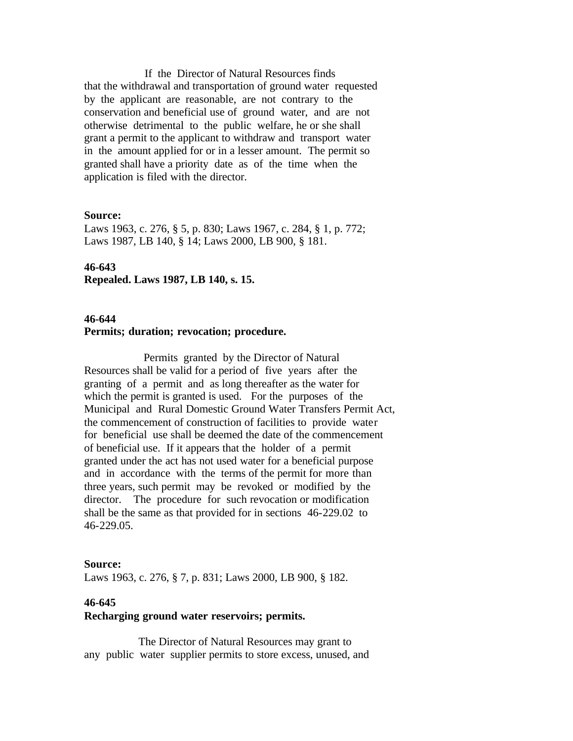If the Director of Natural Resources finds that the withdrawal and transportation of ground water requested by the applicant are reasonable, are not contrary to the conservation and beneficial use of ground water, and are not otherwise detrimental to the public welfare, he or she shall grant a permit to the applicant to withdraw and transport water in the amount applied for or in a lesser amount. The permit so granted shall have a priority date as of the time when the application is filed with the director.

**Source:**
Laws 1963, c. 276, § 5, p. 830; Laws 1967, c. 284, § 1, p. 772; Laws 1987, LB 140, § 14; Laws 2000, LB 900, § 181.

**46-643**
**Repealed. Laws 1987, LB 140, s. 15.**

**46-644**
**Permits; duration; revocation; procedure.**

Permits granted by the Director of Natural Resources shall be valid for a period of five years after the granting of a permit and as long thereafter as the water for which the permit is granted is used. For the purposes of the Municipal and Rural Domestic Ground Water Transfers Permit Act, the commencement of construction of facilities to provide water for beneficial use shall be deemed the date of the commencement of beneficial use. If it appears that the holder of a permit granted under the act has not used water for a beneficial purpose and in accordance with the terms of the permit for more than three years, such permit may be revoked or modified by the director. The procedure for such revocation or modification shall be the same as that provided for in sections 46-229.02 to 46-229.05.

**Source:**
Laws 1963, c. 276, § 7, p. 831; Laws 2000, LB 900, § 182.

**46-645**
**Recharging ground water reservoirs; permits.**

The Director of Natural Resources may grant to any public water supplier permits to store excess, unused, and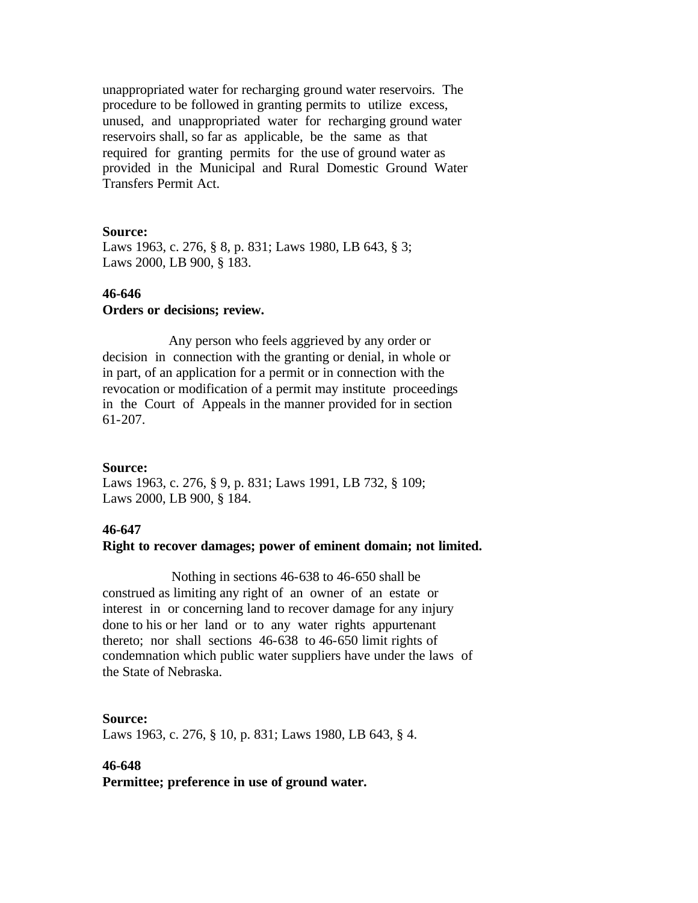unappropriated water for recharging ground water reservoirs. The procedure to be followed in granting permits to utilize excess, unused, and unappropriated water for recharging ground water reservoirs shall, so far as applicable, be the same as that required for granting permits for the use of ground water as provided in the Municipal and Rural Domestic Ground Water Transfers Permit Act.

**Source:**
Laws 1963, c. 276, § 8, p. 831; Laws 1980, LB 643, § 3; Laws 2000, LB 900, § 183.

**46-646**
**Orders or decisions; review.**

Any person who feels aggrieved by any order or decision in connection with the granting or denial, in whole or in part, of an application for a permit or in connection with the revocation or modification of a permit may institute proceedings in the Court of Appeals in the manner provided for in section 61-207.

**Source:**
Laws 1963, c. 276, § 9, p. 831; Laws 1991, LB 732, § 109; Laws 2000, LB 900, § 184.

**46-647**
**Right to recover damages; power of eminent domain; not limited.**

Nothing in sections 46-638 to 46-650 shall be construed as limiting any right of an owner of an estate or interest in or concerning land to recover damage for any injury done to his or her land or to any water rights appurtenant thereto; nor shall sections 46-638 to 46-650 limit rights of condemnation which public water suppliers have under the laws of the State of Nebraska.

**Source:**
Laws 1963, c. 276, § 10, p. 831; Laws 1980, LB 643, § 4.

**46-648**
**Permittee; preference in use of ground water.**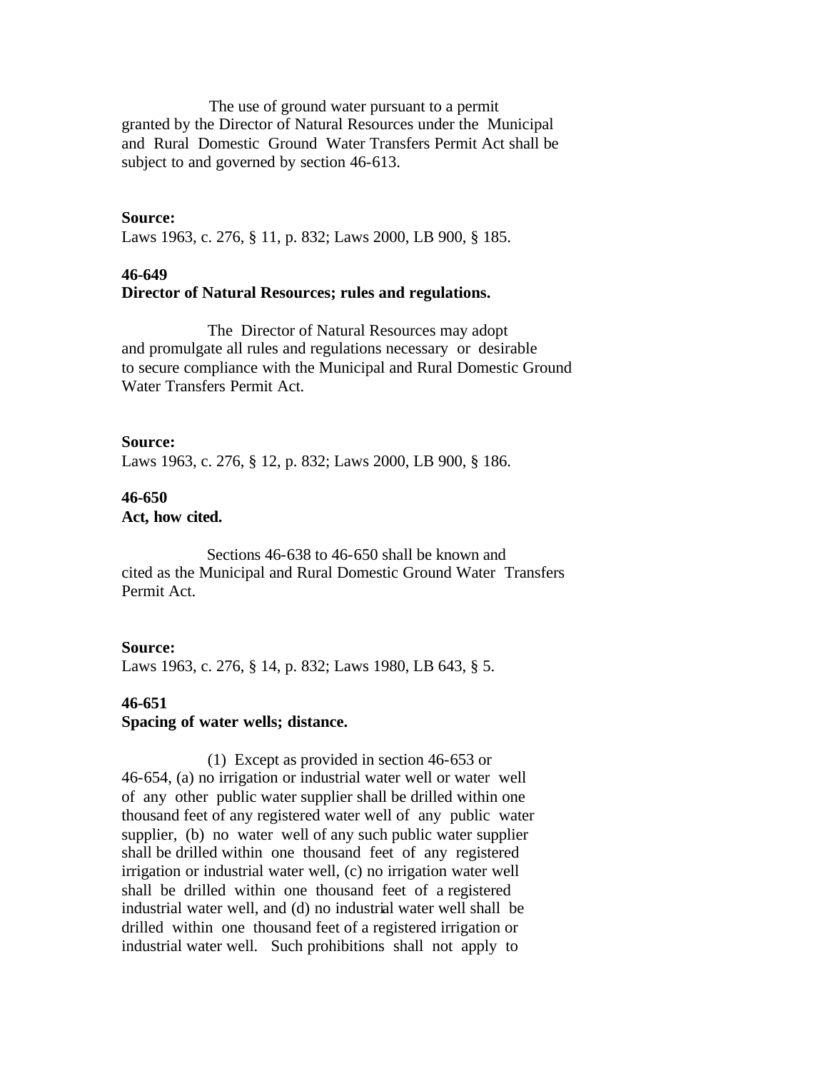The use of ground water pursuant to a permit granted by the Director of Natural Resources under the Municipal and Rural Domestic Ground Water Transfers Permit Act shall be subject to and governed by section 46-613.

**Source:**

Laws 1963, c. 276, § 11, p. 832; Laws 2000, LB 900, § 185.

**46-649**

**Director of Natural Resources; rules and regulations.**

The Director of Natural Resources may adopt and promulgate all rules and regulations necessary or desirable to secure compliance with the Municipal and Rural Domestic Ground Water Transfers Permit Act.

**Source:**

Laws 1963, c. 276, § 12, p. 832; Laws 2000, LB 900, § 186.

**46-650**

**Act, how cited.**

Sections 46-638 to 46-650 shall be known and cited as the Municipal and Rural Domestic Ground Water Transfers Permit Act.

**Source:**

Laws 1963, c. 276, § 14, p. 832; Laws 1980, LB 643, § 5.

**46-651**

**Spacing of water wells; distance.**

(1) Except as provided in section 46-653 or 46-654, (a) no irrigation or industrial water well or water well of any other public water supplier shall be drilled within one thousand feet of any registered water well of any public water supplier, (b) no water well of any such public water supplier shall be drilled within one thousand feet of any registered irrigation or industrial water well, (c) no irrigation water well shall be drilled within one thousand feet of a registered industrial water well, and (d) no industrial water well shall be drilled within one thousand feet of a registered irrigation or industrial water well. Such prohibitions shall not apply to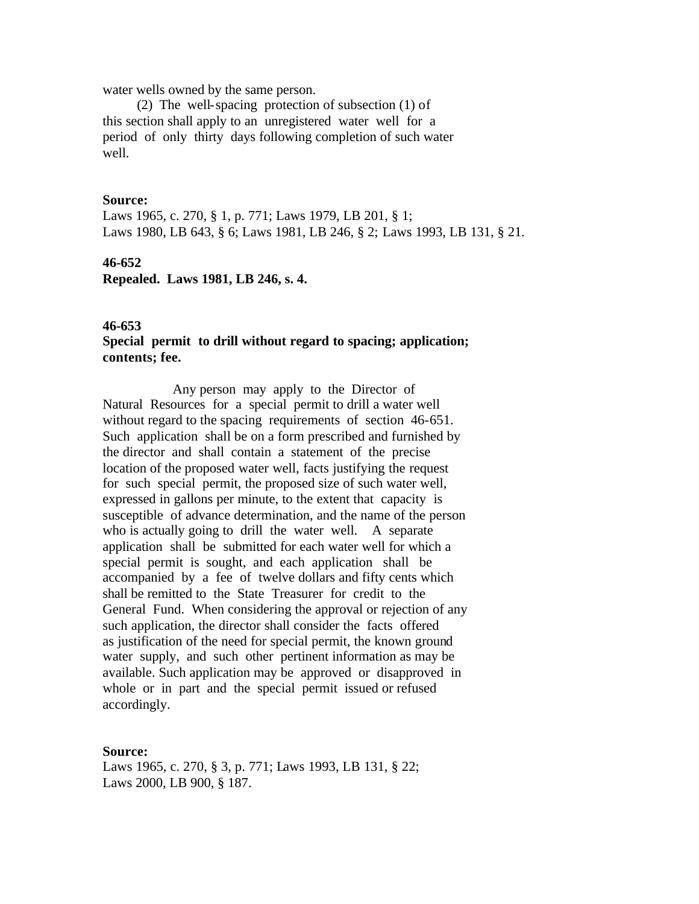water wells owned by the same person.

(2) The well-spacing protection of subsection (1) of this section shall apply to an unregistered water well for a period of only thirty days following completion of such water well.

**Source:**
Laws 1965, c. 270, § 1, p. 771; Laws 1979, LB 201, § 1; Laws 1980, LB 643, § 6; Laws 1981, LB 246, § 2; Laws 1993, LB 131, § 21.

**46-652**
**Repealed. Laws 1981, LB 246, s. 4.**

**46-653**
**Special permit to drill without regard to spacing; application; contents; fee.**

Any person may apply to the Director of Natural Resources for a special permit to drill a water well without regard to the spacing requirements of section 46-651. Such application shall be on a form prescribed and furnished by the director and shall contain a statement of the precise location of the proposed water well, facts justifying the request for such special permit, the proposed size of such water well, expressed in gallons per minute, to the extent that capacity is susceptible of advance determination, and the name of the person who is actually going to drill the water well. A separate application shall be submitted for each water well for which a special permit is sought, and each application shall be accompanied by a fee of twelve dollars and fifty cents which shall be remitted to the State Treasurer for credit to the General Fund. When considering the approval or rejection of any such application, the director shall consider the facts offered as justification of the need for special permit, the known ground water supply, and such other pertinent information as may be available. Such application may be approved or disapproved in whole or in part and the special permit issued or refused accordingly.

**Source:**
Laws 1965, c. 270, § 3, p. 771; Laws 1993, LB 131, § 22; Laws 2000, LB 900, § 187.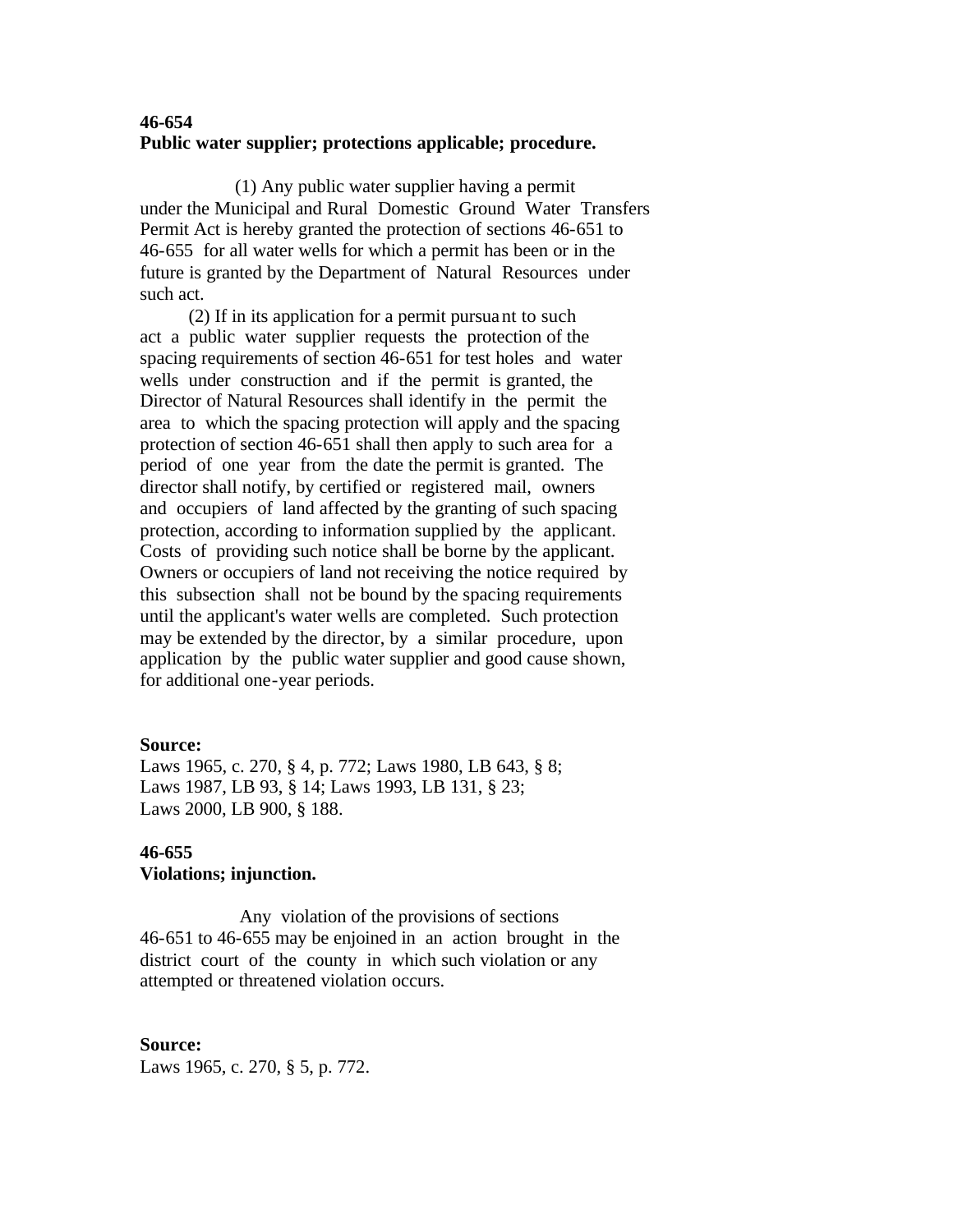**46-654**
**Public water supplier; protections applicable; procedure.**

(1) Any public water supplier having a permit under the Municipal and Rural Domestic Ground Water Transfers Permit Act is hereby granted the protection of sections 46-651 to 46-655 for all water wells for which a permit has been or in the future is granted by the Department of Natural Resources under such act.

(2) If in its application for a permit pursuant to such act a public water supplier requests the protection of the spacing requirements of section 46-651 for test holes and water wells under construction and if the permit is granted, the Director of Natural Resources shall identify in the permit the area to which the spacing protection will apply and the spacing protection of section 46-651 shall then apply to such area for a period of one year from the date the permit is granted. The director shall notify, by certified or registered mail, owners and occupiers of land affected by the granting of such spacing protection, according to information supplied by the applicant. Costs of providing such notice shall be borne by the applicant. Owners or occupiers of land not receiving the notice required by this subsection shall not be bound by the spacing requirements until the applicant's water wells are completed. Such protection may be extended by the director, by a similar procedure, upon application by the public water supplier and good cause shown, for additional one-year periods.

**Source:**
Laws 1965, c. 270, § 4, p. 772; Laws 1980, LB 643, § 8; Laws 1987, LB 93, § 14; Laws 1993, LB 131, § 23; Laws 2000, LB 900, § 188.

**46-655**
**Violations; injunction.**

Any violation of the provisions of sections 46-651 to 46-655 may be enjoined in an action brought in the district court of the county in which such violation or any attempted or threatened violation occurs.

**Source:**
Laws 1965, c. 270, § 5, p. 772.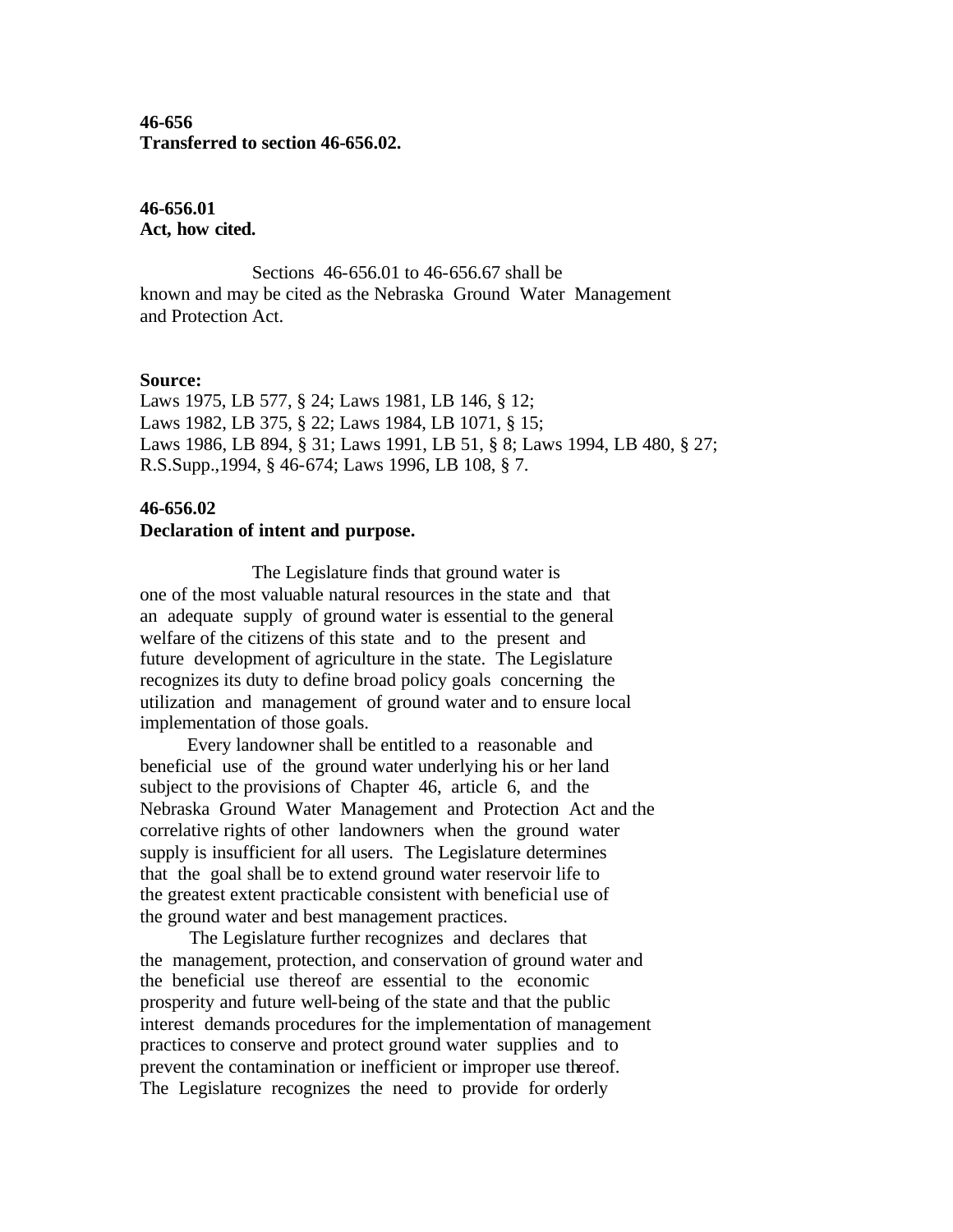**46-656**
**Transferred to section 46-656.02.**

**46-656.01**
**Act, how cited.**

Sections 46-656.01 to 46-656.67 shall be known and may be cited as the Nebraska Ground Water Management and Protection Act.

**Source:**
Laws 1975, LB 577, § 24; Laws 1981, LB 146, § 12;
Laws 1982, LB 375, § 22; Laws 1984, LB 1071, § 15;
Laws 1986, LB 894, § 31; Laws 1991, LB 51, § 8; Laws 1994, LB 480, § 27;
R.S.Supp.,1994, § 46-674; Laws 1996, LB 108, § 7.

**46-656.02**
**Declaration of intent and purpose.**

The Legislature finds that ground water is one of the most valuable natural resources in the state and that an adequate supply of ground water is essential to the general welfare of the citizens of this state and to the present and future development of agriculture in the state. The Legislature recognizes its duty to define broad policy goals concerning the utilization and management of ground water and to ensure local implementation of those goals.

Every landowner shall be entitled to a reasonable and beneficial use of the ground water underlying his or her land subject to the provisions of Chapter 46, article 6, and the Nebraska Ground Water Management and Protection Act and the correlative rights of other landowners when the ground water supply is insufficient for all users. The Legislature determines that the goal shall be to extend ground water reservoir life to the greatest extent practicable consistent with beneficial use of the ground water and best management practices.

The Legislature further recognizes and declares that the management, protection, and conservation of ground water and the beneficial use thereof are essential to the economic prosperity and future well-being of the state and that the public interest demands procedures for the implementation of management practices to conserve and protect ground water supplies and to prevent the contamination or inefficient or improper use thereof. The Legislature recognizes the need to provide for orderly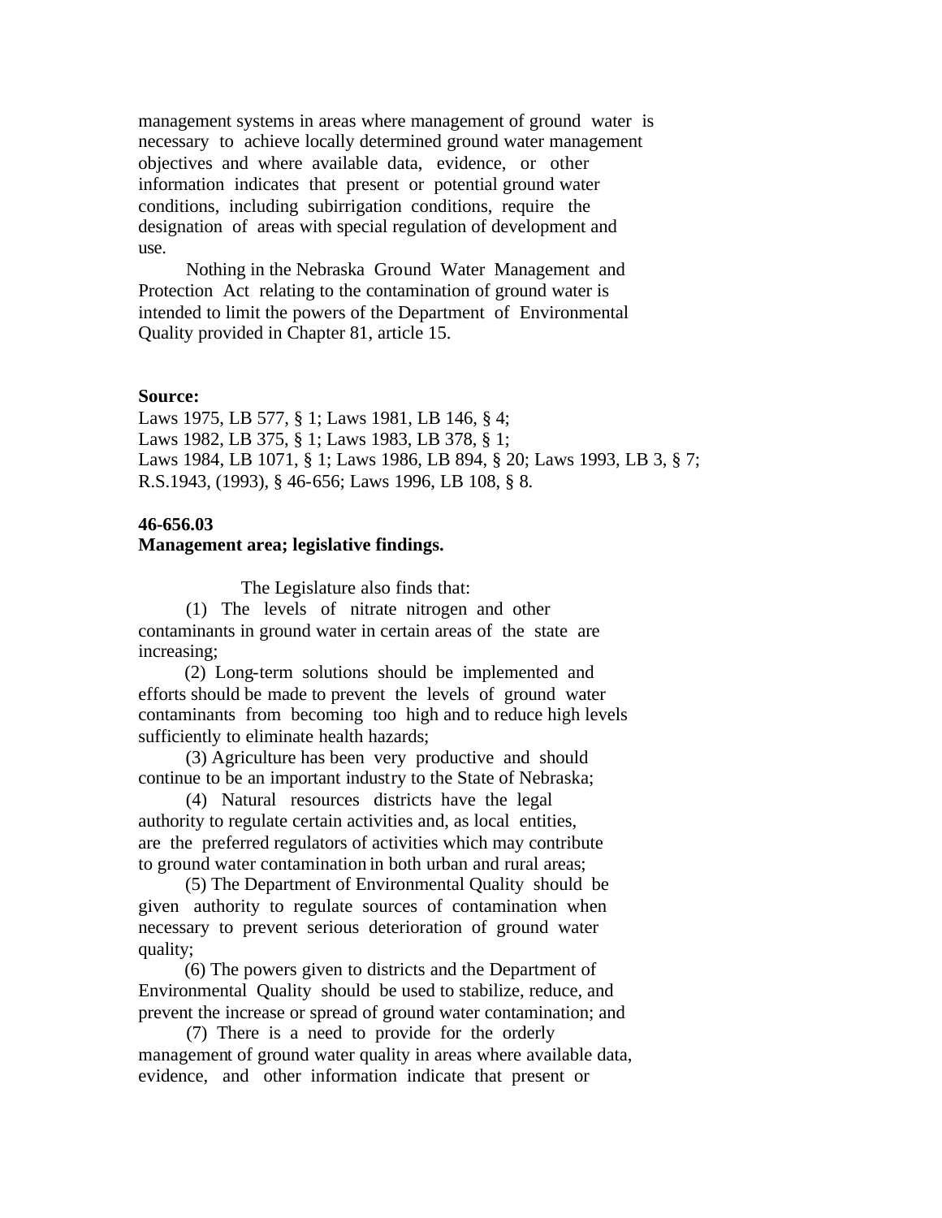management systems in areas where management of ground water is necessary to achieve locally determined ground water management objectives and where available data, evidence, or other information indicates that present or potential ground water conditions, including subirrigation conditions, require the designation of areas with special regulation of development and use.

Nothing in the Nebraska Ground Water Management and Protection Act relating to the contamination of ground water is intended to limit the powers of the Department of Environmental Quality provided in Chapter 81, article 15.

**Source:**
Laws 1975, LB 577, § 1; Laws 1981, LB 146, § 4;
Laws 1982, LB 375, § 1; Laws 1983, LB 378, § 1;
Laws 1984, LB 1071, § 1; Laws 1986, LB 894, § 20; Laws 1993, LB 3, § 7;
R.S.1943, (1993), § 46-656; Laws 1996, LB 108, § 8.

**46-656.03**
**Management area; legislative findings.**

The Legislature also finds that:

(1) The levels of nitrate nitrogen and other contaminants in ground water in certain areas of the state are increasing;

(2) Long-term solutions should be implemented and efforts should be made to prevent the levels of ground water contaminants from becoming too high and to reduce high levels sufficiently to eliminate health hazards;

(3) Agriculture has been very productive and should continue to be an important industry to the State of Nebraska;

(4) Natural resources districts have the legal authority to regulate certain activities and, as local entities, are the preferred regulators of activities which may contribute to ground water contamination in both urban and rural areas;

(5) The Department of Environmental Quality should be given authority to regulate sources of contamination when necessary to prevent serious deterioration of ground water quality;

(6) The powers given to districts and the Department of Environmental Quality should be used to stabilize, reduce, and prevent the increase or spread of ground water contamination; and

(7) There is a need to provide for the orderly management of ground water quality in areas where available data, evidence, and other information indicate that present or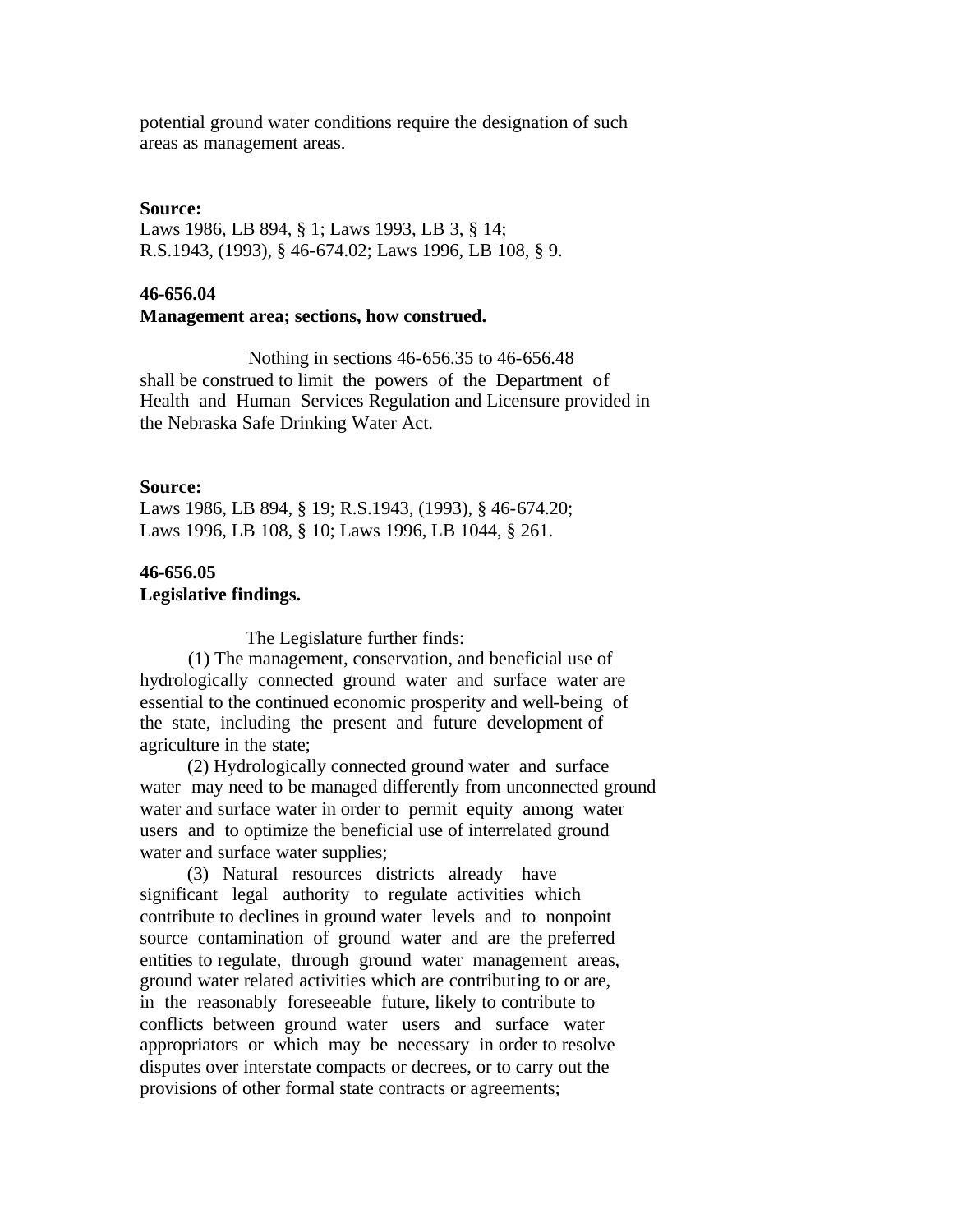potential ground water conditions require the designation of such areas as management areas.

**Source:**
Laws 1986, LB 894, § 1; Laws 1993, LB 3, § 14;
R.S.1943, (1993), § 46-674.02; Laws 1996, LB 108, § 9.

**46-656.04**
**Management area; sections, how construed.**

Nothing in sections 46-656.35 to 46-656.48 shall be construed to limit the powers of the Department of Health and Human Services Regulation and Licensure provided in the Nebraska Safe Drinking Water Act.

**Source:**
Laws 1986, LB 894, § 19; R.S.1943, (1993), § 46-674.20;
Laws 1996, LB 108, § 10; Laws 1996, LB 1044, § 261.

**46-656.05**
**Legislative findings.**

The Legislature further finds:

(1) The management, conservation, and beneficial use of hydrologically connected ground water and surface water are essential to the continued economic prosperity and well-being of the state, including the present and future development of agriculture in the state;

(2) Hydrologically connected ground water and surface water may need to be managed differently from unconnected ground water and surface water in order to permit equity among water users and to optimize the beneficial use of interrelated ground water and surface water supplies;

(3) Natural resources districts already have significant legal authority to regulate activities which contribute to declines in ground water levels and to nonpoint source contamination of ground water and are the preferred entities to regulate, through ground water management areas, ground water related activities which are contributing to or are, in the reasonably foreseeable future, likely to contribute to conflicts between ground water users and surface water appropriators or which may be necessary in order to resolve disputes over interstate compacts or decrees, or to carry out the provisions of other formal state contracts or agreements;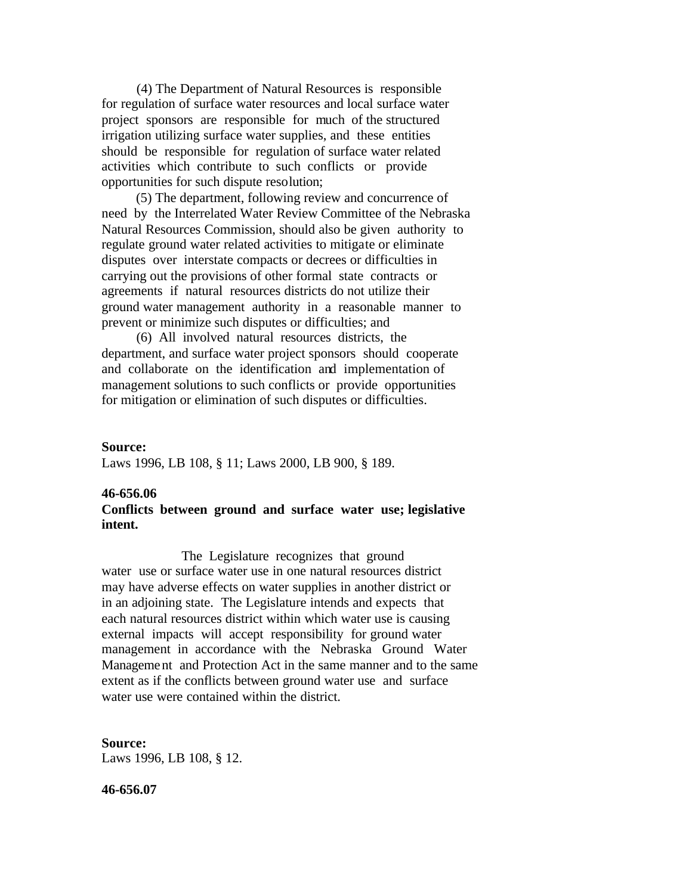(4) The Department of Natural Resources is responsible for regulation of surface water resources and local surface water project sponsors are responsible for much of the structured irrigation utilizing surface water supplies, and these entities should be responsible for regulation of surface water related activities which contribute to such conflicts or provide opportunities for such dispute resolution;

(5) The department, following review and concurrence of need by the Interrelated Water Review Committee of the Nebraska Natural Resources Commission, should also be given authority to regulate ground water related activities to mitigate or eliminate disputes over interstate compacts or decrees or difficulties in carrying out the provisions of other formal state contracts or agreements if natural resources districts do not utilize their ground water management authority in a reasonable manner to prevent or minimize such disputes or difficulties; and

(6) All involved natural resources districts, the department, and surface water project sponsors should cooperate and collaborate on the identification and implementation of management solutions to such conflicts or provide opportunities for mitigation or elimination of such disputes or difficulties.

**Source:**
Laws 1996, LB 108, § 11; Laws 2000, LB 900, § 189.

**46-656.06**
**Conflicts between ground and surface water use; legislative intent.**

The Legislature recognizes that ground water use or surface water use in one natural resources district may have adverse effects on water supplies in another district or in an adjoining state. The Legislature intends and expects that each natural resources district within which water use is causing external impacts will accept responsibility for ground water management in accordance with the Nebraska Ground Water Management and Protection Act in the same manner and to the same extent as if the conflicts between ground water use and surface water use were contained within the district.

**Source:**
Laws 1996, LB 108, § 12.

**46-656.07**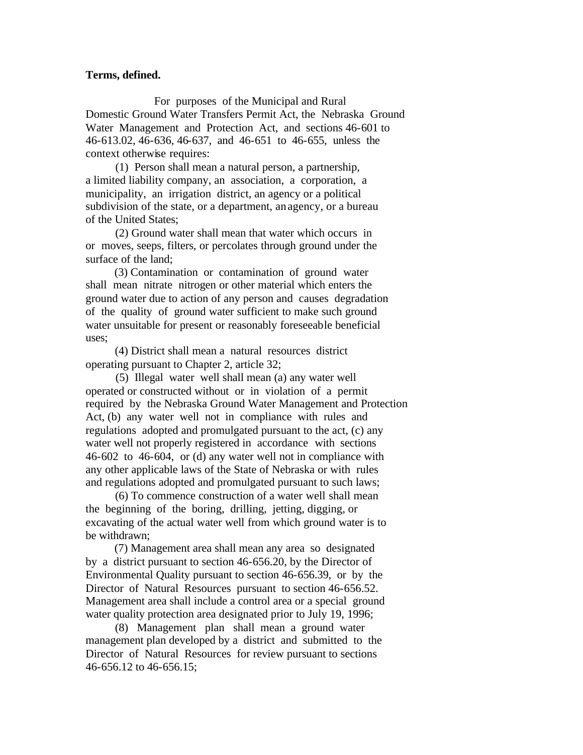**Terms, defined.**

For purposes of the Municipal and Rural Domestic Ground Water Transfers Permit Act, the Nebraska Ground Water Management and Protection Act, and sections 46-601 to 46-613.02, 46-636, 46-637, and 46-651 to 46-655, unless the context otherwise requires:

(1) Person shall mean a natural person, a partnership, a limited liability company, an association, a corporation, a municipality, an irrigation district, an agency or a political subdivision of the state, or a department, an agency, or a bureau of the United States;

(2) Ground water shall mean that water which occurs in or moves, seeps, filters, or percolates through ground under the surface of the land;

(3) Contamination or contamination of ground water shall mean nitrate nitrogen or other material which enters the ground water due to action of any person and causes degradation of the quality of ground water sufficient to make such ground water unsuitable for present or reasonably foreseeable beneficial uses;

(4) District shall mean a natural resources district operating pursuant to Chapter 2, article 32;

(5) Illegal water well shall mean (a) any water well operated or constructed without or in violation of a permit required by the Nebraska Ground Water Management and Protection Act, (b) any water well not in compliance with rules and regulations adopted and promulgated pursuant to the act, (c) any water well not properly registered in accordance with sections 46-602 to 46-604, or (d) any water well not in compliance with any other applicable laws of the State of Nebraska or with rules and regulations adopted and promulgated pursuant to such laws;

(6) To commence construction of a water well shall mean the beginning of the boring, drilling, jetting, digging, or excavating of the actual water well from which ground water is to be withdrawn;

(7) Management area shall mean any area so designated by a district pursuant to section 46-656.20, by the Director of Environmental Quality pursuant to section 46-656.39, or by the Director of Natural Resources pursuant to section 46-656.52. Management area shall include a control area or a special ground water quality protection area designated prior to July 19, 1996;

(8) Management plan shall mean a ground water management plan developed by a district and submitted to the Director of Natural Resources for review pursuant to sections 46-656.12 to 46-656.15;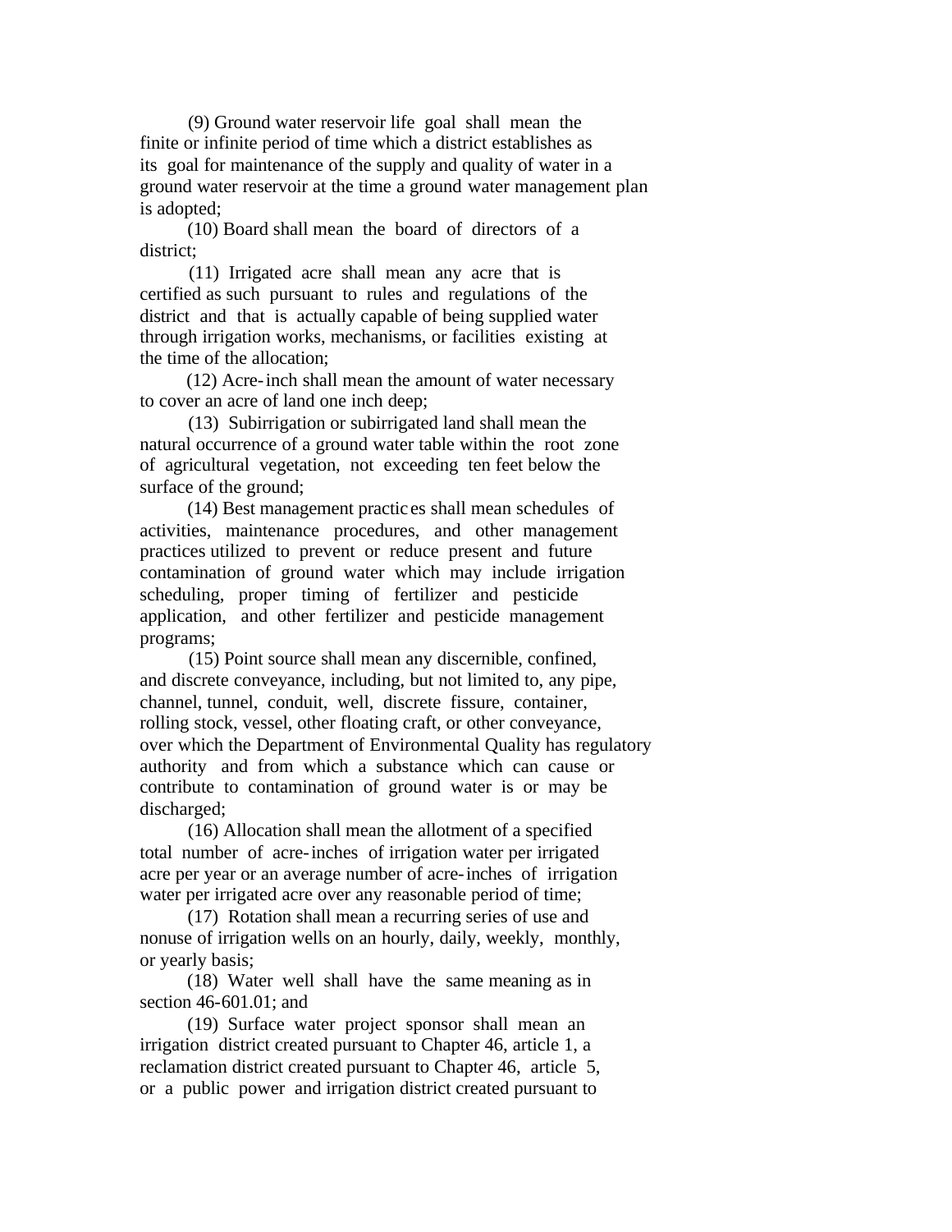(9) Ground water reservoir life goal shall mean the finite or infinite period of time which a district establishes as its goal for maintenance of the supply and quality of water in a ground water reservoir at the time a ground water management plan is adopted;

(10) Board shall mean the board of directors of a district;

(11) Irrigated acre shall mean any acre that is certified as such pursuant to rules and regulations of the district and that is actually capable of being supplied water through irrigation works, mechanisms, or facilities existing at the time of the allocation;

(12) Acre-inch shall mean the amount of water necessary to cover an acre of land one inch deep;

(13) Subirrigation or subirrigated land shall mean the natural occurrence of a ground water table within the root zone of agricultural vegetation, not exceeding ten feet below the surface of the ground;

(14) Best management practices shall mean schedules of activities, maintenance procedures, and other management practices utilized to prevent or reduce present and future contamination of ground water which may include irrigation scheduling, proper timing of fertilizer and pesticide application, and other fertilizer and pesticide management programs;

(15) Point source shall mean any discernible, confined, and discrete conveyance, including, but not limited to, any pipe, channel, tunnel, conduit, well, discrete fissure, container, rolling stock, vessel, other floating craft, or other conveyance, over which the Department of Environmental Quality has regulatory authority and from which a substance which can cause or contribute to contamination of ground water is or may be discharged;

(16) Allocation shall mean the allotment of a specified total number of acre-inches of irrigation water per irrigated acre per year or an average number of acre-inches of irrigation water per irrigated acre over any reasonable period of time;

(17) Rotation shall mean a recurring series of use and nonuse of irrigation wells on an hourly, daily, weekly, monthly, or yearly basis;

(18) Water well shall have the same meaning as in section 46-601.01; and

(19) Surface water project sponsor shall mean an irrigation district created pursuant to Chapter 46, article 1, a reclamation district created pursuant to Chapter 46, article 5, or a public power and irrigation district created pursuant to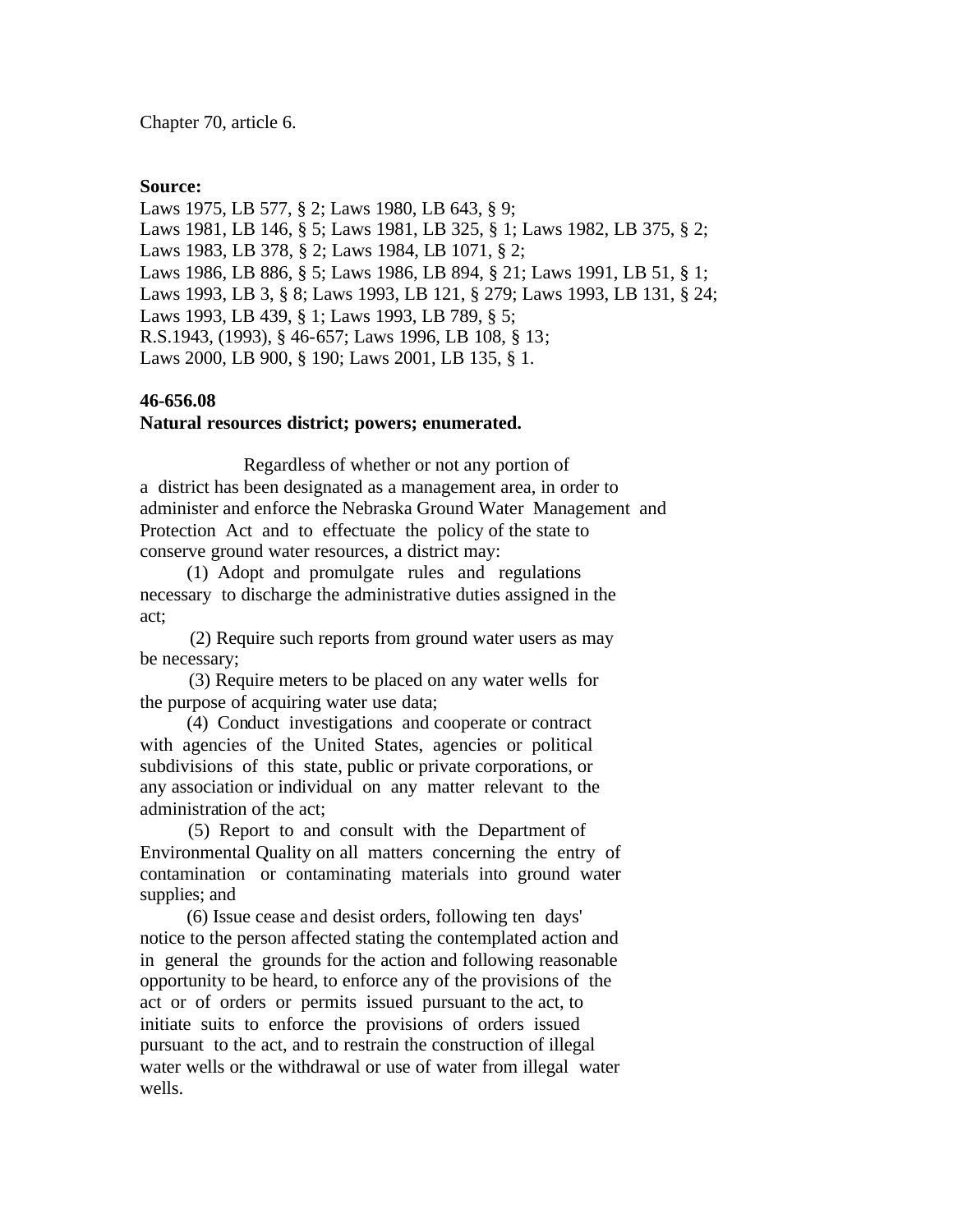Chapter 70, article 6.

**Source:**
Laws 1975, LB 577, § 2; Laws 1980, LB 643, § 9;
Laws 1981, LB 146, § 5; Laws 1981, LB 325, § 1; Laws 1982, LB 375, § 2;
Laws 1983, LB 378, § 2; Laws 1984, LB 1071, § 2;
Laws 1986, LB 886, § 5; Laws 1986, LB 894, § 21; Laws 1991, LB 51, § 1;
Laws 1993, LB 3, § 8; Laws 1993, LB 121, § 279; Laws 1993, LB 131, § 24;
Laws 1993, LB 439, § 1; Laws 1993, LB 789, § 5;
R.S.1943, (1993), § 46-657; Laws 1996, LB 108, § 13;
Laws 2000, LB 900, § 190; Laws 2001, LB 135, § 1.

**46-656.08**
**Natural resources district; powers; enumerated.**

Regardless of whether or not any portion of a district has been designated as a management area, in order to administer and enforce the Nebraska Ground Water Management and Protection Act and to effectuate the policy of the state to conserve ground water resources, a district may:

(1) Adopt and promulgate rules and regulations necessary to discharge the administrative duties assigned in the act;

(2) Require such reports from ground water users as may be necessary;

(3) Require meters to be placed on any water wells for the purpose of acquiring water use data;

(4) Conduct investigations and cooperate or contract with agencies of the United States, agencies or political subdivisions of this state, public or private corporations, or any association or individual on any matter relevant to the administration of the act;

(5) Report to and consult with the Department of Environmental Quality on all matters concerning the entry of contamination or contaminating materials into ground water supplies; and

(6) Issue cease and desist orders, following ten days' notice to the person affected stating the contemplated action and in general the grounds for the action and following reasonable opportunity to be heard, to enforce any of the provisions of the act or of orders or permits issued pursuant to the act, to initiate suits to enforce the provisions of orders issued pursuant to the act, and to restrain the construction of illegal water wells or the withdrawal or use of water from illegal water wells.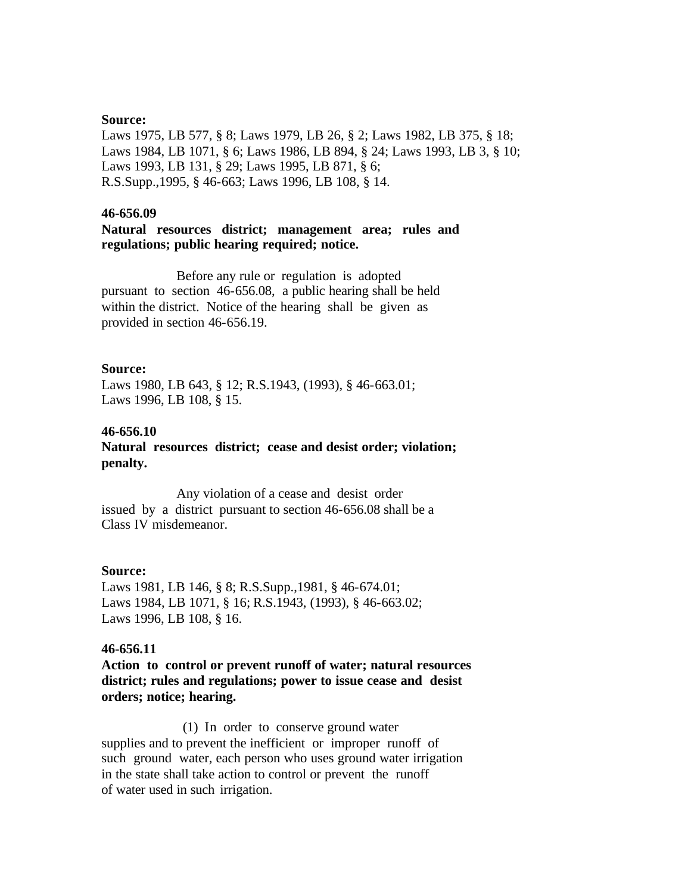**Source:**

Laws 1975, LB 577, § 8; Laws 1979, LB 26, § 2; Laws 1982, LB 375, § 18; Laws 1984, LB 1071, § 6; Laws 1986, LB 894, § 24; Laws 1993, LB 3, § 10; Laws 1993, LB 131, § 29; Laws 1995, LB 871, § 6; R.S.Supp.,1995, § 46-663; Laws 1996, LB 108, § 14.

**46-656.09**

**Natural resources district; management area; rules and regulations; public hearing required; notice.**

Before any rule or regulation is adopted pursuant to section 46-656.08, a public hearing shall be held within the district. Notice of the hearing shall be given as provided in section 46-656.19.

**Source:**

Laws 1980, LB 643, § 12; R.S.1943, (1993), § 46-663.01; Laws 1996, LB 108, § 15.

**46-656.10**

**Natural resources district; cease and desist order; violation; penalty.**

Any violation of a cease and desist order issued by a district pursuant to section 46-656.08 shall be a Class IV misdemeanor.

**Source:**

Laws 1981, LB 146, § 8; R.S.Supp.,1981, § 46-674.01; Laws 1984, LB 1071, § 16; R.S.1943, (1993), § 46-663.02; Laws 1996, LB 108, § 16.

**46-656.11**

**Action to control or prevent runoff of water; natural resources district; rules and regulations; power to issue cease and desist orders; notice; hearing.**

(1) In order to conserve ground water supplies and to prevent the inefficient or improper runoff of such ground water, each person who uses ground water irrigation in the state shall take action to control or prevent the runoff of water used in such irrigation.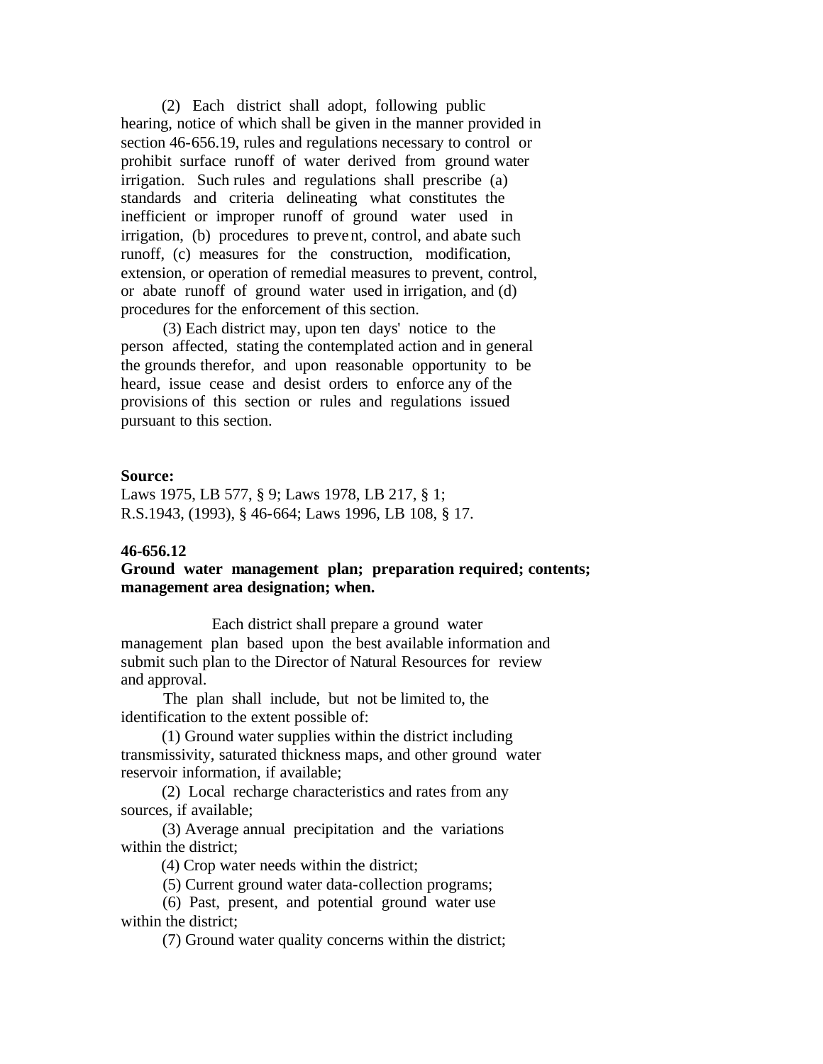(2) Each district shall adopt, following public hearing, notice of which shall be given in the manner provided in section 46-656.19, rules and regulations necessary to control or prohibit surface runoff of water derived from ground water irrigation. Such rules and regulations shall prescribe (a) standards and criteria delineating what constitutes the inefficient or improper runoff of ground water used in irrigation, (b) procedures to prevent, control, and abate such runoff, (c) measures for the construction, modification, extension, or operation of remedial measures to prevent, control, or abate runoff of ground water used in irrigation, and (d) procedures for the enforcement of this section.

(3) Each district may, upon ten days' notice to the person affected, stating the contemplated action and in general the grounds therefor, and upon reasonable opportunity to be heard, issue cease and desist orders to enforce any of the provisions of this section or rules and regulations issued pursuant to this section.

**Source:**

Laws 1975, LB 577, § 9; Laws 1978, LB 217, § 1;
R.S.1943, (1993), § 46-664; Laws 1996, LB 108, § 17.

**46-656.12**

**Ground water management plan; preparation required; contents; management area designation; when.**

Each district shall prepare a ground water management plan based upon the best available information and submit such plan to the Director of Natural Resources for review and approval.

The plan shall include, but not be limited to, the identification to the extent possible of:

(1) Ground water supplies within the district including transmissivity, saturated thickness maps, and other ground water reservoir information, if available;

(2) Local recharge characteristics and rates from any sources, if available;

(3) Average annual precipitation and the variations within the district;

(4) Crop water needs within the district;

(5) Current ground water data-collection programs;

(6) Past, present, and potential ground water use within the district;

(7) Ground water quality concerns within the district;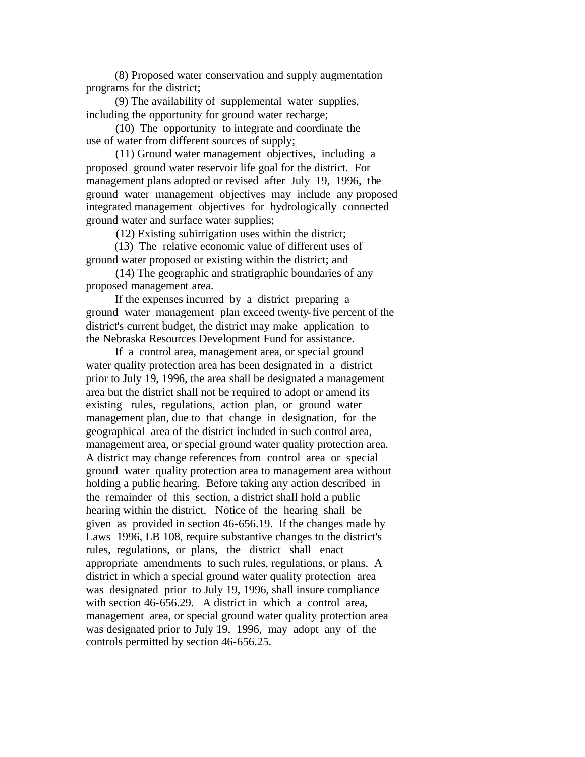(8) Proposed water conservation and supply augmentation programs for the district;

(9) The availability of supplemental water supplies, including the opportunity for ground water recharge;

(10) The opportunity to integrate and coordinate the use of water from different sources of supply;

(11) Ground water management objectives, including a proposed ground water reservoir life goal for the district. For management plans adopted or revised after July 19, 1996, the ground water management objectives may include any proposed integrated management objectives for hydrologically connected ground water and surface water supplies;

(12) Existing subirrigation uses within the district;

(13) The relative economic value of different uses of ground water proposed or existing within the district; and

(14) The geographic and stratigraphic boundaries of any proposed management area.

If the expenses incurred by a district preparing a ground water management plan exceed twenty-five percent of the district's current budget, the district may make application to the Nebraska Resources Development Fund for assistance.

If a control area, management area, or special ground water quality protection area has been designated in a district prior to July 19, 1996, the area shall be designated a management area but the district shall not be required to adopt or amend its existing rules, regulations, action plan, or ground water management plan, due to that change in designation, for the geographical area of the district included in such control area, management area, or special ground water quality protection area. A district may change references from control area or special ground water quality protection area to management area without holding a public hearing. Before taking any action described in the remainder of this section, a district shall hold a public hearing within the district. Notice of the hearing shall be given as provided in section 46-656.19. If the changes made by Laws 1996, LB 108, require substantive changes to the district's rules, regulations, or plans, the district shall enact appropriate amendments to such rules, regulations, or plans. A district in which a special ground water quality protection area was designated prior to July 19, 1996, shall insure compliance with section 46-656.29. A district in which a control area, management area, or special ground water quality protection area was designated prior to July 19, 1996, may adopt any of the controls permitted by section 46-656.25.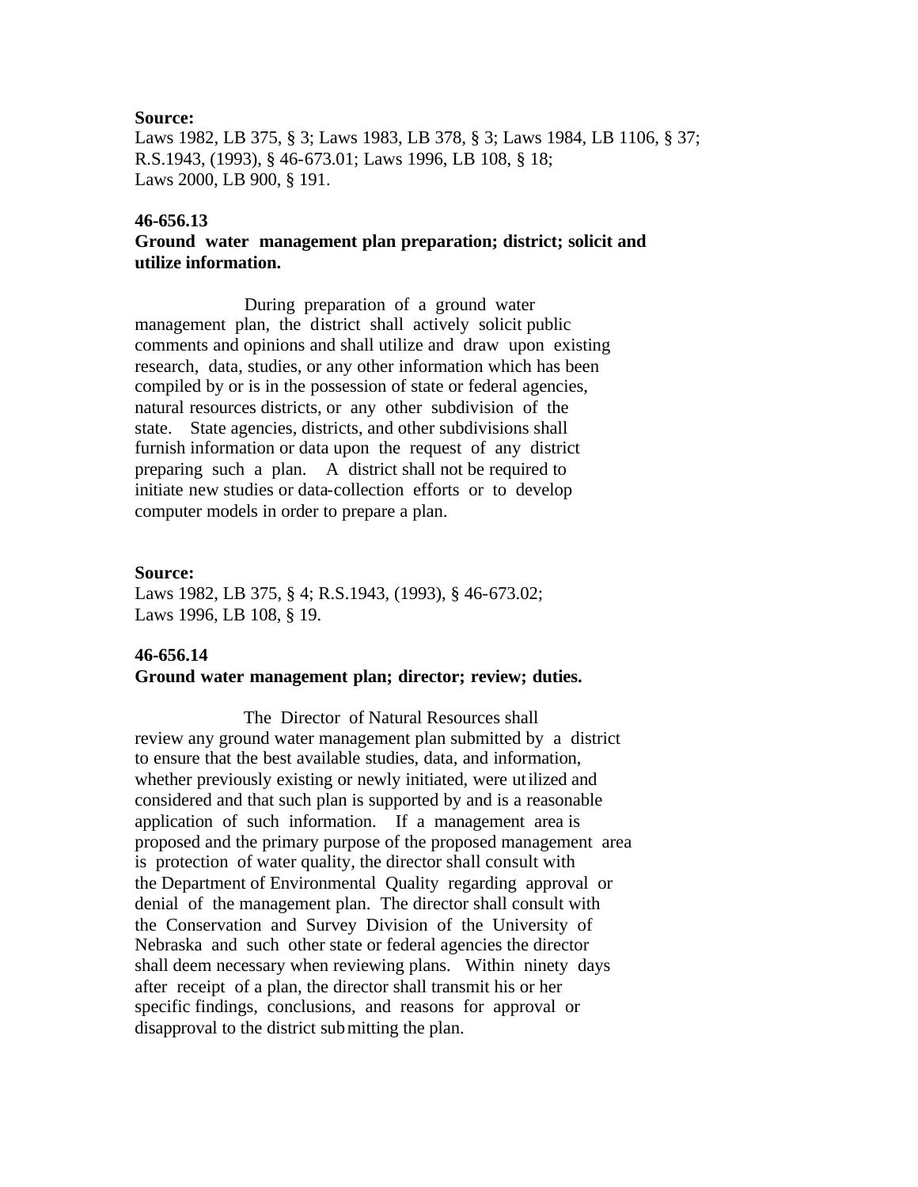**Source:**
Laws 1982, LB 375, § 3; Laws 1983, LB 378, § 3; Laws 1984, LB 1106, § 37; R.S.1943, (1993), § 46-673.01; Laws 1996, LB 108, § 18; Laws 2000, LB 900, § 191.

**46-656.13**
**Ground water management plan preparation; district; solicit and utilize information.**

During preparation of a ground water management plan, the district shall actively solicit public comments and opinions and shall utilize and draw upon existing research, data, studies, or any other information which has been compiled by or is in the possession of state or federal agencies, natural resources districts, or any other subdivision of the state. State agencies, districts, and other subdivisions shall furnish information or data upon the request of any district preparing such a plan. A district shall not be required to initiate new studies or data-collection efforts or to develop computer models in order to prepare a plan.

**Source:**
Laws 1982, LB 375, § 4; R.S.1943, (1993), § 46-673.02; Laws 1996, LB 108, § 19.

**46-656.14**
**Ground water management plan; director; review; duties.**

The Director of Natural Resources shall review any ground water management plan submitted by a district to ensure that the best available studies, data, and information, whether previously existing or newly initiated, were utilized and considered and that such plan is supported by and is a reasonable application of such information. If a management area is proposed and the primary purpose of the proposed management area is protection of water quality, the director shall consult with the Department of Environmental Quality regarding approval or denial of the management plan. The director shall consult with the Conservation and Survey Division of the University of Nebraska and such other state or federal agencies the director shall deem necessary when reviewing plans. Within ninety days after receipt of a plan, the director shall transmit his or her specific findings, conclusions, and reasons for approval or disapproval to the district submitting the plan.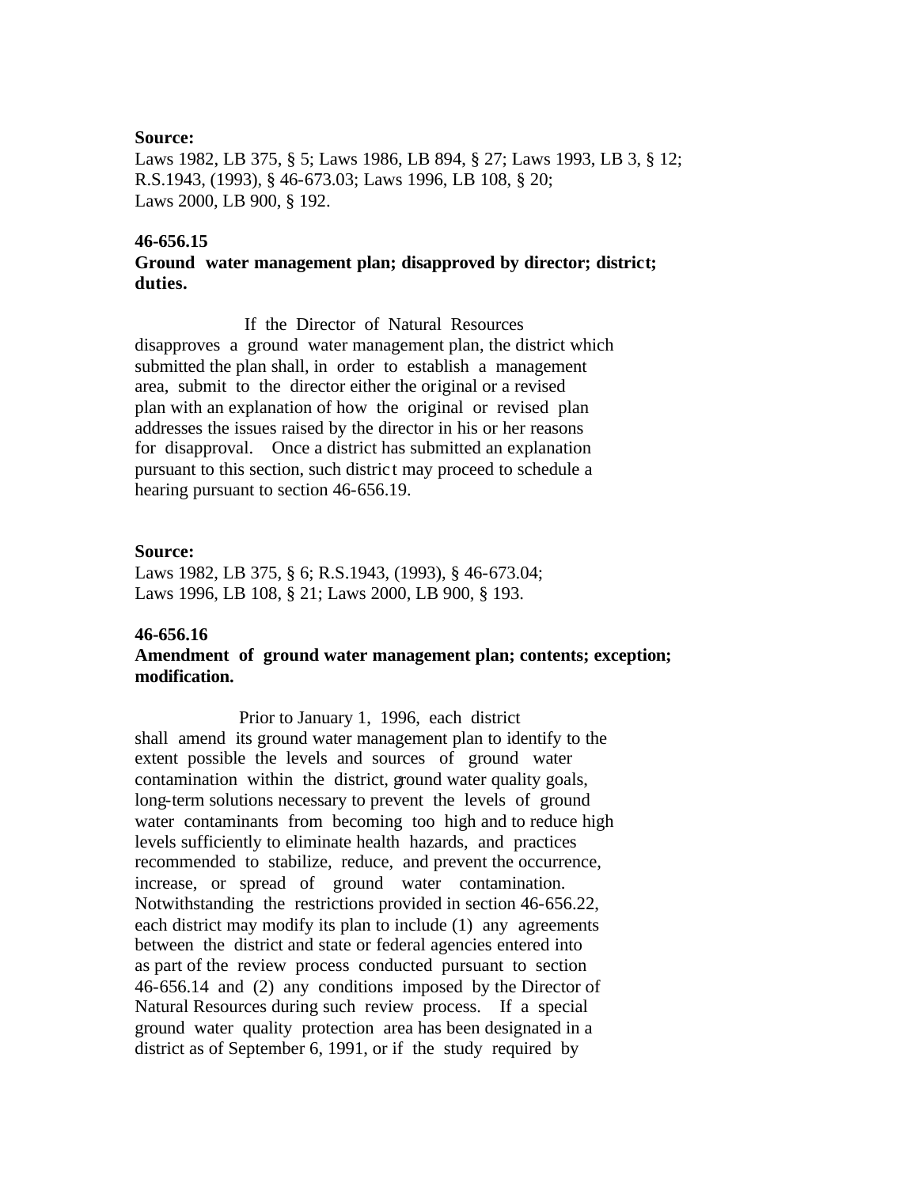**Source:**
Laws 1982, LB 375, § 5; Laws 1986, LB 894, § 27; Laws 1993, LB 3, § 12; R.S.1943, (1993), § 46-673.03; Laws 1996, LB 108, § 20; Laws 2000, LB 900, § 192.

**46-656.15**
**Ground water management plan; disapproved by director; district; duties.**

If the Director of Natural Resources disapproves a ground water management plan, the district which submitted the plan shall, in order to establish a management area, submit to the director either the original or a revised plan with an explanation of how the original or revised plan addresses the issues raised by the director in his or her reasons for disapproval. Once a district has submitted an explanation pursuant to this section, such district may proceed to schedule a hearing pursuant to section 46-656.19.

**Source:**
Laws 1982, LB 375, § 6; R.S.1943, (1993), § 46-673.04; Laws 1996, LB 108, § 21; Laws 2000, LB 900, § 193.

**46-656.16**
**Amendment of ground water management plan; contents; exception; modification.**

Prior to January 1, 1996, each district shall amend its ground water management plan to identify to the extent possible the levels and sources of ground water contamination within the district, ground water quality goals, long-term solutions necessary to prevent the levels of ground water contaminants from becoming too high and to reduce high levels sufficiently to eliminate health hazards, and practices recommended to stabilize, reduce, and prevent the occurrence, increase, or spread of ground water contamination. Notwithstanding the restrictions provided in section 46-656.22, each district may modify its plan to include (1) any agreements between the district and state or federal agencies entered into as part of the review process conducted pursuant to section 46-656.14 and (2) any conditions imposed by the Director of Natural Resources during such review process. If a special ground water quality protection area has been designated in a district as of September 6, 1991, or if the study required by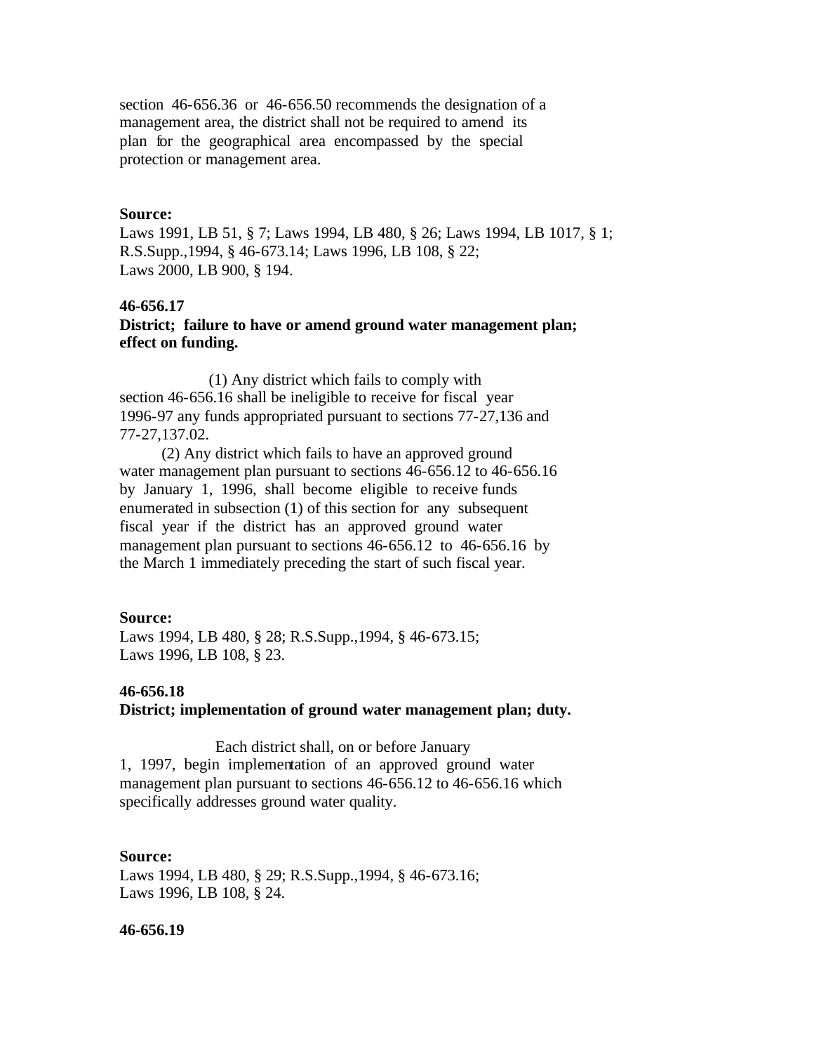section 46-656.36 or 46-656.50 recommends the designation of a management area, the district shall not be required to amend its plan for the geographical area encompassed by the special protection or management area.

**Source:**
Laws 1991, LB 51, § 7; Laws 1994, LB 480, § 26; Laws 1994, LB 1017, § 1; R.S.Supp.,1994, § 46-673.14; Laws 1996, LB 108, § 22; Laws 2000, LB 900, § 194.

**46-656.17**
**District; failure to have or amend ground water management plan; effect on funding.**

(1) Any district which fails to comply with section 46-656.16 shall be ineligible to receive for fiscal year 1996-97 any funds appropriated pursuant to sections 77-27,136 and 77-27,137.02.

(2) Any district which fails to have an approved ground water management plan pursuant to sections 46-656.12 to 46-656.16 by January 1, 1996, shall become eligible to receive funds enumerated in subsection (1) of this section for any subsequent fiscal year if the district has an approved ground water management plan pursuant to sections 46-656.12 to 46-656.16 by the March 1 immediately preceding the start of such fiscal year.

**Source:**
Laws 1994, LB 480, § 28; R.S.Supp.,1994, § 46-673.15; Laws 1996, LB 108, § 23.

**46-656.18**
**District; implementation of ground water management plan; duty.**

Each district shall, on or before January 1, 1997, begin implementation of an approved ground water management plan pursuant to sections 46-656.12 to 46-656.16 which specifically addresses ground water quality.

**Source:**
Laws 1994, LB 480, § 29; R.S.Supp.,1994, § 46-673.16; Laws 1996, LB 108, § 24.

**46-656.19**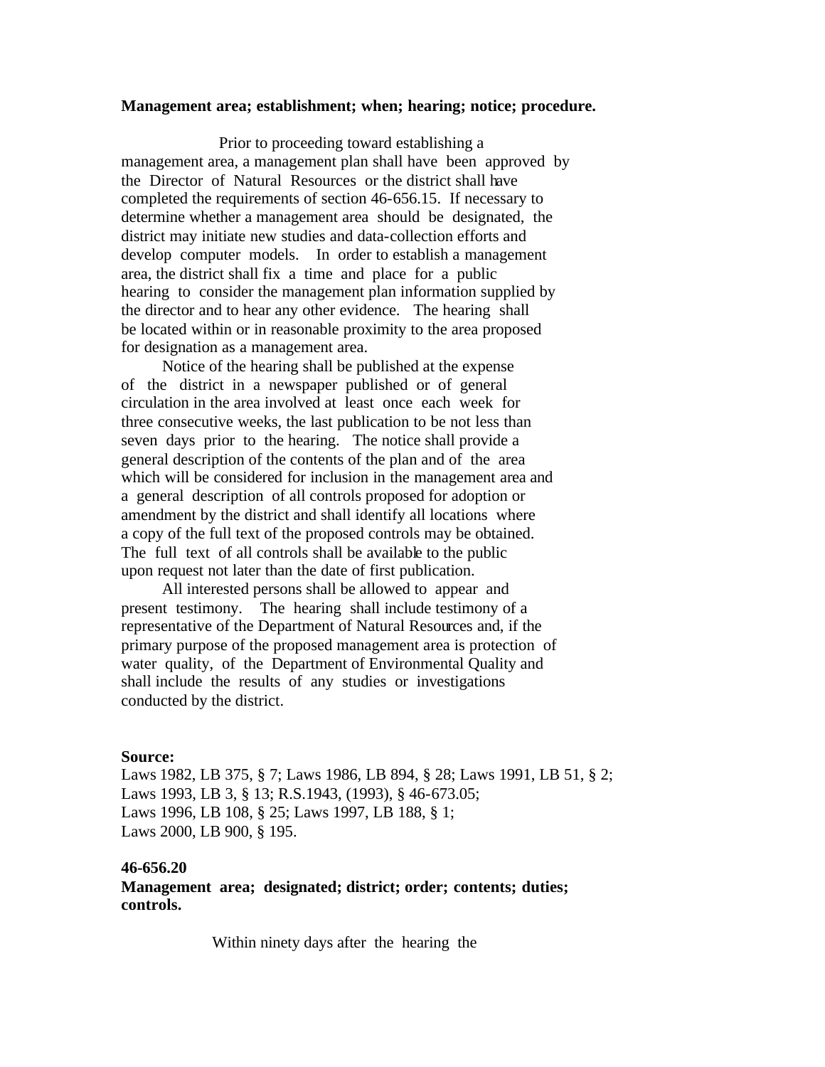**Management area; establishment; when; hearing; notice; procedure.**

Prior to proceeding toward establishing a management area, a management plan shall have been approved by the Director of Natural Resources or the district shall have completed the requirements of section 46-656.15. If necessary to determine whether a management area should be designated, the district may initiate new studies and data-collection efforts and develop computer models. In order to establish a management area, the district shall fix a time and place for a public hearing to consider the management plan information supplied by the director and to hear any other evidence. The hearing shall be located within or in reasonable proximity to the area proposed for designation as a management area.

Notice of the hearing shall be published at the expense of the district in a newspaper published or of general circulation in the area involved at least once each week for three consecutive weeks, the last publication to be not less than seven days prior to the hearing. The notice shall provide a general description of the contents of the plan and of the area which will be considered for inclusion in the management area and a general description of all controls proposed for adoption or amendment by the district and shall identify all locations where a copy of the full text of the proposed controls may be obtained. The full text of all controls shall be available to the public upon request not later than the date of first publication.

All interested persons shall be allowed to appear and present testimony. The hearing shall include testimony of a representative of the Department of Natural Resources and, if the primary purpose of the proposed management area is protection of water quality, of the Department of Environmental Quality and shall include the results of any studies or investigations conducted by the district.

**Source:**
Laws 1982, LB 375, § 7; Laws 1986, LB 894, § 28; Laws 1991, LB 51, § 2;
Laws 1993, LB 3, § 13; R.S.1943, (1993), § 46-673.05;
Laws 1996, LB 108, § 25; Laws 1997, LB 188, § 1;
Laws 2000, LB 900, § 195.

**46-656.20**
**Management area; designated; district; order; contents; duties; controls.**

Within ninety days after the hearing the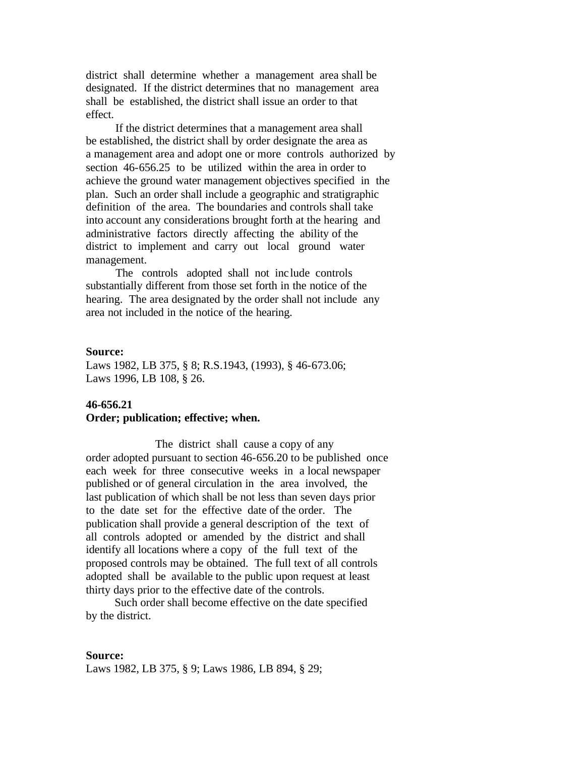district shall determine whether a management area shall be designated. If the district determines that no management area shall be established, the district shall issue an order to that effect.

If the district determines that a management area shall be established, the district shall by order designate the area as a management area and adopt one or more controls authorized by section 46-656.25 to be utilized within the area in order to achieve the ground water management objectives specified in the plan. Such an order shall include a geographic and stratigraphic definition of the area. The boundaries and controls shall take into account any considerations brought forth at the hearing and administrative factors directly affecting the ability of the district to implement and carry out local ground water management.

The controls adopted shall not include controls substantially different from those set forth in the notice of the hearing. The area designated by the order shall not include any area not included in the notice of the hearing.

**Source:**
Laws 1982, LB 375, § 8; R.S.1943, (1993), § 46-673.06; Laws 1996, LB 108, § 26.

**46-656.21**
**Order; publication; effective; when.**

The district shall cause a copy of any order adopted pursuant to section 46-656.20 to be published once each week for three consecutive weeks in a local newspaper published or of general circulation in the area involved, the last publication of which shall be not less than seven days prior to the date set for the effective date of the order. The publication shall provide a general description of the text of all controls adopted or amended by the district and shall identify all locations where a copy of the full text of the proposed controls may be obtained. The full text of all controls adopted shall be available to the public upon request at least thirty days prior to the effective date of the controls.

Such order shall become effective on the date specified by the district.

**Source:**
Laws 1982, LB 375, § 9; Laws 1986, LB 894, § 29;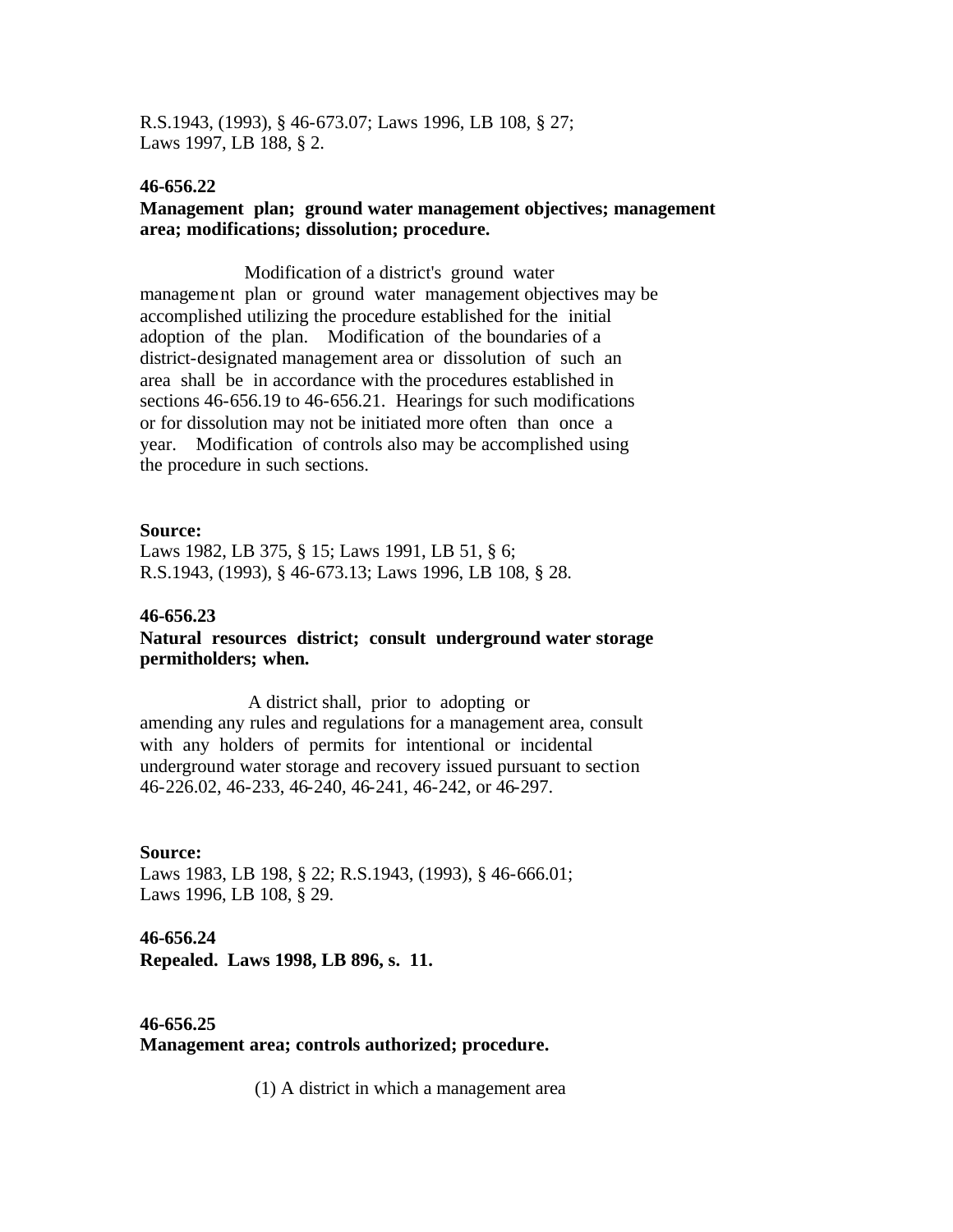R.S.1943, (1993), § 46-673.07; Laws 1996, LB 108, § 27; Laws 1997, LB 188, § 2.

**46-656.22**
**Management plan; ground water management objectives; management area; modifications; dissolution; procedure.**

Modification of a district's ground water management plan or ground water management objectives may be accomplished utilizing the procedure established for the initial adoption of the plan. Modification of the boundaries of a district-designated management area or dissolution of such an area shall be in accordance with the procedures established in sections 46-656.19 to 46-656.21. Hearings for such modifications or for dissolution may not be initiated more often than once a year. Modification of controls also may be accomplished using the procedure in such sections.

**Source:**
Laws 1982, LB 375, § 15; Laws 1991, LB 51, § 6; R.S.1943, (1993), § 46-673.13; Laws 1996, LB 108, § 28.

**46-656.23**
**Natural resources district; consult underground water storage permitholders; when.**

A district shall, prior to adopting or amending any rules and regulations for a management area, consult with any holders of permits for intentional or incidental underground water storage and recovery issued pursuant to section 46-226.02, 46-233, 46-240, 46-241, 46-242, or 46-297.

**Source:**
Laws 1983, LB 198, § 22; R.S.1943, (1993), § 46-666.01; Laws 1996, LB 108, § 29.

**46-656.24**
**Repealed. Laws 1998, LB 896, s. 11.**

**46-656.25**
**Management area; controls authorized; procedure.**

(1) A district in which a management area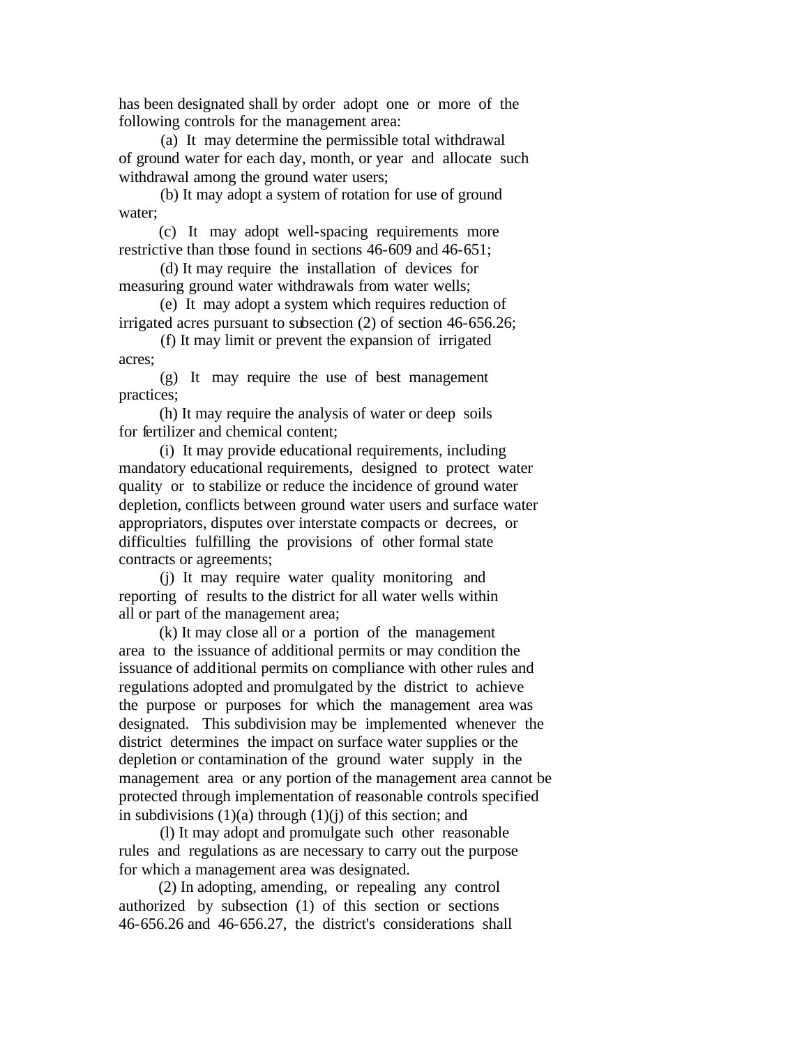has been designated shall by order adopt one or more of the following controls for the management area:

(a) It may determine the permissible total withdrawal of ground water for each day, month, or year and allocate such withdrawal among the ground water users;

(b) It may adopt a system of rotation for use of ground water;

(c) It may adopt well-spacing requirements more restrictive than those found in sections 46-609 and 46-651;

(d) It may require the installation of devices for measuring ground water withdrawals from water wells;

(e) It may adopt a system which requires reduction of irrigated acres pursuant to subsection (2) of section 46-656.26;

(f) It may limit or prevent the expansion of irrigated acres;

(g) It may require the use of best management practices;

(h) It may require the analysis of water or deep soils for fertilizer and chemical content;

(i) It may provide educational requirements, including mandatory educational requirements, designed to protect water quality or to stabilize or reduce the incidence of ground water depletion, conflicts between ground water users and surface water appropriators, disputes over interstate compacts or decrees, or difficulties fulfilling the provisions of other formal state contracts or agreements;

(j) It may require water quality monitoring and reporting of results to the district for all water wells within all or part of the management area;

(k) It may close all or a portion of the management area to the issuance of additional permits or may condition the issuance of additional permits on compliance with other rules and regulations adopted and promulgated by the district to achieve the purpose or purposes for which the management area was designated. This subdivision may be implemented whenever the district determines the impact on surface water supplies or the depletion or contamination of the ground water supply in the management area or any portion of the management area cannot be protected through implementation of reasonable controls specified in subdivisions (1)(a) through (1)(j) of this section; and

(l) It may adopt and promulgate such other reasonable rules and regulations as are necessary to carry out the purpose for which a management area was designated.

(2) In adopting, amending, or repealing any control authorized by subsection (1) of this section or sections 46-656.26 and 46-656.27, the district's considerations shall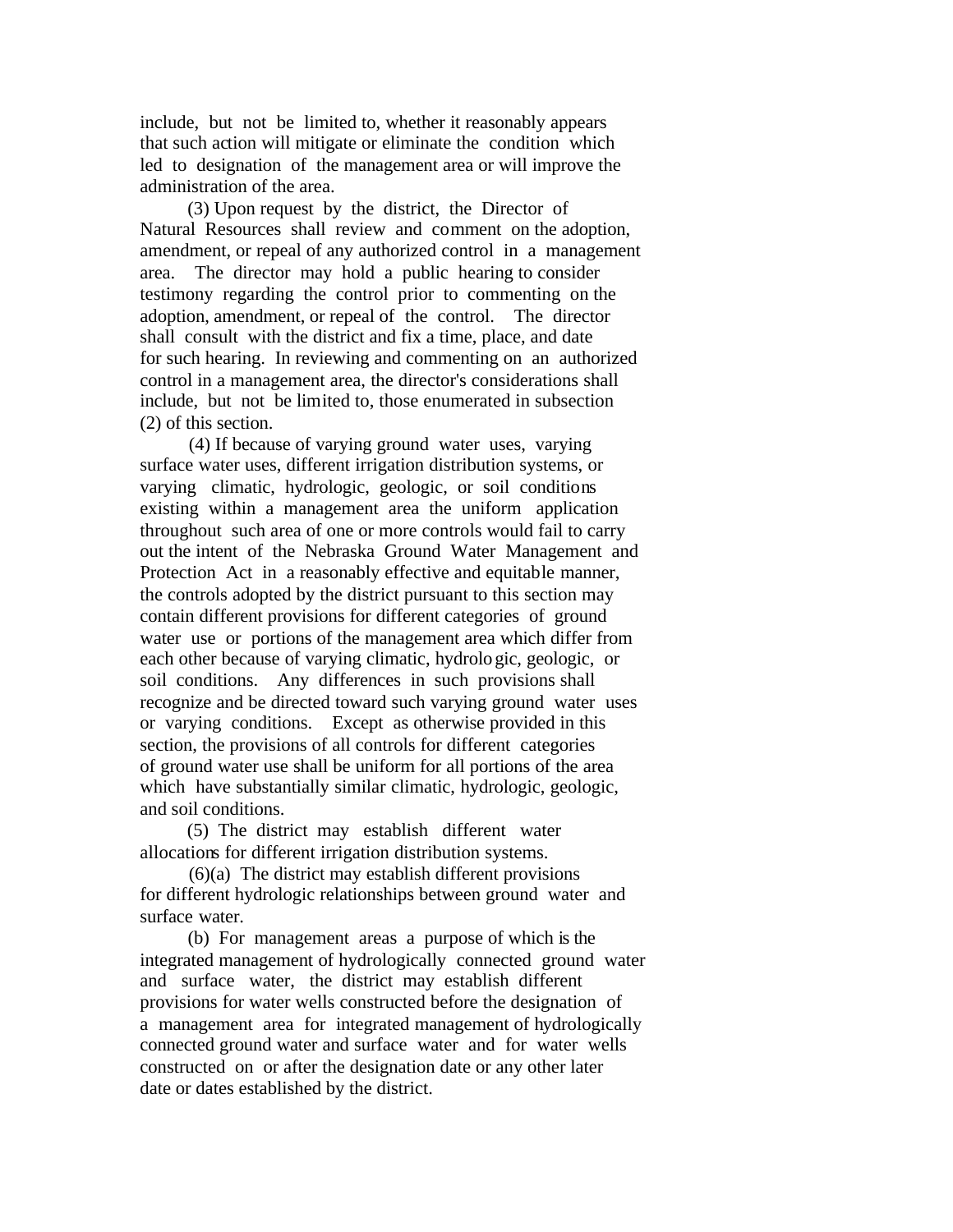include, but not be limited to, whether it reasonably appears that such action will mitigate or eliminate the condition which led to designation of the management area or will improve the administration of the area.

(3) Upon request by the district, the Director of Natural Resources shall review and comment on the adoption, amendment, or repeal of any authorized control in a management area. The director may hold a public hearing to consider testimony regarding the control prior to commenting on the adoption, amendment, or repeal of the control. The director shall consult with the district and fix a time, place, and date for such hearing. In reviewing and commenting on an authorized control in a management area, the director's considerations shall include, but not be limited to, those enumerated in subsection (2) of this section.

(4) If because of varying ground water uses, varying surface water uses, different irrigation distribution systems, or varying climatic, hydrologic, geologic, or soil conditions existing within a management area the uniform application throughout such area of one or more controls would fail to carry out the intent of the Nebraska Ground Water Management and Protection Act in a reasonably effective and equitable manner, the controls adopted by the district pursuant to this section may contain different provisions for different categories of ground water use or portions of the management area which differ from each other because of varying climatic, hydrologic, geologic, or soil conditions. Any differences in such provisions shall recognize and be directed toward such varying ground water uses or varying conditions. Except as otherwise provided in this section, the provisions of all controls for different categories of ground water use shall be uniform for all portions of the area which have substantially similar climatic, hydrologic, geologic, and soil conditions.

(5) The district may establish different water allocations for different irrigation distribution systems.

(6)(a) The district may establish different provisions for different hydrologic relationships between ground water and surface water.

(b) For management areas a purpose of which is the integrated management of hydrologically connected ground water and surface water, the district may establish different provisions for water wells constructed before the designation of a management area for integrated management of hydrologically connected ground water and surface water and for water wells constructed on or after the designation date or any other later date or dates established by the district.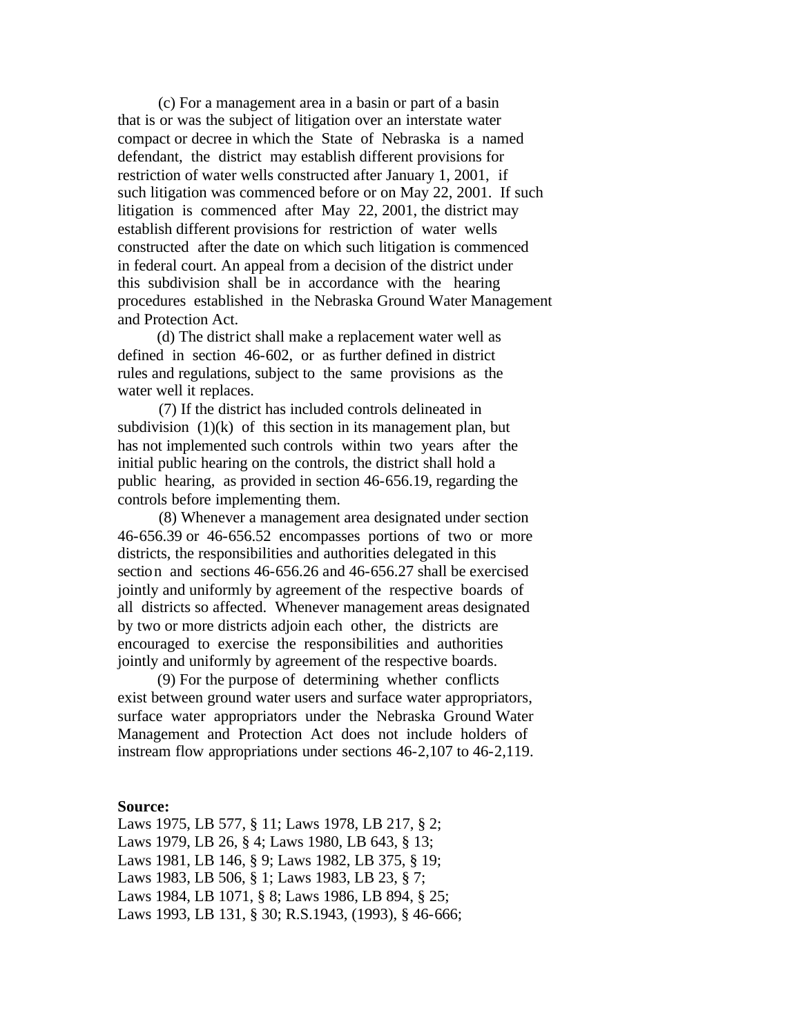(c) For a management area in a basin or part of a basin that is or was the subject of litigation over an interstate water compact or decree in which the State of Nebraska is a named defendant, the district may establish different provisions for restriction of water wells constructed after January 1, 2001, if such litigation was commenced before or on May 22, 2001. If such litigation is commenced after May 22, 2001, the district may establish different provisions for restriction of water wells constructed after the date on which such litigation is commenced in federal court. An appeal from a decision of the district under this subdivision shall be in accordance with the hearing procedures established in the Nebraska Ground Water Management and Protection Act.

(d) The district shall make a replacement water well as defined in section 46-602, or as further defined in district rules and regulations, subject to the same provisions as the water well it replaces.

(7) If the district has included controls delineated in subdivision (1)(k) of this section in its management plan, but has not implemented such controls within two years after the initial public hearing on the controls, the district shall hold a public hearing, as provided in section 46-656.19, regarding the controls before implementing them.

(8) Whenever a management area designated under section 46-656.39 or 46-656.52 encompasses portions of two or more districts, the responsibilities and authorities delegated in this section and sections 46-656.26 and 46-656.27 shall be exercised jointly and uniformly by agreement of the respective boards of all districts so affected. Whenever management areas designated by two or more districts adjoin each other, the districts are encouraged to exercise the responsibilities and authorities jointly and uniformly by agreement of the respective boards.

(9) For the purpose of determining whether conflicts exist between ground water users and surface water appropriators, surface water appropriators under the Nebraska Ground Water Management and Protection Act does not include holders of instream flow appropriations under sections 46-2,107 to 46-2,119.

**Source:**
Laws 1975, LB 577, § 11; Laws 1978, LB 217, § 2;
Laws 1979, LB 26, § 4; Laws 1980, LB 643, § 13;
Laws 1981, LB 146, § 9; Laws 1982, LB 375, § 19;
Laws 1983, LB 506, § 1; Laws 1983, LB 23, § 7;
Laws 1984, LB 1071, § 8; Laws 1986, LB 894, § 25;
Laws 1993, LB 131, § 30; R.S.1943, (1993), § 46-666;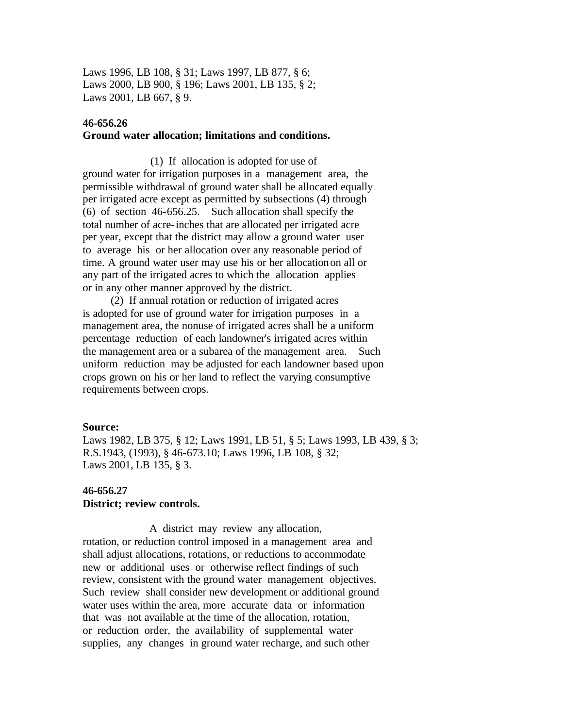Laws 1996, LB 108, § 31; Laws 1997, LB 877, § 6;
Laws 2000, LB 900, § 196; Laws 2001, LB 135, § 2;
Laws 2001, LB 667, § 9.

**46-656.26**
**Ground water allocation; limitations and conditions.**

(1) If allocation is adopted for use of ground water for irrigation purposes in a management area, the permissible withdrawal of ground water shall be allocated equally per irrigated acre except as permitted by subsections (4) through (6) of section 46-656.25. Such allocation shall specify the total number of acre-inches that are allocated per irrigated acre per year, except that the district may allow a ground water user to average his or her allocation over any reasonable period of time. A ground water user may use his or her allocation on all or any part of the irrigated acres to which the allocation applies or in any other manner approved by the district.

(2) If annual rotation or reduction of irrigated acres is adopted for use of ground water for irrigation purposes in a management area, the nonuse of irrigated acres shall be a uniform percentage reduction of each landowner's irrigated acres within the management area or a subarea of the management area. Such uniform reduction may be adjusted for each landowner based upon crops grown on his or her land to reflect the varying consumptive requirements between crops.

**Source:**
Laws 1982, LB 375, § 12; Laws 1991, LB 51, § 5; Laws 1993, LB 439, § 3;
R.S.1943, (1993), § 46-673.10; Laws 1996, LB 108, § 32;
Laws 2001, LB 135, § 3.

**46-656.27**
**District; review controls.**

A district may review any allocation, rotation, or reduction control imposed in a management area and shall adjust allocations, rotations, or reductions to accommodate new or additional uses or otherwise reflect findings of such review, consistent with the ground water management objectives. Such review shall consider new development or additional ground water uses within the area, more accurate data or information that was not available at the time of the allocation, rotation, or reduction order, the availability of supplemental water supplies, any changes in ground water recharge, and such other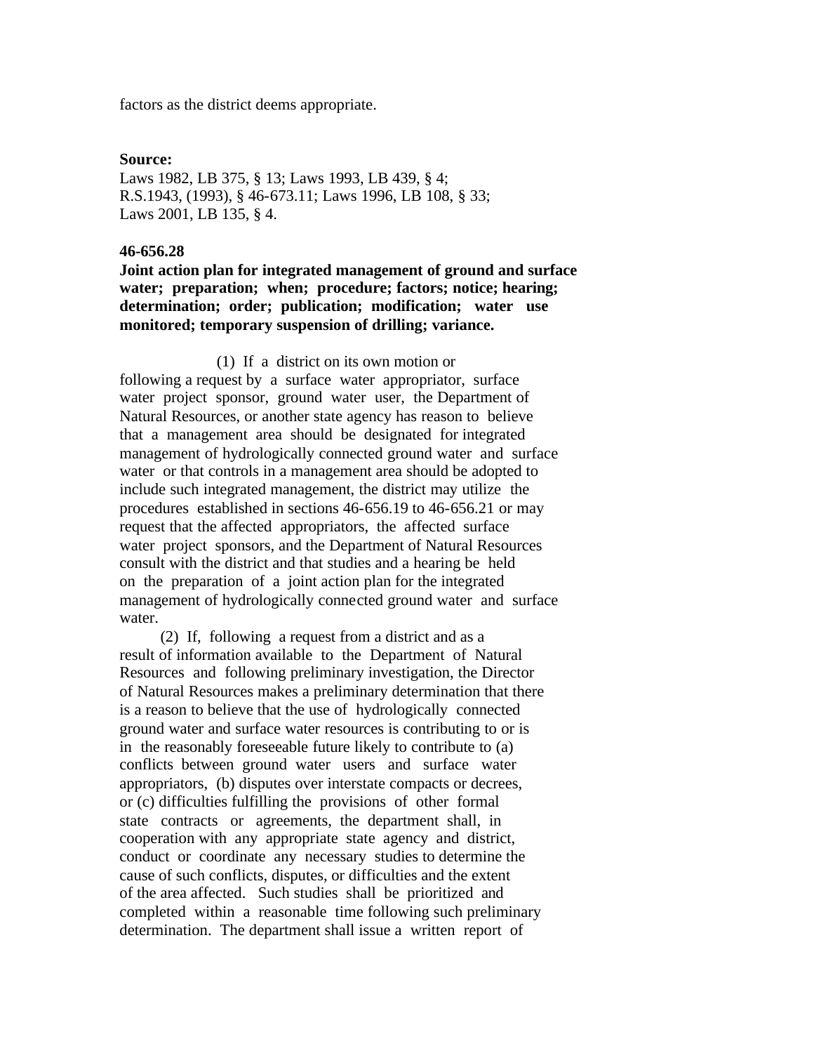factors as the district deems appropriate.

**Source:**
Laws 1982, LB 375, § 13; Laws 1993, LB 439, § 4;
R.S.1943, (1993), § 46-673.11; Laws 1996, LB 108, § 33;
Laws 2001, LB 135, § 4.

**46-656.28**

**Joint action plan for integrated management of ground and surface water; preparation; when; procedure; factors; notice; hearing; determination; order; publication; modification; water use monitored; temporary suspension of drilling; variance.**

(1) If a district on its own motion or following a request by a surface water appropriator, surface water project sponsor, ground water user, the Department of Natural Resources, or another state agency has reason to believe that a management area should be designated for integrated management of hydrologically connected ground water and surface water or that controls in a management area should be adopted to include such integrated management, the district may utilize the procedures established in sections 46-656.19 to 46-656.21 or may request that the affected appropriators, the affected surface water project sponsors, and the Department of Natural Resources consult with the district and that studies and a hearing be held on the preparation of a joint action plan for the integrated management of hydrologically connected ground water and surface water.

(2) If, following a request from a district and as a result of information available to the Department of Natural Resources and following preliminary investigation, the Director of Natural Resources makes a preliminary determination that there is a reason to believe that the use of hydrologically connected ground water and surface water resources is contributing to or is in the reasonably foreseeable future likely to contribute to (a) conflicts between ground water users and surface water appropriators, (b) disputes over interstate compacts or decrees, or (c) difficulties fulfilling the provisions of other formal state contracts or agreements, the department shall, in cooperation with any appropriate state agency and district, conduct or coordinate any necessary studies to determine the cause of such conflicts, disputes, or difficulties and the extent of the area affected. Such studies shall be prioritized and completed within a reasonable time following such preliminary determination. The department shall issue a written report of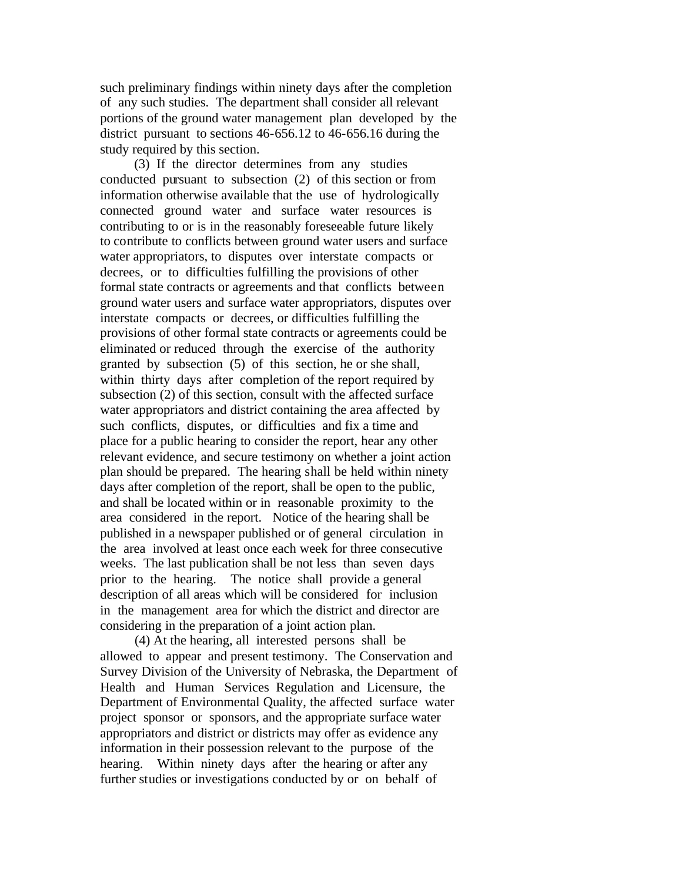such preliminary findings within ninety days after the completion of any such studies. The department shall consider all relevant portions of the ground water management plan developed by the district pursuant to sections 46-656.12 to 46-656.16 during the study required by this section.

(3) If the director determines from any studies conducted pursuant to subsection (2) of this section or from information otherwise available that the use of hydrologically connected ground water and surface water resources is contributing to or is in the reasonably foreseeable future likely to contribute to conflicts between ground water users and surface water appropriators, to disputes over interstate compacts or decrees, or to difficulties fulfilling the provisions of other formal state contracts or agreements and that conflicts between ground water users and surface water appropriators, disputes over interstate compacts or decrees, or difficulties fulfilling the provisions of other formal state contracts or agreements could be eliminated or reduced through the exercise of the authority granted by subsection (5) of this section, he or she shall, within thirty days after completion of the report required by subsection (2) of this section, consult with the affected surface water appropriators and district containing the area affected by such conflicts, disputes, or difficulties and fix a time and place for a public hearing to consider the report, hear any other relevant evidence, and secure testimony on whether a joint action plan should be prepared. The hearing shall be held within ninety days after completion of the report, shall be open to the public, and shall be located within or in reasonable proximity to the area considered in the report. Notice of the hearing shall be published in a newspaper published or of general circulation in the area involved at least once each week for three consecutive weeks. The last publication shall be not less than seven days prior to the hearing. The notice shall provide a general description of all areas which will be considered for inclusion in the management area for which the district and director are considering in the preparation of a joint action plan.

(4) At the hearing, all interested persons shall be allowed to appear and present testimony. The Conservation and Survey Division of the University of Nebraska, the Department of Health and Human Services Regulation and Licensure, the Department of Environmental Quality, the affected surface water project sponsor or sponsors, and the appropriate surface water appropriators and district or districts may offer as evidence any information in their possession relevant to the purpose of the hearing. Within ninety days after the hearing or after any further studies or investigations conducted by or on behalf of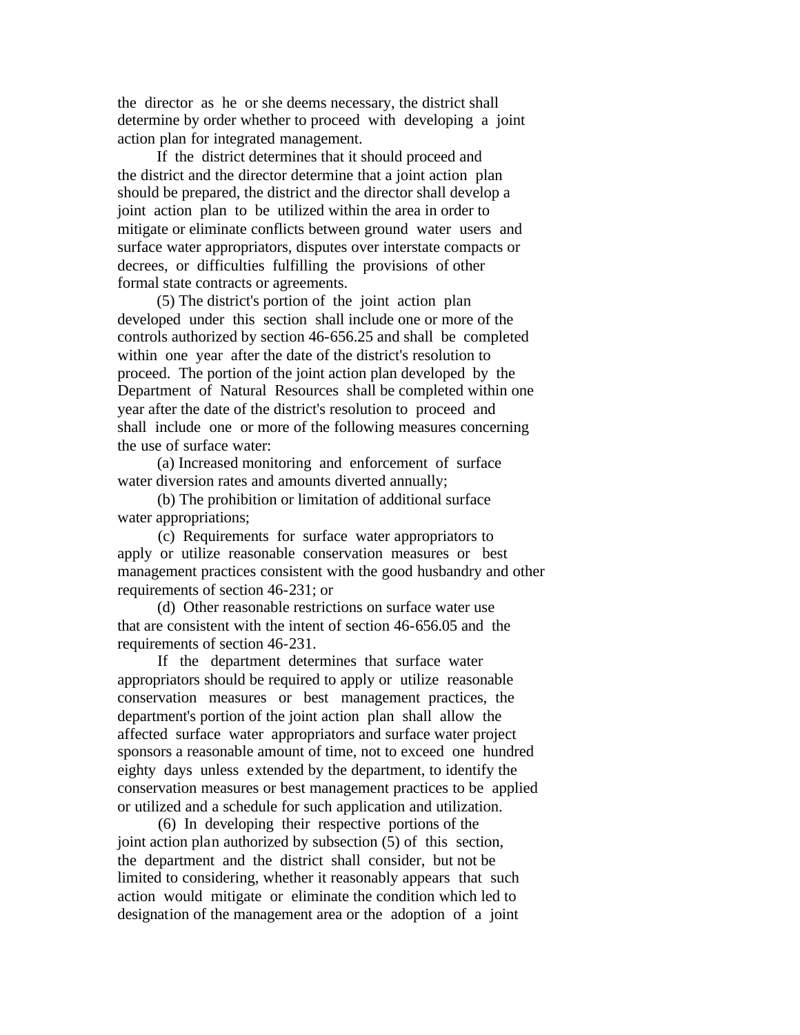the director as he or she deems necessary, the district shall determine by order whether to proceed with developing a joint action plan for integrated management.

If the district determines that it should proceed and the district and the director determine that a joint action plan should be prepared, the district and the director shall develop a joint action plan to be utilized within the area in order to mitigate or eliminate conflicts between ground water users and surface water appropriators, disputes over interstate compacts or decrees, or difficulties fulfilling the provisions of other formal state contracts or agreements.

(5) The district's portion of the joint action plan developed under this section shall include one or more of the controls authorized by section 46-656.25 and shall be completed within one year after the date of the district's resolution to proceed. The portion of the joint action plan developed by the Department of Natural Resources shall be completed within one year after the date of the district's resolution to proceed and shall include one or more of the following measures concerning the use of surface water:

(a) Increased monitoring and enforcement of surface water diversion rates and amounts diverted annually;

(b) The prohibition or limitation of additional surface water appropriations;

(c) Requirements for surface water appropriators to apply or utilize reasonable conservation measures or best management practices consistent with the good husbandry and other requirements of section 46-231; or

(d) Other reasonable restrictions on surface water use that are consistent with the intent of section 46-656.05 and the requirements of section 46-231.

If the department determines that surface water appropriators should be required to apply or utilize reasonable conservation measures or best management practices, the department's portion of the joint action plan shall allow the affected surface water appropriators and surface water project sponsors a reasonable amount of time, not to exceed one hundred eighty days unless extended by the department, to identify the conservation measures or best management practices to be applied or utilized and a schedule for such application and utilization.

(6) In developing their respective portions of the joint action plan authorized by subsection (5) of this section, the department and the district shall consider, but not be limited to considering, whether it reasonably appears that such action would mitigate or eliminate the condition which led to designation of the management area or the adoption of a joint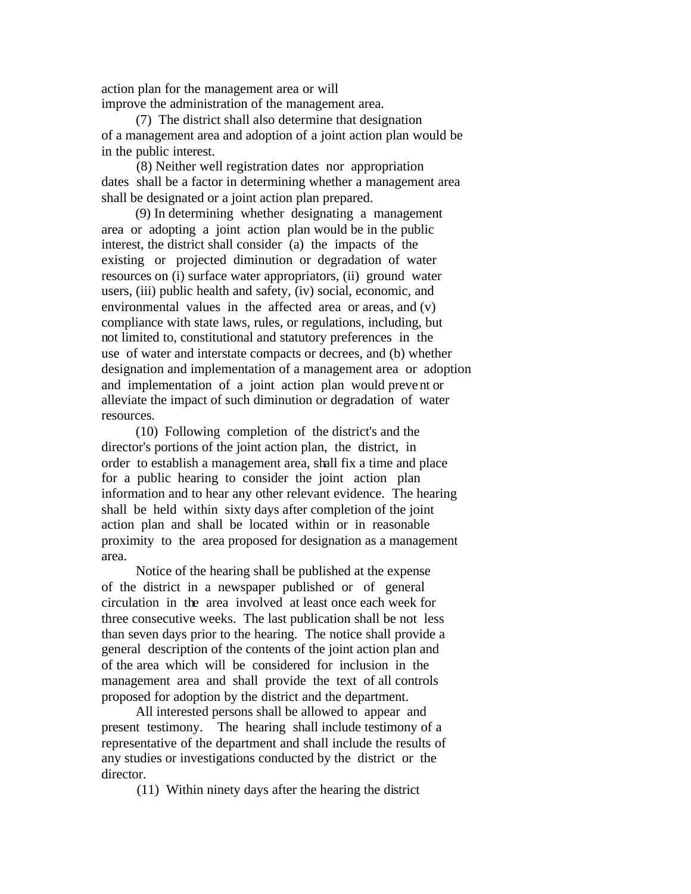action plan for the management area or will improve the administration of the management area.

(7) The district shall also determine that designation of a management area and adoption of a joint action plan would be in the public interest.

(8) Neither well registration dates nor appropriation dates shall be a factor in determining whether a management area shall be designated or a joint action plan prepared.

(9) In determining whether designating a management area or adopting a joint action plan would be in the public interest, the district shall consider (a) the impacts of the existing or projected diminution or degradation of water resources on (i) surface water appropriators, (ii) ground water users, (iii) public health and safety, (iv) social, economic, and environmental values in the affected area or areas, and (v) compliance with state laws, rules, or regulations, including, but not limited to, constitutional and statutory preferences in the use of water and interstate compacts or decrees, and (b) whether designation and implementation of a management area or adoption and implementation of a joint action plan would prevent or alleviate the impact of such diminution or degradation of water resources.

(10) Following completion of the district's and the director's portions of the joint action plan, the district, in order to establish a management area, shall fix a time and place for a public hearing to consider the joint action plan information and to hear any other relevant evidence. The hearing shall be held within sixty days after completion of the joint action plan and shall be located within or in reasonable proximity to the area proposed for designation as a management area.

Notice of the hearing shall be published at the expense of the district in a newspaper published or of general circulation in the area involved at least once each week for three consecutive weeks. The last publication shall be not less than seven days prior to the hearing. The notice shall provide a general description of the contents of the joint action plan and of the area which will be considered for inclusion in the management area and shall provide the text of all controls proposed for adoption by the district and the department.

All interested persons shall be allowed to appear and present testimony. The hearing shall include testimony of a representative of the department and shall include the results of any studies or investigations conducted by the district or the director.

(11) Within ninety days after the hearing the district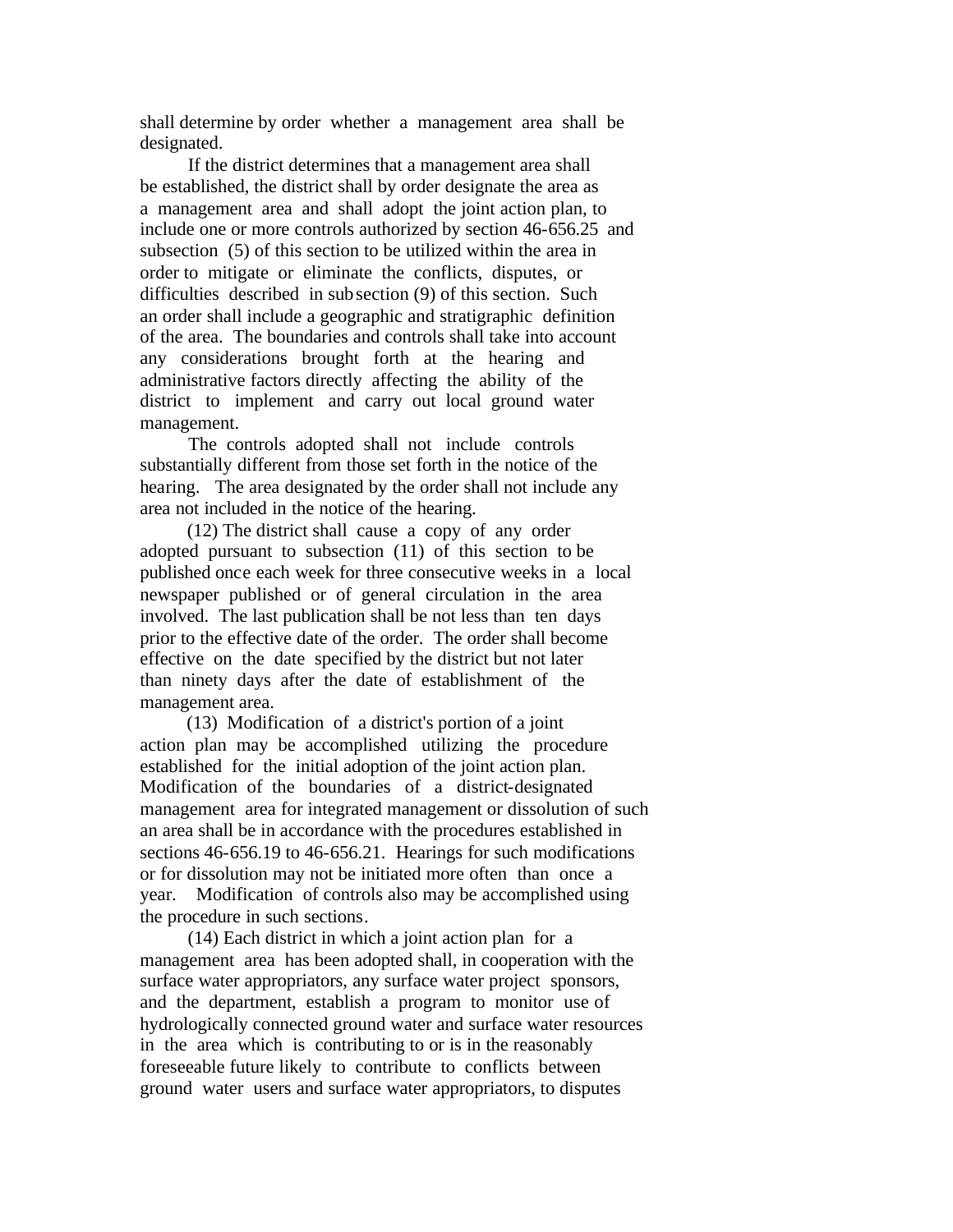shall determine by order whether a management area shall be designated.

If the district determines that a management area shall be established, the district shall by order designate the area as a management area and shall adopt the joint action plan, to include one or more controls authorized by section 46-656.25 and subsection (5) of this section to be utilized within the area in order to mitigate or eliminate the conflicts, disputes, or difficulties described in subsection (9) of this section. Such an order shall include a geographic and stratigraphic definition of the area. The boundaries and controls shall take into account any considerations brought forth at the hearing and administrative factors directly affecting the ability of the district to implement and carry out local ground water management.

The controls adopted shall not include controls substantially different from those set forth in the notice of the hearing. The area designated by the order shall not include any area not included in the notice of the hearing.

(12) The district shall cause a copy of any order adopted pursuant to subsection (11) of this section to be published once each week for three consecutive weeks in a local newspaper published or of general circulation in the area involved. The last publication shall be not less than ten days prior to the effective date of the order. The order shall become effective on the date specified by the district but not later than ninety days after the date of establishment of the management area.

(13) Modification of a district's portion of a joint action plan may be accomplished utilizing the procedure established for the initial adoption of the joint action plan. Modification of the boundaries of a district-designated management area for integrated management or dissolution of such an area shall be in accordance with the procedures established in sections 46-656.19 to 46-656.21. Hearings for such modifications or for dissolution may not be initiated more often than once a year. Modification of controls also may be accomplished using the procedure in such sections.

(14) Each district in which a joint action plan for a management area has been adopted shall, in cooperation with the surface water appropriators, any surface water project sponsors, and the department, establish a program to monitor use of hydrologically connected ground water and surface water resources in the area which is contributing to or is in the reasonably foreseeable future likely to contribute to conflicts between ground water users and surface water appropriators, to disputes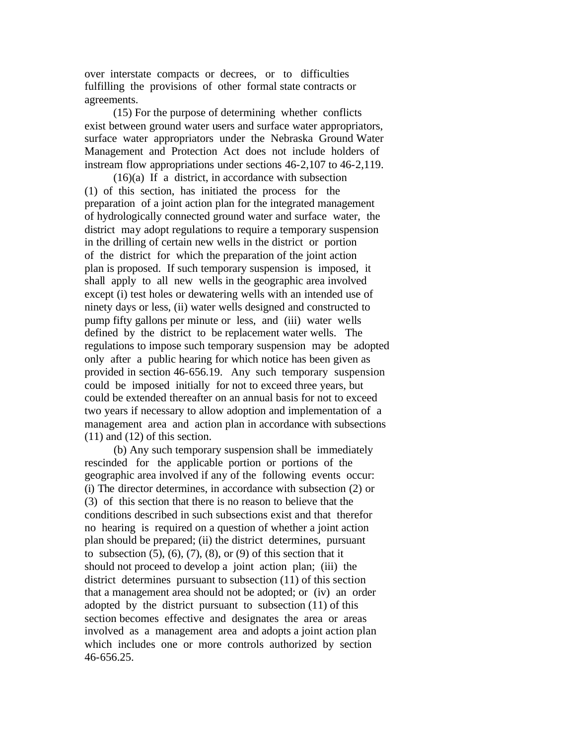over interstate compacts or decrees, or to difficulties fulfilling the provisions of other formal state contracts or agreements.

(15) For the purpose of determining whether conflicts exist between ground water users and surface water appropriators, surface water appropriators under the Nebraska Ground Water Management and Protection Act does not include holders of instream flow appropriations under sections 46-2,107 to 46-2,119.

(16)(a) If a district, in accordance with subsection (1) of this section, has initiated the process for the preparation of a joint action plan for the integrated management of hydrologically connected ground water and surface water, the district may adopt regulations to require a temporary suspension in the drilling of certain new wells in the district or portion of the district for which the preparation of the joint action plan is proposed. If such temporary suspension is imposed, it shall apply to all new wells in the geographic area involved except (i) test holes or dewatering wells with an intended use of ninety days or less, (ii) water wells designed and constructed to pump fifty gallons per minute or less, and (iii) water wells defined by the district to be replacement water wells. The regulations to impose such temporary suspension may be adopted only after a public hearing for which notice has been given as provided in section 46-656.19. Any such temporary suspension could be imposed initially for not to exceed three years, but could be extended thereafter on an annual basis for not to exceed two years if necessary to allow adoption and implementation of a management area and action plan in accordance with subsections (11) and (12) of this section.

(b) Any such temporary suspension shall be immediately rescinded for the applicable portion or portions of the geographic area involved if any of the following events occur: (i) The director determines, in accordance with subsection (2) or (3) of this section that there is no reason to believe that the conditions described in such subsections exist and that therefor no hearing is required on a question of whether a joint action plan should be prepared; (ii) the district determines, pursuant to subsection (5), (6), (7), (8), or (9) of this section that it should not proceed to develop a joint action plan; (iii) the district determines pursuant to subsection (11) of this section that a management area should not be adopted; or (iv) an order adopted by the district pursuant to subsection (11) of this section becomes effective and designates the area or areas involved as a management area and adopts a joint action plan which includes one or more controls authorized by section 46-656.25.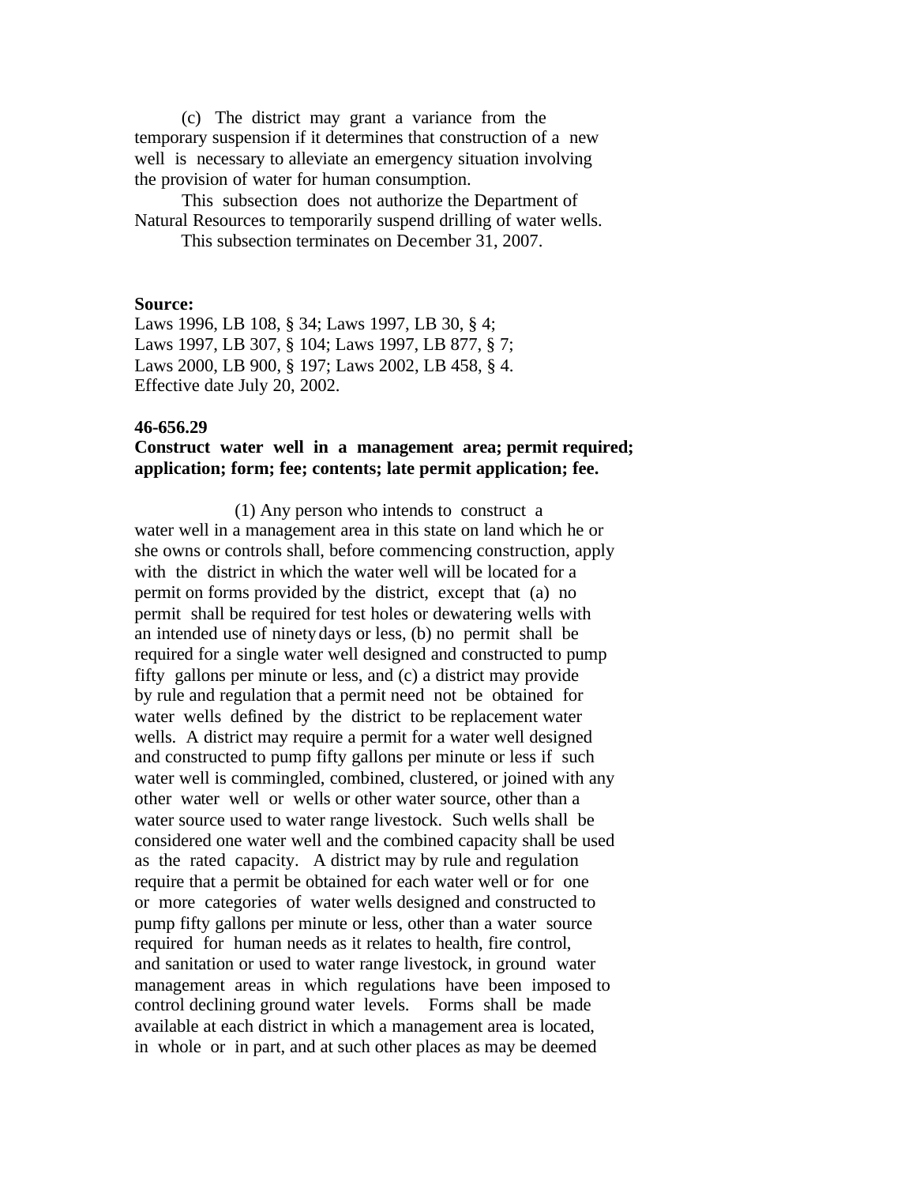(c) The district may grant a variance from the temporary suspension if it determines that construction of a new well is necessary to alleviate an emergency situation involving the provision of water for human consumption.

This subsection does not authorize the Department of Natural Resources to temporarily suspend drilling of water wells.

This subsection terminates on December 31, 2007.

**Source:**
Laws 1996, LB 108, § 34; Laws 1997, LB 30, § 4;
Laws 1997, LB 307, § 104; Laws 1997, LB 877, § 7;
Laws 2000, LB 900, § 197; Laws 2002, LB 458, § 4.
Effective date July 20, 2002.

**46-656.29**

**Construct water well in a management area; permit required; application; form; fee; contents; late permit application; fee.**

(1) Any person who intends to construct a water well in a management area in this state on land which he or she owns or controls shall, before commencing construction, apply with the district in which the water well will be located for a permit on forms provided by the district, except that (a) no permit shall be required for test holes or dewatering wells with an intended use of ninety days or less, (b) no permit shall be required for a single water well designed and constructed to pump fifty gallons per minute or less, and (c) a district may provide by rule and regulation that a permit need not be obtained for water wells defined by the district to be replacement water wells. A district may require a permit for a water well designed and constructed to pump fifty gallons per minute or less if such water well is commingled, combined, clustered, or joined with any other water well or wells or other water source, other than a water source used to water range livestock. Such wells shall be considered one water well and the combined capacity shall be used as the rated capacity. A district may by rule and regulation require that a permit be obtained for each water well or for one or more categories of water wells designed and constructed to pump fifty gallons per minute or less, other than a water source required for human needs as it relates to health, fire control, and sanitation or used to water range livestock, in ground water management areas in which regulations have been imposed to control declining ground water levels. Forms shall be made available at each district in which a management area is located, in whole or in part, and at such other places as may be deemed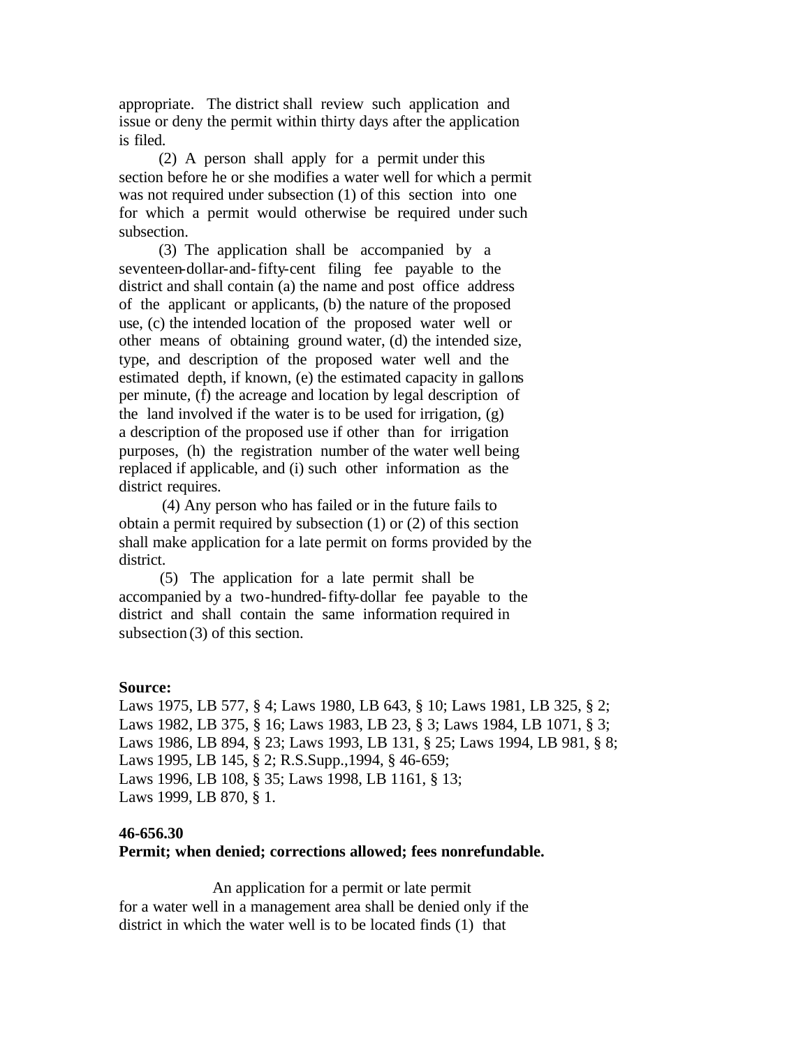appropriate. The district shall review such application and issue or deny the permit within thirty days after the application is filed.

(2) A person shall apply for a permit under this section before he or she modifies a water well for which a permit was not required under subsection (1) of this section into one for which a permit would otherwise be required under such subsection.

(3) The application shall be accompanied by a seventeen-dollar-and-fifty-cent filing fee payable to the district and shall contain (a) the name and post office address of the applicant or applicants, (b) the nature of the proposed use, (c) the intended location of the proposed water well or other means of obtaining ground water, (d) the intended size, type, and description of the proposed water well and the estimated depth, if known, (e) the estimated capacity in gallons per minute, (f) the acreage and location by legal description of the land involved if the water is to be used for irrigation, (g) a description of the proposed use if other than for irrigation purposes, (h) the registration number of the water well being replaced if applicable, and (i) such other information as the district requires.

(4) Any person who has failed or in the future fails to obtain a permit required by subsection (1) or (2) of this section shall make application for a late permit on forms provided by the district.

(5) The application for a late permit shall be accompanied by a two-hundred-fifty-dollar fee payable to the district and shall contain the same information required in subsection (3) of this section.

**Source:**
Laws 1975, LB 577, § 4; Laws 1980, LB 643, § 10; Laws 1981, LB 325, § 2;
Laws 1982, LB 375, § 16; Laws 1983, LB 23, § 3; Laws 1984, LB 1071, § 3;
Laws 1986, LB 894, § 23; Laws 1993, LB 131, § 25; Laws 1994, LB 981, § 8;
Laws 1995, LB 145, § 2; R.S.Supp.,1994, § 46-659;
Laws 1996, LB 108, § 35; Laws 1998, LB 1161, § 13;
Laws 1999, LB 870, § 1.

**46-656.30**
**Permit; when denied; corrections allowed; fees nonrefundable.**

An application for a permit or late permit for a water well in a management area shall be denied only if the district in which the water well is to be located finds (1) that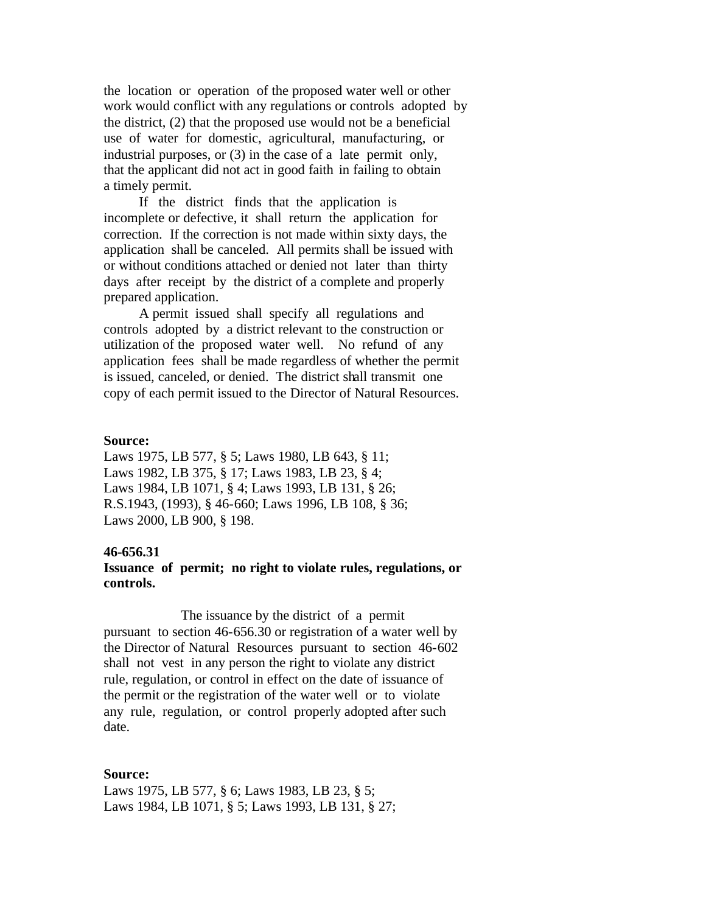the location or operation of the proposed water well or other work would conflict with any regulations or controls adopted by the district, (2) that the proposed use would not be a beneficial use of water for domestic, agricultural, manufacturing, or industrial purposes, or (3) in the case of a late permit only, that the applicant did not act in good faith in failing to obtain a timely permit.

If the district finds that the application is incomplete or defective, it shall return the application for correction. If the correction is not made within sixty days, the application shall be canceled. All permits shall be issued with or without conditions attached or denied not later than thirty days after receipt by the district of a complete and properly prepared application.

A permit issued shall specify all regulations and controls adopted by a district relevant to the construction or utilization of the proposed water well. No refund of any application fees shall be made regardless of whether the permit is issued, canceled, or denied. The district shall transmit one copy of each permit issued to the Director of Natural Resources.

**Source:**
Laws 1975, LB 577, § 5; Laws 1980, LB 643, § 11;
Laws 1982, LB 375, § 17; Laws 1983, LB 23, § 4;
Laws 1984, LB 1071, § 4; Laws 1993, LB 131, § 26;
R.S.1943, (1993), § 46-660; Laws 1996, LB 108, § 36;
Laws 2000, LB 900, § 198.

**46-656.31**
**Issuance of permit; no right to violate rules, regulations, or controls.**

The issuance by the district of a permit pursuant to section 46-656.30 or registration of a water well by the Director of Natural Resources pursuant to section 46-602 shall not vest in any person the right to violate any district rule, regulation, or control in effect on the date of issuance of the permit or the registration of the water well or to violate any rule, regulation, or control properly adopted after such date.

**Source:**
Laws 1975, LB 577, § 6; Laws 1983, LB 23, § 5;
Laws 1984, LB 1071, § 5; Laws 1993, LB 131, § 27;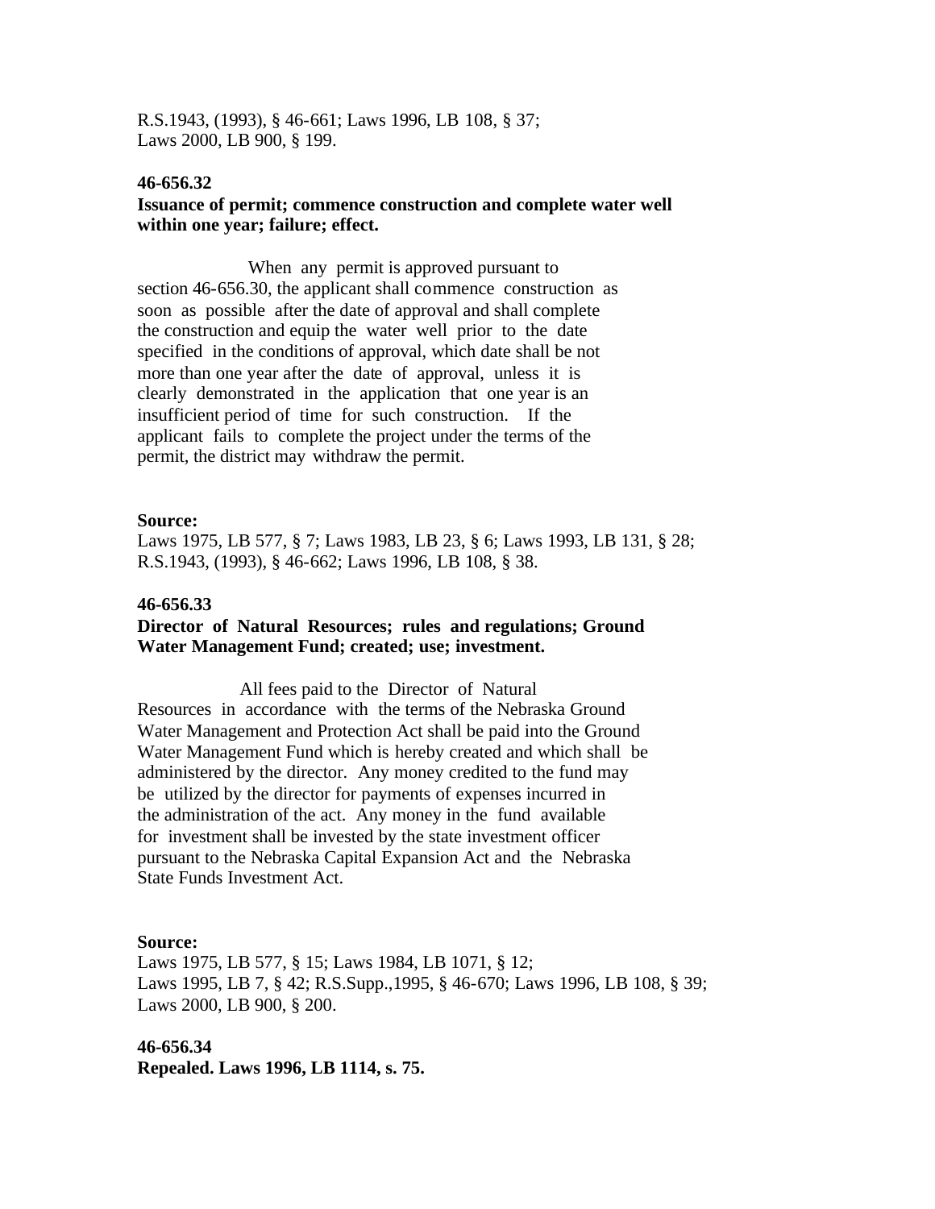R.S.1943, (1993), § 46-661; Laws 1996, LB 108, § 37;
Laws 2000, LB 900, § 199.

**46-656.32**
**Issuance of permit; commence construction and complete water well within one year; failure; effect.**

When any permit is approved pursuant to section 46-656.30, the applicant shall commence construction as soon as possible after the date of approval and shall complete the construction and equip the water well prior to the date specified in the conditions of approval, which date shall be not more than one year after the date of approval, unless it is clearly demonstrated in the application that one year is an insufficient period of time for such construction. If the applicant fails to complete the project under the terms of the permit, the district may withdraw the permit.

**Source:**
Laws 1975, LB 577, § 7; Laws 1983, LB 23, § 6; Laws 1993, LB 131, § 28;
R.S.1943, (1993), § 46-662; Laws 1996, LB 108, § 38.

**46-656.33**
**Director of Natural Resources; rules and regulations; Ground Water Management Fund; created; use; investment.**

All fees paid to the Director of Natural Resources in accordance with the terms of the Nebraska Ground Water Management and Protection Act shall be paid into the Ground Water Management Fund which is hereby created and which shall be administered by the director. Any money credited to the fund may be utilized by the director for payments of expenses incurred in the administration of the act. Any money in the fund available for investment shall be invested by the state investment officer pursuant to the Nebraska Capital Expansion Act and the Nebraska State Funds Investment Act.

**Source:**
Laws 1975, LB 577, § 15; Laws 1984, LB 1071, § 12;
Laws 1995, LB 7, § 42; R.S.Supp.,1995, § 46-670; Laws 1996, LB 108, § 39;
Laws 2000, LB 900, § 200.

**46-656.34**
**Repealed. Laws 1996, LB 1114, s. 75.**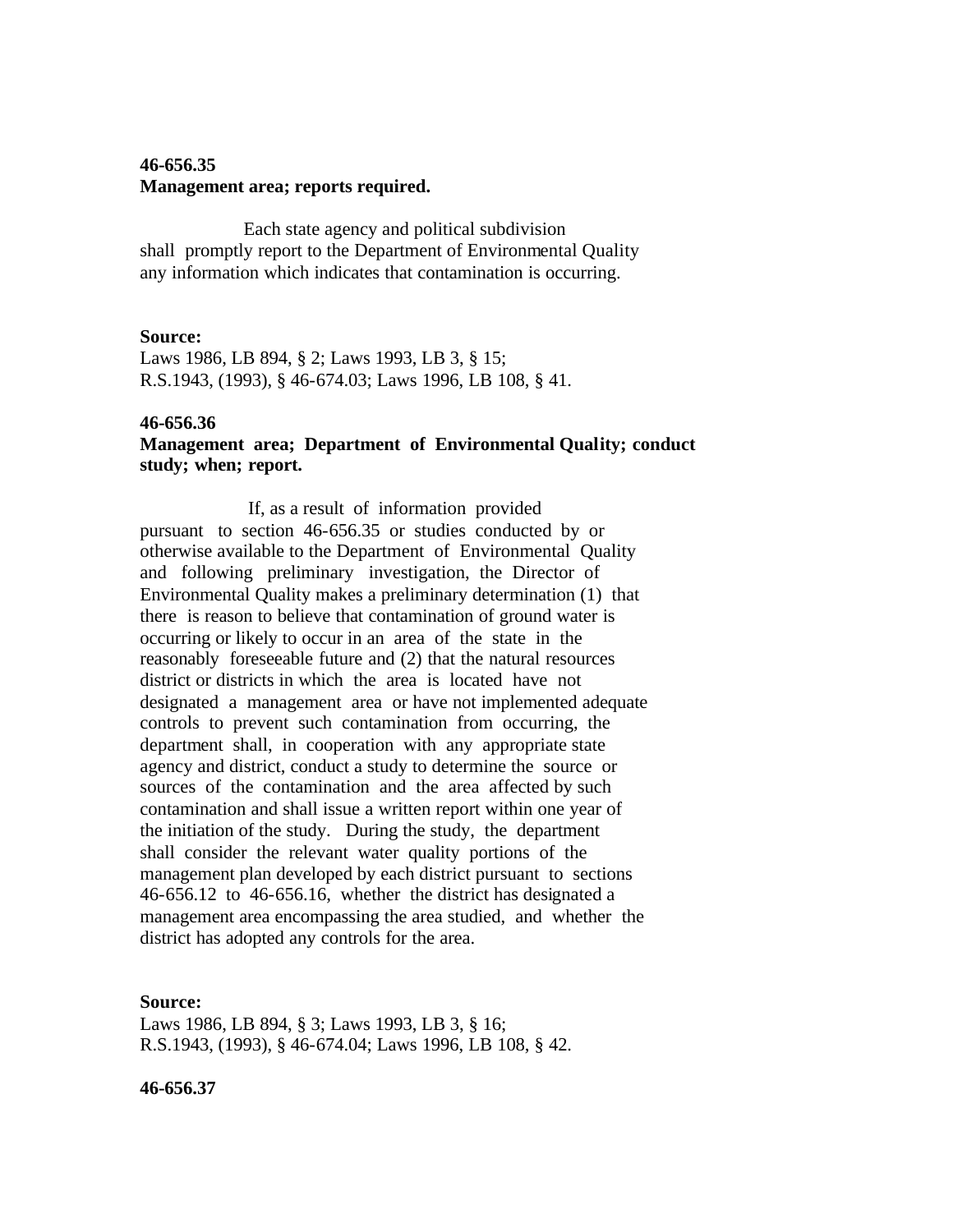**46-656.35**
**Management area; reports required.**

Each state agency and political subdivision shall promptly report to the Department of Environmental Quality any information which indicates that contamination is occurring.

**Source:**
Laws 1986, LB 894, § 2; Laws 1993, LB 3, § 15;
R.S.1943, (1993), § 46-674.03; Laws 1996, LB 108, § 41.

**46-656.36**
**Management area; Department of Environmental Quality; conduct study; when; report.**

If, as a result of information provided pursuant to section 46-656.35 or studies conducted by or otherwise available to the Department of Environmental Quality and following preliminary investigation, the Director of Environmental Quality makes a preliminary determination (1) that there is reason to believe that contamination of ground water is occurring or likely to occur in an area of the state in the reasonably foreseeable future and (2) that the natural resources district or districts in which the area is located have not designated a management area or have not implemented adequate controls to prevent such contamination from occurring, the department shall, in cooperation with any appropriate state agency and district, conduct a study to determine the source or sources of the contamination and the area affected by such contamination and shall issue a written report within one year of the initiation of the study. During the study, the department shall consider the relevant water quality portions of the management plan developed by each district pursuant to sections 46-656.12 to 46-656.16, whether the district has designated a management area encompassing the area studied, and whether the district has adopted any controls for the area.

**Source:**
Laws 1986, LB 894, § 3; Laws 1993, LB 3, § 16;
R.S.1943, (1993), § 46-674.04; Laws 1996, LB 108, § 42.

**46-656.37**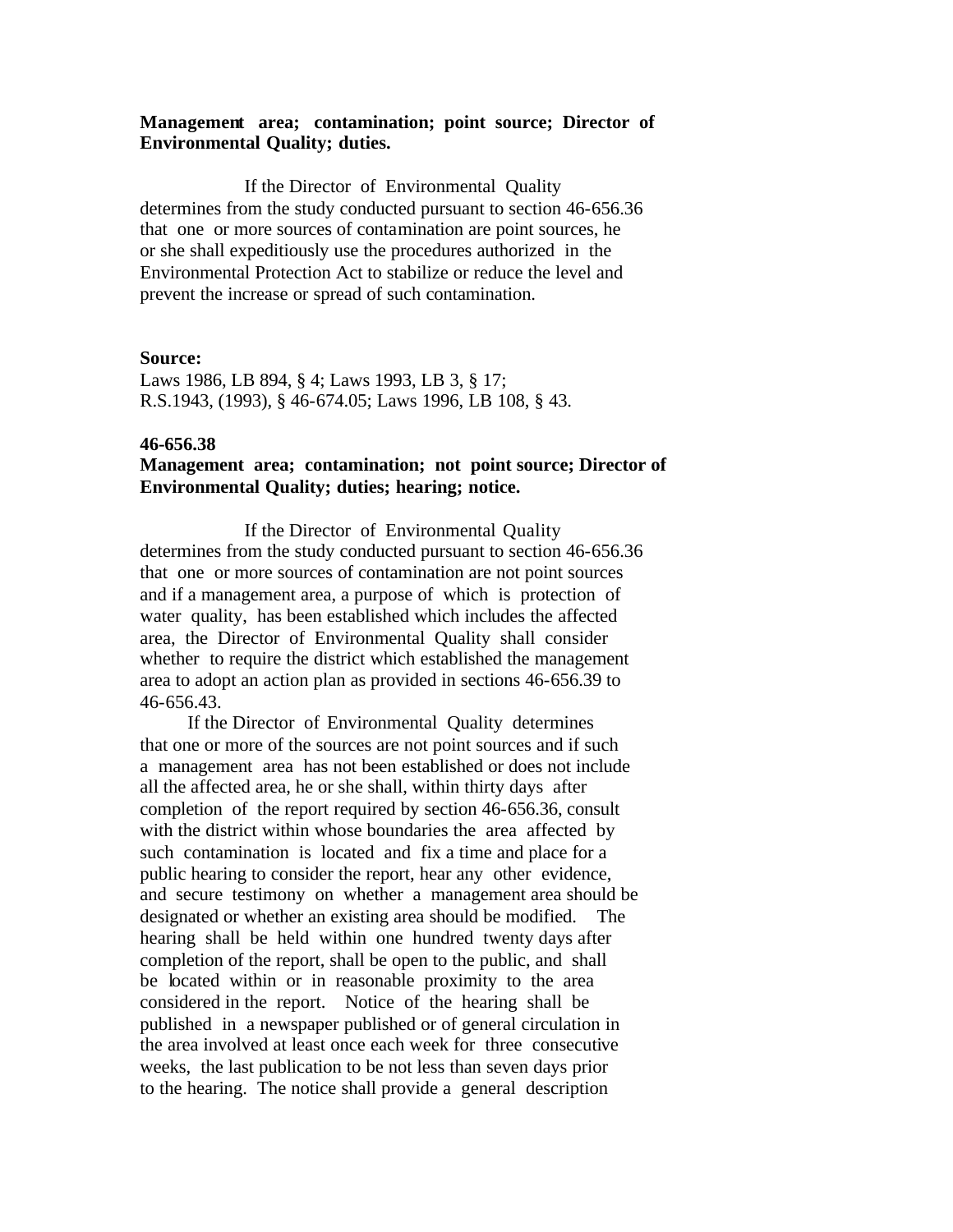**Management area; contamination; point source; Director of Environmental Quality; duties.**

If the Director of Environmental Quality determines from the study conducted pursuant to section 46-656.36 that one or more sources of contamination are point sources, he or she shall expeditiously use the procedures authorized in the Environmental Protection Act to stabilize or reduce the level and prevent the increase or spread of such contamination.

**Source:**
Laws 1986, LB 894, § 4; Laws 1993, LB 3, § 17;
R.S.1943, (1993), § 46-674.05; Laws 1996, LB 108, § 43.

**46-656.38**
**Management area; contamination; not point source; Director of Environmental Quality; duties; hearing; notice.**

If the Director of Environmental Quality determines from the study conducted pursuant to section 46-656.36 that one or more sources of contamination are not point sources and if a management area, a purpose of which is protection of water quality, has been established which includes the affected area, the Director of Environmental Quality shall consider whether to require the district which established the management area to adopt an action plan as provided in sections 46-656.39 to 46-656.43.

If the Director of Environmental Quality determines that one or more of the sources are not point sources and if such a management area has not been established or does not include all the affected area, he or she shall, within thirty days after completion of the report required by section 46-656.36, consult with the district within whose boundaries the area affected by such contamination is located and fix a time and place for a public hearing to consider the report, hear any other evidence, and secure testimony on whether a management area should be designated or whether an existing area should be modified. The hearing shall be held within one hundred twenty days after completion of the report, shall be open to the public, and shall be located within or in reasonable proximity to the area considered in the report. Notice of the hearing shall be published in a newspaper published or of general circulation in the area involved at least once each week for three consecutive weeks, the last publication to be not less than seven days prior to the hearing. The notice shall provide a general description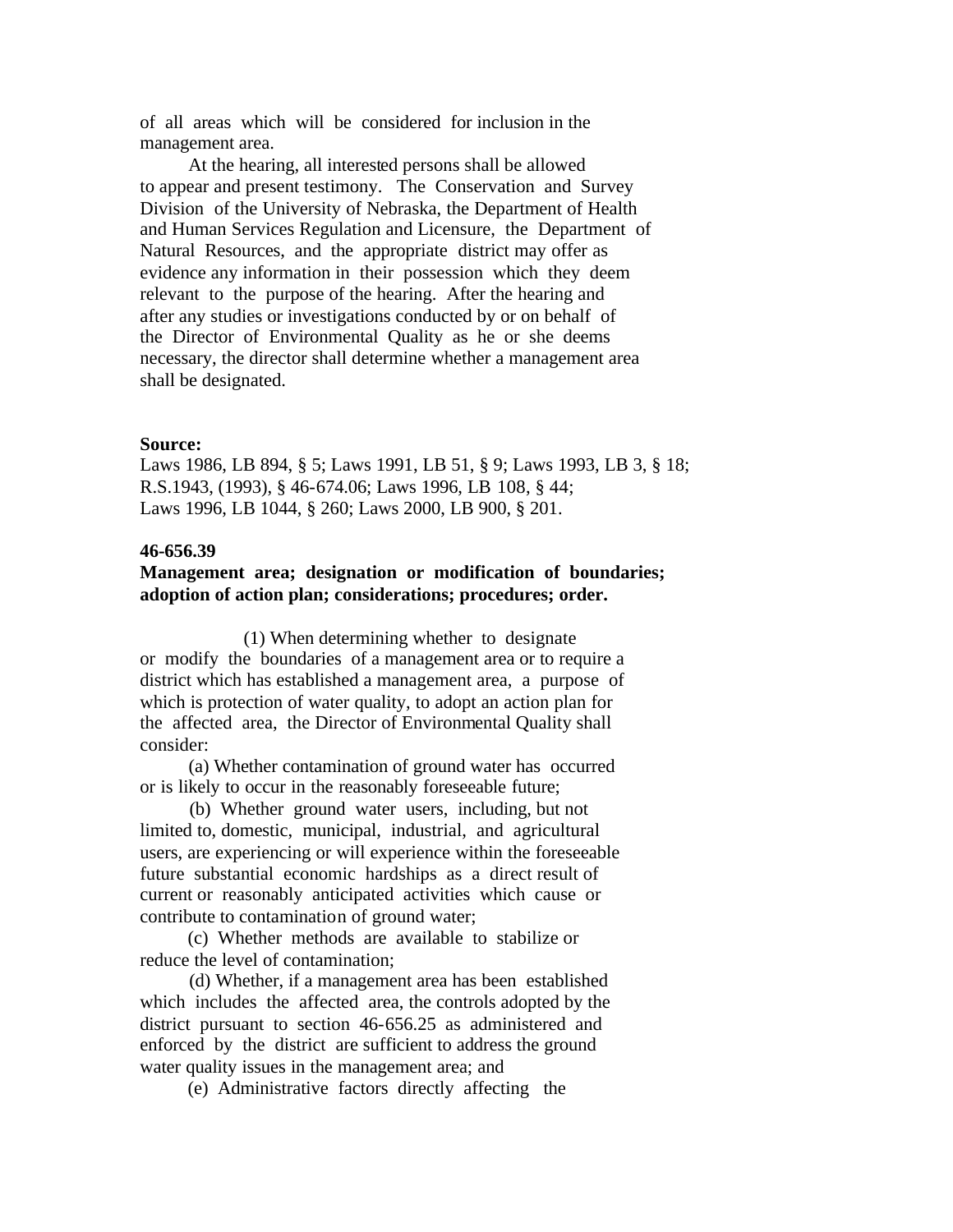of all areas which will be considered for inclusion in the management area.

At the hearing, all interested persons shall be allowed to appear and present testimony. The Conservation and Survey Division of the University of Nebraska, the Department of Health and Human Services Regulation and Licensure, the Department of Natural Resources, and the appropriate district may offer as evidence any information in their possession which they deem relevant to the purpose of the hearing. After the hearing and after any studies or investigations conducted by or on behalf of the Director of Environmental Quality as he or she deems necessary, the director shall determine whether a management area shall be designated.

**Source:**
Laws 1986, LB 894, § 5; Laws 1991, LB 51, § 9; Laws 1993, LB 3, § 18; R.S.1943, (1993), § 46-674.06; Laws 1996, LB 108, § 44; Laws 1996, LB 1044, § 260; Laws 2000, LB 900, § 201.

**46-656.39**

**Management area; designation or modification of boundaries; adoption of action plan; considerations; procedures; order.**

(1) When determining whether to designate or modify the boundaries of a management area or to require a district which has established a management area, a purpose of which is protection of water quality, to adopt an action plan for the affected area, the Director of Environmental Quality shall consider:

(a) Whether contamination of ground water has occurred or is likely to occur in the reasonably foreseeable future;

(b) Whether ground water users, including, but not limited to, domestic, municipal, industrial, and agricultural users, are experiencing or will experience within the foreseeable future substantial economic hardships as a direct result of current or reasonably anticipated activities which cause or contribute to contamination of ground water;

(c) Whether methods are available to stabilize or reduce the level of contamination;

(d) Whether, if a management area has been established which includes the affected area, the controls adopted by the district pursuant to section 46-656.25 as administered and enforced by the district are sufficient to address the ground water quality issues in the management area; and

(e) Administrative factors directly affecting the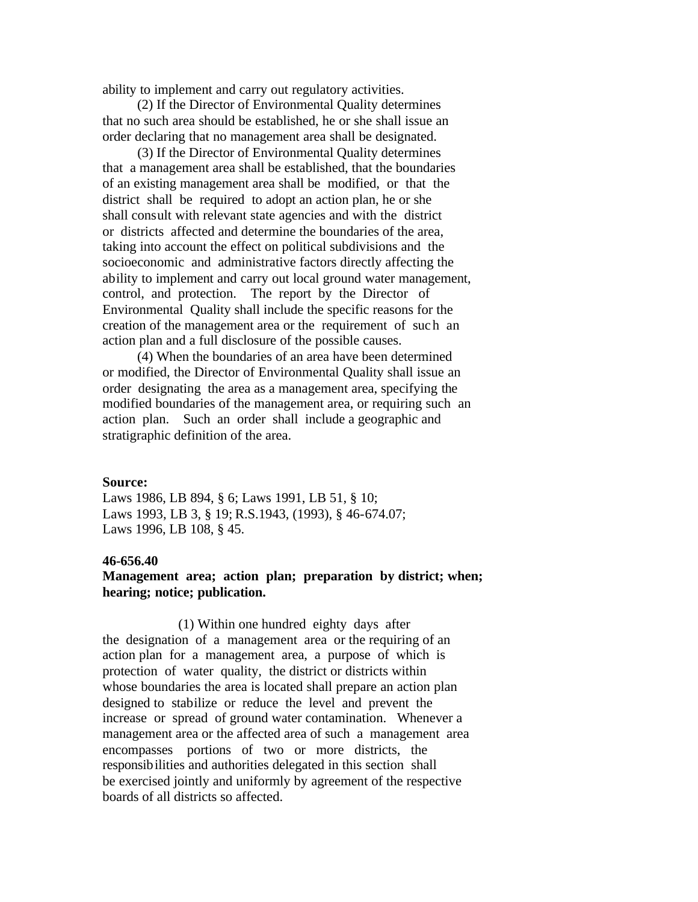ability to implement and carry out regulatory activities.

(2) If the Director of Environmental Quality determines that no such area should be established, he or she shall issue an order declaring that no management area shall be designated.

(3) If the Director of Environmental Quality determines that a management area shall be established, that the boundaries of an existing management area shall be modified, or that the district shall be required to adopt an action plan, he or she shall consult with relevant state agencies and with the district or districts affected and determine the boundaries of the area, taking into account the effect on political subdivisions and the socioeconomic and administrative factors directly affecting the ability to implement and carry out local ground water management, control, and protection. The report by the Director of Environmental Quality shall include the specific reasons for the creation of the management area or the requirement of such an action plan and a full disclosure of the possible causes.

(4) When the boundaries of an area have been determined or modified, the Director of Environmental Quality shall issue an order designating the area as a management area, specifying the modified boundaries of the management area, or requiring such an action plan. Such an order shall include a geographic and stratigraphic definition of the area.

**Source:**
Laws 1986, LB 894, § 6; Laws 1991, LB 51, § 10;
Laws 1993, LB 3, § 19; R.S.1943, (1993), § 46-674.07;
Laws 1996, LB 108, § 45.

**46-656.40**
**Management area; action plan; preparation by district; when; hearing; notice; publication.**

(1) Within one hundred eighty days after the designation of a management area or the requiring of an action plan for a management area, a purpose of which is protection of water quality, the district or districts within whose boundaries the area is located shall prepare an action plan designed to stabilize or reduce the level and prevent the increase or spread of ground water contamination. Whenever a management area or the affected area of such a management area encompasses portions of two or more districts, the responsibilities and authorities delegated in this section shall be exercised jointly and uniformly by agreement of the respective boards of all districts so affected.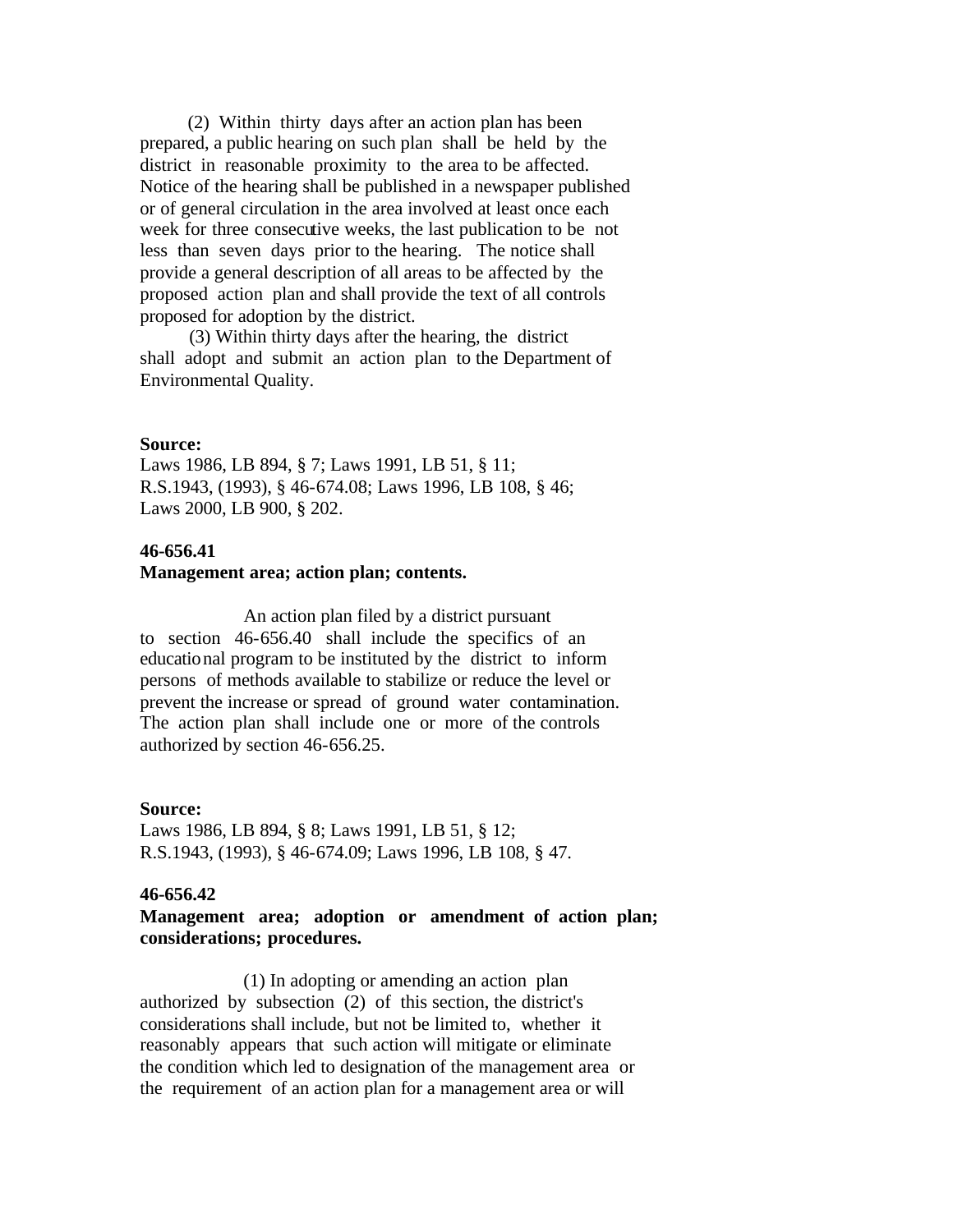(2) Within thirty days after an action plan has been prepared, a public hearing on such plan shall be held by the district in reasonable proximity to the area to be affected. Notice of the hearing shall be published in a newspaper published or of general circulation in the area involved at least once each week for three consecutive weeks, the last publication to be not less than seven days prior to the hearing. The notice shall provide a general description of all areas to be affected by the proposed action plan and shall provide the text of all controls proposed for adoption by the district.

(3) Within thirty days after the hearing, the district shall adopt and submit an action plan to the Department of Environmental Quality.

**Source:**
Laws 1986, LB 894, § 7; Laws 1991, LB 51, § 11; R.S.1943, (1993), § 46-674.08; Laws 1996, LB 108, § 46; Laws 2000, LB 900, § 202.

**46-656.41**
**Management area; action plan; contents.**

An action plan filed by a district pursuant to section 46-656.40 shall include the specifics of an educational program to be instituted by the district to inform persons of methods available to stabilize or reduce the level or prevent the increase or spread of ground water contamination. The action plan shall include one or more of the controls authorized by section 46-656.25.

**Source:**
Laws 1986, LB 894, § 8; Laws 1991, LB 51, § 12; R.S.1943, (1993), § 46-674.09; Laws 1996, LB 108, § 47.

**46-656.42**
**Management area; adoption or amendment of action plan; considerations; procedures.**

(1) In adopting or amending an action plan authorized by subsection (2) of this section, the district's considerations shall include, but not be limited to, whether it reasonably appears that such action will mitigate or eliminate the condition which led to designation of the management area or the requirement of an action plan for a management area or will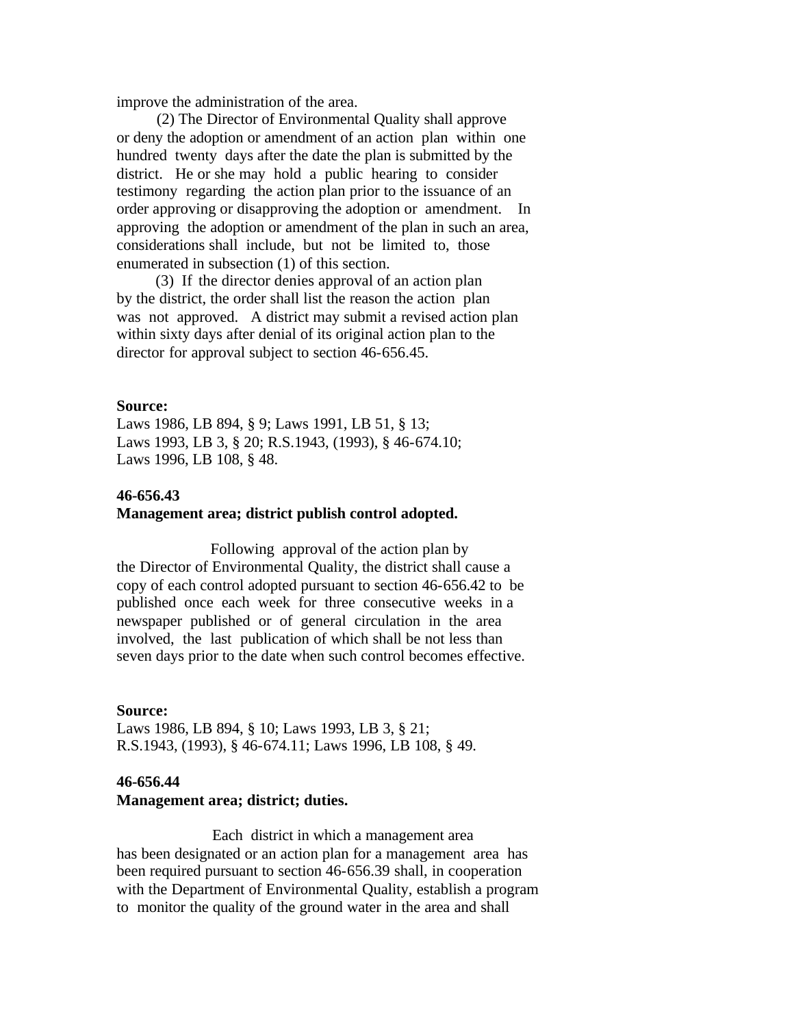improve the administration of the area.

(2) The Director of Environmental Quality shall approve or deny the adoption or amendment of an action plan within one hundred twenty days after the date the plan is submitted by the district. He or she may hold a public hearing to consider testimony regarding the action plan prior to the issuance of an order approving or disapproving the adoption or amendment. In approving the adoption or amendment of the plan in such an area, considerations shall include, but not be limited to, those enumerated in subsection (1) of this section.

(3) If the director denies approval of an action plan by the district, the order shall list the reason the action plan was not approved. A district may submit a revised action plan within sixty days after denial of its original action plan to the director for approval subject to section 46-656.45.

**Source:**
Laws 1986, LB 894, § 9; Laws 1991, LB 51, § 13; Laws 1993, LB 3, § 20; R.S.1943, (1993), § 46-674.10; Laws 1996, LB 108, § 48.

**46-656.43**
**Management area; district publish control adopted.**

Following approval of the action plan by the Director of Environmental Quality, the district shall cause a copy of each control adopted pursuant to section 46-656.42 to be published once each week for three consecutive weeks in a newspaper published or of general circulation in the area involved, the last publication of which shall be not less than seven days prior to the date when such control becomes effective.

**Source:**
Laws 1986, LB 894, § 10; Laws 1993, LB 3, § 21; R.S.1943, (1993), § 46-674.11; Laws 1996, LB 108, § 49.

**46-656.44**
**Management area; district; duties.**

Each district in which a management area has been designated or an action plan for a management area has been required pursuant to section 46-656.39 shall, in cooperation with the Department of Environmental Quality, establish a program to monitor the quality of the ground water in the area and shall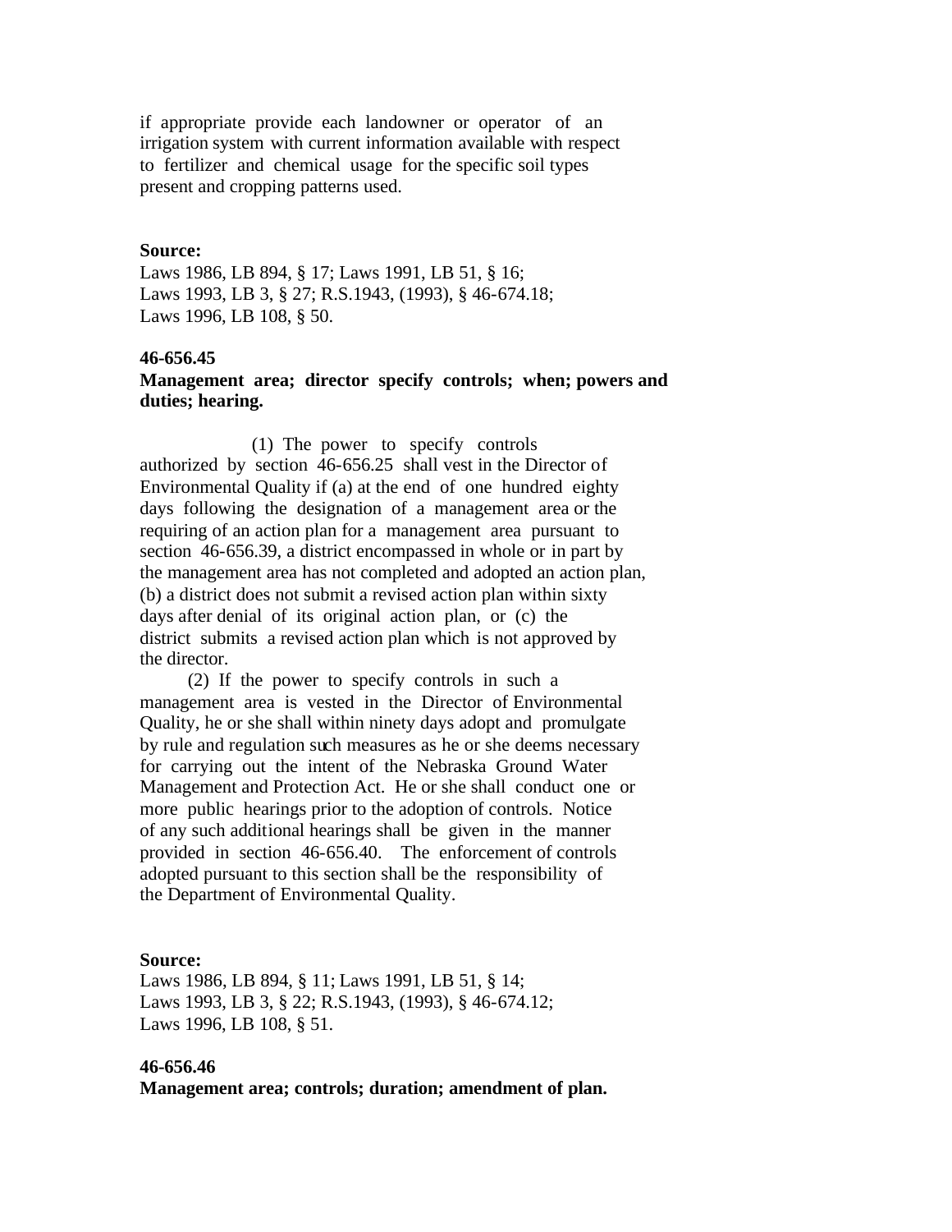if appropriate provide each landowner or operator of an irrigation system with current information available with respect to fertilizer and chemical usage for the specific soil types present and cropping patterns used.

**Source:**
Laws 1986, LB 894, § 17; Laws 1991, LB 51, § 16; Laws 1993, LB 3, § 27; R.S.1943, (1993), § 46-674.18; Laws 1996, LB 108, § 50.

**46-656.45**
**Management area; director specify controls; when; powers and duties; hearing.**

(1) The power to specify controls authorized by section 46-656.25 shall vest in the Director of Environmental Quality if (a) at the end of one hundred eighty days following the designation of a management area or the requiring of an action plan for a management area pursuant to section 46-656.39, a district encompassed in whole or in part by the management area has not completed and adopted an action plan, (b) a district does not submit a revised action plan within sixty days after denial of its original action plan, or (c) the district submits a revised action plan which is not approved by the director.

(2) If the power to specify controls in such a management area is vested in the Director of Environmental Quality, he or she shall within ninety days adopt and promulgate by rule and regulation such measures as he or she deems necessary for carrying out the intent of the Nebraska Ground Water Management and Protection Act. He or she shall conduct one or more public hearings prior to the adoption of controls. Notice of any such additional hearings shall be given in the manner provided in section 46-656.40. The enforcement of controls adopted pursuant to this section shall be the responsibility of the Department of Environmental Quality.

**Source:**
Laws 1986, LB 894, § 11; Laws 1991, LB 51, § 14; Laws 1993, LB 3, § 22; R.S.1943, (1993), § 46-674.12; Laws 1996, LB 108, § 51.

**46-656.46**
**Management area; controls; duration; amendment of plan.**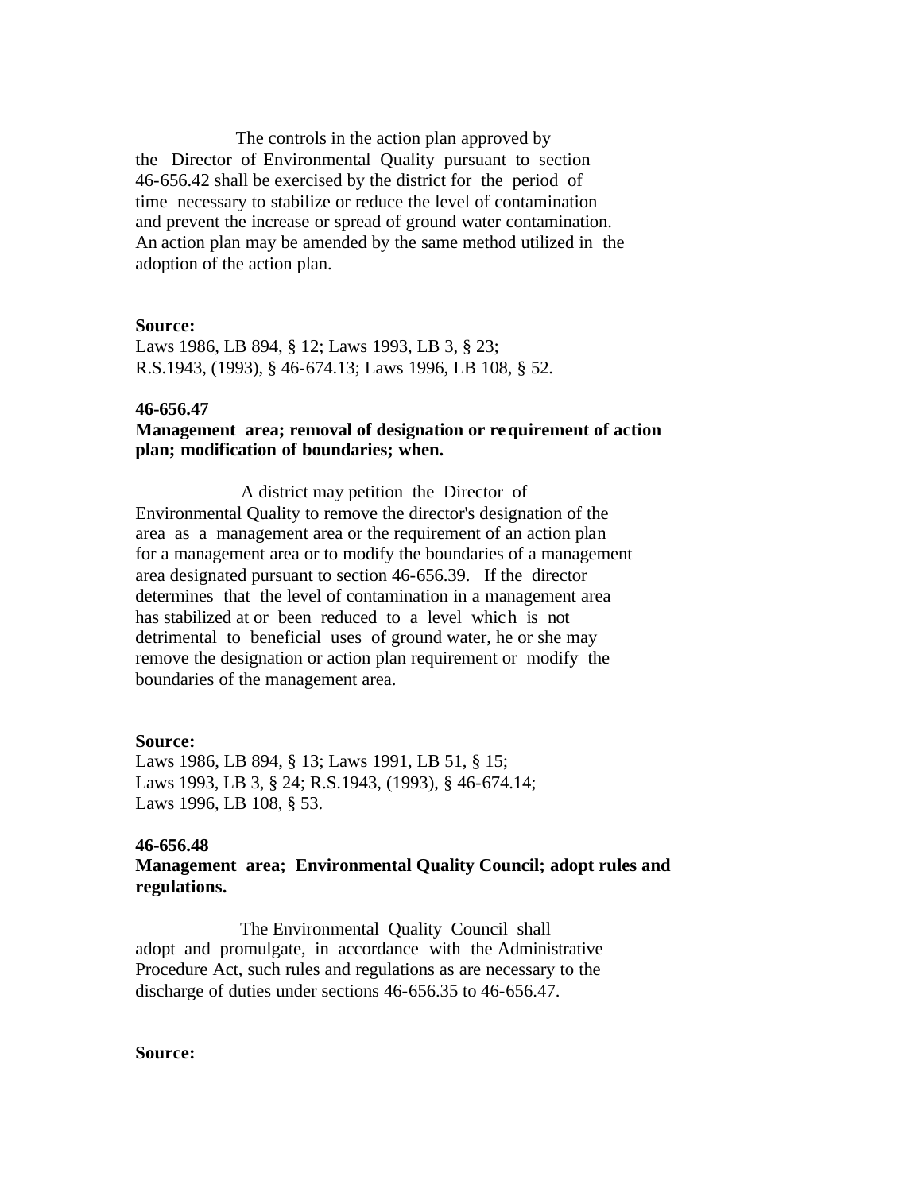The controls in the action plan approved by the Director of Environmental Quality pursuant to section 46-656.42 shall be exercised by the district for the period of time necessary to stabilize or reduce the level of contamination and prevent the increase or spread of ground water contamination. An action plan may be amended by the same method utilized in the adoption of the action plan.

**Source:**

Laws 1986, LB 894, § 12; Laws 1993, LB 3, § 23; R.S.1943, (1993), § 46-674.13; Laws 1996, LB 108, § 52.

**46-656.47**

**Management area; removal of designation or requirement of action plan; modification of boundaries; when.**

A district may petition the Director of Environmental Quality to remove the director's designation of the area as a management area or the requirement of an action plan for a management area or to modify the boundaries of a management area designated pursuant to section 46-656.39. If the director determines that the level of contamination in a management area has stabilized at or been reduced to a level which is not detrimental to beneficial uses of ground water, he or she may remove the designation or action plan requirement or modify the boundaries of the management area.

**Source:**

Laws 1986, LB 894, § 13; Laws 1991, LB 51, § 15; Laws 1993, LB 3, § 24; R.S.1943, (1993), § 46-674.14; Laws 1996, LB 108, § 53.

**46-656.48**

**Management area; Environmental Quality Council; adopt rules and regulations.**

The Environmental Quality Council shall adopt and promulgate, in accordance with the Administrative Procedure Act, such rules and regulations as are necessary to the discharge of duties under sections 46-656.35 to 46-656.47.

**Source:**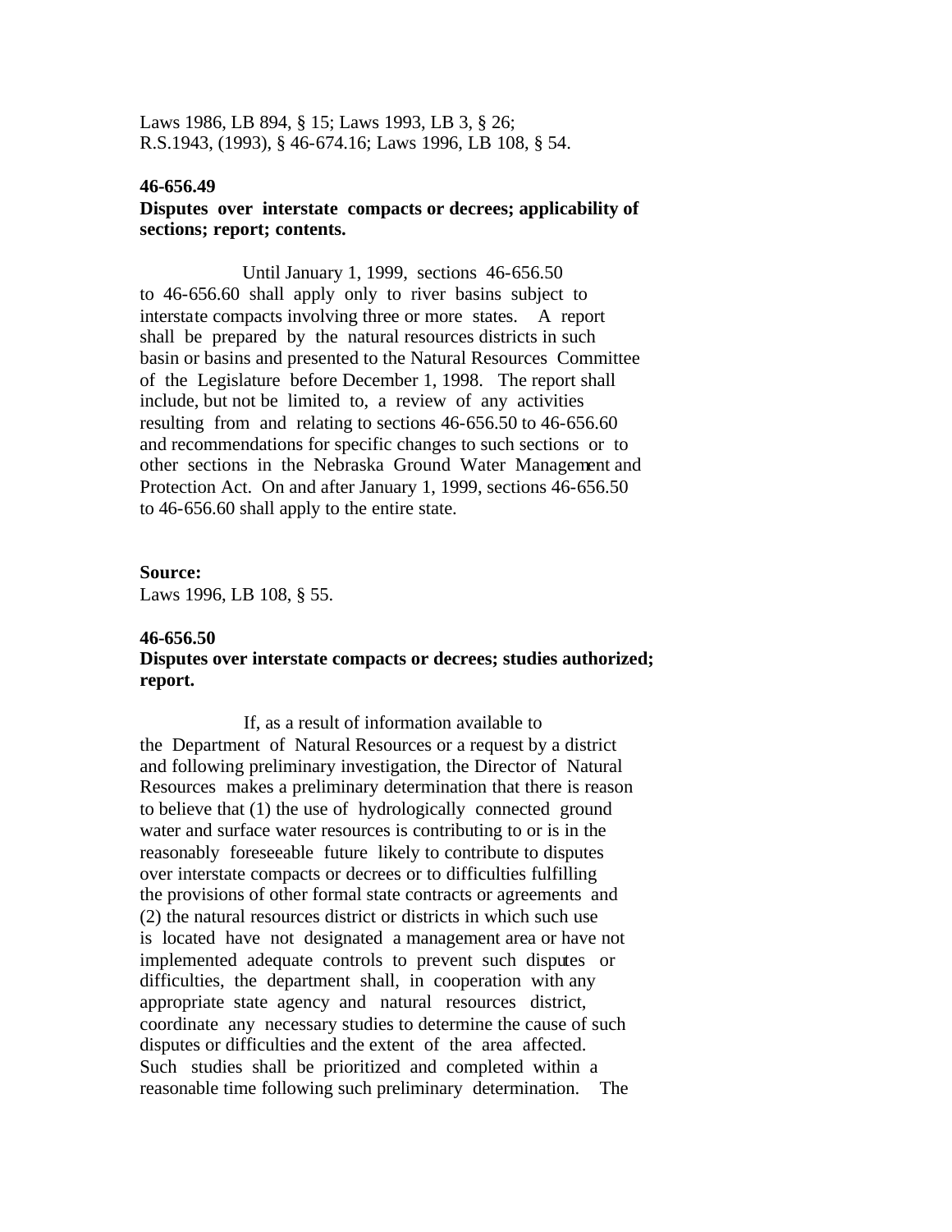Laws 1986, LB 894, § 15; Laws 1993, LB 3, § 26; R.S.1943, (1993), § 46-674.16; Laws 1996, LB 108, § 54.

**46-656.49**
**Disputes over interstate compacts or decrees; applicability of sections; report; contents.**

Until January 1, 1999, sections 46-656.50 to 46-656.60 shall apply only to river basins subject to interstate compacts involving three or more states. A report shall be prepared by the natural resources districts in such basin or basins and presented to the Natural Resources Committee of the Legislature before December 1, 1998. The report shall include, but not be limited to, a review of any activities resulting from and relating to sections 46-656.50 to 46-656.60 and recommendations for specific changes to such sections or to other sections in the Nebraska Ground Water Management and Protection Act. On and after January 1, 1999, sections 46-656.50 to 46-656.60 shall apply to the entire state.

**Source:**
Laws 1996, LB 108, § 55.

**46-656.50**
**Disputes over interstate compacts or decrees; studies authorized; report.**

If, as a result of information available to the Department of Natural Resources or a request by a district and following preliminary investigation, the Director of Natural Resources makes a preliminary determination that there is reason to believe that (1) the use of hydrologically connected ground water and surface water resources is contributing to or is in the reasonably foreseeable future likely to contribute to disputes over interstate compacts or decrees or to difficulties fulfilling the provisions of other formal state contracts or agreements and (2) the natural resources district or districts in which such use is located have not designated a management area or have not implemented adequate controls to prevent such disputes or difficulties, the department shall, in cooperation with any appropriate state agency and natural resources district, coordinate any necessary studies to determine the cause of such disputes or difficulties and the extent of the area affected. Such studies shall be prioritized and completed within a reasonable time following such preliminary determination. The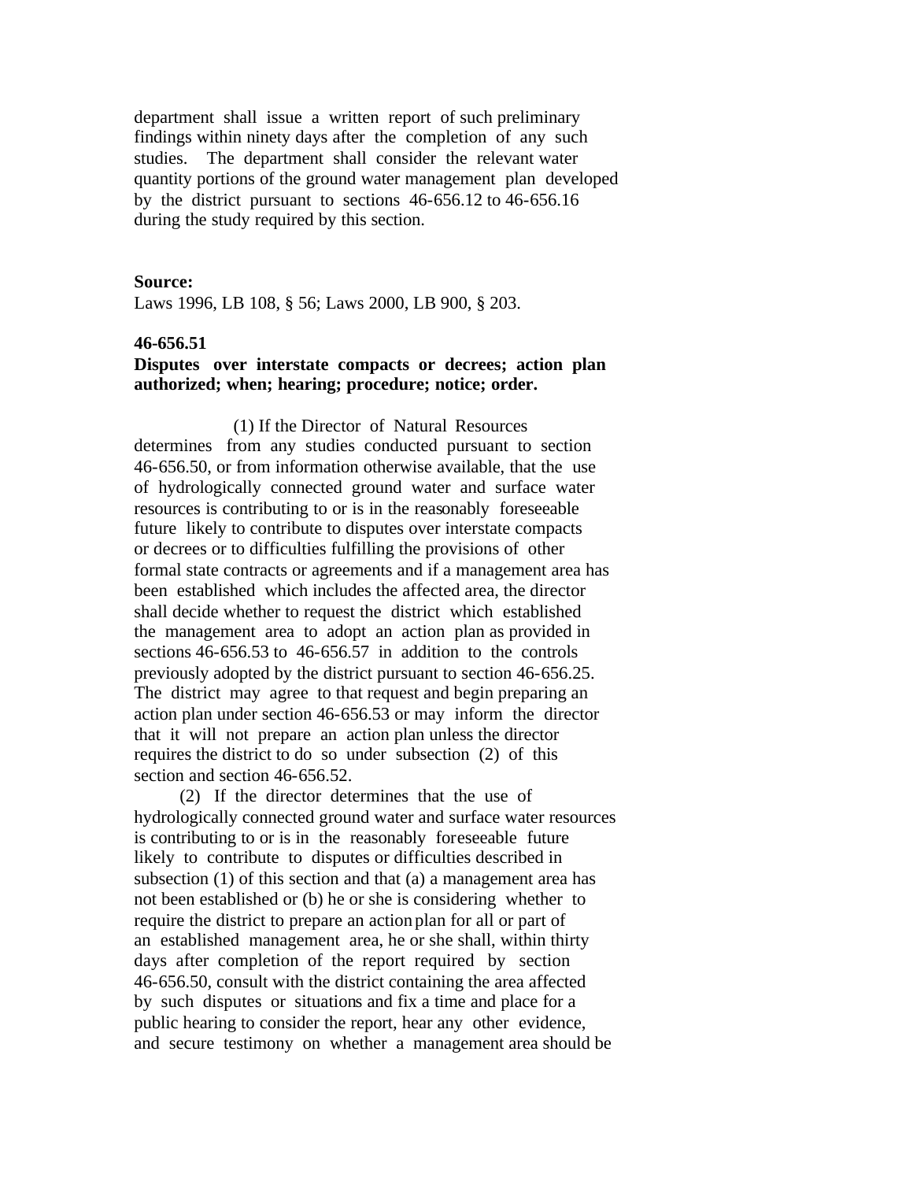department shall issue a written report of such preliminary findings within ninety days after the completion of any such studies. The department shall consider the relevant water quantity portions of the ground water management plan developed by the district pursuant to sections 46-656.12 to 46-656.16 during the study required by this section.

**Source:**
Laws 1996, LB 108, § 56; Laws 2000, LB 900, § 203.

**46-656.51**
**Disputes over interstate compacts or decrees; action plan authorized; when; hearing; procedure; notice; order.**

(1) If the Director of Natural Resources determines from any studies conducted pursuant to section 46-656.50, or from information otherwise available, that the use of hydrologically connected ground water and surface water resources is contributing to or is in the reasonably foreseeable future likely to contribute to disputes over interstate compacts or decrees or to difficulties fulfilling the provisions of other formal state contracts or agreements and if a management area has been established which includes the affected area, the director shall decide whether to request the district which established the management area to adopt an action plan as provided in sections 46-656.53 to 46-656.57 in addition to the controls previously adopted by the district pursuant to section 46-656.25. The district may agree to that request and begin preparing an action plan under section 46-656.53 or may inform the director that it will not prepare an action plan unless the director requires the district to do so under subsection (2) of this section and section 46-656.52.

(2) If the director determines that the use of hydrologically connected ground water and surface water resources is contributing to or is in the reasonably foreseeable future likely to contribute to disputes or difficulties described in subsection (1) of this section and that (a) a management area has not been established or (b) he or she is considering whether to require the district to prepare an action plan for all or part of an established management area, he or she shall, within thirty days after completion of the report required by section 46-656.50, consult with the district containing the area affected by such disputes or situations and fix a time and place for a public hearing to consider the report, hear any other evidence, and secure testimony on whether a management area should be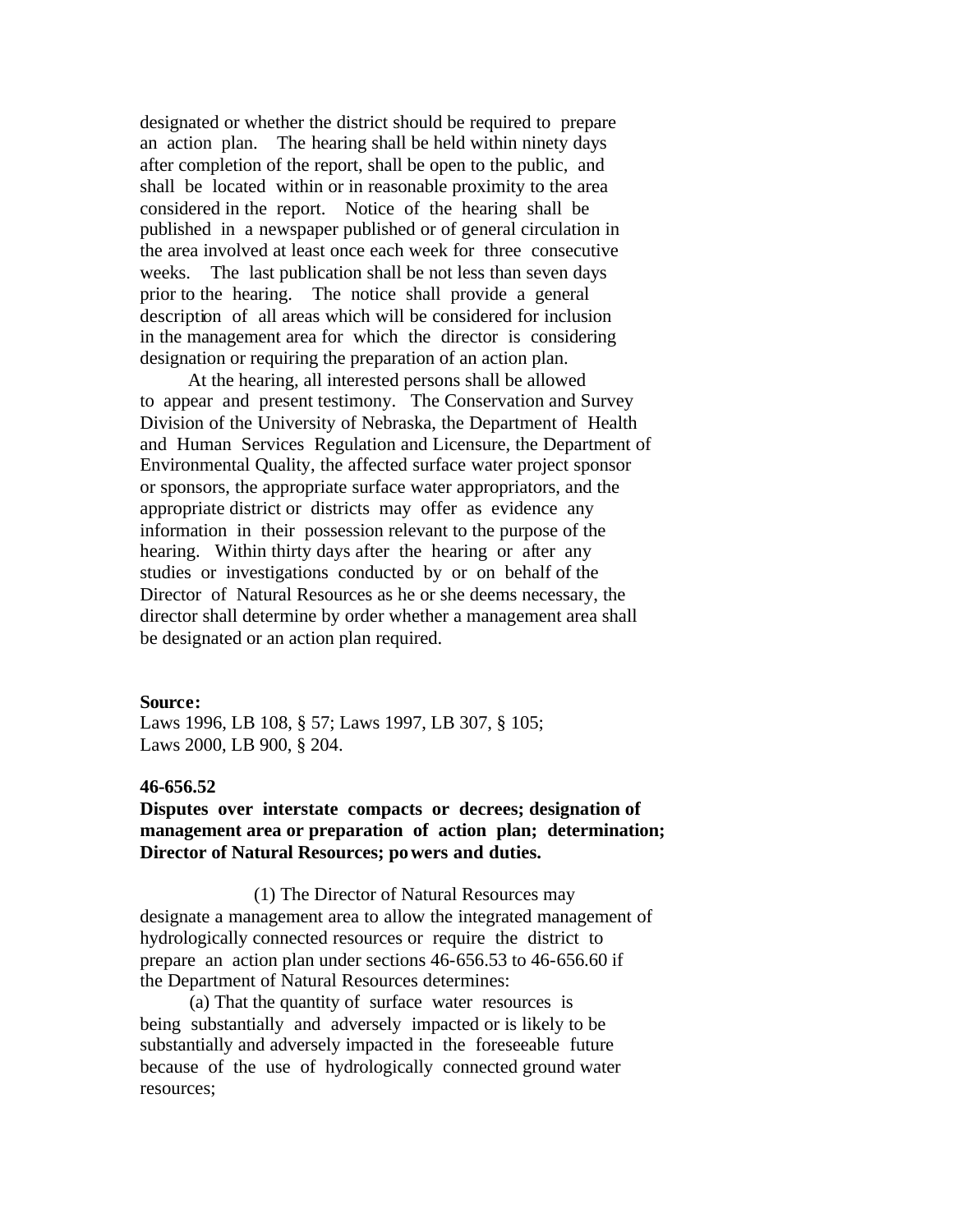designated or whether the district should be required to prepare an action plan. The hearing shall be held within ninety days after completion of the report, shall be open to the public, and shall be located within or in reasonable proximity to the area considered in the report. Notice of the hearing shall be published in a newspaper published or of general circulation in the area involved at least once each week for three consecutive weeks. The last publication shall be not less than seven days prior to the hearing. The notice shall provide a general description of all areas which will be considered for inclusion in the management area for which the director is considering designation or requiring the preparation of an action plan.

At the hearing, all interested persons shall be allowed to appear and present testimony. The Conservation and Survey Division of the University of Nebraska, the Department of Health and Human Services Regulation and Licensure, the Department of Environmental Quality, the affected surface water project sponsor or sponsors, the appropriate surface water appropriators, and the appropriate district or districts may offer as evidence any information in their possession relevant to the purpose of the hearing. Within thirty days after the hearing or after any studies or investigations conducted by or on behalf of the Director of Natural Resources as he or she deems necessary, the director shall determine by order whether a management area shall be designated or an action plan required.

**Source:**
Laws 1996, LB 108, § 57; Laws 1997, LB 307, § 105; Laws 2000, LB 900, § 204.

**46-656.52**

**Disputes over interstate compacts or decrees; designation of management area or preparation of action plan; determination; Director of Natural Resources; powers and duties.**

(1) The Director of Natural Resources may designate a management area to allow the integrated management of hydrologically connected resources or require the district to prepare an action plan under sections 46-656.53 to 46-656.60 if the Department of Natural Resources determines:

(a) That the quantity of surface water resources is being substantially and adversely impacted or is likely to be substantially and adversely impacted in the foreseeable future because of the use of hydrologically connected ground water resources;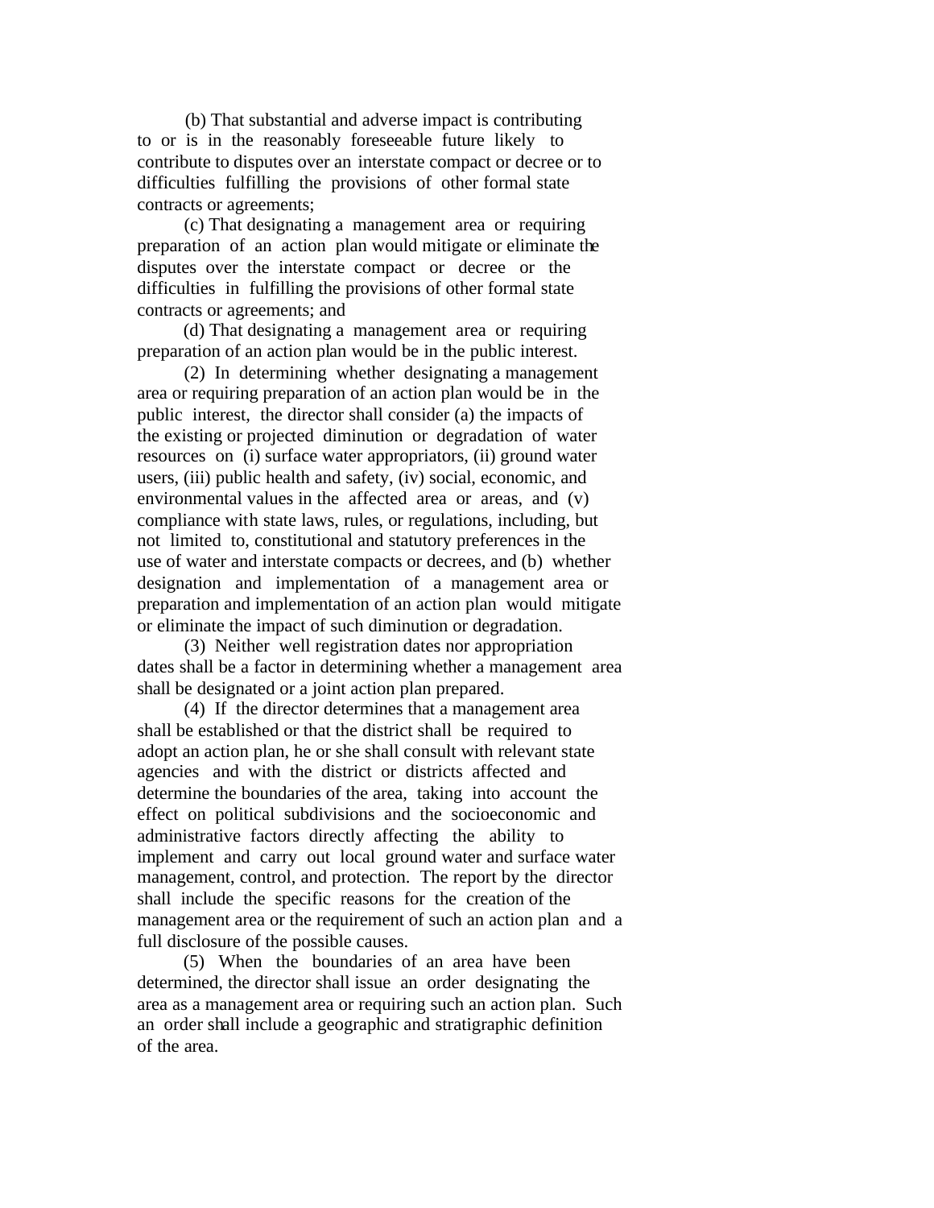(b) That substantial and adverse impact is contributing to or is in the reasonably foreseeable future likely to contribute to disputes over an interstate compact or decree or to difficulties fulfilling the provisions of other formal state contracts or agreements;

(c) That designating a management area or requiring preparation of an action plan would mitigate or eliminate the disputes over the interstate compact or decree or the difficulties in fulfilling the provisions of other formal state contracts or agreements; and

(d) That designating a management area or requiring preparation of an action plan would be in the public interest.

(2) In determining whether designating a management area or requiring preparation of an action plan would be in the public interest, the director shall consider (a) the impacts of the existing or projected diminution or degradation of water resources on (i) surface water appropriators, (ii) ground water users, (iii) public health and safety, (iv) social, economic, and environmental values in the affected area or areas, and (v) compliance with state laws, rules, or regulations, including, but not limited to, constitutional and statutory preferences in the use of water and interstate compacts or decrees, and (b) whether designation and implementation of a management area or preparation and implementation of an action plan would mitigate or eliminate the impact of such diminution or degradation.

(3) Neither well registration dates nor appropriation dates shall be a factor in determining whether a management area shall be designated or a joint action plan prepared.

(4) If the director determines that a management area shall be established or that the district shall be required to adopt an action plan, he or she shall consult with relevant state agencies and with the district or districts affected and determine the boundaries of the area, taking into account the effect on political subdivisions and the socioeconomic and administrative factors directly affecting the ability to implement and carry out local ground water and surface water management, control, and protection. The report by the director shall include the specific reasons for the creation of the management area or the requirement of such an action plan and a full disclosure of the possible causes.

(5) When the boundaries of an area have been determined, the director shall issue an order designating the area as a management area or requiring such an action plan. Such an order shall include a geographic and stratigraphic definition of the area.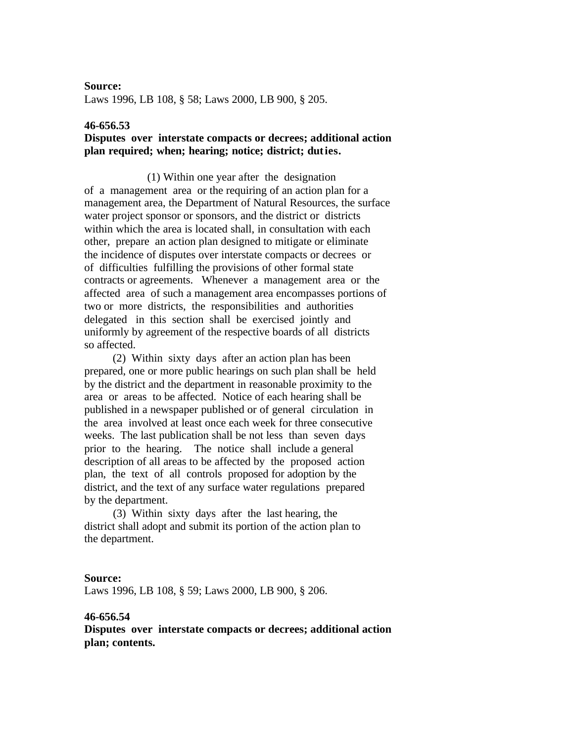**Source:**
Laws 1996, LB 108, § 58; Laws 2000, LB 900, § 205.

**46-656.53**
**Disputes over interstate compacts or decrees; additional action plan required; when; hearing; notice; district; duties.**

(1) Within one year after the designation of a management area or the requiring of an action plan for a management area, the Department of Natural Resources, the surface water project sponsor or sponsors, and the district or districts within which the area is located shall, in consultation with each other, prepare an action plan designed to mitigate or eliminate the incidence of disputes over interstate compacts or decrees or of difficulties fulfilling the provisions of other formal state contracts or agreements. Whenever a management area or the affected area of such a management area encompasses portions of two or more districts, the responsibilities and authorities delegated in this section shall be exercised jointly and uniformly by agreement of the respective boards of all districts so affected.

(2) Within sixty days after an action plan has been prepared, one or more public hearings on such plan shall be held by the district and the department in reasonable proximity to the area or areas to be affected. Notice of each hearing shall be published in a newspaper published or of general circulation in the area involved at least once each week for three consecutive weeks. The last publication shall be not less than seven days prior to the hearing. The notice shall include a general description of all areas to be affected by the proposed action plan, the text of all controls proposed for adoption by the district, and the text of any surface water regulations prepared by the department.

(3) Within sixty days after the last hearing, the district shall adopt and submit its portion of the action plan to the department.

**Source:**
Laws 1996, LB 108, § 59; Laws 2000, LB 900, § 206.

**46-656.54**
**Disputes over interstate compacts or decrees; additional action plan; contents.**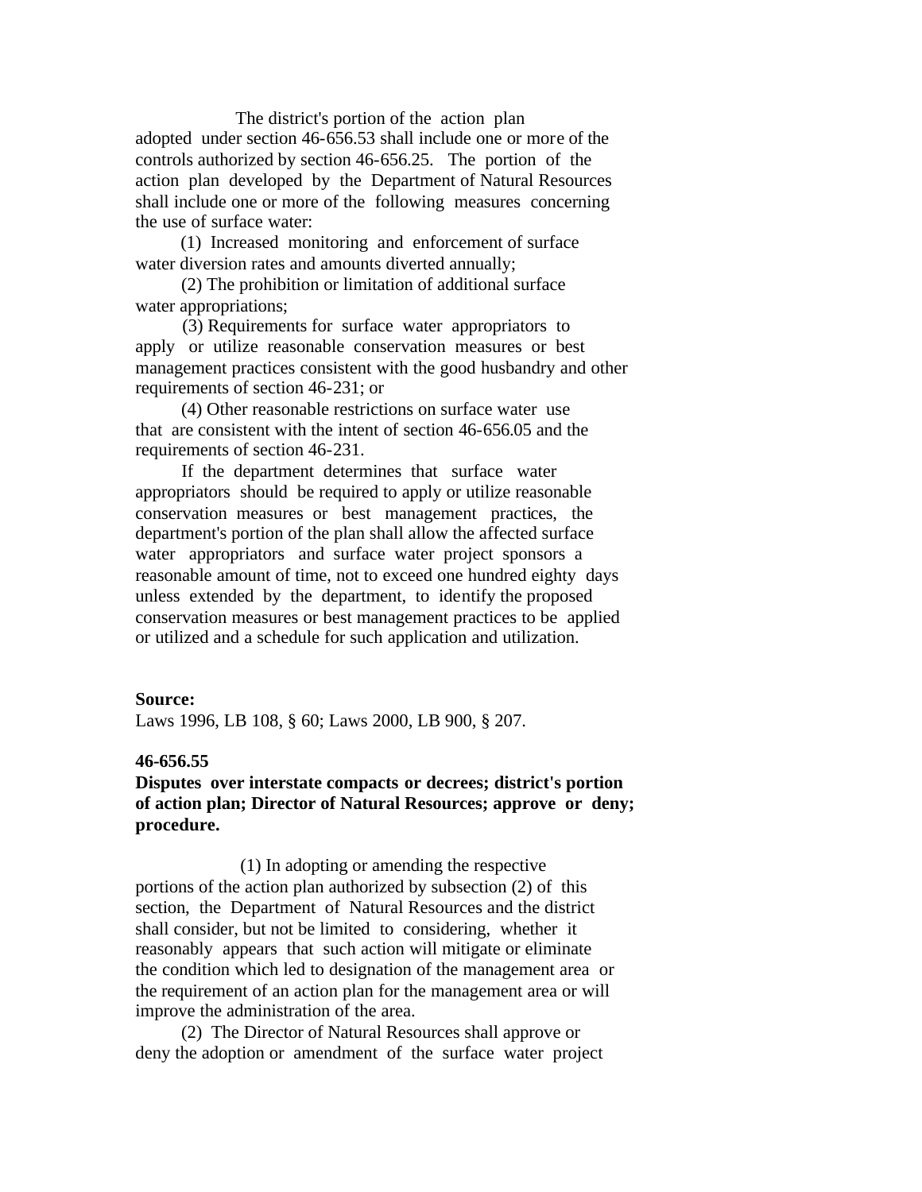The district's portion of the action plan adopted under section 46-656.53 shall include one or more of the controls authorized by section 46-656.25. The portion of the action plan developed by the Department of Natural Resources shall include one or more of the following measures concerning the use of surface water:

(1) Increased monitoring and enforcement of surface water diversion rates and amounts diverted annually;

(2) The prohibition or limitation of additional surface water appropriations;

(3) Requirements for surface water appropriators to apply or utilize reasonable conservation measures or best management practices consistent with the good husbandry and other requirements of section 46-231; or

(4) Other reasonable restrictions on surface water use that are consistent with the intent of section 46-656.05 and the requirements of section 46-231.

If the department determines that surface water appropriators should be required to apply or utilize reasonable conservation measures or best management practices, the department's portion of the plan shall allow the affected surface water appropriators and surface water project sponsors a reasonable amount of time, not to exceed one hundred eighty days unless extended by the department, to identify the proposed conservation measures or best management practices to be applied or utilized and a schedule for such application and utilization.

**Source:**
Laws 1996, LB 108, § 60; Laws 2000, LB 900, § 207.

**46-656.55**
**Disputes over interstate compacts or decrees; district's portion of action plan; Director of Natural Resources; approve or deny; procedure.**

(1) In adopting or amending the respective portions of the action plan authorized by subsection (2) of this section, the Department of Natural Resources and the district shall consider, but not be limited to considering, whether it reasonably appears that such action will mitigate or eliminate the condition which led to designation of the management area or the requirement of an action plan for the management area or will improve the administration of the area.

(2) The Director of Natural Resources shall approve or deny the adoption or amendment of the surface water project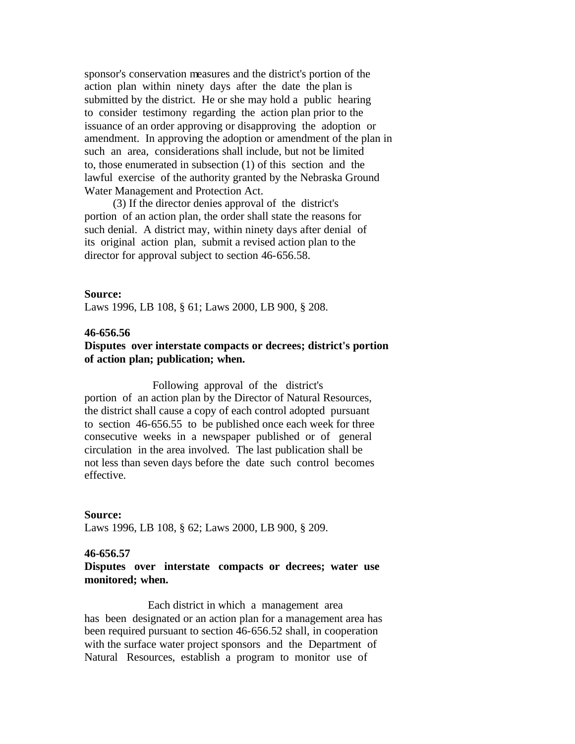sponsor's conservation measures and the district's portion of the action plan within ninety days after the date the plan is submitted by the district. He or she may hold a public hearing to consider testimony regarding the action plan prior to the issuance of an order approving or disapproving the adoption or amendment. In approving the adoption or amendment of the plan in such an area, considerations shall include, but not be limited to, those enumerated in subsection (1) of this section and the lawful exercise of the authority granted by the Nebraska Ground Water Management and Protection Act.

(3) If the director denies approval of the district's portion of an action plan, the order shall state the reasons for such denial. A district may, within ninety days after denial of its original action plan, submit a revised action plan to the director for approval subject to section 46-656.58.

**Source:**
Laws 1996, LB 108, § 61; Laws 2000, LB 900, § 208.

**46-656.56**
**Disputes over interstate compacts or decrees; district's portion of action plan; publication; when.**

Following approval of the district's portion of an action plan by the Director of Natural Resources, the district shall cause a copy of each control adopted pursuant to section 46-656.55 to be published once each week for three consecutive weeks in a newspaper published or of general circulation in the area involved. The last publication shall be not less than seven days before the date such control becomes effective.

**Source:**
Laws 1996, LB 108, § 62; Laws 2000, LB 900, § 209.

**46-656.57**
**Disputes over interstate compacts or decrees; water use monitored; when.**

Each district in which a management area has been designated or an action plan for a management area has been required pursuant to section 46-656.52 shall, in cooperation with the surface water project sponsors and the Department of Natural Resources, establish a program to monitor use of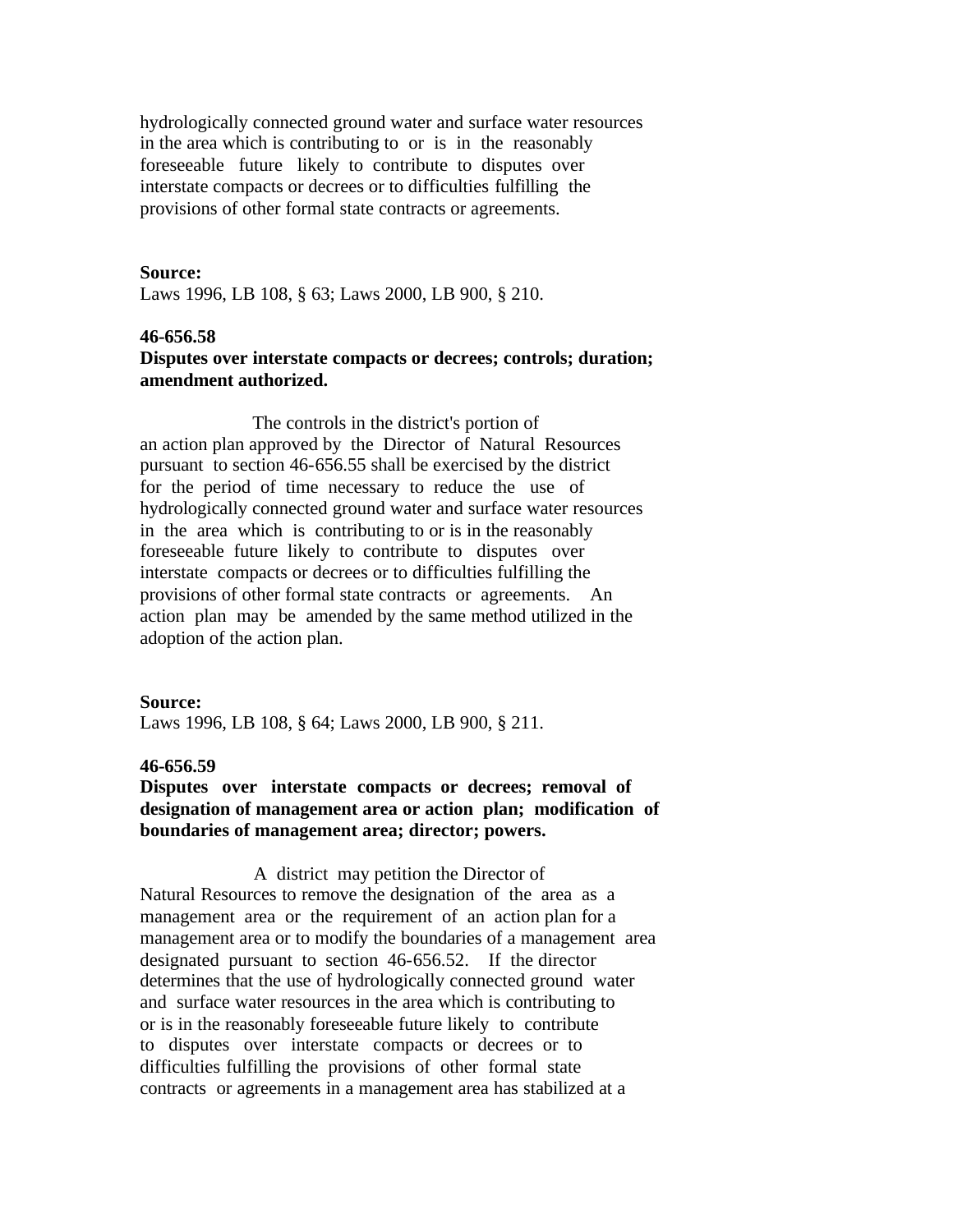hydrologically connected ground water and surface water resources in the area which is contributing to or is in the reasonably foreseeable future likely to contribute to disputes over interstate compacts or decrees or to difficulties fulfilling the provisions of other formal state contracts or agreements.

**Source:**
Laws 1996, LB 108, § 63; Laws 2000, LB 900, § 210.

**46-656.58**
**Disputes over interstate compacts or decrees; controls; duration; amendment authorized.**

The controls in the district's portion of an action plan approved by the Director of Natural Resources pursuant to section 46-656.55 shall be exercised by the district for the period of time necessary to reduce the use of hydrologically connected ground water and surface water resources in the area which is contributing to or is in the reasonably foreseeable future likely to contribute to disputes over interstate compacts or decrees or to difficulties fulfilling the provisions of other formal state contracts or agreements. An action plan may be amended by the same method utilized in the adoption of the action plan.

**Source:**
Laws 1996, LB 108, § 64; Laws 2000, LB 900, § 211.

**46-656.59**
**Disputes over interstate compacts or decrees; removal of designation of management area or action plan; modification of boundaries of management area; director; powers.**

A district may petition the Director of Natural Resources to remove the designation of the area as a management area or the requirement of an action plan for a management area or to modify the boundaries of a management area designated pursuant to section 46-656.52. If the director determines that the use of hydrologically connected ground water and surface water resources in the area which is contributing to or is in the reasonably foreseeable future likely to contribute to disputes over interstate compacts or decrees or to difficulties fulfilling the provisions of other formal state contracts or agreements in a management area has stabilized at a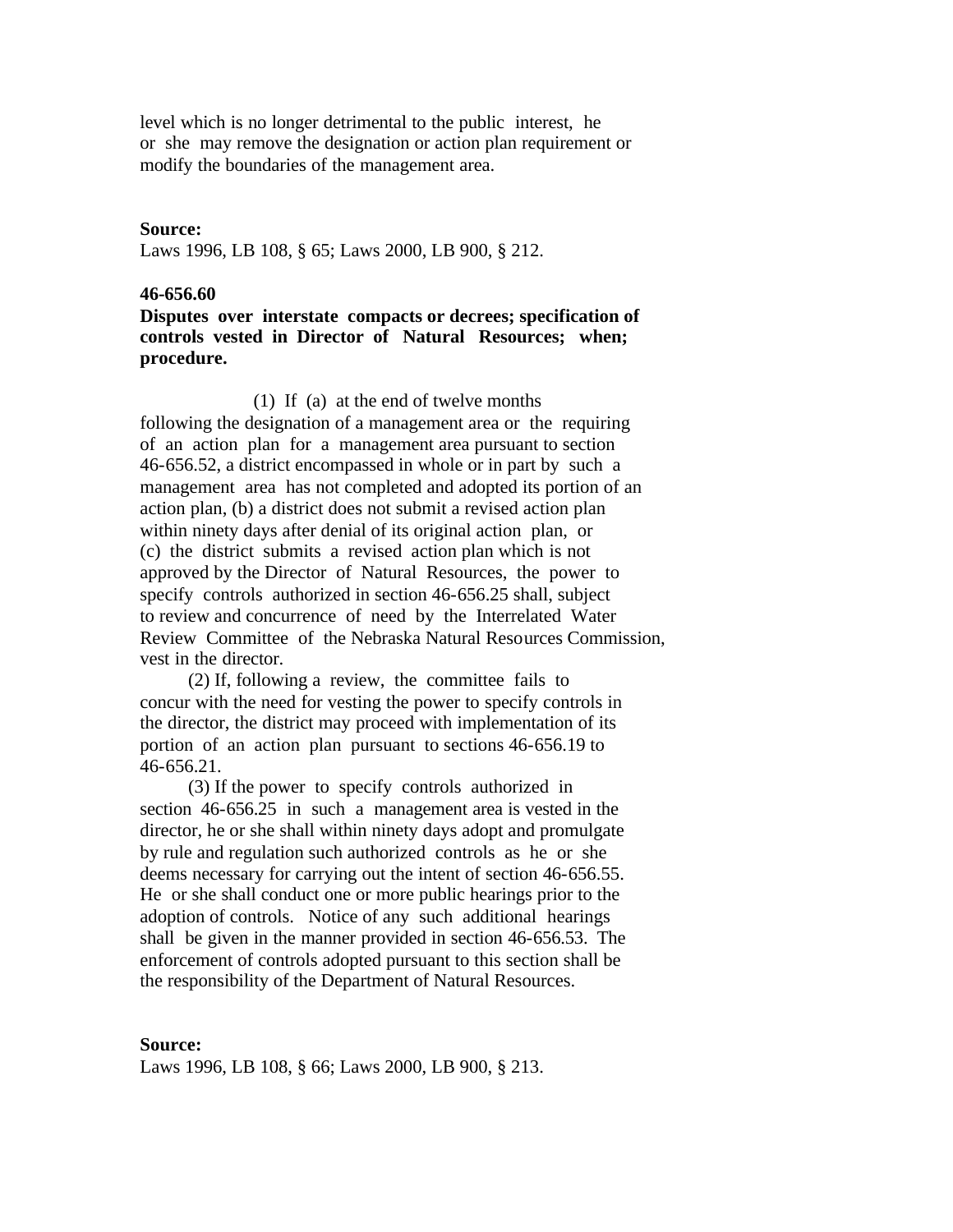level which is no longer detrimental to the public interest, he or she may remove the designation or action plan requirement or modify the boundaries of the management area.

**Source:**
Laws 1996, LB 108, § 65; Laws 2000, LB 900, § 212.

**46-656.60**
**Disputes over interstate compacts or decrees; specification of controls vested in Director of Natural Resources; when; procedure.**

(1) If (a) at the end of twelve months following the designation of a management area or the requiring of an action plan for a management area pursuant to section 46-656.52, a district encompassed in whole or in part by such a management area has not completed and adopted its portion of an action plan, (b) a district does not submit a revised action plan within ninety days after denial of its original action plan, or (c) the district submits a revised action plan which is not approved by the Director of Natural Resources, the power to specify controls authorized in section 46-656.25 shall, subject to review and concurrence of need by the Interrelated Water Review Committee of the Nebraska Natural Resources Commission, vest in the director.

(2) If, following a review, the committee fails to concur with the need for vesting the power to specify controls in the director, the district may proceed with implementation of its portion of an action plan pursuant to sections 46-656.19 to 46-656.21.

(3) If the power to specify controls authorized in section 46-656.25 in such a management area is vested in the director, he or she shall within ninety days adopt and promulgate by rule and regulation such authorized controls as he or she deems necessary for carrying out the intent of section 46-656.55. He or she shall conduct one or more public hearings prior to the adoption of controls. Notice of any such additional hearings shall be given in the manner provided in section 46-656.53. The enforcement of controls adopted pursuant to this section shall be the responsibility of the Department of Natural Resources.

**Source:**
Laws 1996, LB 108, § 66; Laws 2000, LB 900, § 213.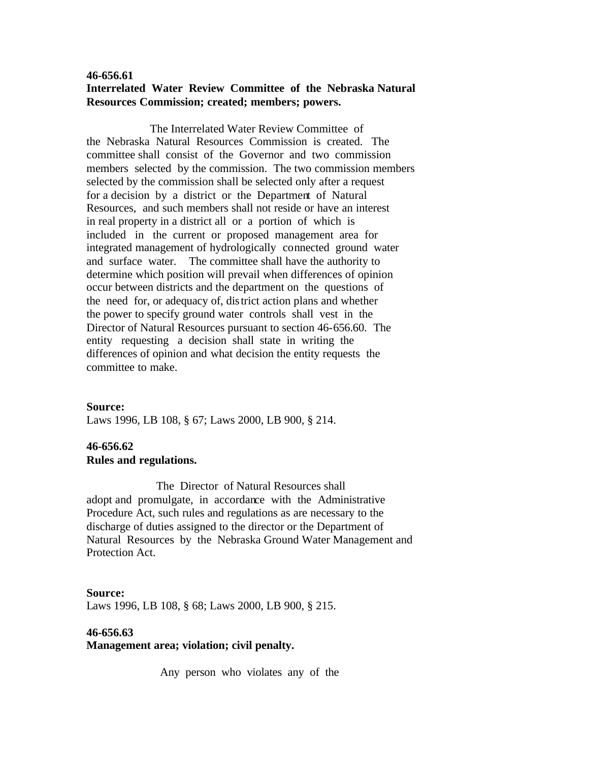**46-656.61**
**Interrelated Water Review Committee of the Nebraska Natural Resources Commission; created; members; powers.**

The Interrelated Water Review Committee of the Nebraska Natural Resources Commission is created. The committee shall consist of the Governor and two commission members selected by the commission. The two commission members selected by the commission shall be selected only after a request for a decision by a district or the Department of Natural Resources, and such members shall not reside or have an interest in real property in a district all or a portion of which is included in the current or proposed management area for integrated management of hydrologically connected ground water and surface water. The committee shall have the authority to determine which position will prevail when differences of opinion occur between districts and the department on the questions of the need for, or adequacy of, district action plans and whether the power to specify ground water controls shall vest in the Director of Natural Resources pursuant to section 46-656.60. The entity requesting a decision shall state in writing the differences of opinion and what decision the entity requests the committee to make.

**Source:**
Laws 1996, LB 108, § 67; Laws 2000, LB 900, § 214.

**46-656.62**
**Rules and regulations.**

The Director of Natural Resources shall adopt and promulgate, in accordance with the Administrative Procedure Act, such rules and regulations as are necessary to the discharge of duties assigned to the director or the Department of Natural Resources by the Nebraska Ground Water Management and Protection Act.

**Source:**
Laws 1996, LB 108, § 68; Laws 2000, LB 900, § 215.

**46-656.63**
**Management area; violation; civil penalty.**

Any person who violates any of the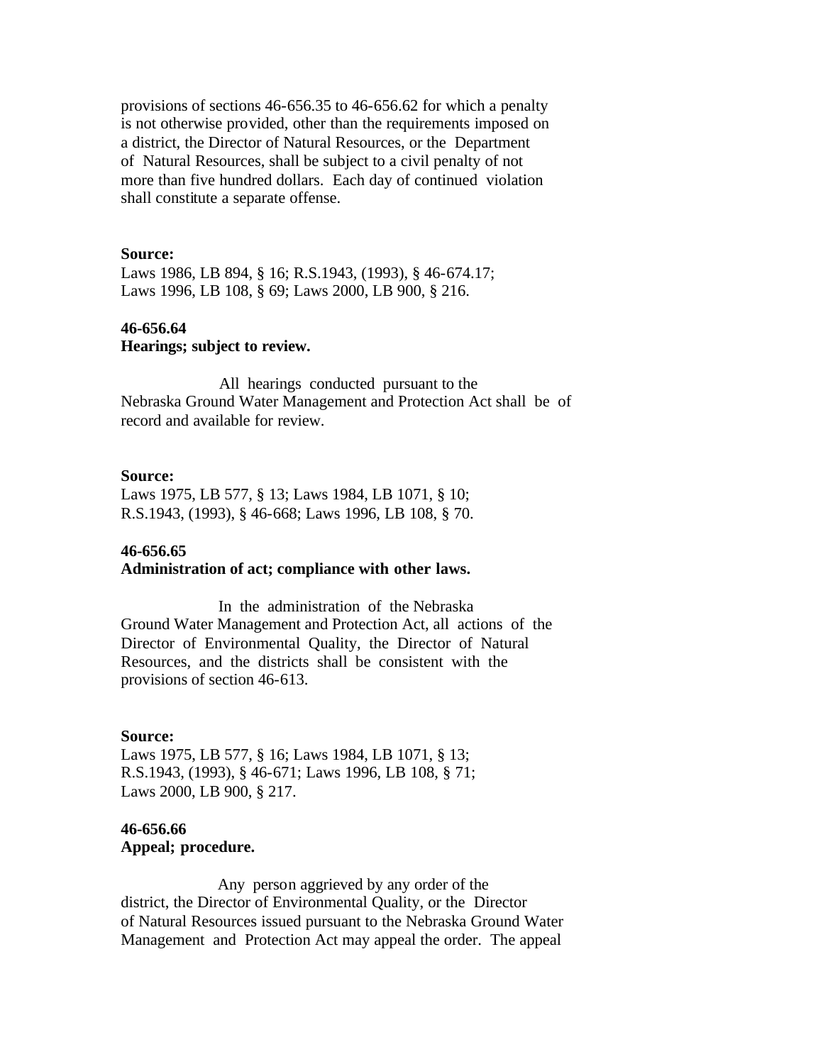provisions of sections 46-656.35 to 46-656.62 for which a penalty is not otherwise provided, other than the requirements imposed on a district, the Director of Natural Resources, or the Department of Natural Resources, shall be subject to a civil penalty of not more than five hundred dollars. Each day of continued violation shall constitute a separate offense.

**Source:**
Laws 1986, LB 894, § 16; R.S.1943, (1993), § 46-674.17; Laws 1996, LB 108, § 69; Laws 2000, LB 900, § 216.

**46-656.64**
**Hearings; subject to review.**

All hearings conducted pursuant to the Nebraska Ground Water Management and Protection Act shall be of record and available for review.

**Source:**
Laws 1975, LB 577, § 13; Laws 1984, LB 1071, § 10; R.S.1943, (1993), § 46-668; Laws 1996, LB 108, § 70.

**46-656.65**
**Administration of act; compliance with other laws.**

In the administration of the Nebraska Ground Water Management and Protection Act, all actions of the Director of Environmental Quality, the Director of Natural Resources, and the districts shall be consistent with the provisions of section 46-613.

**Source:**
Laws 1975, LB 577, § 16; Laws 1984, LB 1071, § 13; R.S.1943, (1993), § 46-671; Laws 1996, LB 108, § 71; Laws 2000, LB 900, § 217.

**46-656.66**
**Appeal; procedure.**

Any person aggrieved by any order of the district, the Director of Environmental Quality, or the Director of Natural Resources issued pursuant to the Nebraska Ground Water Management and Protection Act may appeal the order. The appeal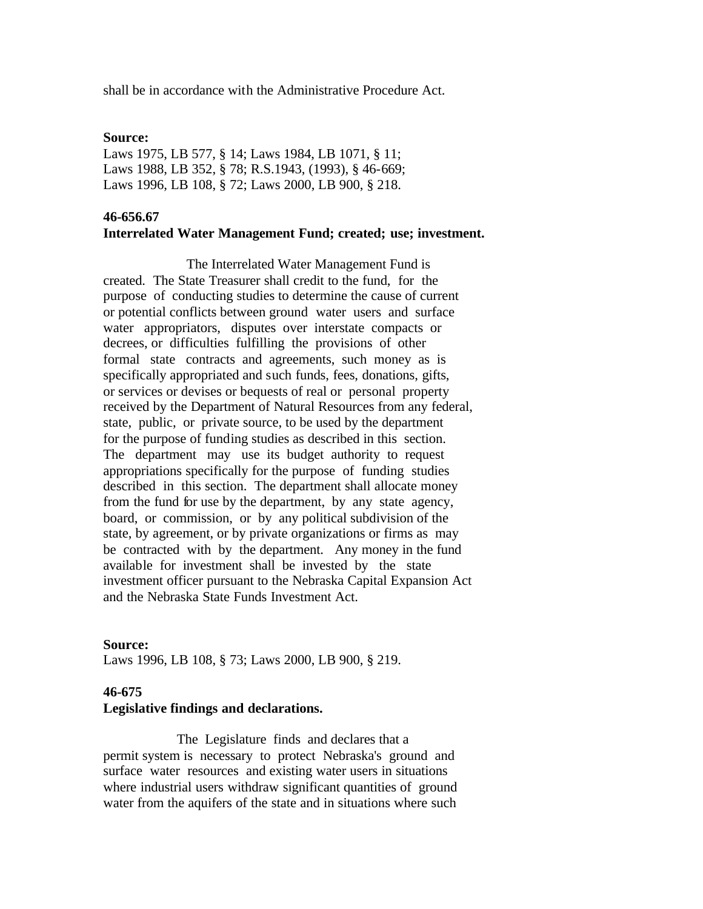shall be in accordance with the Administrative Procedure Act.

**Source:**
Laws 1975, LB 577, § 14; Laws 1984, LB 1071, § 11;
Laws 1988, LB 352, § 78; R.S.1943, (1993), § 46-669;
Laws 1996, LB 108, § 72; Laws 2000, LB 900, § 218.

**46-656.67**
**Interrelated Water Management Fund; created; use; investment.**

The Interrelated Water Management Fund is created. The State Treasurer shall credit to the fund, for the purpose of conducting studies to determine the cause of current or potential conflicts between ground water users and surface water appropriators, disputes over interstate compacts or decrees, or difficulties fulfilling the provisions of other formal state contracts and agreements, such money as is specifically appropriated and such funds, fees, donations, gifts, or services or devises or bequests of real or personal property received by the Department of Natural Resources from any federal, state, public, or private source, to be used by the department for the purpose of funding studies as described in this section. The department may use its budget authority to request appropriations specifically for the purpose of funding studies described in this section. The department shall allocate money from the fund for use by the department, by any state agency, board, or commission, or by any political subdivision of the state, by agreement, or by private organizations or firms as may be contracted with by the department. Any money in the fund available for investment shall be invested by the state investment officer pursuant to the Nebraska Capital Expansion Act and the Nebraska State Funds Investment Act.

**Source:**
Laws 1996, LB 108, § 73; Laws 2000, LB 900, § 219.

**46-675**
**Legislative findings and declarations.**

The Legislature finds and declares that a permit system is necessary to protect Nebraska's ground and surface water resources and existing water users in situations where industrial users withdraw significant quantities of ground water from the aquifers of the state and in situations where such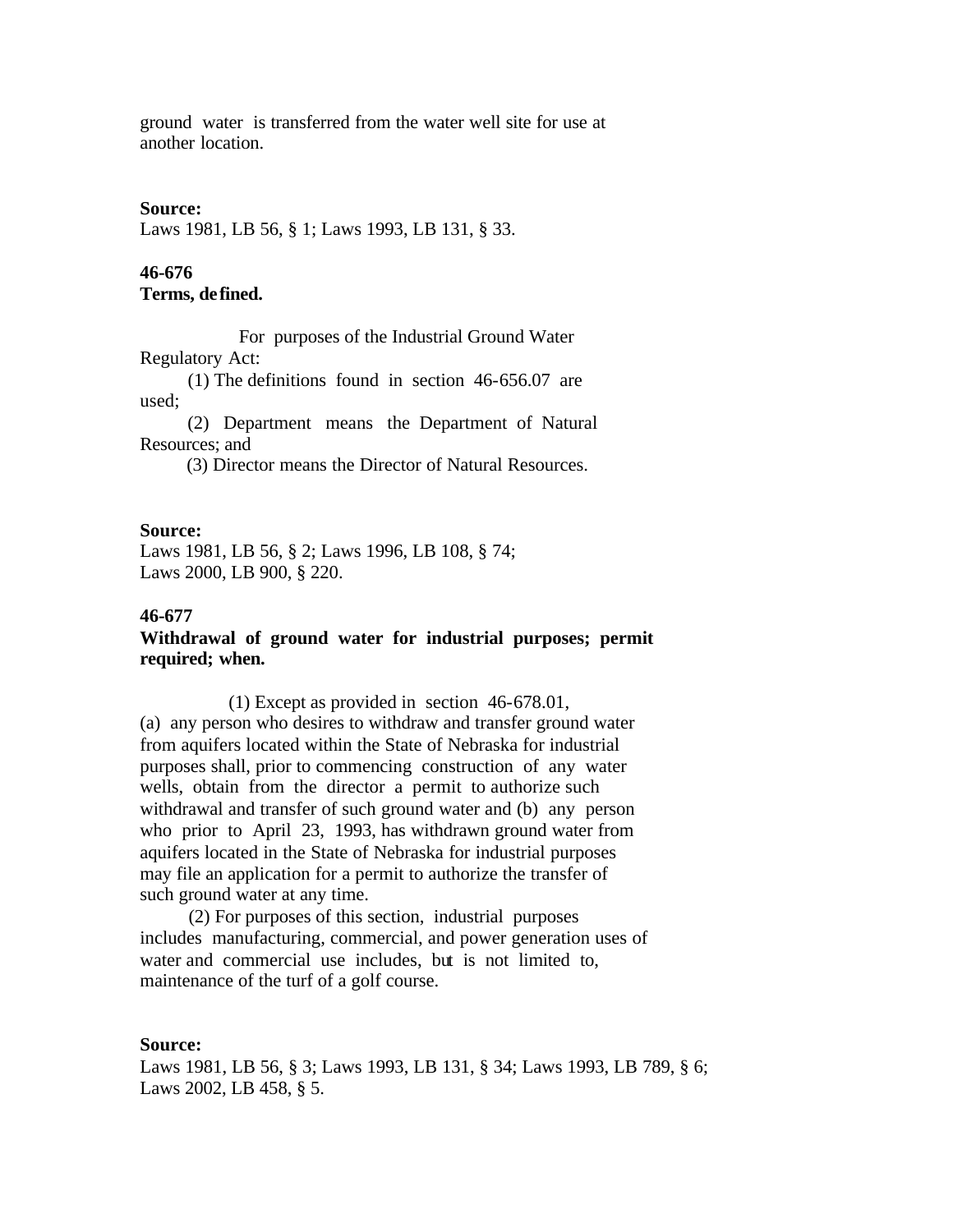ground water is transferred from the water well site for use at another location.

**Source:**
Laws 1981, LB 56, § 1; Laws 1993, LB 131, § 33.

**46-676**
**Terms, defined.**

For purposes of the Industrial Ground Water Regulatory Act:

(1) The definitions found in section 46-656.07 are used;

(2) Department means the Department of Natural Resources; and

(3) Director means the Director of Natural Resources.

**Source:**
Laws 1981, LB 56, § 2; Laws 1996, LB 108, § 74;
Laws 2000, LB 900, § 220.

**46-677**
**Withdrawal of ground water for industrial purposes; permit required; when.**

(1) Except as provided in section 46-678.01, (a) any person who desires to withdraw and transfer ground water from aquifers located within the State of Nebraska for industrial purposes shall, prior to commencing construction of any water wells, obtain from the director a permit to authorize such withdrawal and transfer of such ground water and (b) any person who prior to April 23, 1993, has withdrawn ground water from aquifers located in the State of Nebraska for industrial purposes may file an application for a permit to authorize the transfer of such ground water at any time.

(2) For purposes of this section, industrial purposes includes manufacturing, commercial, and power generation uses of water and commercial use includes, but is not limited to, maintenance of the turf of a golf course.

**Source:**
Laws 1981, LB 56, § 3; Laws 1993, LB 131, § 34; Laws 1993, LB 789, § 6;
Laws 2002, LB 458, § 5.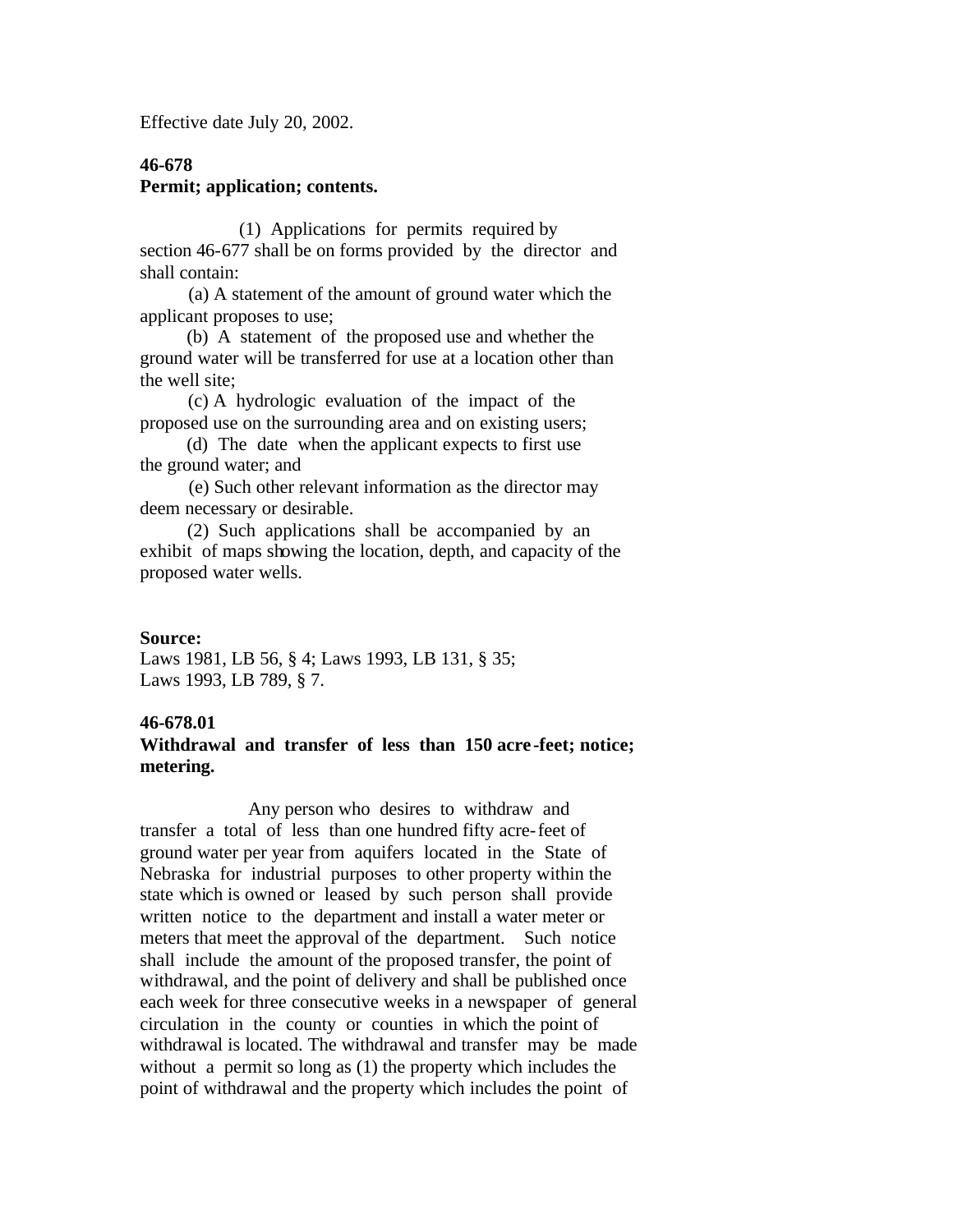Effective date July 20, 2002.

**46-678**
**Permit; application; contents.**

(1) Applications for permits required by section 46-677 shall be on forms provided by the director and shall contain:

(a) A statement of the amount of ground water which the applicant proposes to use;

(b) A statement of the proposed use and whether the ground water will be transferred for use at a location other than the well site;

(c) A hydrologic evaluation of the impact of the proposed use on the surrounding area and on existing users;

(d) The date when the applicant expects to first use the ground water; and

(e) Such other relevant information as the director may deem necessary or desirable.

(2) Such applications shall be accompanied by an exhibit of maps showing the location, depth, and capacity of the proposed water wells.

**Source:**
Laws 1981, LB 56, § 4; Laws 1993, LB 131, § 35;
Laws 1993, LB 789, § 7.

**46-678.01**
**Withdrawal and transfer of less than 150 acre-feet; notice; metering.**

Any person who desires to withdraw and transfer a total of less than one hundred fifty acre-feet of ground water per year from aquifers located in the State of Nebraska for industrial purposes to other property within the state which is owned or leased by such person shall provide written notice to the department and install a water meter or meters that meet the approval of the department. Such notice shall include the amount of the proposed transfer, the point of withdrawal, and the point of delivery and shall be published once each week for three consecutive weeks in a newspaper of general circulation in the county or counties in which the point of withdrawal is located. The withdrawal and transfer may be made without a permit so long as (1) the property which includes the point of withdrawal and the property which includes the point of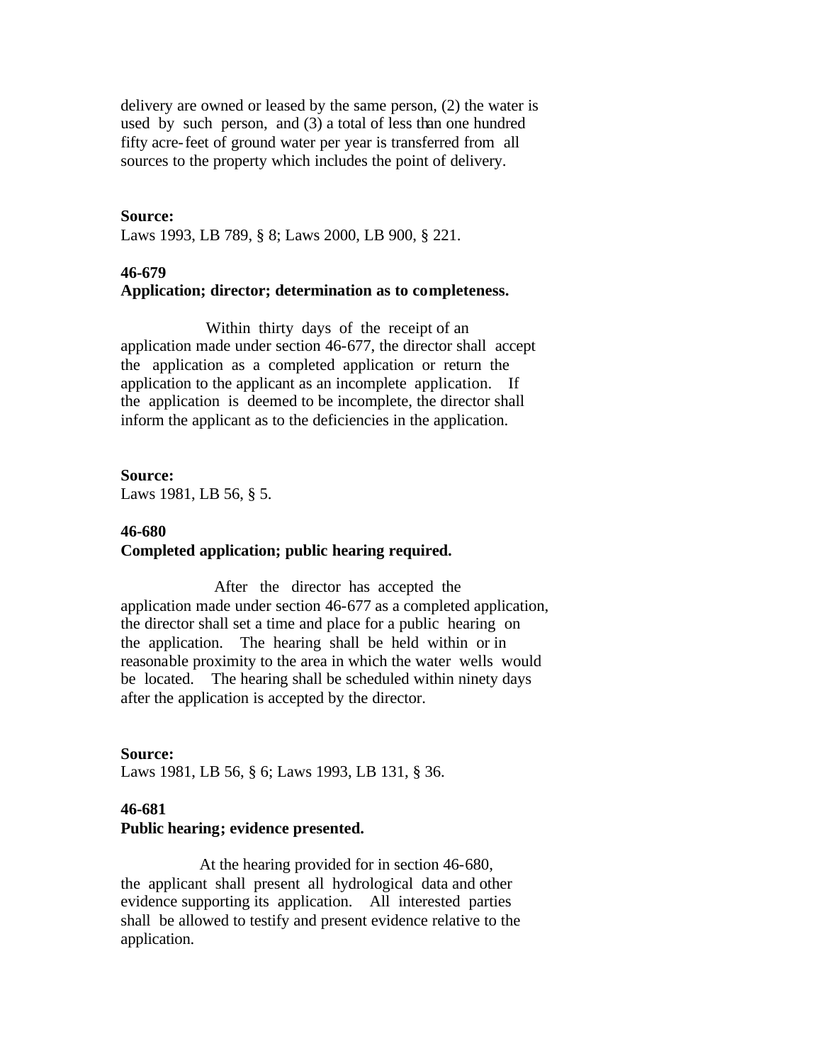delivery are owned or leased by the same person, (2) the water is used by such person, and (3) a total of less than one hundred fifty acre-feet of ground water per year is transferred from all sources to the property which includes the point of delivery.

**Source:**
Laws 1993, LB 789, § 8; Laws 2000, LB 900, § 221.

**46-679**
**Application; director; determination as to completeness.**

Within thirty days of the receipt of an application made under section 46-677, the director shall accept the application as a completed application or return the application to the applicant as an incomplete application. If the application is deemed to be incomplete, the director shall inform the applicant as to the deficiencies in the application.

**Source:**
Laws 1981, LB 56, § 5.

**46-680**
**Completed application; public hearing required.**

After the director has accepted the application made under section 46-677 as a completed application, the director shall set a time and place for a public hearing on the application. The hearing shall be held within or in reasonable proximity to the area in which the water wells would be located. The hearing shall be scheduled within ninety days after the application is accepted by the director.

**Source:**
Laws 1981, LB 56, § 6; Laws 1993, LB 131, § 36.

**46-681**
**Public hearing; evidence presented.**

At the hearing provided for in section 46-680, the applicant shall present all hydrological data and other evidence supporting its application. All interested parties shall be allowed to testify and present evidence relative to the application.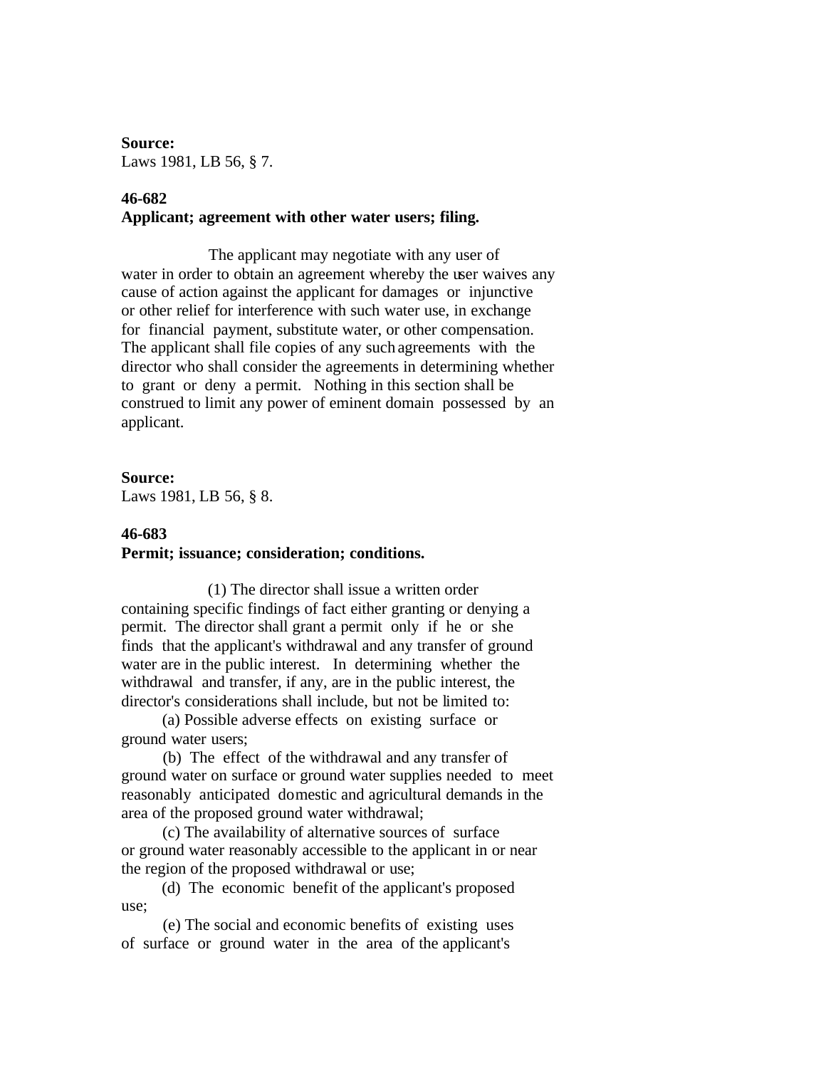**Source:**
Laws 1981, LB 56, § 7.

**46-682**
**Applicant; agreement with other water users; filing.**

The applicant may negotiate with any user of water in order to obtain an agreement whereby the user waives any cause of action against the applicant for damages or injunctive or other relief for interference with such water use, in exchange for financial payment, substitute water, or other compensation. The applicant shall file copies of any such agreements with the director who shall consider the agreements in determining whether to grant or deny a permit. Nothing in this section shall be construed to limit any power of eminent domain possessed by an applicant.

**Source:**
Laws 1981, LB 56, § 8.

**46-683**
**Permit; issuance; consideration; conditions.**

(1) The director shall issue a written order containing specific findings of fact either granting or denying a permit. The director shall grant a permit only if he or she finds that the applicant's withdrawal and any transfer of ground water are in the public interest. In determining whether the withdrawal and transfer, if any, are in the public interest, the director's considerations shall include, but not be limited to:

(a) Possible adverse effects on existing surface or ground water users;

(b) The effect of the withdrawal and any transfer of ground water on surface or ground water supplies needed to meet reasonably anticipated domestic and agricultural demands in the area of the proposed ground water withdrawal;

(c) The availability of alternative sources of surface or ground water reasonably accessible to the applicant in or near the region of the proposed withdrawal or use;

(d) The economic benefit of the applicant's proposed use;

(e) The social and economic benefits of existing uses of surface or ground water in the area of the applicant's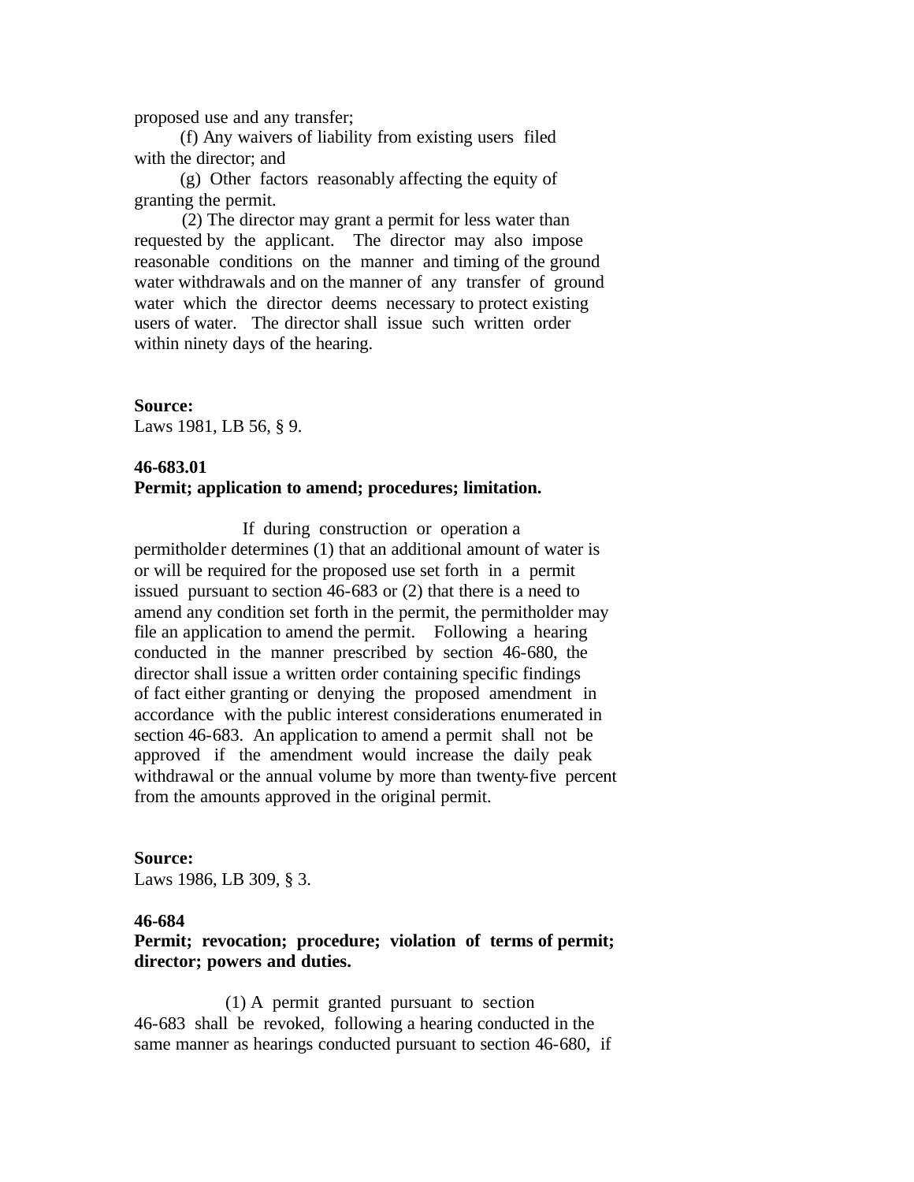proposed use and any transfer;

(f) Any waivers of liability from existing users filed with the director; and

(g) Other factors reasonably affecting the equity of granting the permit.

(2) The director may grant a permit for less water than requested by the applicant. The director may also impose reasonable conditions on the manner and timing of the ground water withdrawals and on the manner of any transfer of ground water which the director deems necessary to protect existing users of water. The director shall issue such written order within ninety days of the hearing.

**Source:**
Laws 1981, LB 56, § 9.

**46-683.01**
**Permit; application to amend; procedures; limitation.**

If during construction or operation a permitholder determines (1) that an additional amount of water is or will be required for the proposed use set forth in a permit issued pursuant to section 46-683 or (2) that there is a need to amend any condition set forth in the permit, the permitholder may file an application to amend the permit. Following a hearing conducted in the manner prescribed by section 46-680, the director shall issue a written order containing specific findings of fact either granting or denying the proposed amendment in accordance with the public interest considerations enumerated in section 46-683. An application to amend a permit shall not be approved if the amendment would increase the daily peak withdrawal or the annual volume by more than twenty-five percent from the amounts approved in the original permit.

**Source:**
Laws 1986, LB 309, § 3.

**46-684**
**Permit; revocation; procedure; violation of terms of permit; director; powers and duties.**

(1) A permit granted pursuant to section 46-683 shall be revoked, following a hearing conducted in the same manner as hearings conducted pursuant to section 46-680, if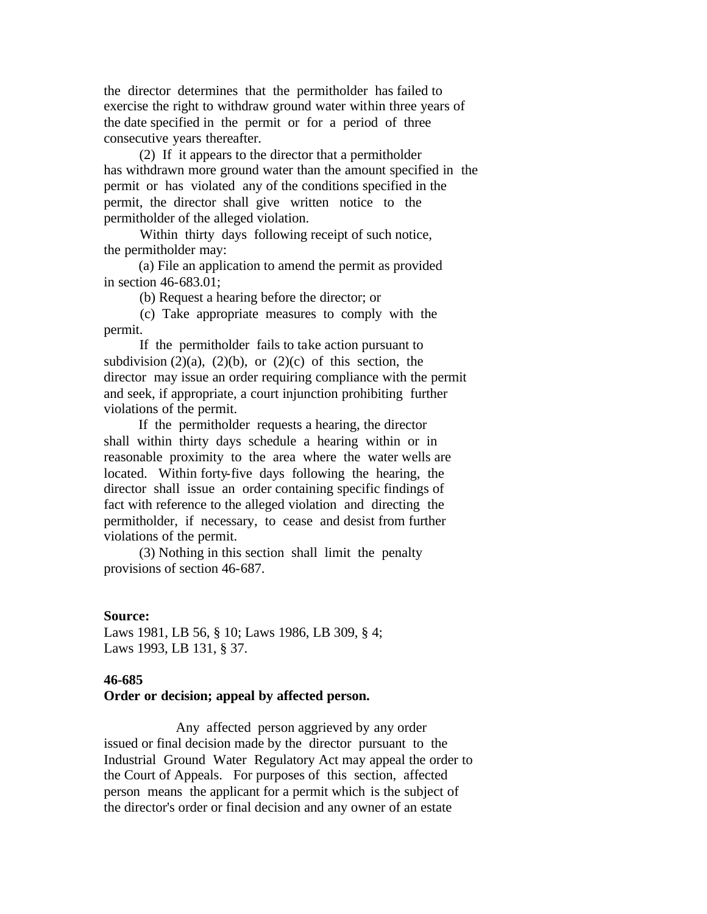the director determines that the permitholder has failed to exercise the right to withdraw ground water within three years of the date specified in the permit or for a period of three consecutive years thereafter.

(2) If it appears to the director that a permitholder has withdrawn more ground water than the amount specified in the permit or has violated any of the conditions specified in the permit, the director shall give written notice to the permitholder of the alleged violation.

Within thirty days following receipt of such notice, the permitholder may:

(a) File an application to amend the permit as provided in section 46-683.01;

(b) Request a hearing before the director; or

(c) Take appropriate measures to comply with the permit.

If the permitholder fails to take action pursuant to subdivision (2)(a), (2)(b), or (2)(c) of this section, the director may issue an order requiring compliance with the permit and seek, if appropriate, a court injunction prohibiting further violations of the permit.

If the permitholder requests a hearing, the director shall within thirty days schedule a hearing within or in reasonable proximity to the area where the water wells are located. Within forty-five days following the hearing, the director shall issue an order containing specific findings of fact with reference to the alleged violation and directing the permitholder, if necessary, to cease and desist from further violations of the permit.

(3) Nothing in this section shall limit the penalty provisions of section 46-687.

**Source:**
Laws 1981, LB 56, § 10; Laws 1986, LB 309, § 4;
Laws 1993, LB 131, § 37.

**46-685**
**Order or decision; appeal by affected person.**

Any affected person aggrieved by any order issued or final decision made by the director pursuant to the Industrial Ground Water Regulatory Act may appeal the order to the Court of Appeals. For purposes of this section, affected person means the applicant for a permit which is the subject of the director's order or final decision and any owner of an estate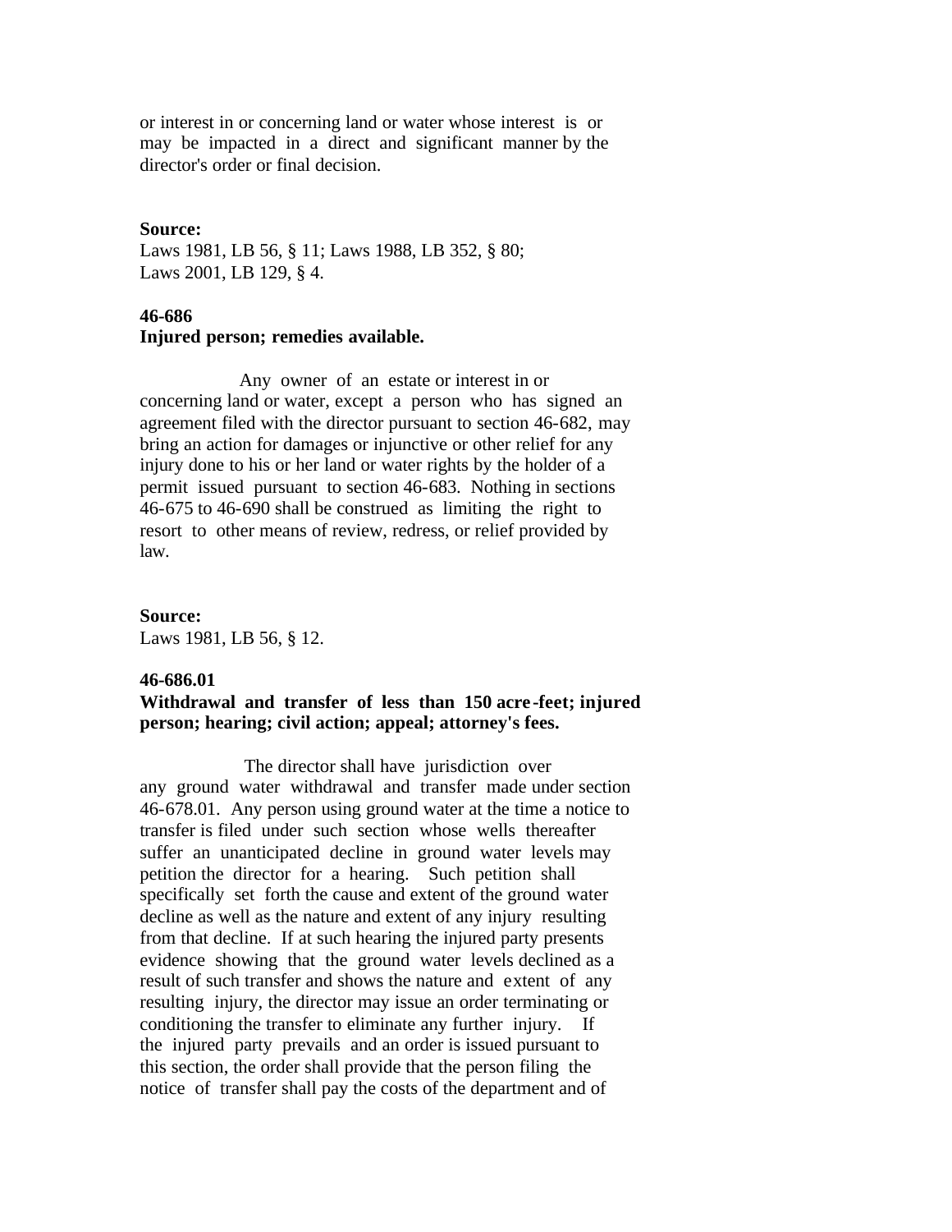or interest in or concerning land or water whose interest is or may be impacted in a direct and significant manner by the director's order or final decision.

**Source:**
Laws 1981, LB 56, § 11; Laws 1988, LB 352, § 80; Laws 2001, LB 129, § 4.

**46-686**
**Injured person; remedies available.**

Any owner of an estate or interest in or concerning land or water, except a person who has signed an agreement filed with the director pursuant to section 46-682, may bring an action for damages or injunctive or other relief for any injury done to his or her land or water rights by the holder of a permit issued pursuant to section 46-683. Nothing in sections 46-675 to 46-690 shall be construed as limiting the right to resort to other means of review, redress, or relief provided by law.

**Source:**
Laws 1981, LB 56, § 12.

**46-686.01**
**Withdrawal and transfer of less than 150 acre-feet; injured person; hearing; civil action; appeal; attorney's fees.**

The director shall have jurisdiction over any ground water withdrawal and transfer made under section 46-678.01. Any person using ground water at the time a notice to transfer is filed under such section whose wells thereafter suffer an unanticipated decline in ground water levels may petition the director for a hearing. Such petition shall specifically set forth the cause and extent of the ground water decline as well as the nature and extent of any injury resulting from that decline. If at such hearing the injured party presents evidence showing that the ground water levels declined as a result of such transfer and shows the nature and extent of any resulting injury, the director may issue an order terminating or conditioning the transfer to eliminate any further injury. If the injured party prevails and an order is issued pursuant to this section, the order shall provide that the person filing the notice of transfer shall pay the costs of the department and of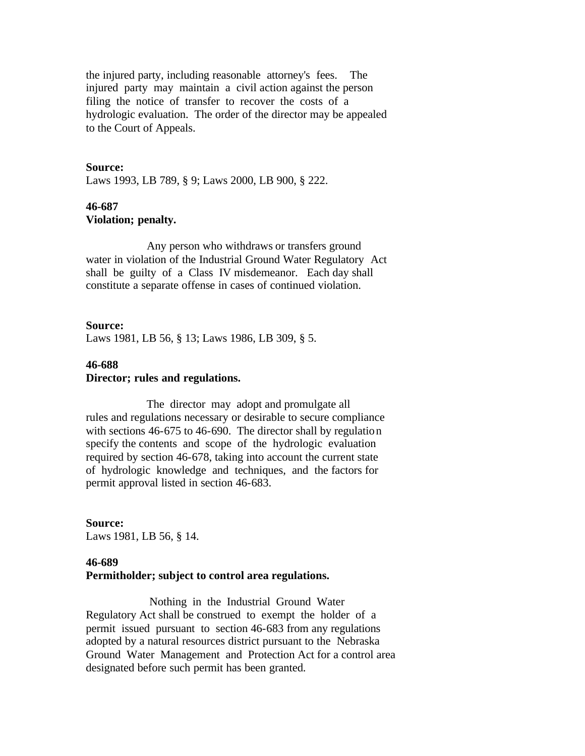the injured party, including reasonable attorney's fees. The injured party may maintain a civil action against the person filing the notice of transfer to recover the costs of a hydrologic evaluation. The order of the director may be appealed to the Court of Appeals.

**Source:**
Laws 1993, LB 789, § 9; Laws 2000, LB 900, § 222.

**46-687**
**Violation; penalty.**

Any person who withdraws or transfers ground water in violation of the Industrial Ground Water Regulatory Act shall be guilty of a Class IV misdemeanor. Each day shall constitute a separate offense in cases of continued violation.

**Source:**
Laws 1981, LB 56, § 13; Laws 1986, LB 309, § 5.

**46-688**
**Director; rules and regulations.**

The director may adopt and promulgate all rules and regulations necessary or desirable to secure compliance with sections 46-675 to 46-690. The director shall by regulation specify the contents and scope of the hydrologic evaluation required by section 46-678, taking into account the current state of hydrologic knowledge and techniques, and the factors for permit approval listed in section 46-683.

**Source:**
Laws 1981, LB 56, § 14.

**46-689**
**Permitholder; subject to control area regulations.**

Nothing in the Industrial Ground Water Regulatory Act shall be construed to exempt the holder of a permit issued pursuant to section 46-683 from any regulations adopted by a natural resources district pursuant to the Nebraska Ground Water Management and Protection Act for a control area designated before such permit has been granted.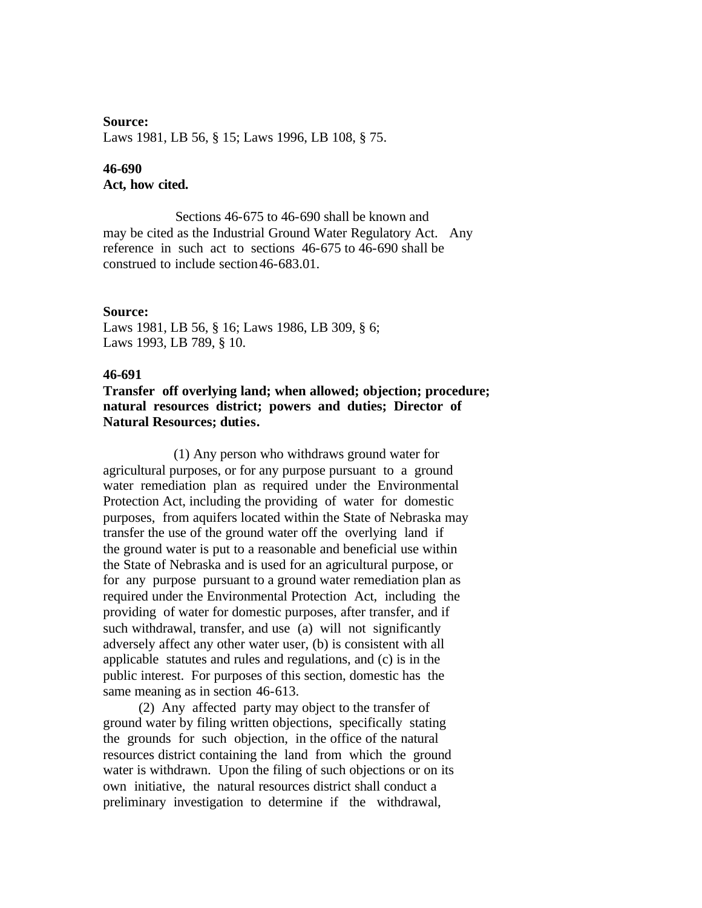**Source:**
Laws 1981, LB 56, § 15; Laws 1996, LB 108, § 75.

**46-690**
**Act, how cited.**

Sections 46-675 to 46-690 shall be known and may be cited as the Industrial Ground Water Regulatory Act. Any reference in such act to sections 46-675 to 46-690 shall be construed to include section 46-683.01.

**Source:**
Laws 1981, LB 56, § 16; Laws 1986, LB 309, § 6;
Laws 1993, LB 789, § 10.

**46-691**
**Transfer off overlying land; when allowed; objection; procedure; natural resources district; powers and duties; Director of Natural Resources; duties.**

(1) Any person who withdraws ground water for agricultural purposes, or for any purpose pursuant to a ground water remediation plan as required under the Environmental Protection Act, including the providing of water for domestic purposes, from aquifers located within the State of Nebraska may transfer the use of the ground water off the overlying land if the ground water is put to a reasonable and beneficial use within the State of Nebraska and is used for an agricultural purpose, or for any purpose pursuant to a ground water remediation plan as required under the Environmental Protection Act, including the providing of water for domestic purposes, after transfer, and if such withdrawal, transfer, and use (a) will not significantly adversely affect any other water user, (b) is consistent with all applicable statutes and rules and regulations, and (c) is in the public interest. For purposes of this section, domestic has the same meaning as in section 46-613.

(2) Any affected party may object to the transfer of ground water by filing written objections, specifically stating the grounds for such objection, in the office of the natural resources district containing the land from which the ground water is withdrawn. Upon the filing of such objections or on its own initiative, the natural resources district shall conduct a preliminary investigation to determine if the withdrawal,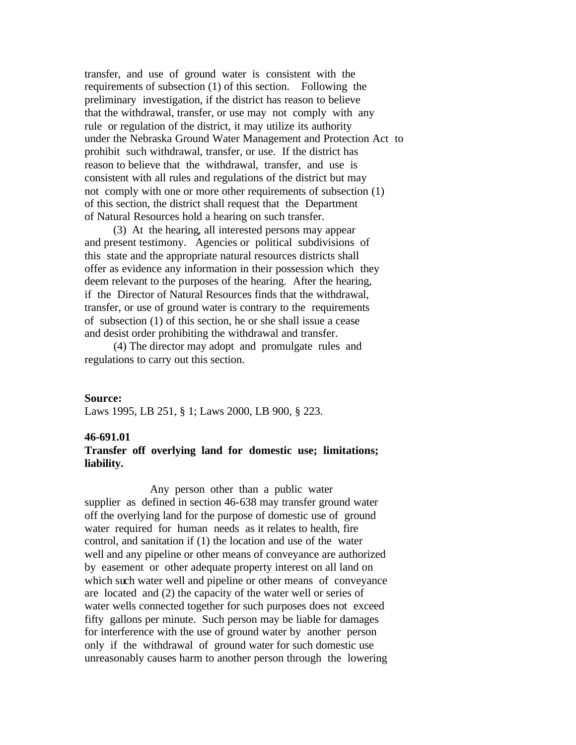transfer, and use of ground water is consistent with the requirements of subsection (1) of this section. Following the preliminary investigation, if the district has reason to believe that the withdrawal, transfer, or use may not comply with any rule or regulation of the district, it may utilize its authority under the Nebraska Ground Water Management and Protection Act to prohibit such withdrawal, transfer, or use. If the district has reason to believe that the withdrawal, transfer, and use is consistent with all rules and regulations of the district but may not comply with one or more other requirements of subsection (1) of this section, the district shall request that the Department of Natural Resources hold a hearing on such transfer.

(3) At the hearing, all interested persons may appear and present testimony. Agencies or political subdivisions of this state and the appropriate natural resources districts shall offer as evidence any information in their possession which they deem relevant to the purposes of the hearing. After the hearing, if the Director of Natural Resources finds that the withdrawal, transfer, or use of ground water is contrary to the requirements of subsection (1) of this section, he or she shall issue a cease and desist order prohibiting the withdrawal and transfer.

(4) The director may adopt and promulgate rules and regulations to carry out this section.

**Source:**
Laws 1995, LB 251, § 1; Laws 2000, LB 900, § 223.

**46-691.01**
**Transfer off overlying land for domestic use; limitations; liability.**

Any person other than a public water supplier as defined in section 46-638 may transfer ground water off the overlying land for the purpose of domestic use of ground water required for human needs as it relates to health, fire control, and sanitation if (1) the location and use of the water well and any pipeline or other means of conveyance are authorized by easement or other adequate property interest on all land on which such water well and pipeline or other means of conveyance are located and (2) the capacity of the water well or series of water wells connected together for such purposes does not exceed fifty gallons per minute. Such person may be liable for damages for interference with the use of ground water by another person only if the withdrawal of ground water for such domestic use unreasonably causes harm to another person through the lowering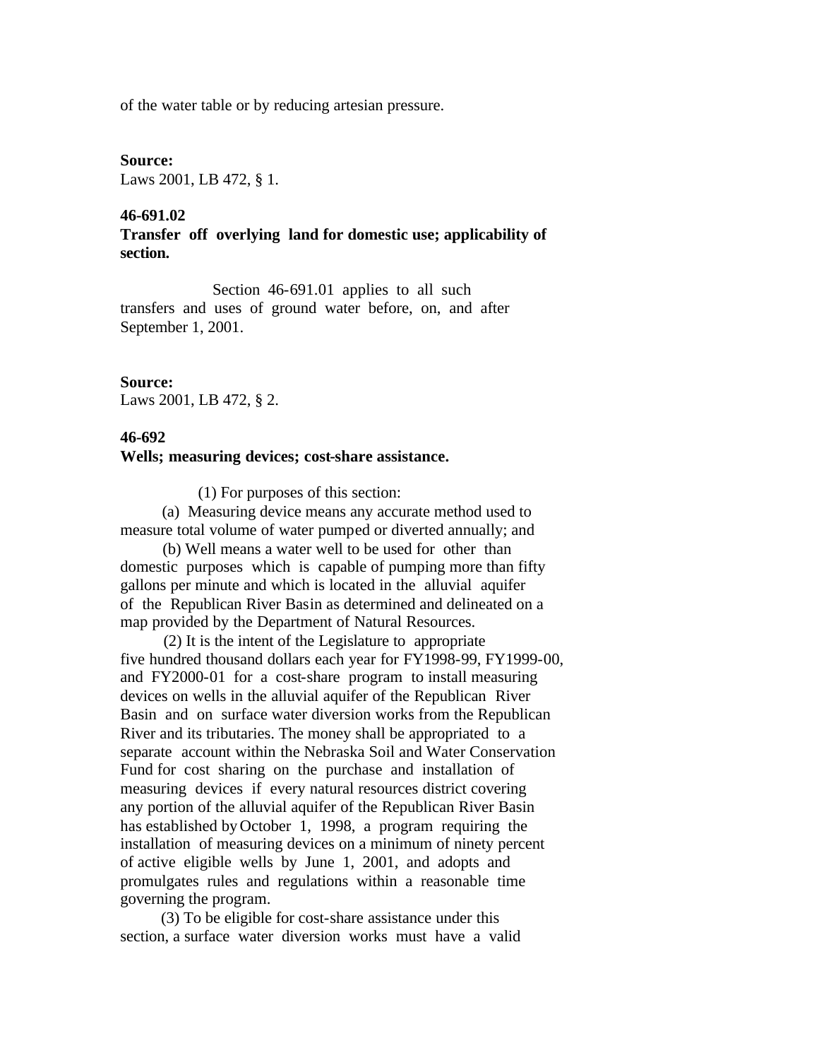of the water table or by reducing artesian pressure.

**Source:**
Laws 2001, LB 472, § 1.

**46-691.02**
**Transfer off overlying land for domestic use; applicability of section.**

Section 46-691.01 applies to all such transfers and uses of ground water before, on, and after September 1, 2001.

**Source:**
Laws 2001, LB 472, § 2.

**46-692**
**Wells; measuring devices; cost-share assistance.**

(1) For purposes of this section:

(a) Measuring device means any accurate method used to measure total volume of water pumped or diverted annually; and

(b) Well means a water well to be used for other than domestic purposes which is capable of pumping more than fifty gallons per minute and which is located in the alluvial aquifer of the Republican River Basin as determined and delineated on a map provided by the Department of Natural Resources.

(2) It is the intent of the Legislature to appropriate five hundred thousand dollars each year for FY1998-99, FY1999-00, and FY2000-01 for a cost-share program to install measuring devices on wells in the alluvial aquifer of the Republican River Basin and on surface water diversion works from the Republican River and its tributaries. The money shall be appropriated to a separate account within the Nebraska Soil and Water Conservation Fund for cost sharing on the purchase and installation of measuring devices if every natural resources district covering any portion of the alluvial aquifer of the Republican River Basin has established by October 1, 1998, a program requiring the installation of measuring devices on a minimum of ninety percent of active eligible wells by June 1, 2001, and adopts and promulgates rules and regulations within a reasonable time governing the program.

(3) To be eligible for cost-share assistance under this section, a surface water diversion works must have a valid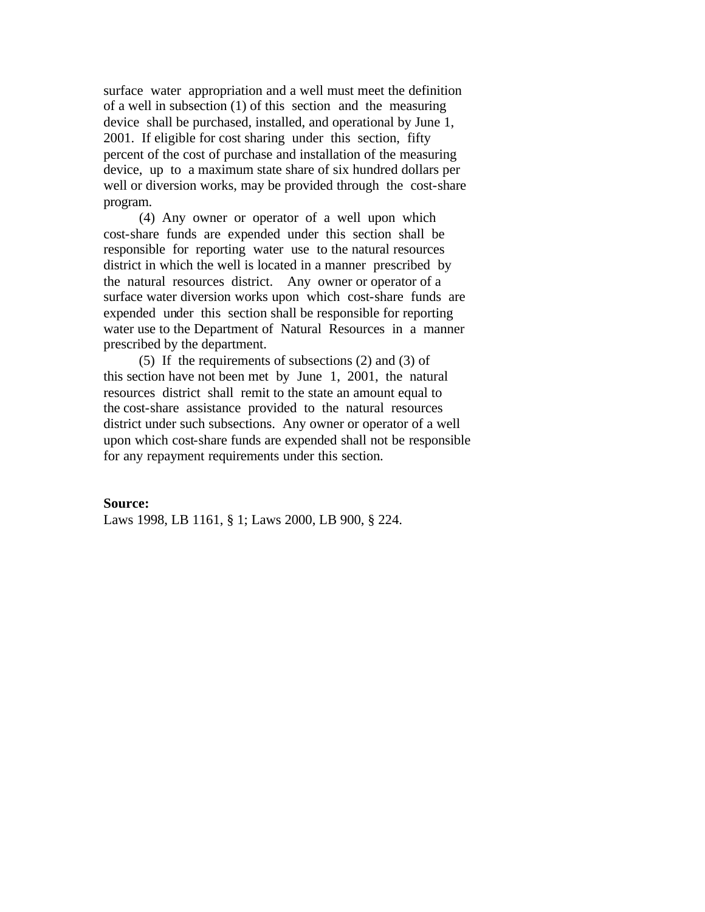surface water appropriation and a well must meet the definition of a well in subsection (1) of this section and the measuring device shall be purchased, installed, and operational by June 1, 2001. If eligible for cost sharing under this section, fifty percent of the cost of purchase and installation of the measuring device, up to a maximum state share of six hundred dollars per well or diversion works, may be provided through the cost-share program.

(4) Any owner or operator of a well upon which cost-share funds are expended under this section shall be responsible for reporting water use to the natural resources district in which the well is located in a manner prescribed by the natural resources district. Any owner or operator of a surface water diversion works upon which cost-share funds are expended under this section shall be responsible for reporting water use to the Department of Natural Resources in a manner prescribed by the department.

(5) If the requirements of subsections (2) and (3) of this section have not been met by June 1, 2001, the natural resources district shall remit to the state an amount equal to the cost-share assistance provided to the natural resources district under such subsections. Any owner or operator of a well upon which cost-share funds are expended shall not be responsible for any repayment requirements under this section.

**Source:**
Laws 1998, LB 1161, § 1; Laws 2000, LB 900, § 224.